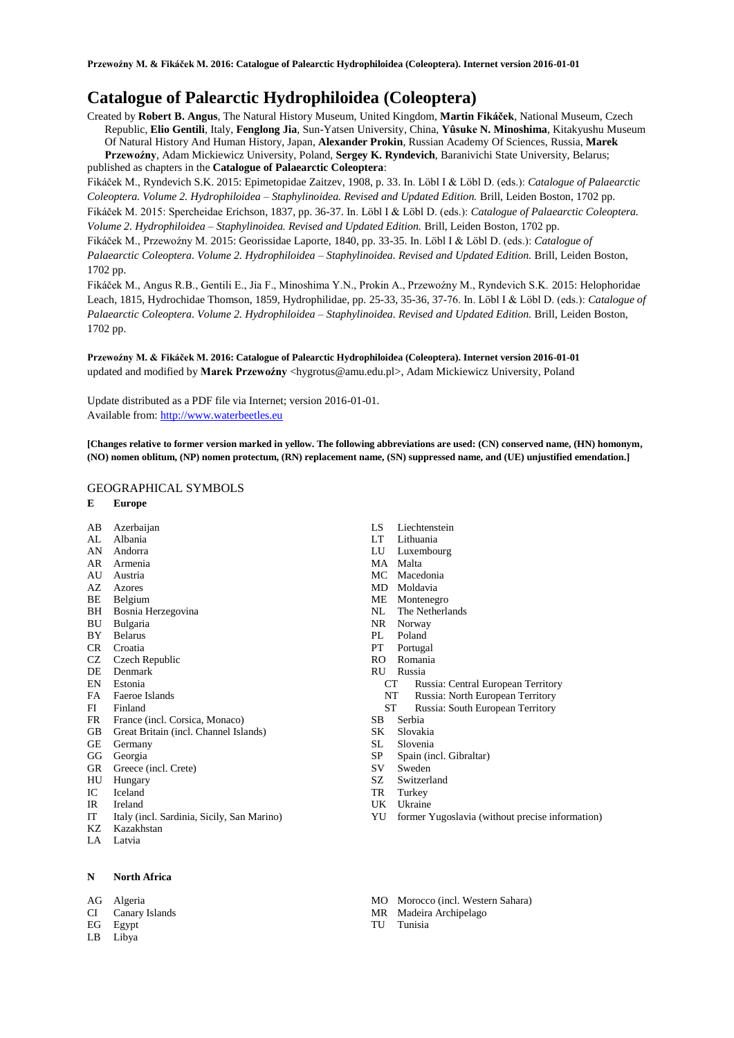# Catalogue of Palearctic Hydrophiloidea (Coleoptera)

Created by **Robert B. Angus**, The Natural History Museum, United Kingdom, **Martin Fikáček**, National Museum, Czech Republic, **Elio Gentili**, Italy, **Fenglong Jia**, Sun-Yatsen University, China, **Yûsuke N. Minoshima**, Kitakyushu Museum Of Natural History And Human History, Japan, **Alexander Prokin**, Russian Academy Of Sciences, Russia, **Marek Przewoźny**, Adam Mickiewicz University, Poland, **Sergey K. Ryndevich**, Baranivichi State University, Belarus; published as chapters in the **Catalogue of Palaearctic Coleoptera**:

Fikáček M., Ryndevich S.K. 2015: Epimetopidae Zaitzev, 1908, p. 33. In. Löbl I & Löbl D. (eds.): *Catalogue of Palaearctic Coleoptera. Volume 2. Hydrophiloidea – Staphylinoidea. Revised and Updated Edition.* Brill, Leiden Boston, 1702 pp.

Fikáček M. 2015: Spercheidae Erichson, 1837, pp. 36-37. In. Löbl I & Löbl D. (eds.): *Catalogue of Palaearctic Coleoptera. Volume 2. Hydrophiloidea – Staphylinoidea. Revised and Updated Edition.* Brill, Leiden Boston, 1702 pp.

Fikáček M., Przewoźny M. 2015: Georissidae Laporte, 1840, pp. 33-35. In. Löbl I & Löbl D. (eds.): *Catalogue of Palaearctic Coleoptera. Volume 2. Hydrophiloidea – Staphylinoidea. Revised and Updated Edition.* Brill, Leiden Boston, 1702 pp.

Fikáček M., Angus R.B., Gentili E., Jia F., Minoshima Y.N., Prokin A., Przewoźny M., Ryndevich S.K. 2015: Helophoridae Leach, 1815, Hydrochidae Thomson, 1859, Hydrophilidae, pp. 25-33, 35-36, 37-76. In. Löbl I & Löbl D. (eds.): *Catalogue of Palaearctic Coleoptera. Volume 2. Hydrophiloidea – Staphylinoidea. Revised and Updated Edition.* Brill, Leiden Boston, 1702 pp.

**Przewoźny M. & Fikáček M. 2016: Catalogue of Palearctic Hydrophiloidea (Coleoptera). Internet version 2016-01-01**
updated and modified by **Marek Przewoźny** <hygrotus@amu.edu.pl>, Adam Mickiewicz University, Poland

Update distributed as a PDF file via Internet; version 2016-01-01.
Available from: http://www.waterbeetles.eu

**[Changes relative to former version marked in yellow. The following abbreviations are used: (CN) conserved name, (HN) homonym, (NO) nomen oblitum, (NP) nomen protectum, (RN) replacement name, (SN) suppressed name, and (UE) unjustified emendation.]**

## GEOGRAPHICAL SYMBOLS

**E Europe**

- AB Azerbaijan
- AL Albania
- AN Andorra
- AR Armenia
- AU Austria
- AZ Azores
- BE Belgium
- BH Bosnia Herzegovina
- BU Bulgaria
- BY Belarus
- CR Croatia
- CZ Czech Republic
- DE Denmark
- EN Estonia
- FA Faeroe Islands
- FI Finland
- FR France (incl. Corsica, Monaco)
- GB Great Britain (incl. Channel Islands)
- GE Germany
- GG Georgia
- GR Greece (incl. Crete)
- HU Hungary
- IC Iceland
- IR Ireland
- IT Italy (incl. Sardinia, Sicily, San Marino)
- KZ Kazakhstan
- LA Latvia
- LS Liechtenstein
- LT Lithuania
- LU Luxembourg
- MA Malta
- MC Macedonia
- MD Moldavia
- ME Montenegro
- NL The Netherlands
- NR Norway
- PL Poland
- PT Portugal
- RO Romania
- RU Russia
  - CT Russia: Central European Territory
  - NT Russia: North European Territory
  - ST Russia: South European Territory
- SB Serbia
- SK Slovakia
- SL Slovenia
- SP Spain (incl. Gibraltar)
- SV Sweden
- SZ Switzerland
- TR Turkey
- UK Ukraine
- YU former Yugoslavia (without precise information)

**N North Africa**

- AG Algeria
- CI Canary Islands
- EG Egypt
- LB Libya
- MO Morocco (incl. Western Sahara)
- MR Madeira Archipelago
- TU Tunisia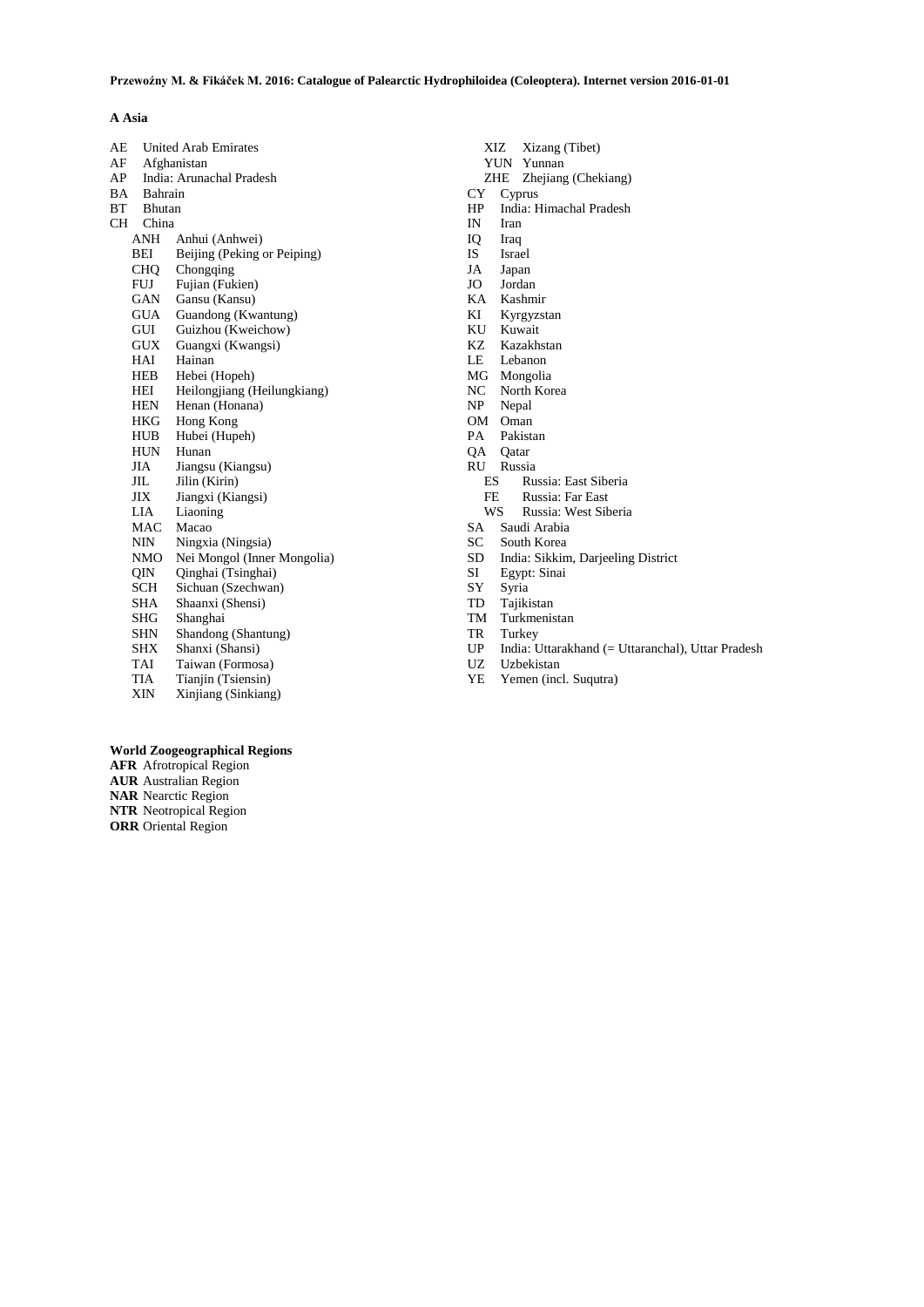**A Asia**

AE United Arab Emirates
AF Afghanistan
AP India: Arunachal Pradesh
BA Bahrain
BT Bhutan
CH China
- ANH Anhui (Anhwei)
- BEI Beijing (Peking or Peiping)
- CHQ Chongqing
- FUJ Fujian (Fukien)
- GAN Gansu (Kansu)
- GUA Guandong (Kwantung)
- GUI Guizhou (Kweichow)
- GUX Guangxi (Kwangsi)
- HAI Hainan
- HEB Hebei (Hopeh)
- HEI Heilongjiang (Heilungkiang)
- HEN Henan (Honana)
- HKG Hong Kong
- HUB Hubei (Hupeh)
- HUN Hunan
- JIA Jiangsu (Kiangsu)
- JIL Jilin (Kirin)
- JIX Jiangxi (Kiangsi)
- LIA Liaoning
- MAC Macao
- NIN Ningxia (Ningsia)
- NMO Nei Mongol (Inner Mongolia)
- QIN Qinghai (Tsinghai)
- SCH Sichuan (Szechwan)
- SHA Shaanxi (Shensi)
- SHG Shanghai
- SHN Shandong (Shantung)
- SHX Shanxi (Shansi)
- TAI Taiwan (Formosa)
- TIA Tianjin (Tsiensin)
- XIN Xinjiang (Sinkiang)
- XIZ Xizang (Tibet)
- YUN Yunnan
- ZHE Zhejiang (Chekiang)

CY Cyprus
HP India: Himachal Pradesh
IN Iran
IQ Iraq
IS Israel
JA Japan
JO Jordan
KA Kashmir
KI Kyrgyzstan
KU Kuwait
KZ Kazakhstan
LE Lebanon
MG Mongolia
NC North Korea
NP Nepal
OM Oman
PA Pakistan
QA Qatar
RU Russia
- ES Russia: East Siberia
- FE Russia: Far East
- WS Russia: West Siberia

SA Saudi Arabia
SC South Korea
SD India: Sikkim, Darjeeling District
SI Egypt: Sinai
SY Syria
TD Tajikistan
TM Turkmenistan
TR Turkey
UP India: Uttarakhand (= Uttaranchal), Uttar Pradesh
UZ Uzbekistan
YE Yemen (incl. Suqutra)

**World Zoogeographical Regions**

**AFR** Afrotropical Region
**AUR** Australian Region
**NAR** Nearctic Region
**NTR** Neotropical Region
**ORR** Oriental Region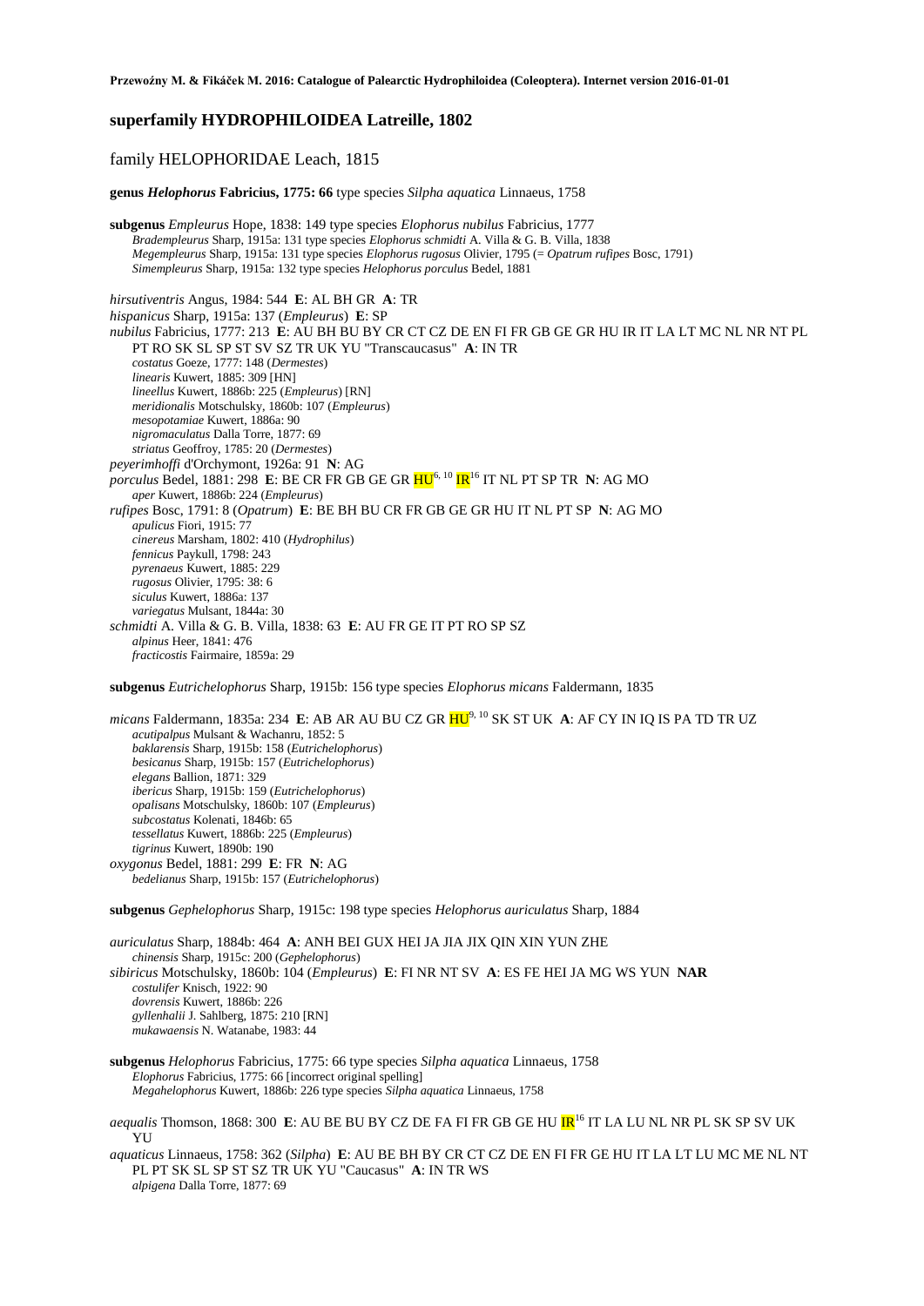# superfamily HYDROPHILOIDEA Latreille, 1802

## family HELOPHORIDAE Leach, 1815

**genus *Helophorus* Fabricius, 1775: 66** type species *Silpha aquatica* Linnaeus, 1758

**subgenus** *Empleurus* Hope, 1838: 149 type species *Elophorus nubilus* Fabricius, 1777
*Bradempleurus* Sharp, 1915a: 131 type species *Elophorus schmidti* A. Villa & G. B. Villa, 1838
*Megempleurus* Sharp, 1915a: 131 type species *Elophorus rugosus* Olivier, 1795 (= *Opatrum rufipes* Bosc, 1791)
*Simempleurus* Sharp, 1915a: 132 type species *Helophorus porculus* Bedel, 1881

*hirsutiventris* Angus, 1984: 544 **E**: AL BH GR **A**: TR
*hispanicus* Sharp, 1915a: 137 (*Empleurus*) **E**: SP
*nubilus* Fabricius, 1777: 213 **E**: AU BH BU BY CR CT CZ DE EN FI FR GB GE GR HU IR IT LA LT MC NL NR NT PL PT RO SK SL SP ST SV SZ TR UK YU "Transcaucasus" **A**: IN TR
*costatus* Goeze, 1777: 148 (*Dermestes*)
*linearis* Kuwert, 1885: 309 [HN]
*lineellus* Kuwert, 1886b: 225 (*Empleurus*) [RN]
*meridionalis* Motschulsky, 1860b: 107 (*Empleurus*)
*mesopotamiae* Kuwert, 1886a: 90
*nigromaculatus* Dalla Torre, 1877: 69
*striatus* Geoffroy, 1785: 20 (*Dermestes*)
*peyerimhoffi* d'Orchymont, 1926a: 91 **N**: AG
*porculus* Bedel, 1881: 298 **E**: BE CR FR GB GE GR HU[6, 10] IR[16] IT NL PT SP TR **N**: AG MO
*aper* Kuwert, 1886b: 224 (*Empleurus*)
*rufipes* Bosc, 1791: 8 (*Opatrum*) **E**: BE BH BU CR FR GB GE GR HU IT NL PT SP **N**: AG MO
*apulicus* Fiori, 1915: 77
*cinereus* Marsham, 1802: 410 (*Hydrophilus*)
*fennicus* Paykull, 1798: 243
*pyrenaeus* Kuwert, 1885: 229
*rugosus* Olivier, 1795: 38: 6
*siculus* Kuwert, 1886a: 137
*variegatus* Mulsant, 1844a: 30
*schmidti* A. Villa & G. B. Villa, 1838: 63 **E**: AU FR GE IT PT RO SP SZ
*alpinus* Heer, 1841: 476
*fracticostis* Fairmaire, 1859a: 29

**subgenus** *Eutrichelophorus* Sharp, 1915b: 156 type species *Elophorus micans* Faldermann, 1835

*micans* Faldermann, 1835a: 234 **E**: AB AR AU BU CZ GR HU[9, 10] SK ST UK **A**: AF CY IN IQ IS PA TD TR UZ
*acutipalpus* Mulsant & Wachanru, 1852: 5
*baklarensis* Sharp, 1915b: 158 (*Eutrichelophorus*)
*besicanus* Sharp, 1915b: 157 (*Eutrichelophorus*)
*elegans* Ballion, 1871: 329
*ibericus* Sharp, 1915b: 159 (*Eutrichelophorus*)
*opalisans* Motschulsky, 1860b: 107 (*Empleurus*)
*subcostatus* Kolenati, 1846b: 65
*tessellatus* Kuwert, 1886b: 225 (*Empleurus*)
*tigrinus* Kuwert, 1890b: 190
*oxygonus* Bedel, 1881: 299 **E**: FR **N**: AG
*bedelianus* Sharp, 1915b: 157 (*Eutrichelophorus*)

**subgenus** *Gephelophorus* Sharp, 1915c: 198 type species *Helophorus auriculatus* Sharp, 1884

*auriculatus* Sharp, 1884b: 464 **A**: ANH BEI GUX HEI JA JIA JIX QIN XIN YUN ZHE
*chinensis* Sharp, 1915c: 200 (*Gephelophorus*)
*sibiricus* Motschulsky, 1860b: 104 (*Empleurus*) **E**: FI NR NT SV **A**: ES FE HEI JA MG WS YUN **NAR**
*costulifer* Knisch, 1922: 90
*dovrensis* Kuwert, 1886b: 226
*gyllenhalii* J. Sahlberg, 1875: 210 [RN]
*mukawaensis* N. Watanabe, 1983: 44

**subgenus** *Helophorus* Fabricius, 1775: 66 type species *Silpha aquatica* Linnaeus, 1758
*Elophorus* Fabricius, 1775: 66 [incorrect original spelling]
*Megahelophorus* Kuwert, 1886b: 226 type species *Silpha aquatica* Linnaeus, 1758

*aequalis* Thomson, 1868: 300 **E**: AU BE BU BY CZ DE FA FI FR GB GE HU IR[16] IT LA LU NL NR PL SK SP SV UK YU
*aquaticus* Linnaeus, 1758: 362 (*Silpha*) **E**: AU BE BH BY CR CT CZ DE EN FI FR GE HU IT LA LT LU MC ME NL NT PL PT SK SL SP ST SZ TR UK YU "Caucasus" **A**: IN TR WS
*alpigena* Dalla Torre, 1877: 69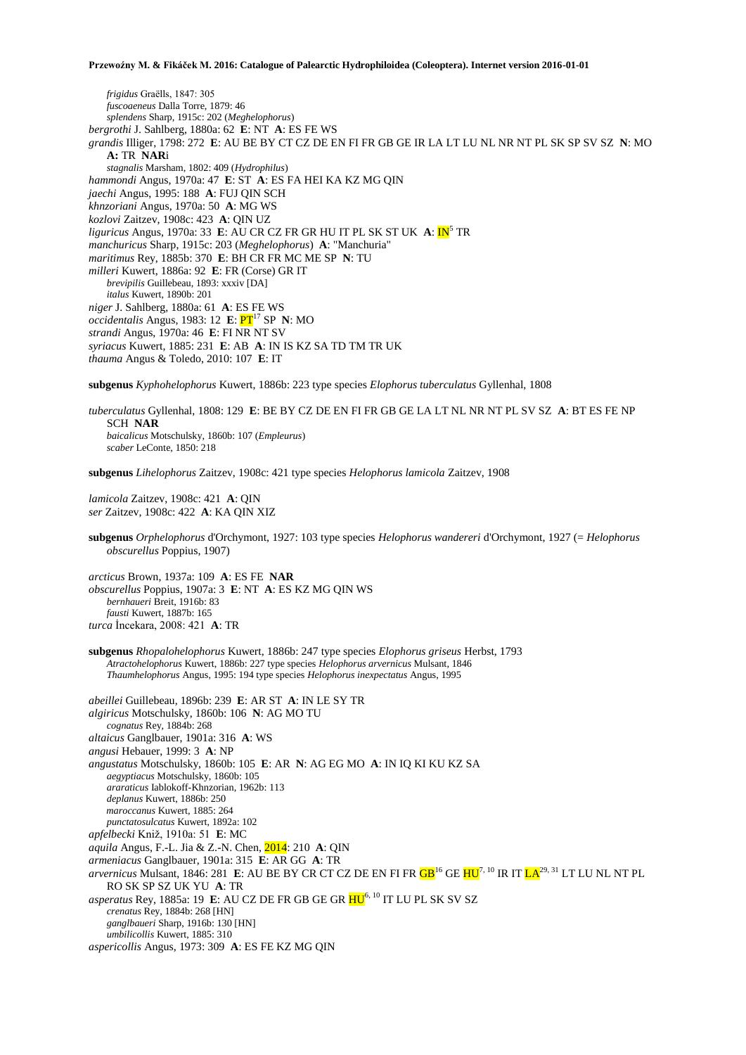*frigidus* Graëlls, 1847: 305
*fuscoaeneus* Dalla Torre, 1879: 46
*splendens* Sharp, 1915c: 202 (*Meghelophorus*)
*bergrothi* J. Sahlberg, 1880a: 62 **E**: NT **A**: ES FE WS
*grandis* Illiger, 1798: 272 **E**: AU BE BY CT CZ DE EN FI FR GB GE IR LA LT LU NL NR NT PL SK SP SV SZ **N**: MO **A:** TR **NAR**i
*stagnalis* Marsham, 1802: 409 (*Hydrophilus*)
*hammondi* Angus, 1970a: 47 **E**: ST **A**: ES FA HEI KA KZ MG QIN
*jaechi* Angus, 1995: 188 **A**: FUJ QIN SCH
*khnzoriani* Angus, 1970a: 50 **A**: MG WS
*kozlovi* Zaitzev, 1908c: 423 **A**: QIN UZ
*liguricus* Angus, 1970a: 33 **E**: AU CR CZ FR GR HU IT PL SK ST UK **A**: IN[5] TR
*manchuricus* Sharp, 1915c: 203 (*Meghelophorus*) **A**: "Manchuria"
*maritimus* Rey, 1885b: 370 **E**: BH CR FR MC ME SP **N**: TU
*milleri* Kuwert, 1886a: 92 **E**: FR (Corse) GR IT
*brevipilis* Guillebeau, 1893: xxxiv [DA]
*italus* Kuwert, 1890b: 201
*niger* J. Sahlberg, 1880a: 61 **A**: ES FE WS
*occidentalis* Angus, 1983: 12 **E**: PT[17] SP **N**: MO
*strandi* Angus, 1970a: 46 **E**: FI NR NT SV
*syriacus* Kuwert, 1885: 231 **E**: AB **A**: IN IS KZ SA TD TM TR UK
*thauma* Angus & Toledo, 2010: 107 **E**: IT

**subgenus** *Kyphohelophorus* Kuwert, 1886b: 223 type species *Elophorus tuberculatus* Gyllenhal, 1808

*tuberculatus* Gyllenhal, 1808: 129 **E**: BE BY CZ DE EN FI FR GB GE LA LT NL NR NT PL SV SZ **A**: BT ES FE NP SCH **NAR**
*baicalicus* Motschulsky, 1860b: 107 (*Empleurus*)
*scaber* LeConte, 1850: 218

**subgenus** *Lihelophorus* Zaitzev, 1908c: 421 type species *Helophorus lamicola* Zaitzev, 1908

*lamicola* Zaitzev, 1908c: 421 **A**: QIN
*ser* Zaitzev, 1908c: 422 **A**: KA QIN XIZ

**subgenus** *Orphelophorus* d'Orchymont, 1927: 103 type species *Helophorus wandereri* d'Orchymont, 1927 (= *Helophorus obscurellus* Poppius, 1907)

*arcticus* Brown, 1937a: 109 **A**: ES FE **NAR**
*obscurellus* Poppius, 1907a: 3 **E**: NT **A**: ES KZ MG QIN WS
*bernhaueri* Breit, 1916b: 83
*fausti* Kuwert, 1887b: 165
*turca* İncekara, 2008: 421 **A**: TR

**subgenus** *Rhopalohelophorus* Kuwert, 1886b: 247 type species *Elophorus griseus* Herbst, 1793
*Atractohelophorus* Kuwert, 1886b: 227 type species *Helophorus arvernicus* Mulsant, 1846
*Thaumhelophorus* Angus, 1995: 194 type species *Helophorus inexpectatus* Angus, 1995

*abeillei* Guillebeau, 1896b: 239 **E**: AR ST **A**: IN LE SY TR
*algiricus* Motschulsky, 1860b: 106 **N**: AG MO TU
*cognatus* Rey, 1884b: 268
*altaicus* Ganglbauer, 1901a: 316 **A**: WS
*angusi* Hebauer, 1999: 3 **A**: NP
*angustatus* Motschulsky, 1860b: 105 **E**: AR **N**: AG EG MO **A**: IN IQ KI KU KZ SA
*aegyptiacus* Motschulsky, 1860b: 105
*araraticus* Iablokoff-Khnzorian, 1962b: 113
*deplanus* Kuwert, 1886b: 250
*maroccanus* Kuwert, 1885: 264
*punctatosulcatus* Kuwert, 1892a: 102
*apfelbecki* Kniž, 1910a: 51 **E**: MC
*aquila* Angus, F.-L. Jia & Z.-N. Chen, 2014: 210 **A**: QIN
*armeniacus* Ganglbauer, 1901a: 315 **E**: AR GG **A**: TR
*arvernicus* Mulsant, 1846: 281 **E**: AU BE BY CR CT CZ DE EN FI FR GB[16] GE HU[7, 10] IR IT LA[29, 31] LT LU NL NT PL RO SK SP SZ UK YU **A**: TR
*asperatus* Rey, 1885a: 19 **E**: AU CZ DE FR GB GE GR HU[6, 10] IT LU PL SK SV SZ
*crenatus* Rey, 1884b: 268 [HN]
*ganglbaueri* Sharp, 1916b: 130 [HN]
*umbilicollis* Kuwert, 1885: 310
*aspericollis* Angus, 1973: 309 **A**: ES FE KZ MG QIN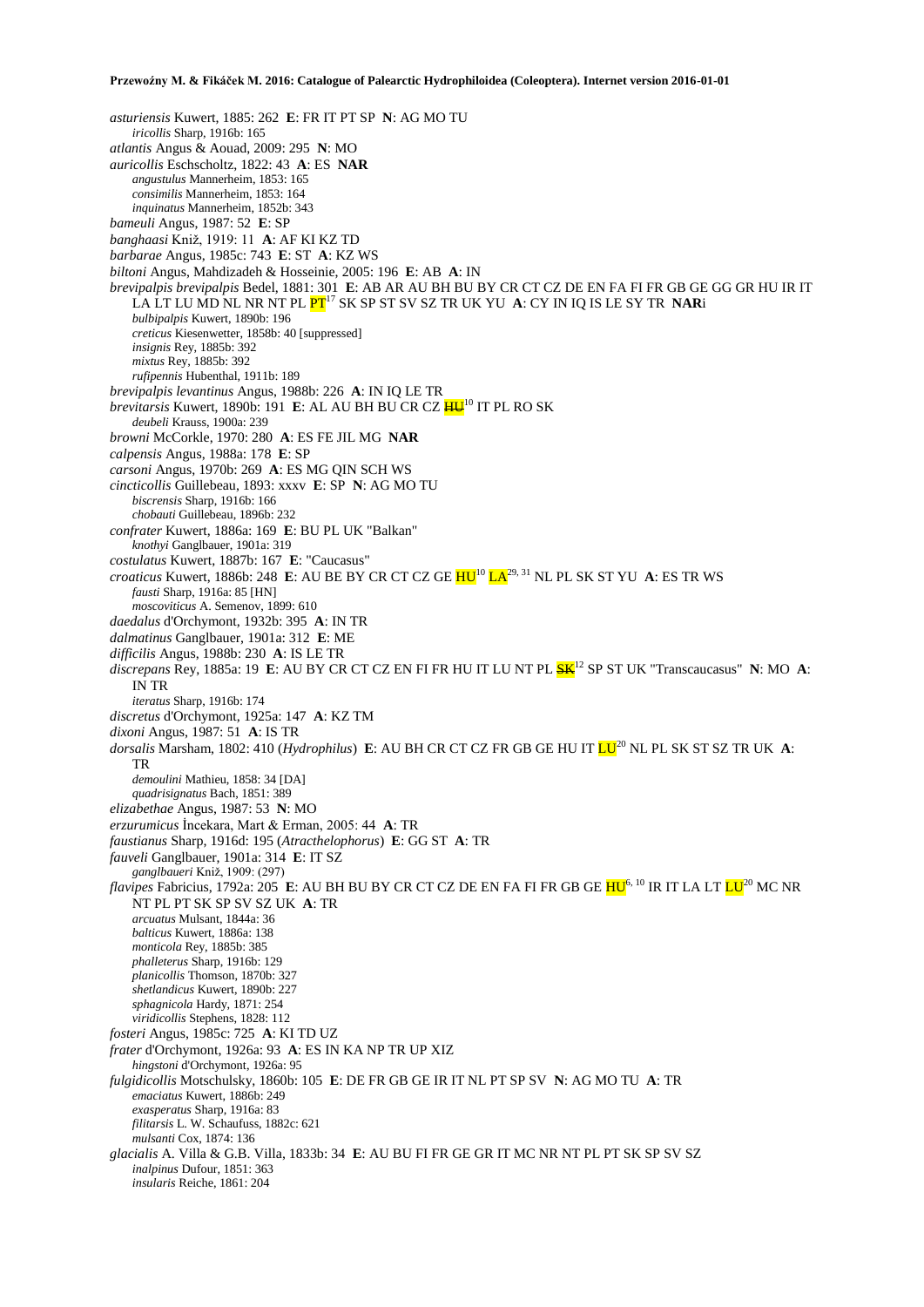*asturiensis* Kuwert, 1885: 262 **E**: FR IT PT SP **N**: AG MO TU
*iricollis* Sharp, 1916b: 165
*atlantis* Angus & Aouad, 2009: 295 **N**: MO
*auricollis* Eschscholtz, 1822: 43 **A**: ES **NAR**
*angustulus* Mannerheim, 1853: 165
*consimilis* Mannerheim, 1853: 164
*inquinatus* Mannerheim, 1852b: 343
*bameuli* Angus, 1987: 52 **E**: SP
*banghaasi* Kniž, 1919: 11 **A**: AF KI KZ TD
*barbarae* Angus, 1985c: 743 **E**: ST **A**: KZ WS
*biltoni* Angus, Mahdizadeh & Hosseinie, 2005: 196 **E**: AB **A**: IN
*brevipalpis brevipalpis* Bedel, 1881: 301 **E**: AB AR AU BH BU BY CR CT CZ DE EN FA FI FR GB GE GG GR HU IR IT LA LT LU MD NL NR NT PL PT[17] SK SP ST SV SZ TR UK YU **A**: CY IN IQ IS LE SY TR **NAR**i
*bulbipalpis* Kuwert, 1890b: 196
*creticus* Kiesenwetter, 1858b: 40 [suppressed]
*insignis* Rey, 1885b: 392
*mixtus* Rey, 1885b: 392
*rufipennis* Hubenthal, 1911b: 189
*brevipalpis levantinus* Angus, 1988b: 226 **A**: IN IQ LE TR
*brevitarsis* Kuwert, 1890b: 191 **E**: AL AU BH BU CR CZ ~~HU~~[10] IT PL RO SK
*deubeli* Krauss, 1900a: 239
*browni* McCorkle, 1970: 280 **A**: ES FE JIL MG **NAR**
*calpensis* Angus, 1988a: 178 **E**: SP
*carsoni* Angus, 1970b: 269 **A**: ES MG QIN SCH WS
*cincticollis* Guillebeau, 1893: xxxv **E**: SP **N**: AG MO TU
*biscrensis* Sharp, 1916b: 166
*chobauti* Guillebeau, 1896b: 232
*confrater* Kuwert, 1886a: 169 **E**: BU PL UK "Balkan"
*knothyi* Ganglbauer, 1901a: 319
*costulatus* Kuwert, 1887b: 167 **E**: "Caucasus"
*croaticus* Kuwert, 1886b: 248 **E**: AU BE BY CR CT CZ GE HU[10] LA[29, 31] NL PL SK ST YU **A**: ES TR WS
*fausti* Sharp, 1916a: 85 [HN]
*moscoviticus* A. Semenov, 1899: 610
*daedalus* d'Orchymont, 1932b: 395 **A**: IN TR
*dalmatinus* Ganglbauer, 1901a: 312 **E**: ME
*difficilis* Angus, 1988b: 230 **A**: IS LE TR
*discrepans* Rey, 1885a: 19 **E**: AU BY CR CT CZ EN FI FR HU IT LU NT PL ~~SK~~[12] SP ST UK "Transcaucasus" **N**: MO **A**: IN TR
*iteratus* Sharp, 1916b: 174
*discretus* d'Orchymont, 1925a: 147 **A**: KZ TM
*dixoni* Angus, 1987: 51 **A**: IS TR
*dorsalis* Marsham, 1802: 410 (*Hydrophilus*) **E**: AU BH CR CT CZ FR GB GE HU IT LU[20] NL PL SK ST SZ TR UK **A**: TR
*demoulini* Mathieu, 1858: 34 [DA]
*quadrisignatus* Bach, 1851: 389
*elizabethae* Angus, 1987: 53 **N**: MO
*erzurumicus* İncekara, Mart & Erman, 2005: 44 **A**: TR
*faustianus* Sharp, 1916d: 195 (*Atracthelophorus*) **E**: GG ST **A**: TR
*fauveli* Ganglbauer, 1901a: 314 **E**: IT SZ
*ganglbaueri* Kniž, 1909: (297)
*flavipes* Fabricius, 1792a: 205 **E**: AU BH BU BY CR CT CZ DE EN FA FI FR GB GE HU[6, 10] IR IT LA LT LU[20] MC NR NT PL PT SK SP SV SZ UK **A**: TR
*arcuatus* Mulsant, 1844a: 36
*balticus* Kuwert, 1886a: 138
*monticola* Rey, 1885b: 385
*phalleterus* Sharp, 1916b: 129
*planicollis* Thomson, 1870b: 327
*shetlandicus* Kuwert, 1890b: 227
*sphagnicola* Hardy, 1871: 254
*viridicollis* Stephens, 1828: 112
*fosteri* Angus, 1985c: 725 **A**: KI TD UZ
*frater* d'Orchymont, 1926a: 93 **A**: ES IN KA NP TR UP XIZ
*hingstoni* d'Orchymont, 1926a: 95
*fulgidicollis* Motschulsky, 1860b: 105 **E**: DE FR GB GE IR IT NL PT SP SV **N**: AG MO TU **A**: TR
*emaciatus* Kuwert, 1886b: 249
*exasperatus* Sharp, 1916a: 83
*filitarsis* L. W. Schaufuss, 1882c: 621
*mulsanti* Cox, 1874: 136
*glacialis* A. Villa & G.B. Villa, 1833b: 34 **E**: AU BU FI FR GE GR IT MC NR NT PL PT SK SP SV SZ
*inalpinus* Dufour, 1851: 363
*insularis* Reiche, 1861: 204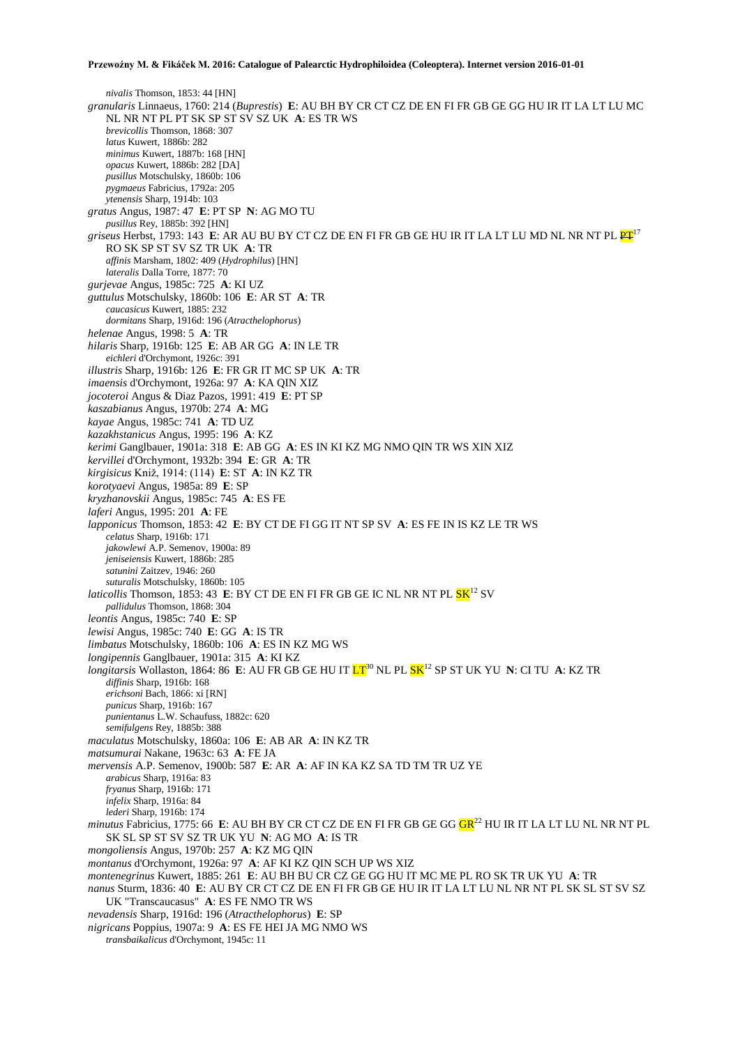*nivalis* Thomson, 1853: 44 [HN]

*granularis* Linnaeus, 1760: 214 (*Buprestis*) **E**: AU BH BY CR CT CZ DE EN FI FR GB GE GG HU IR IT LA LT LU MC NL NR NT PL PT SK SP ST SV SZ UK **A**: ES TR WS

*brevicollis* Thomson, 1868: 307

*latus* Kuwert, 1886b: 282

*minimus* Kuwert, 1887b: 168 [HN]

*opacus* Kuwert, 1886b: 282 [DA]

*pusillus* Motschulsky, 1860b: 106

*pygmaeus* Fabricius, 1792a: 205

*ytenensis* Sharp, 1914b: 103

*gratus* Angus, 1987: 47 **E**: PT SP **N**: AG MO TU

*pusillus* Rey, 1885b: 392 [HN]

*griseus* Herbst, 1793: 143 **E**: AR AU BU BY CT CZ DE EN FI FR GB GE HU IR IT LA LT LU MD NL NR NT PL ~~PT~~[17] RO SK SP ST SV SZ TR UK **A**: TR

*affinis* Marsham, 1802: 409 (*Hydrophilus*) [HN]

*lateralis* Dalla Torre, 1877: 70

*gurjevae* Angus, 1985c: 725 **A**: KI UZ

*guttulus* Motschulsky, 1860b: 106 **E**: AR ST **A**: TR

*caucasicus* Kuwert, 1885: 232

*dormitans* Sharp, 1916d: 196 (*Atracthelophorus*)

*helenae* Angus, 1998: 5 **A**: TR

*hilaris* Sharp, 1916b: 125 **E**: AB AR GG **A**: IN LE TR

*eichleri* d'Orchymont, 1926c: 391

*illustris* Sharp, 1916b: 126 **E**: FR GR IT MC SP UK **A**: TR

*imaensis* d'Orchymont, 1926a: 97 **A**: KA QIN XIZ

*jocoteroi* Angus & Diaz Pazos, 1991: 419 **E**: PT SP

*kaszabianus* Angus, 1970b: 274 **A**: MG

*kayae* Angus, 1985c: 741 **A**: TD UZ

*kazakhstanicus* Angus, 1995: 196 **A**: KZ

*kerimi* Ganglbauer, 1901a: 318 **E**: AB GG **A**: ES IN KI KZ MG NMO QIN TR WS XIN XIZ

*kervillei* d'Orchymont, 1932b: 394 **E**: GR **A**: TR

*kirgisicus* Kniž, 1914: (114) **E**: ST **A**: IN KZ TR

*korotyaevi* Angus, 1985a: 89 **E**: SP

*kryzhanovskii* Angus, 1985c: 745 **A**: ES FE

*laferi* Angus, 1995: 201 **A**: FE

*lapponicus* Thomson, 1853: 42 **E**: BY CT DE FI GG IT NT SP SV **A**: ES FE IN IS KZ LE TR WS

*celatus* Sharp, 1916b: 171

*jakowlewi* A.P. Semenov, 1900a: 89

*jeniseiensis* Kuwert, 1886b: 285

*satunini* Zaitzev, 1946: 260

*suturalis* Motschulsky, 1860b: 105

*laticollis* Thomson, 1853: 43 **E**: BY CT DE EN FI FR GB GE IC NL NR NT PL SK[12] SV

*pallidulus* Thomson, 1868: 304

*leontis* Angus, 1985c: 740 **E**: SP

*lewisi* Angus, 1985c: 740 **E**: GG **A**: IS TR

*limbatus* Motschulsky, 1860b: 106 **A**: ES IN KZ MG WS

*longipennis* Ganglbauer, 1901a: 315 **A**: KI KZ

*longitarsis* Wollaston, 1864: 86 **E**: AU FR GB GE HU IT LT[30] NL PL SK[12] SP ST UK YU **N**: CI TU **A**: KZ TR

*diffinis* Sharp, 1916b: 168

*erichsoni* Bach, 1866: xi [RN]

*punicus* Sharp, 1916b: 167

*punientanus* L.W. Schaufuss, 1882c: 620

*semifulgens* Rey, 1885b: 388

*maculatus* Motschulsky, 1860a: 106 **E**: AB AR **A**: IN KZ TR

*matsumurai* Nakane, 1963c: 63 **A**: FE JA

*mervensis* A.P. Semenov, 1900b: 587 **E**: AR **A**: AF IN KA KZ SA TD TM TR UZ YE

*arabicus* Sharp, 1916a: 83

*fryanus* Sharp, 1916b: 171

*infelix* Sharp, 1916a: 84

*lederi* Sharp, 1916b: 174

*minutus* Fabricius, 1775: 66 **E**: AU BH BY CR CT CZ DE EN FI FR GB GE GG GR[22] HU IR IT LA LT LU NL NR NT PL SK SL SP ST SV SZ TR UK YU **N**: AG MO **A**: IS TR

*mongoliensis* Angus, 1970b: 257 **A**: KZ MG QIN

*montanus* d'Orchymont, 1926a: 97 **A**: AF KI KZ QIN SCH UP WS XIZ

*montenegrinus* Kuwert, 1885: 261 **E**: AU BH BU CR CZ GE GG HU IT MC ME PL RO SK TR UK YU **A**: TR

*nanus* Sturm, 1836: 40 **E**: AU BY CR CT CZ DE EN FI FR GB GE HU IR IT LA LT LU NL NR NT PL SK SL ST SV SZ UK "Transcaucasus" **A**: ES FE NMO TR WS

*nevadensis* Sharp, 1916d: 196 (*Atracthelophorus*) **E**: SP

*nigricans* Poppius, 1907a: 9 **A**: ES FE HEI JA MG NMO WS

*transbaikalicus* d'Orchymont, 1945c: 11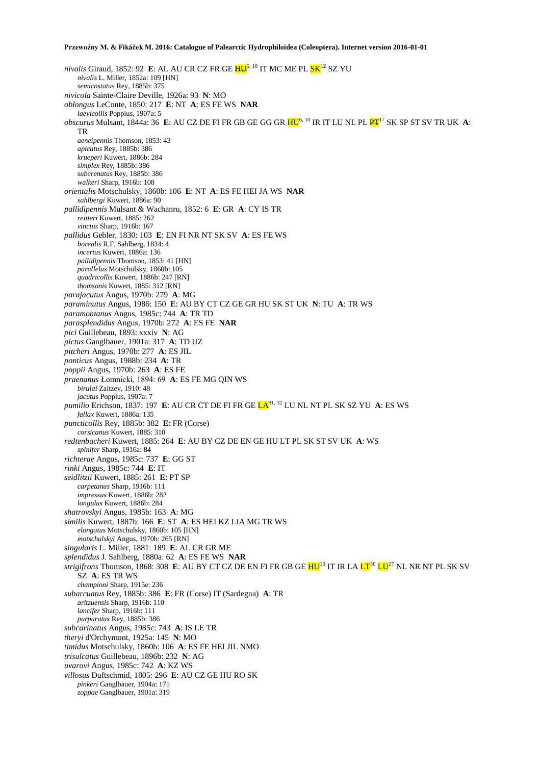*nivalis* Giraud, 1852: 92 **E**: AL AU CR CZ FR GE ~~HU~~[6, 10] IT MC ME PL SK[12] SZ YU

*nivalis* L. Miller, 1852a: 109 [HN]

*semicostatus* Rey, 1885b: 375

*nivicola* Sainte-Claire Deville, 1926a: 93 **N**: MO

*oblongus* LeConte, 1850: 217 **E**: NT **A**: ES FE WS **NAR**

*laevicollis* Poppius, 1907a: 5

*obscurus* Mulsant, 1844a: 36 **E**: AU CZ DE FI FR GB GE GG GR HU[6, 10] IR IT LU NL PL ~~PT~~[17] SK SP ST SV TR UK **A**: TR

*aeneipennis* Thomson, 1853: 43

*apicatus* Rey, 1885b: 386

*krueperi* Kuwert, 1886b: 284

*simplex* Rey, 1885b: 386

*subcrenatus* Rey, 1885b: 386

*walkeri* Sharp, 1916b: 108

*orientalis* Motschulsky, 1860b: 106 **E**: NT **A**: ES FE HEI JA WS **NAR**

*sahlbergi* Kuwert, 1886a: 90

*pallidipennis* Mulsant & Wachanru, 1852: 6 **E**: GR **A**: CY IS TR

*reitteri* Kuwert, 1885: 262

*vinctus* Sharp, 1916b: 167

*pallidus* Gebler, 1830: 103 **E**: EN FI NR NT SK SV **A**: ES FE WS

*borealis* R.F. Sahlberg, 1834: 4

*incertus* Kuwert, 1886a: 136

*pallidipennis* Thomson, 1853: 41 [HN]

*parallelus* Motschulsky, 1860b: 105

*quadricollis* Kuwert, 1886b: 247 [RN]

*thomsonis* Kuwert, 1885: 312 [RN]

*parajacutus* Angus, 1970b: 279 **A**: MG

*paraminutus* Angus, 1986: 150 **E**: AU BY CT CZ GE GR HU SK ST UK **N**: TU **A**: TR WS

*paramontanus* Angus, 1985c: 744 **A**: TR TD

*parasplendidus* Angus, 1970b: 272 **A**: ES FE **NAR**

*pici* Guillebeau, 1893: xxxiv **N**: AG

*pictus* Ganglbauer, 1901a: 317 **A**: TD UZ

*pitcheri* Angus, 1970b: 277 **A**: ES JIL

*ponticus* Angus, 1988b: 234 **A**: TR

*poppii* Angus, 1970b: 263 **A**: ES FE

*praenanus* Łomnicki, 1894: 69 **A**: ES FE MG QIN WS

*birulai* Zaitzev, 1910: 48

*jacutus* Poppius, 1907a: 7

*pumilio* Erichson, 1837: 197 **E**: AU CR CT DE FI FR GE LA[31, 32] LU NL NT PL SK SZ YU **A**: ES WS

*fallax* Kuwert, 1886a: 135

*puncticollis* Rey, 1885b: 382 **E**: FR (Corse)

*corsicanus* Kuwert, 1885: 310

*redtenbacheri* Kuwert, 1885: 264 **E**: AU BY CZ DE EN GE HU LT PL SK ST SV UK **A**: WS

*spinifer* Sharp, 1916a: 84

*richterae* Angus, 1985c: 737 **E**: GG ST

*rinki* Angus, 1985c: 744 **E**: IT

*seidlitzii* Kuwert, 1885: 261 **E**: PT SP

*carpetanus* Sharp, 1916b: 111

*impressus* Kuwert, 1886b: 282

*longulus* Kuwert, 1886b: 284

*shatrovskyi* Angus, 1985b: 163 **A**: MG

*similis* Kuwert, 1887b: 166 **E**: ST **A**: ES HEI KZ LIA MG TR WS

*elongatus* Motschulsky, 1860b: 105 [HN]

*motschulskyi* Angus, 1970b: 265 [RN]

*singularis* L. Miller, 1881: 189 **E**: AL CR GR ME

*splendidus* J. Sahlberg, 1880a: 62 **A**: ES FE WS **NAR**

*strigifrons* Thomson, 1868: 308 **E**: AU BY CT CZ DE EN FI FR GB GE HU[10] IT IR LA LT[30] LU[27] NL NR NT PL SK SV SZ **A**: ES TR WS

*championi* Sharp, 1915e: 236

*subarcuatus* Rey, 1885b: 386 **E**: FR (Corse) IT (Sardegna) **A**: TR

*aritzuensis* Sharp, 1916b: 110

*lancifer* Sharp, 1916b: 111

*purpuratus* Rey, 1885b: 386

*subcarinatus* Angus, 1985c: 743 **A**: IS LE TR

*theryi* d'Orchymont, 1925a: 145 **N**: MO

*timidus* Motschulsky, 1860b: 106 **A**: ES FE HEI JIL NMO

*trisulcatus* Guillebeau, 1896b: 232 **N**: AG

*uvarovi* Angus, 1985c: 742 **A**: KZ WS

*villosus* Duftschmid, 1805: 296 **E**: AU CZ GE HU RO SK

*pinkeri* Ganglbauer, 1904a: 171

*zoppae* Ganglbauer, 1901a: 319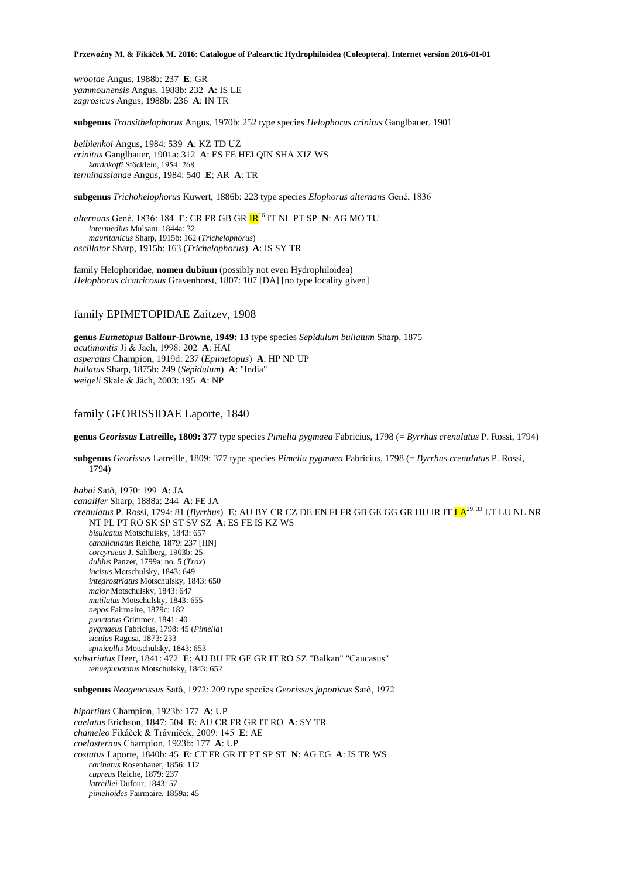*wrootae* Angus, 1988b: 237 **E**: GR
*yammounensis* Angus, 1988b: 232 **A**: IS LE
*zagrosicus* Angus, 1988b: 236 **A**: IN TR

**subgenus** *Transithelophorus* Angus, 1970b: 252 type species *Helophorus crinitus* Ganglbauer, 1901

*beibienkoi* Angus, 1984: 539 **A**: KZ TD UZ
*crinitus* Ganglbauer, 1901a: 312 **A**: ES FE HEI QIN SHA XIZ WS
  *kardakoffi* Stöcklein, 1954: 268
*terminassianae* Angus, 1984: 540 **E**: AR **A**: TR

**subgenus** *Trichohelophorus* Kuwert, 1886b: 223 type species *Elophorus alternans* Gené, 1836

*alternans* Gené, 1836: 184 **E**: CR FR GB GR ~~IR~~[16] IT NL PT SP **N**: AG MO TU
  *intermedius* Mulsant, 1844a: 32
  *mauritanicus* Sharp, 1915b: 162 (*Trichelophorus*)
*oscillator* Sharp, 1915b: 163 (*Trichelophorus*) **A**: IS SY TR

family Helophoridae, **nomen dubium** (possibly not even Hydrophiloidea)
*Helophorus cicatricosus* Gravenhorst, 1807: 107 [DA] [no type locality given]

## family EPIMETOPIDAE Zaitzev, 1908

**genus *Eumetopus* Balfour-Browne, 1949: 13** type species *Sepidulum bullatum* Sharp, 1875
*acutimontis* Ji & Jäch, 1998: 202 **A**: HAI
*asperatus* Champion, 1919d: 237 (*Epimetopus*) **A**: HP NP UP
*bullatus* Sharp, 1875b: 249 (*Sepidulum*) **A**: "India"
*weigeli* Skale & Jäch, 2003: 195 **A**: NP

## family GEORISSIDAE Laporte, 1840

**genus *Georissus* Latreille, 1809: 377** type species *Pimelia pygmaea* Fabricius, 1798 (= *Byrrhus crenulatus* P. Rossi, 1794)

**subgenus** *Georissus* Latreille, 1809: 377 type species *Pimelia pygmaea* Fabricius, 1798 (= *Byrrhus crenulatus* P. Rossi, 1794)

*babai* Satô, 1970: 199 **A**: JA
*canalifer* Sharp, 1888a: 244 **A**: FE JA
*crenulatus* P. Rossi, 1794: 81 (*Byrrhus*) **E**: AU BY CR CZ DE EN FI FR GB GE GG GR HU IR IT LA[29, 33] LT LU NL NR NT PL PT RO SK SP ST SV SZ **A**: ES FE IS KZ WS
  *bisulcatus* Motschulsky, 1843: 657
  *canaliculatus* Reiche, 1879: 237 [HN]
  *corcyraeus* J. Sahlberg, 1903b: 25
  *dubius* Panzer, 1799a: no. 5 (*Trox*)
  *incisus* Motschulsky, 1843: 649
  *integrostriatus* Motschulsky, 1843: 650
  *major* Motschulsky, 1843: 647
  *mutilatus* Motschulsky, 1843: 655
  *nepos* Fairmaire, 1879c: 182
  *punctatus* Grimmer, 1841: 40
  *pygmaeus* Fabricius, 1798: 45 (*Pimelia*)
  *siculus* Ragusa, 1873: 233
  *spinicollis* Motschulsky, 1843: 653
*substriatus* Heer, 1841: 472 **E**: AU BU FR GE GR IT RO SZ "Balkan" "Caucasus"
  *tenuepunctatus* Motschulsky, 1843: 652

**subgenus** *Neogeorissus* Satô, 1972: 209 type species *Georissus japonicus* Satô, 1972

*bipartitus* Champion, 1923b: 177 **A**: UP
*caelatus* Erichson, 1847: 504 **E**: AU CR FR GR IT RO **A**: SY TR
*chameleo* Fikáček & Trávníček, 2009: 145 **E**: AE
*coelosternus* Champion, 1923b: 177 **A**: UP
*costatus* Laporte, 1840b: 45 **E**: CT FR GR IT PT SP ST **N**: AG EG **A**: IS TR WS
  *carinatus* Rosenhauer, 1856: 112
  *cupreus* Reiche, 1879: 237
  *latreillei* Dufour, 1843: 57
  *pimelioides* Fairmaire, 1859a: 45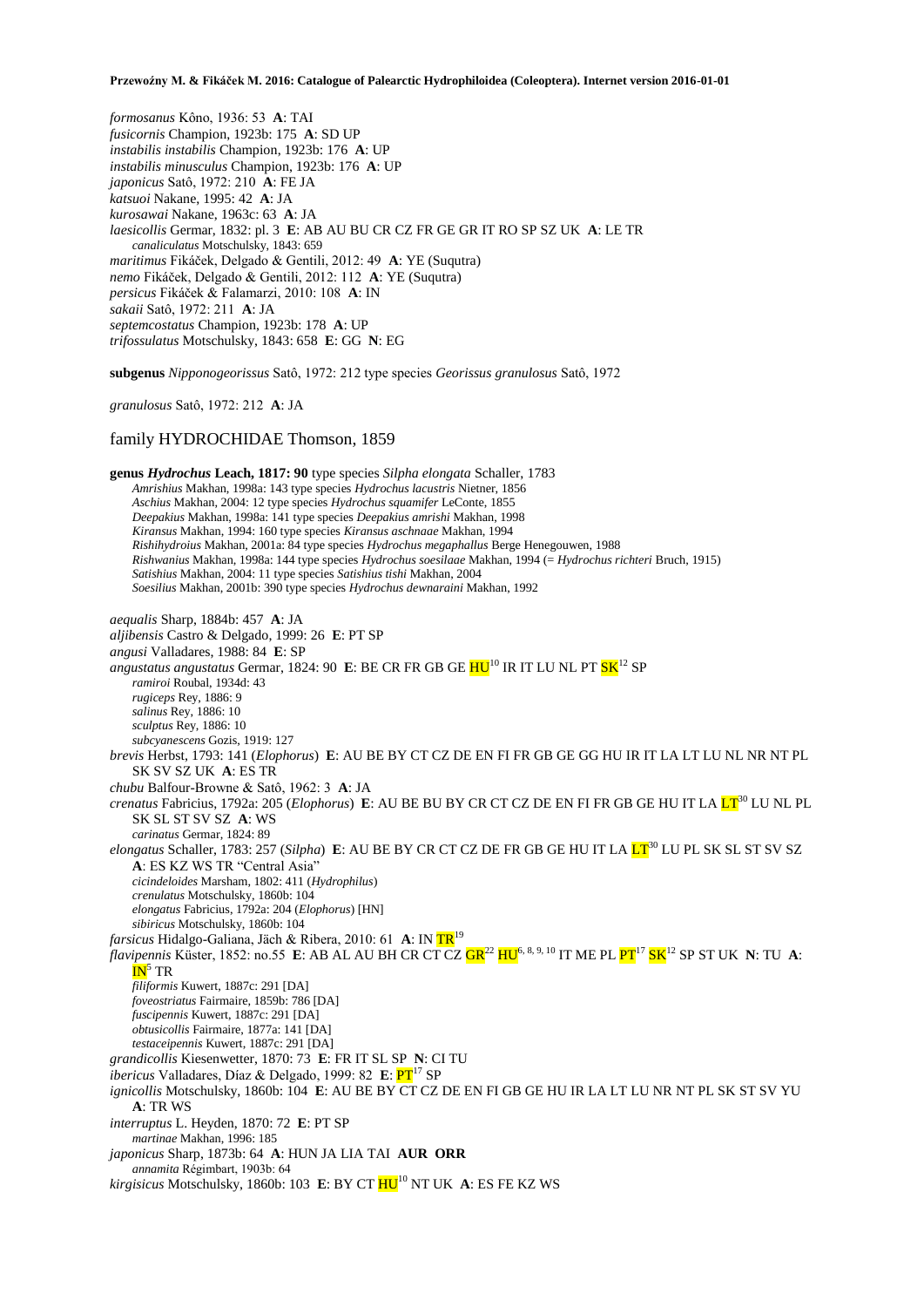*formosanus* Kôno, 1936: 53 **A**: TAI
*fusicornis* Champion, 1923b: 175 **A**: SD UP
*instabilis instabilis* Champion, 1923b: 176 **A**: UP
*instabilis minusculus* Champion, 1923b: 176 **A**: UP
*japonicus* Satô, 1972: 210 **A**: FE JA
*katsuoi* Nakane, 1995: 42 **A**: JA
*kurosawai* Nakane, 1963c: 63 **A**: JA
*laesicollis* Germar, 1832: pl. 3 **E**: AB AU BU CR CZ FR GE GR IT RO SP SZ UK **A**: LE TR
*canaliculatus* Motschulsky, 1843: 659
*maritimus* Fikáček, Delgado & Gentili, 2012: 49 **A**: YE (Suqutra)
*nemo* Fikáček, Delgado & Gentili, 2012: 112 **A**: YE (Suqutra)
*persicus* Fikáček & Falamarzi, 2010: 108 **A**: IN
*sakaii* Satô, 1972: 211 **A**: JA
*septemcostatus* Champion, 1923b: 178 **A**: UP
*trifossulatus* Motschulsky, 1843: 658 **E**: GG **N**: EG

**subgenus** *Nipponogeorissus* Satô, 1972: 212 type species *Georissus granulosus* Satô, 1972

*granulosus* Satô, 1972: 212 **A**: JA

## family HYDROCHIDAE Thomson, 1859

**genus *Hydrochus* Leach, 1817: 90** type species *Silpha elongata* Schaller, 1783
*Amrishius* Makhan, 1998a: 143 type species *Hydrochus lacustris* Nietner, 1856
*Aschius* Makhan, 2004: 12 type species *Hydrochus squamifer* LeConte, 1855
*Deepakius* Makhan, 1998a: 141 type species *Deepakius amrishi* Makhan, 1998
*Kiransus* Makhan, 1994: 160 type species *Kiransus aschnaae* Makhan, 1994
*Rishihydroius* Makhan, 2001a: 84 type species *Hydrochus megaphallus* Berge Henegouwen, 1988
*Rishwanius* Makhan, 1998a: 144 type species *Hydrochus soesilaae* Makhan, 1994 (= *Hydrochus richteri* Bruch, 1915)
*Satishius* Makhan, 2004: 11 type species *Satishius tishi* Makhan, 2004
*Soesilius* Makhan, 2001b: 390 type species *Hydrochus dewnaraini* Makhan, 1992

*aequalis* Sharp, 1884b: 457 **A**: JA
*aljibensis* Castro & Delgado, 1999: 26 **E**: PT SP
*angusi* Valladares, 1988: 84 **E**: SP
*angustatus angustatus* Germar, 1824: 90 **E**: BE CR FR GB GE HU[10] IR IT LU NL PT SK[12] SP
*ramiroi* Roubal, 1934d: 43
*rugiceps* Rey, 1886: 9
*salinus* Rey, 1886: 10
*sculptus* Rey, 1886: 10
*subcyanescens* Gozis, 1919: 127
*brevis* Herbst, 1793: 141 (*Elophorus*) **E**: AU BE BY CT CZ DE EN FI FR GB GE GG HU IR IT LA LT LU NL NR NT PL SK SV SZ UK **A**: ES TR
*chubu* Balfour-Browne & Satô, 1962: 3 **A**: JA
*crenatus* Fabricius, 1792a: 205 (*Elophorus*) **E**: AU BE BU BY CR CT CZ DE EN FI FR GB GE HU IT LA LT[30] LU NL PL SK SL ST SV SZ **A**: WS
*carinatus* Germar, 1824: 89
*elongatus* Schaller, 1783: 257 (*Silpha*) **E**: AU BE BY CR CT CZ DE FR GB GE HU IT LA LT[30] LU PL SK SL ST SV SZ **A**: ES KZ WS TR "Central Asia"
*cicindeloides* Marsham, 1802: 411 (*Hydrophilus*)
*crenulatus* Motschulsky, 1860b: 104
*elongatus* Fabricius, 1792a: 204 (*Elophorus*) [HN]
*sibiricus* Motschulsky, 1860b: 104
*farsicus* Hidalgo-Galiana, Jäch & Ribera, 2010: 61 **A**: IN TR[19]
*flavipennis* Küster, 1852: no.55 **E**: AB AL AU BH CR CT CZ GR[22] HU[6, 8, 9, 10] IT ME PL PT[17] SK[12] SP ST UK **N**: TU **A**: IN[5] TR
*filiformis* Kuwert, 1887c: 291 [DA]
*foveostriatus* Fairmaire, 1859b: 786 [DA]
*fuscipennis* Kuwert, 1887c: 291 [DA]
*obtusicollis* Fairmaire, 1877a: 141 [DA]
*testaceipennis* Kuwert, 1887c: 291 [DA]
*grandicollis* Kiesenwetter, 1870: 73 **E**: FR IT SL SP **N**: CI TU
*ibericus* Valladares, Díaz & Delgado, 1999: 82 **E**: PT[17] SP
*ignicollis* Motschulsky, 1860b: 104 **E**: AU BE BY CT CZ DE EN FI GB GE HU IR LA LT LU NR NT PL SK ST SV YU **A**: TR WS
*interruptus* L. Heyden, 1870: 72 **E**: PT SP
*martinae* Makhan, 1996: 185
*japonicus* Sharp, 1873b: 64 **A**: HUN JA LIA TAI **AUR ORR**
*annamita* Régimbart, 1903b: 64
*kirgisicus* Motschulsky, 1860b: 103 **E**: BY CT HU[10] NT UK **A**: ES FE KZ WS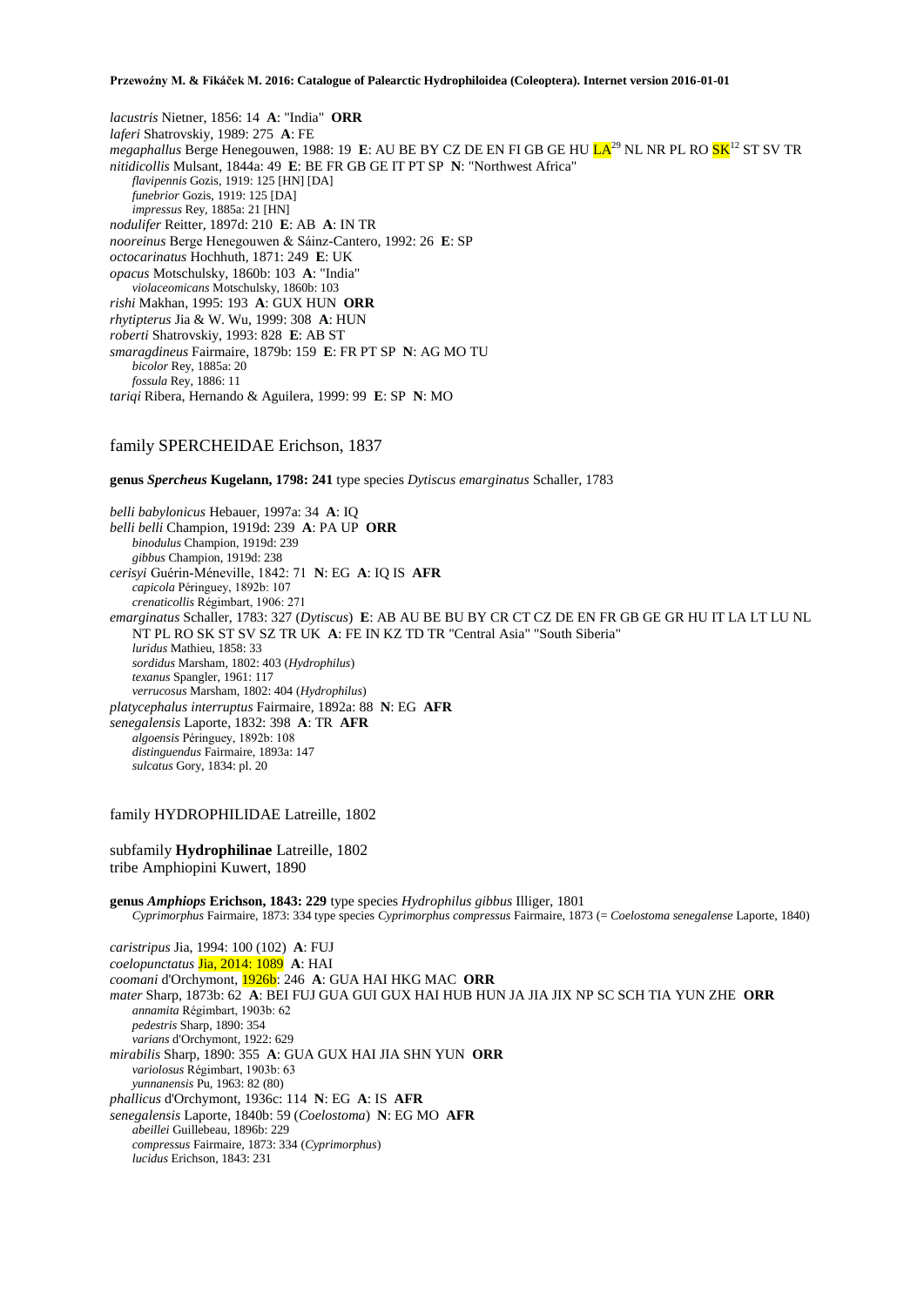*lacustris* Nietner, 1856: 14 **A**: "India" **ORR**
*laferi* Shatrovskiy, 1989: 275 **A**: FE
*megaphallus* Berge Henegouwen, 1988: 19 **E**: AU BE BY CZ DE EN FI GB GE HU LA[29] NL NR PL RO SK[12] ST SV TR
*nitidicollis* Mulsant, 1844a: 49 **E**: BE FR GB GE IT PT SP **N**: "Northwest Africa"
  *flavipennis* Gozis, 1919: 125 [HN] [DA]
  *funebrior* Gozis, 1919: 125 [DA]
  *impressus* Rey, 1885a: 21 [HN]
*nodulifer* Reitter, 1897d: 210 **E**: AB **A**: IN TR
*nooreinus* Berge Henegouwen & Sáinz-Cantero, 1992: 26 **E**: SP
*octocarinatus* Hochhuth, 1871: 249 **E**: UK
*opacus* Motschulsky, 1860b: 103 **A**: "India"
  *violaceomicans* Motschulsky, 1860b: 103
*rishi* Makhan, 1995: 193 **A**: GUX HUN **ORR**
*rhytipterus* Jia & W. Wu, 1999: 308 **A**: HUN
*roberti* Shatrovskiy, 1993: 828 **E**: AB ST
*smaragdineus* Fairmaire, 1879b: 159 **E**: FR PT SP **N**: AG MO TU
  *bicolor* Rey, 1885a: 20
  *fossula* Rey, 1886: 11
*tariqi* Ribera, Hernando & Aguilera, 1999: 99 **E**: SP **N**: MO

## family SPERCHEIDAE Erichson, 1837

**genus *Spercheus* Kugelann, 1798: 241** type species *Dytiscus emarginatus* Schaller, 1783

*belli babylonicus* Hebauer, 1997a: 34 **A**: IQ
*belli belli* Champion, 1919d: 239 **A**: PA UP **ORR**
  *binodulus* Champion, 1919d: 239
  *gibbus* Champion, 1919d: 238
*cerisyi* Guérin-Méneville, 1842: 71 **N**: EG **A**: IQ IS **AFR**
  *capicola* Péringuey, 1892b: 107
  *crenaticollis* Régimbart, 1906: 271
*emarginatus* Schaller, 1783: 327 (*Dytiscus*) **E**: AB AU BE BU BY CR CT CZ DE EN FR GB GE GR HU IT LA LT LU NL NT PL RO SK ST SV SZ TR UK **A**: FE IN KZ TD TR "Central Asia" "South Siberia"
  *luridus* Mathieu, 1858: 33
  *sordidus* Marsham, 1802: 403 (*Hydrophilus*)
  *texanus* Spangler, 1961: 117
  *verrucosus* Marsham, 1802: 404 (*Hydrophilus*)
*platycephalus interruptus* Fairmaire, 1892a: 88 **N**: EG **AFR**
*senegalensis* Laporte, 1832: 398 **A**: TR **AFR**
  *algoensis* Péringuey, 1892b: 108
  *distinguendus* Fairmaire, 1893a: 147
  *sulcatus* Gory, 1834: pl. 20

## family HYDROPHILIDAE Latreille, 1802

### subfamily **Hydrophilinae** Latreille, 1802
tribe Amphiopini Kuwert, 1890

**genus *Amphiops* Erichson, 1843: 229** type species *Hydrophilus gibbus* Illiger, 1801
  *Cyprimorphus* Fairmaire, 1873: 334 type species *Cyprimorphus compressus* Fairmaire, 1873 (= *Coelostoma senegalense* Laporte, 1840)

*caristripus* Jia, 1994: 100 (102) **A**: FUJ
*coelopunctatus* Jia, 2014: 1089 **A**: HAI
*coomani* d'Orchymont, 1926b: 246 **A**: GUA HAI HKG MAC **ORR**
*mater* Sharp, 1873b: 62 **A**: BEI FUJ GUA GUI GUX HAI HUB HUN JA JIA JIX NP SC SCH TIA YUN ZHE **ORR**
  *annamita* Régimbart, 1903b: 62
  *pedestris* Sharp, 1890: 354
  *varians* d'Orchymont, 1922: 629
*mirabilis* Sharp, 1890: 355 **A**: GUA GUX HAI JIA SHN YUN **ORR**
  *variolosus* Régimbart, 1903b: 63
  *yunnanensis* Pu, 1963: 82 (80)
*phallicus* d'Orchymont, 1936c: 114 **N**: EG **A**: IS **AFR**
*senegalensis* Laporte, 1840b: 59 (*Coelostoma*) **N**: EG MO **AFR**
  *abeillei* Guillebeau, 1896b: 229
  *compressus* Fairmaire, 1873: 334 (*Cyprimorphus*)
  *lucidus* Erichson, 1843: 231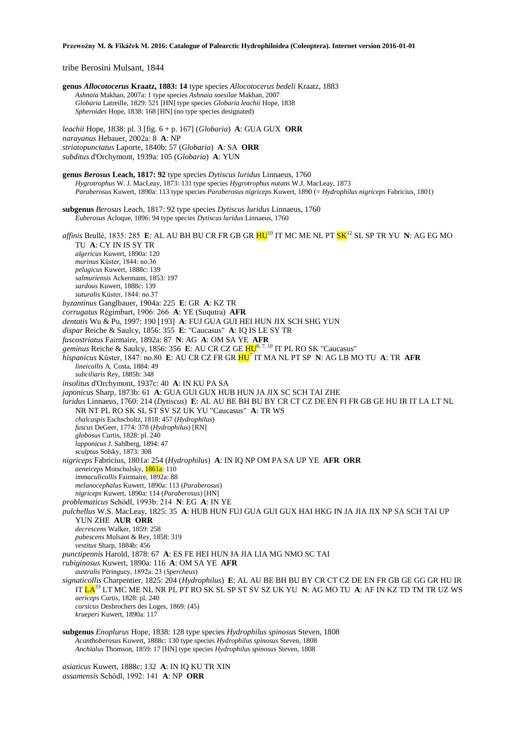tribe Berosini Mulsant, 1844

**genus *Allocotocerus* Kraatz, 1883: 14** type species *Allocotocerus bedeli* Kraatz, 1883
*Ashnaia* Makhan, 2007a: 1 type species *Ashnaia soesilae* Makhan, 2007
*Globaria* Latreille, 1829: 521 [HN] type species *Globaria leachii* Hope, 1838
*Spheroides* Hope, 1838: 168 [HN] (no type species designated)

*leachii* Hope, 1838: pl. 3 [fig. 6 + p. 167] (*Globaria*) **A**: GUA GUX **ORR**
*narayanus* Hebauer, 2002a: 8 **A**: NP
*striatopunctatus* Laporte, 1840b: 57 (*Globaria*) **A**: SA **ORR**
*subditus* d'Orchymont, 1939a: 105 (*Globaria*) **A**: YUN

**genus *Berosus* Leach, 1817: 92** type species *Dytiscus luridus* Linnaeus, 1760
*Hygrotrophus* W. J. MacLeay, 1873: 131 type species *Hygrotrophus nutans* W.J. MacLeay, 1873
*Paraberosus* Kuwert, 1890a: 113 type species *Paraberosus nigriceps* Kuwert, 1890 (= *Hydrophilus nigriceps* Fabricius, 1801)

**subgenus** *Berosus* Leach, 1817: 92 type species *Dytiscus luridus* Linnaeus, 1760
*Euberosus* Acloque, 1896: 94 type species *Dytiscus luridus* Linnaeus, 1760

*affinis* Brullé, 1835: 285 **E**: AL AU BH BU CR FR GB GR HU[10] IT MC ME NL PT SK[12] SL SP TR YU **N**: AG EG MO TU **A**: CY IN IS SY TR
*algericus* Kuwert, 1890a: 120
*murinus* Küster, 1844: no.36
*pelagicus* Kuwert, 1888c: 139
*salmuriensis* Ackermann, 1853: 197
*sardous* Kuwert, 1888c: 139
*suturalis* Küster, 1844: no.37
*byzantinus* Ganglbauer, 1904a: 225 **E**: GR **A**: KZ TR
*corrugatus* Régimbart, 1906: 266 **A**: YE (Suqutra) **AFR**
*dentatis* Wu & Pu, 1997: 190 [193] **A**: FUJ GUA GUI HEI HUN JIX SCH SHG YUN
*dispar* Reiche & Saulcy, 1856: 355 **E**: "Caucasus" **A**: IQ IS LE SY TR
*fuscostriatus* Fairmaire, 1892a: 87 **N**: AG **A**: OM SA YE **AFR**
*geminus* Reiche & Saulcy, 1856: 356 **E**: AU CR CZ GE HU[6, 7, 10] IT PL RO SK "Caucasus"
*hispanicus* Küster, 1847: no.80 **E**: AU CR CZ FR GR HU[7] IT MA NL PT SP **N**: AG LB MO TU **A**: TR **AFR**
*lineicollis* A. Costa, 1884: 49
*subciliaris* Rey, 1885b: 348
*insolitus* d'Orchymont, 1937c: 40 **A**: IN KU PA SA
*japonicus* Sharp, 1873b: 61 **A**: GUA GUI GUX HUB HUN JA JIX SC SCH TAI ZHE
*luridus* Linnaeus, 1760: 214 (*Dytiscus*) **E**: AL AU BE BH BU BY CR CT CZ DE EN FI FR GB GE HU IR IT LA LT NL NR NT PL RO SK SL ST SV SZ UK YU "Caucasus" **A**: TR WS
*chalcaspis* Eschscholtz, 1818: 457 (*Hydrophilus*)
*fuscus* DeGeer, 1774: 378 (*Hydrophilus*) [RN]
*globosus* Curtis, 1828: pl. 240
*lapponicus* J. Sahlberg, 1894: 47
*sculptus* Solsky, 1873: 308
*nigriceps* Fabricius, 1801a: 254 (*Hydrophilus*) **A**: IN IQ NP OM PA SA UP YE **AFR ORR**
*aeneiceps* Motschulsky, 1861a: 110
*immaculicollis* Fairmaire, 1892a: 88
*melanocephalus* Kuwert, 1890a: 113 (*Paraberosus*)
*nigriceps* Kuwert, 1890a: 114 (*Paraberosus*) [HN]
*problematicus* Schödl, 1993b: 214 **N**: EG **A**: IN YE
*pulchellus* W.S. MacLeay, 1825: 35 **A**: HUB HUN FUJ GUA GUI GUX HAI HKG IN JA JIA JIX NP SA SCH TAI UP YUN ZHE **AUR ORR**
*decrescens* Walker, 1859: 258
*pubescens* Mulsant & Rey, 1858: 319
*vestitus* Sharp, 1884b: 456
*punctipennis* Harold, 1878: 67 **A**: ES FE HEI HUN JA JIA LIA MG NMO SC TAI
*rubiginosus* Kuwert, 1890a: 116 **A**: OM SA YE **AFR**
*australis* Péringuey, 1892a: 23 (*Spercheus*)
*signaticollis* Charpentier, 1825: 204 (*Hydrophilus*) **E**: AL AU BE BH BU BY CR CT CZ DE EN FR GB GE GG GR HU IR IT LA[33] LT MC ME NL NR PL PT RO SK SL SP ST SV SZ UK YU **N**: AG MO TU **A**: AF IN KZ TD TM TR UZ WS
*aericeps* Curtis, 1828: pl. 240
*corsicus* Desbrochers des Loges, 1869: (45)
*krueperi* Kuwert, 1890a: 117

**subgenus** *Enoplurus* Hope, 1838: 128 type species *Hydrophilus spinosus* Steven, 1808
*Acanthoberosus* Kuwert, 1888c: 130 type species *Hydrophilus spinosus* Steven, 1808
*Anchialus* Thomson, 1859: 17 [HN] type species *Hydrophilus spinosus* Steven, 1808

*asiaticus* Kuwert, 1888c: 132 **A**: IN IQ KU TR XIN
*assamensis* Schödl, 1992: 141 **A**: NP **ORR**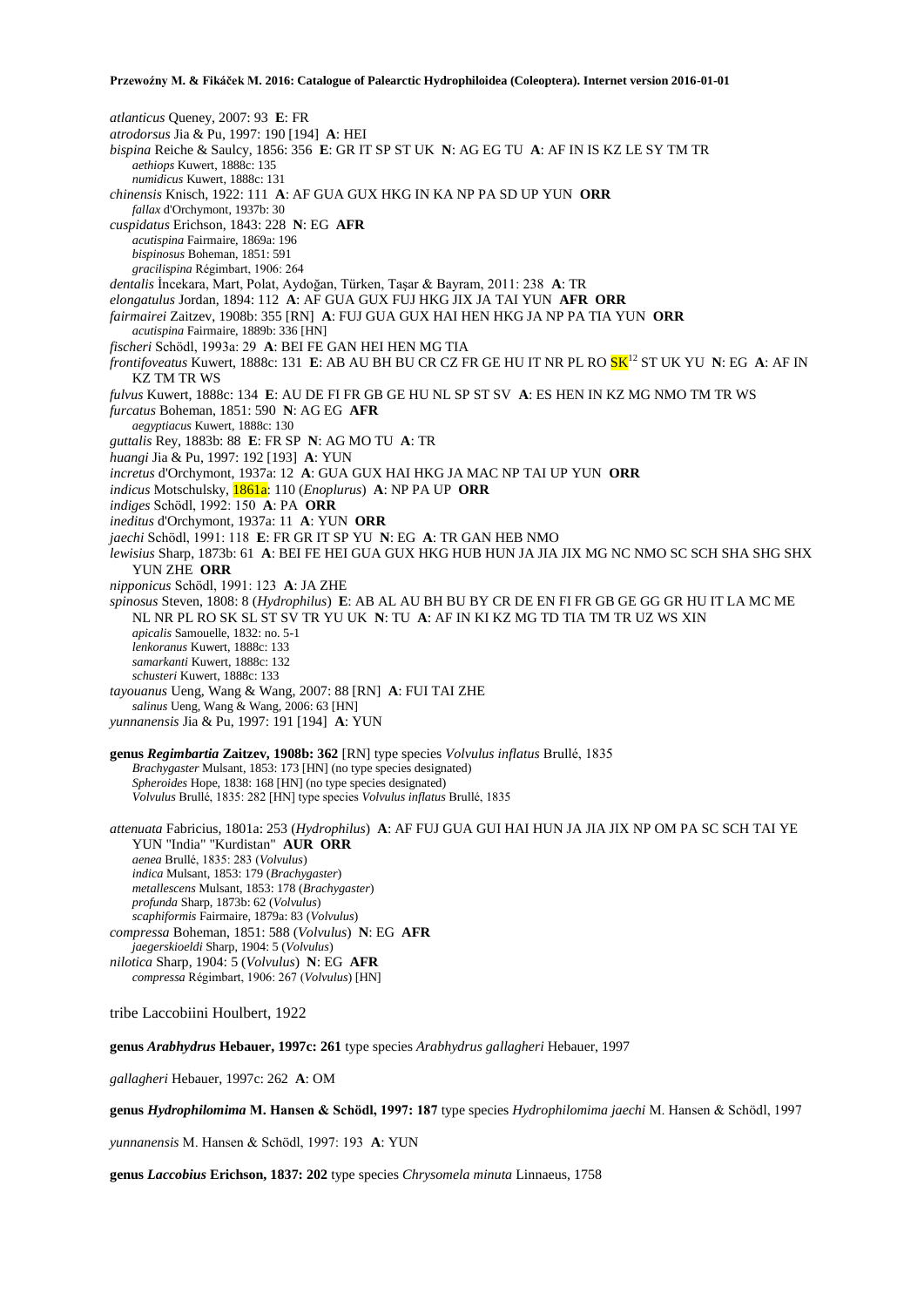*atlanticus* Queney, 2007: 93 **E**: FR
*atrodorsus* Jia & Pu, 1997: 190 [194] **A**: HEI
*bispina* Reiche & Saulcy, 1856: 356 **E**: GR IT SP ST UK **N**: AG EG TU **A**: AF IN IS KZ LE SY TM TR
*aethiops* Kuwert, 1888c: 135
*numidicus* Kuwert, 1888c: 131
*chinensis* Knisch, 1922: 111 **A**: AF GUA GUX HKG IN KA NP PA SD UP YUN **ORR**
*fallax* d'Orchymont, 1937b: 30
*cuspidatus* Erichson, 1843: 228 **N**: EG **AFR**
*acutispina* Fairmaire, 1869a: 196
*bispinosus* Boheman, 1851: 591
*gracilispina* Régimbart, 1906: 264
*dentalis* İncekara, Mart, Polat, Aydoğan, Türken, Taşar & Bayram, 2011: 238 **A**: TR
*elongatulus* Jordan, 1894: 112 **A**: AF GUA GUX FUJ HKG JIX JA TAI YUN **AFR ORR**
*fairmairei* Zaitzev, 1908b: 355 [RN] **A**: FUJ GUA GUX HAI HEN HKG JA NP PA TIA YUN **ORR**
*acutispina* Fairmaire, 1889b: 336 [HN]
*fischeri* Schödl, 1993a: 29 **A**: BEI FE GAN HEI HEN MG TIA
*frontifoveatus* Kuwert, 1888c: 131 **E**: AB AU BH BU CR CZ FR GE HU IT NR PL RO SK[12] ST UK YU **N**: EG **A**: AF IN KZ TM TR WS
*fulvus* Kuwert, 1888c: 134 **E**: AU DE FI FR GB GE HU NL SP ST SV **A**: ES HEN IN KZ MG NMO TM TR WS
*furcatus* Boheman, 1851: 590 **N**: AG EG **AFR**
*aegyptiacus* Kuwert, 1888c: 130
*guttalis* Rey, 1883b: 88 **E**: FR SP **N**: AG MO TU **A**: TR
*huangi* Jia & Pu, 1997: 192 [193] **A**: YUN
*incretus* d'Orchymont, 1937a: 12 **A**: GUA GUX HAI HKG JA MAC NP TAI UP YUN **ORR**
*indicus* Motschulsky, 1861a: 110 (*Enoplurus*) **A**: NP PA UP **ORR**
*indiges* Schödl, 1992: 150 **A**: PA **ORR**
*ineditus* d'Orchymont, 1937a: 11 **A**: YUN **ORR**
*jaechi* Schödl, 1991: 118 **E**: FR GR IT SP YU **N**: EG **A**: TR GAN HEB NMO
*lewisius* Sharp, 1873b: 61 **A**: BEI FE HEI GUA GUX HKG HUB HUN JA JIA JIX MG NC NMO SC SCH SHA SHG SHX YUN ZHE **ORR**
*nipponicus* Schödl, 1991: 123 **A**: JA ZHE
*spinosus* Steven, 1808: 8 (*Hydrophilus*) **E**: AB AL AU BH BU BY CR DE EN FI FR GB GE GG GR HU IT LA MC ME NL NR PL RO SK SL ST SV TR YU UK **N**: TU **A**: AF IN KI KZ MG TD TIA TM TR UZ WS XIN
*apicalis* Samouelle, 1832: no. 5-1
*lenkoranus* Kuwert, 1888c: 133
*samarkanti* Kuwert, 1888c: 132
*schusteri* Kuwert, 1888c: 133
*tayouanus* Ueng, Wang & Wang, 2007: 88 [RN] **A**: FUI TAI ZHE
*salinus* Ueng, Wang & Wang, 2006: 63 [HN]
*yunnanensis* Jia & Pu, 1997: 191 [194] **A**: YUN

**genus *Regimbartia* Zaitzev, 1908b: 362** [RN] type species *Volvulus inflatus* Brullé, 1835
*Brachygaster* Mulsant, 1853: 173 [HN] (no type species designated)
*Spheroides* Hope, 1838: 168 [HN] (no type species designated)
*Volvulus* Brullé, 1835: 282 [HN] type species *Volvulus inflatus* Brullé, 1835

*attenuata* Fabricius, 1801a: 253 (*Hydrophilus*) **A**: AF FUJ GUA GUI HAI HUN JA JIA JIX NP OM PA SC SCH TAI YE YUN "India" "Kurdistan" **AUR ORR**
*aenea* Brullé, 1835: 283 (*Volvulus*)
*indica* Mulsant, 1853: 179 (*Brachygaster*)
*metallescens* Mulsant, 1853: 178 (*Brachygaster*)
*profunda* Sharp, 1873b: 62 (*Volvulus*)
*scaphiformis* Fairmaire, 1879a: 83 (*Volvulus*)
*compressa* Boheman, 1851: 588 (*Volvulus*) **N**: EG **AFR**
*jaegerskioeldi* Sharp, 1904: 5 (*Volvulus*)
*nilotica* Sharp, 1904: 5 (*Volvulus*) **N**: EG **AFR**
*compressa* Régimbart, 1906: 267 (*Volvulus*) [HN]

tribe Laccobiini Houlbert, 1922

**genus *Arabhydrus* Hebauer, 1997c: 261** type species *Arabhydrus gallagheri* Hebauer, 1997

*gallagheri* Hebauer, 1997c: 262 **A**: OM

**genus *Hydrophilomima* M. Hansen & Schödl, 1997: 187** type species *Hydrophilomima jaechi* M. Hansen & Schödl, 1997

*yunnanensis* M. Hansen & Schödl, 1997: 193 **A**: YUN

**genus *Laccobius* Erichson, 1837: 202** type species *Chrysomela minuta* Linnaeus, 1758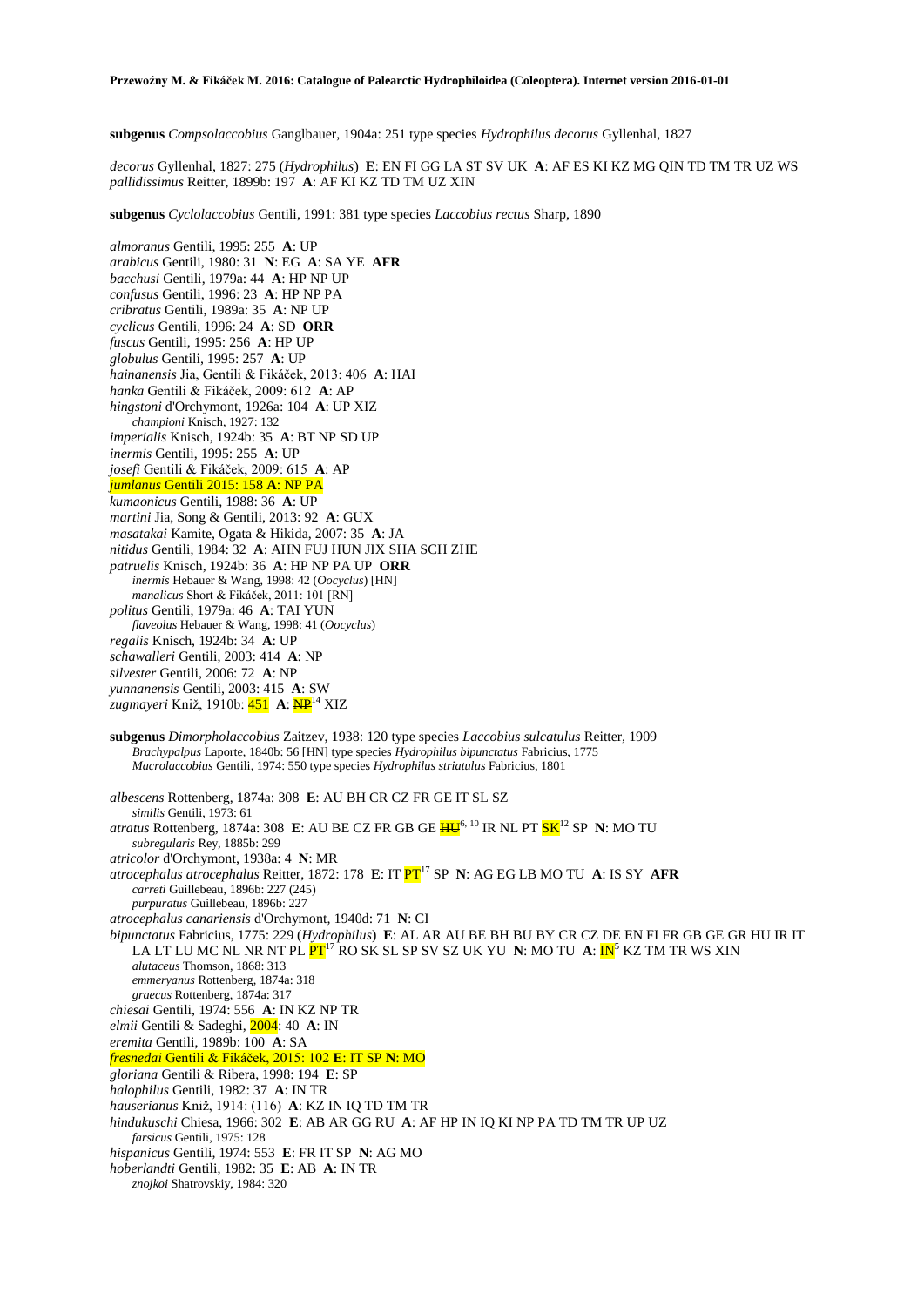**subgenus** *Compsolaccobius* Ganglbauer, 1904a: 251 type species *Hydrophilus decorus* Gyllenhal, 1827

*decorus* Gyllenhal, 1827: 275 (*Hydrophilus*) **E**: EN FI GG LA ST SV UK **A**: AF ES KI KZ MG QIN TD TM TR UZ WS
*pallidissimus* Reitter, 1899b: 197 **A**: AF KI KZ TD TM UZ XIN

**subgenus** *Cyclolaccobius* Gentili, 1991: 381 type species *Laccobius rectus* Sharp, 1890

*almoranus* Gentili, 1995: 255 **A**: UP
*arabicus* Gentili, 1980: 31 **N**: EG **A**: SA YE **AFR**
*bacchusi* Gentili, 1979a: 44 **A**: HP NP UP
*confusus* Gentili, 1996: 23 **A**: HP NP PA
*cribratus* Gentili, 1989a: 35 **A**: NP UP
*cyclicus* Gentili, 1996: 24 **A**: SD **ORR**
*fuscus* Gentili, 1995: 256 **A**: HP UP
*globulus* Gentili, 1995: 257 **A**: UP
*hainanensis* Jia, Gentili & Fikáček, 2013: 406 **A**: HAI
*hanka* Gentili & Fikáček, 2009: 612 **A**: AP
*hingstoni* d'Orchymont, 1926a: 104 **A**: UP XIZ
    *championi* Knisch, 1927: 132
*imperialis* Knisch, 1924b: 35 **A**: BT NP SD UP
*inermis* Gentili, 1995: 255 **A**: UP
*josefi* Gentili & Fikáček, 2009: 615 **A**: AP
*jumlanus* Gentili 2015: 158 **A**: NP PA
*kumaonicus* Gentili, 1988: 36 **A**: UP
*martini* Jia, Song & Gentili, 2013: 92 **A**: GUX
*masatakai* Kamite, Ogata & Hikida, 2007: 35 **A**: JA
*nitidus* Gentili, 1984: 32 **A**: AHN FUJ HUN JIX SHA SCH ZHE
*patruelis* Knisch, 1924b: 36 **A**: HP NP PA UP **ORR**
    *inermis* Hebauer & Wang, 1998: 42 (*Oocyclus*) [HN]
    *manalicus* Short & Fikáček, 2011: 101 [RN]
*politus* Gentili, 1979a: 46 **A**: TAI YUN
    *flaveolus* Hebauer & Wang, 1998: 41 (*Oocyclus*)
*regalis* Knisch, 1924b: 34 **A**: UP
*schawalleri* Gentili, 2003: 414 **A**: NP
*silvester* Gentili, 2006: 72 **A**: NP
*yunnanensis* Gentili, 2003: 415 **A**: SW
*zugmayeri* Kniž, 1910b: 451 **A**: ~~NP~~[14] XIZ

**subgenus** *Dimorpholaccobius* Zaitzev, 1938: 120 type species *Laccobius sulcatulus* Reitter, 1909
    *Brachypalpus* Laporte, 1840b: 56 [HN] type species *Hydrophilus bipunctatus* Fabricius, 1775
    *Macrolaccobius* Gentili, 1974: 550 type species *Hydrophilus striatulus* Fabricius, 1801

*albescens* Rottenberg, 1874a: 308 **E**: AU BH CR CZ FR GE IT SL SZ
    *similis* Gentili, 1973: 61
*atratus* Rottenberg, 1874a: 308 **E**: AU BE CZ FR GB GE ~~HU~~[6, 10] IR NL PT SK[12] SP **N**: MO TU
    *subregularis* Rey, 1885b: 299
*atricolor* d'Orchymont, 1938a: 4 **N**: MR
*atrocephalus atrocephalus* Reitter, 1872: 178 **E**: IT PT[17] SP **N**: AG EG LB MO TU **A**: IS SY **AFR**
    *carreti* Guillebeau, 1896b: 227 (245)
    *purpuratus* Guillebeau, 1896b: 227
*atrocephalus canariensis* d'Orchymont, 1940d: 71 **N**: CI
*bipunctatus* Fabricius, 1775: 229 (*Hydrophilus*) **E**: AL AR AU BE BH BU BY CR CZ DE EN FI FR GB GE GR HU IR IT LA LT LU MC NL NR NT PL ~~PT~~[17] RO SK SL SP SV SZ UK YU **N**: MO TU **A**: IN[5] KZ TM TR WS XIN
    *alutaceus* Thomson, 1868: 313
    *emmeryanus* Rottenberg, 1874a: 318
    *graecus* Rottenberg, 1874a: 317
*chiesai* Gentili, 1974: 556 **A**: IN KZ NP TR
*elmii* Gentili & Sadeghi, 2004: 40 **A**: IN
*eremita* Gentili, 1989b: 100 **A**: SA
*fresnedai* Gentili & Fikáček, 2015: 102 **E**: IT SP **N**: MO
*gloriana* Gentili & Ribera, 1998: 194 **E**: SP
*halophilus* Gentili, 1982: 37 **A**: IN TR
*hauserianus* Kniž, 1914: (116) **A**: KZ IN IQ TD TM TR
*hindukuschi* Chiesa, 1966: 302 **E**: AB AR GG RU **A**: AF HP IN IQ KI NP PA TD TM TR UP UZ
    *farsicus* Gentili, 1975: 128
*hispanicus* Gentili, 1974: 553 **E**: FR IT SP **N**: AG MO
*hoberlandti* Gentili, 1982: 35 **E**: AB **A**: IN TR
    *znojkoi* Shatrovskiy, 1984: 320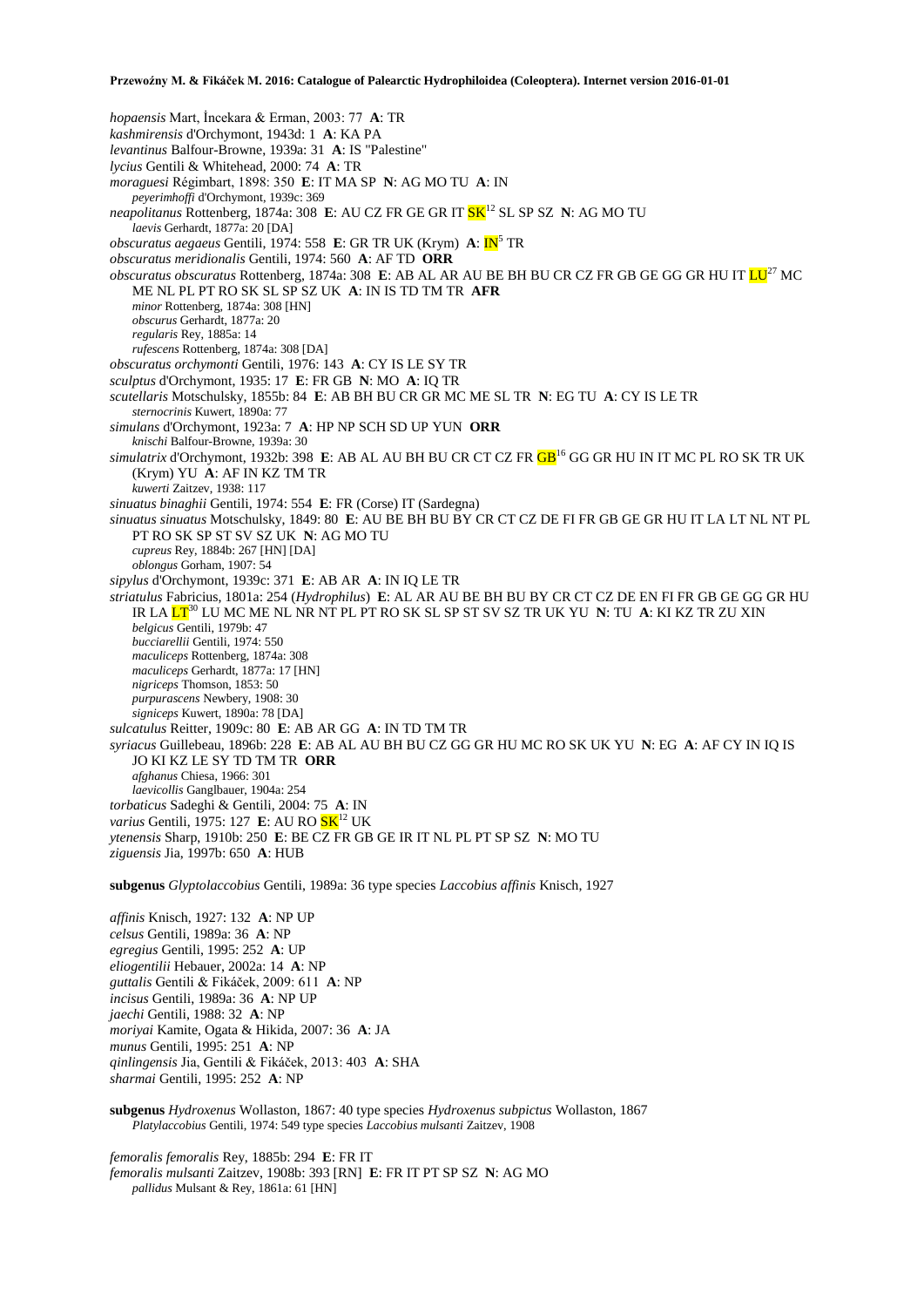*hopaensis* Mart, İncekara & Erman, 2003: 77 **A**: TR
*kashmirensis* d'Orchymont, 1943d: 1 **A**: KA PA
*levantinus* Balfour-Browne, 1939a: 31 **A**: IS "Palestine"
*lycius* Gentili & Whitehead, 2000: 74 **A**: TR
*moraguesi* Régimbart, 1898: 350 **E**: IT MA SP **N**: AG MO TU **A**: IN
  *peyerimhoffi* d'Orchymont, 1939c: 369
*neapolitanus* Rottenberg, 1874a: 308 **E**: AU CZ FR GE GR IT SK[12] SL SP SZ **N**: AG MO TU
  *laevis* Gerhardt, 1877a: 20 [DA]
*obscuratus aegaeus* Gentili, 1974: 558 **E**: GR TR UK (Krym) **A**: IN[5] TR
*obscuratus meridionalis* Gentili, 1974: 560 **A**: AF TD **ORR**
*obscuratus obscuratus* Rottenberg, 1874a: 308 **E**: AB AL AR AU BE BH BU CR CZ FR GB GE GG GR HU IT LU[27] MC ME NL PL PT RO SK SL SP SZ UK **A**: IN IS TD TM TR **AFR**
  *minor* Rottenberg, 1874a: 308 [HN]
  *obscurus* Gerhardt, 1877a: 20
  *regularis* Rey, 1885a: 14
  *rufescens* Rottenberg, 1874a: 308 [DA]
*obscuratus orchymonti* Gentili, 1976: 143 **A**: CY IS LE SY TR
*sculptus* d'Orchymont, 1935: 17 **E**: FR GB **N**: MO **A**: IQ TR
*scutellaris* Motschulsky, 1855b: 84 **E**: AB BH BU CR GR MC ME SL TR **N**: EG TU **A**: CY IS LE TR
  *sternocrinis* Kuwert, 1890a: 77
*simulans* d'Orchymont, 1923a: 7 **A**: HP NP SCH SD UP YUN **ORR**
  *knischi* Balfour-Browne, 1939a: 30
*simulatrix* d'Orchymont, 1932b: 398 **E**: AB AL AU BH BU CR CT CZ FR GB[16] GG GR HU IN IT MC PL RO SK TR UK (Krym) YU **A**: AF IN KZ TM TR
  *kuwerti* Zaitzev, 1938: 117
*sinuatus binaghii* Gentili, 1974: 554 **E**: FR (Corse) IT (Sardegna)
*sinuatus sinuatus* Motschulsky, 1849: 80 **E**: AU BE BH BU BY CR CT CZ DE FI FR GB GE GR HU IT LA LT NL NT PL PT RO SK SP ST SV SZ UK **N**: AG MO TU
  *cupreus* Rey, 1884b: 267 [HN] [DA]
  *oblongus* Gorham, 1907: 54
*sipylus* d'Orchymont, 1939c: 371 **E**: AB AR **A**: IN IQ LE TR
*striatulus* Fabricius, 1801a: 254 (*Hydrophilus*) **E**: AL AR AU BE BH BU BY CR CT CZ DE EN FI FR GB GE GG GR HU IR LA LT[30] LU MC ME NL NR NT PL PT RO SK SL SP ST SV SZ TR UK YU **N**: TU **A**: KI KZ TR ZU XIN
  *belgicus* Gentili, 1979b: 47
  *bucciarellii* Gentili, 1974: 550
  *maculiceps* Rottenberg, 1874a: 308
  *maculiceps* Gerhardt, 1877a: 17 [HN]
  *nigriceps* Thomson, 1853: 50
  *purpurascens* Newbery, 1908: 30
  *signiceps* Kuwert, 1890a: 78 [DA]
*sulcatulus* Reitter, 1909c: 80 **E**: AB AR GG **A**: IN TD TM TR
*syriacus* Guillebeau, 1896b: 228 **E**: AB AL AU BH BU CZ GG GR HU MC RO SK UK YU **N**: EG **A**: AF CY IN IQ IS JO KI KZ LE SY TD TM TR **ORR**
  *afghanus* Chiesa, 1966: 301
  *laevicollis* Ganglbauer, 1904a: 254
*torbaticus* Sadeghi & Gentili, 2004: 75 **A**: IN
*varius* Gentili, 1975: 127 **E**: AU RO SK[12] UK
*ytenensis* Sharp, 1910b: 250 **E**: BE CZ FR GB GE IR IT NL PL PT SP SZ **N**: MO TU
*ziguensis* Jia, 1997b: 650 **A**: HUB

**subgenus** *Glyptolaccobius* Gentili, 1989a: 36 type species *Laccobius affinis* Knisch, 1927

*affinis* Knisch, 1927: 132 **A**: NP UP
*celsus* Gentili, 1989a: 36 **A**: NP
*egregius* Gentili, 1995: 252 **A**: UP
*eliogentilii* Hebauer, 2002a: 14 **A**: NP
*guttalis* Gentili & Fikáček, 2009: 611 **A**: NP
*incisus* Gentili, 1989a: 36 **A**: NP UP
*jaechi* Gentili, 1988: 32 **A**: NP
*moriyai* Kamite, Ogata & Hikida, 2007: 36 **A**: JA
*munus* Gentili, 1995: 251 **A**: NP
*qinlingensis* Jia, Gentili & Fikáček, 2013: 403 **A**: SHA
*sharmai* Gentili, 1995: 252 **A**: NP

**subgenus** *Hydroxenus* Wollaston, 1867: 40 type species *Hydroxenus subpictus* Wollaston, 1867
  *Platylaccobius* Gentili, 1974: 549 type species *Laccobius mulsanti* Zaitzev, 1908

*femoralis femoralis* Rey, 1885b: 294 **E**: FR IT
*femoralis mulsanti* Zaitzev, 1908b: 393 [RN] **E**: FR IT PT SP SZ **N**: AG MO
  *pallidus* Mulsant & Rey, 1861a: 61 [HN]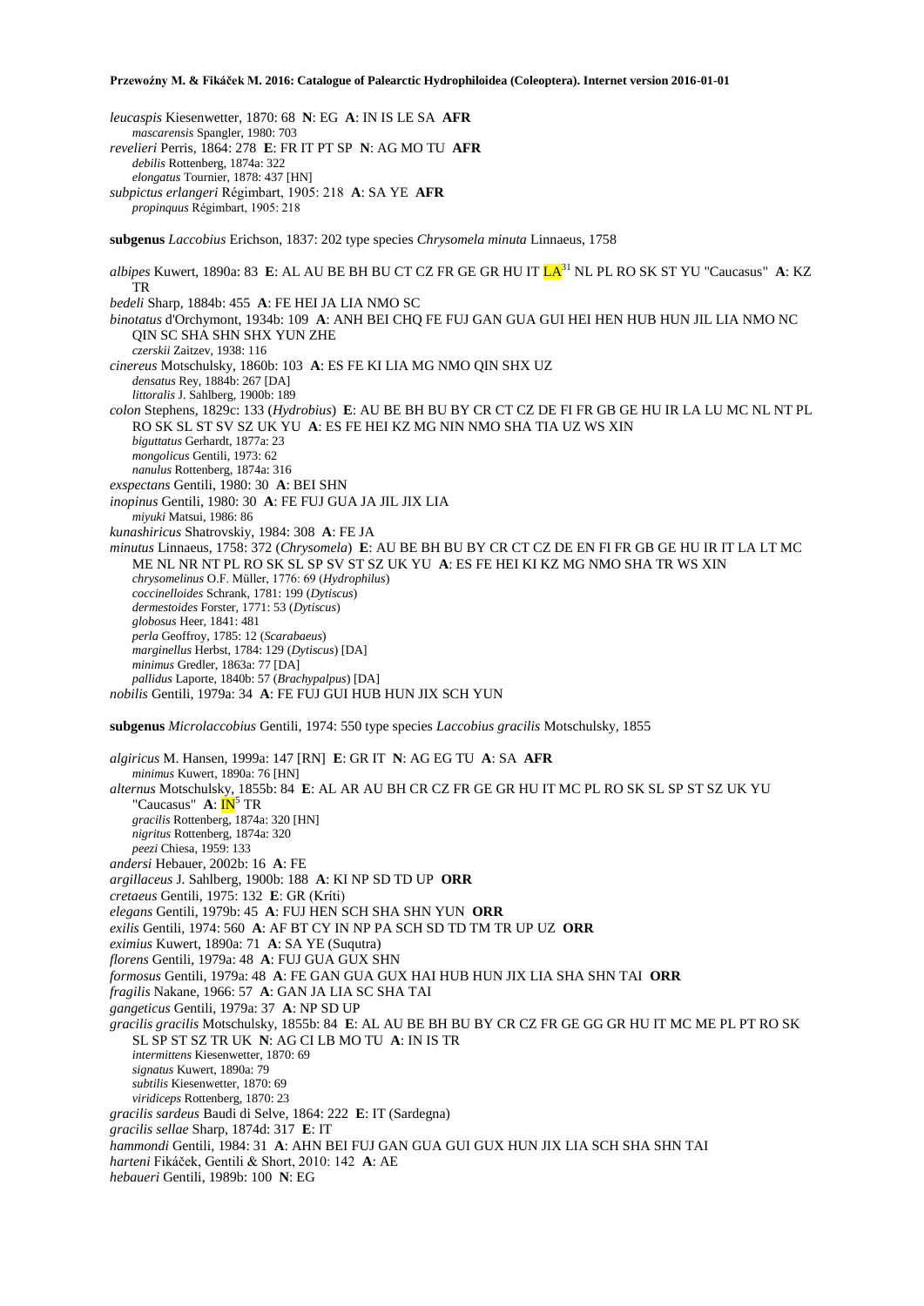*leucaspis* Kiesenwetter, 1870: 68 **N**: EG **A**: IN IS LE SA **AFR**
*mascarensis* Spangler, 1980: 703
*revelieri* Perris, 1864: 278 **E**: FR IT PT SP **N**: AG MO TU **AFR**
*debilis* Rottenberg, 1874a: 322
*elongatus* Tournier, 1878: 437 [HN]
*subpictus erlangeri* Régimbart, 1905: 218 **A**: SA YE **AFR**
*propinquus* Régimbart, 1905: 218

**subgenus** *Laccobius* Erichson, 1837: 202 type species *Chrysomela minuta* Linnaeus, 1758

*albipes* Kuwert, 1890a: 83 **E**: AL AU BE BH BU CT CZ FR GE GR HU IT LA[31] NL PL RO SK ST YU "Caucasus" **A**: KZ TR
*bedeli* Sharp, 1884b: 455 **A**: FE HEI JA LIA NMO SC
*binotatus* d'Orchymont, 1934b: 109 **A**: ANH BEI CHQ FE FUJ GAN GUA GUI HEI HEN HUB HUN JIL LIA NMO NC QIN SC SHA SHN SHX YUN ZHE
*czerskii* Zaitzev, 1938: 116
*cinereus* Motschulsky, 1860b: 103 **A**: ES FE KI LIA MG NMO QIN SHX UZ
*densatus* Rey, 1884b: 267 [DA]
*littoralis* J. Sahlberg, 1900b: 189
*colon* Stephens, 1829c: 133 (*Hydrobius*) **E**: AU BE BH BU BY CR CT CZ DE FI FR GB GE HU IR LA LU MC NL NT PL RO SK SL ST SV SZ UK YU **A**: ES FE HEI KZ MG NIN NMO SHA TIA UZ WS XIN
*biguttatus* Gerhardt, 1877a: 23
*mongolicus* Gentili, 1973: 62
*nanulus* Rottenberg, 1874a: 316
*exspectans* Gentili, 1980: 30 **A**: BEI SHN
*inopinus* Gentili, 1980: 30 **A**: FE FUJ GUA JA JIL JIX LIA
*miyuki* Matsui, 1986: 86
*kunashiricus* Shatrovskiy, 1984: 308 **A**: FE JA
*minutus* Linnaeus, 1758: 372 (*Chrysomela*) **E**: AU BE BH BU BY CR CT CZ DE EN FI FR GB GE HU IR IT LA LT MC ME NL NR NT PL RO SK SL SP SV ST SZ UK YU **A**: ES FE HEI KI KZ MG NMO SHA TR WS XIN
*chrysomelinus* O.F. Müller, 1776: 69 (*Hydrophilus*)
*coccinelloides* Schrank, 1781: 199 (*Dytiscus*)
*dermestoides* Forster, 1771: 53 (*Dytiscus*)
*globosus* Heer, 1841: 481
*perla* Geoffroy, 1785: 12 (*Scarabaeus*)
*marginellus* Herbst, 1784: 129 (*Dytiscus*) [DA]
*minimus* Gredler, 1863a: 77 [DA]
*pallidus* Laporte, 1840b: 57 (*Brachypalpus*) [DA]
*nobilis* Gentili, 1979a: 34 **A**: FE FUJ GUI HUB HUN JIX SCH YUN

**subgenus** *Microlaccobius* Gentili, 1974: 550 type species *Laccobius gracilis* Motschulsky, 1855

*algiricus* M. Hansen, 1999a: 147 [RN] **E**: GR IT **N**: AG EG TU **A**: SA **AFR**
*minimus* Kuwert, 1890a: 76 [HN]
*alternus* Motschulsky, 1855b: 84 **E**: AL AR AU BH CR CZ FR GE GR HU IT MC PL RO SK SL SP ST SZ UK YU "Caucasus" **A**: IN[5] TR
*gracilis* Rottenberg, 1874a: 320 [HN]
*nigritus* Rottenberg, 1874a: 320
*peezi* Chiesa, 1959: 133
*andersi* Hebauer, 2002b: 16 **A**: FE
*argillaceus* J. Sahlberg, 1900b: 188 **A**: KI NP SD TD UP **ORR**
*cretaeus* Gentili, 1975: 132 **E**: GR (Kriti)
*elegans* Gentili, 1979b: 45 **A**: FUJ HEN SCH SHA SHN YUN **ORR**
*exilis* Gentili, 1974: 560 **A**: AF BT CY IN NP PA SCH SD TD TM TR UP UZ **ORR**
*eximius* Kuwert, 1890a: 71 **A**: SA YE (Suqutra)
*florens* Gentili, 1979a: 48 **A**: FUJ GUA GUX SHN
*formosus* Gentili, 1979a: 48 **A**: FE GAN GUA GUX HAI HUB HUN JIX LIA SHA SHN TAI **ORR**
*fragilis* Nakane, 1966: 57 **A**: GAN JA LIA SC SHA TAI
*gangeticus* Gentili, 1979a: 37 **A**: NP SD UP
*gracilis gracilis* Motschulsky, 1855b: 84 **E**: AL AU BE BH BU CR CZ FR GE GG GR HU IT MC ME PL PT RO SK SL SP ST SZ TR UK **N**: AG CI LB MO TU **A**: IN IS TR
*intermittens* Kiesenwetter, 1870: 69
*signatus* Kuwert, 1890a: 79
*subtilis* Kiesenwetter, 1870: 69
*viridiceps* Rottenberg, 1870: 23
*gracilis sardeus* Baudi di Selve, 1864: 222 **E**: IT (Sardegna)
*gracilis sellae* Sharp, 1874d: 317 **E**: IT
*hammondi* Gentili, 1984: 31 **A**: AHN BEI FUJ GAN GUA GUI GUX HUN JIX LIA SCH SHA SHN TAI
*harteni* Fikáček, Gentili & Short, 2010: 142 **A**: AE
*hebaueri* Gentili, 1989b: 100 **N**: EG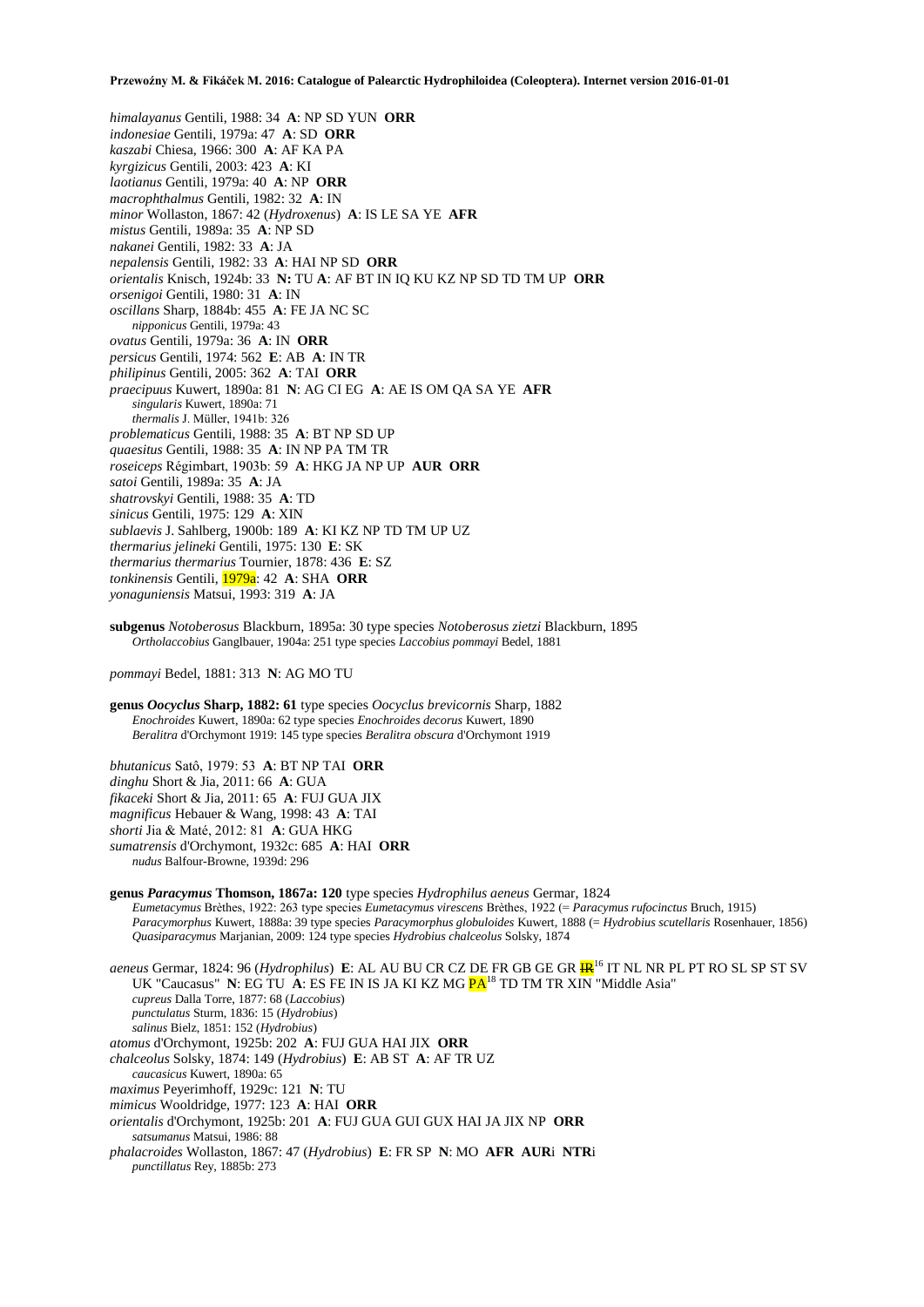*himalayanus* Gentili, 1988: 34 **A**: NP SD YUN **ORR**
*indonesiae* Gentili, 1979a: 47 **A**: SD **ORR**
*kaszabi* Chiesa, 1966: 300 **A**: AF KA PA
*kyrgizicus* Gentili, 2003: 423 **A**: KI
*laotianus* Gentili, 1979a: 40 **A**: NP **ORR**
*macrophthalmus* Gentili, 1982: 32 **A**: IN
*minor* Wollaston, 1867: 42 (*Hydroxenus*) **A**: IS LE SA YE **AFR**
*mistus* Gentili, 1989a: 35 **A**: NP SD
*nakanei* Gentili, 1982: 33 **A**: JA
*nepalensis* Gentili, 1982: 33 **A**: HAI NP SD **ORR**
*orientalis* Knisch, 1924b: 33 **N:** TU **A**: AF BT IN IQ KU KZ NP SD TD TM UP **ORR**
*orsenigoi* Gentili, 1980: 31 **A**: IN
*oscillans* Sharp, 1884b: 455 **A**: FE JA NC SC
  *nipponicus* Gentili, 1979a: 43
*ovatus* Gentili, 1979a: 36 **A**: IN **ORR**
*persicus* Gentili, 1974: 562 **E**: AB **A**: IN TR
*philipinus* Gentili, 2005: 362 **A**: TAI **ORR**
*praecipuus* Kuwert, 1890a: 81 **N**: AG CI EG **A**: AE IS OM QA SA YE **AFR**
  *singularis* Kuwert, 1890a: 71
  *thermalis* J. Müller, 1941b: 326
*problematicus* Gentili, 1988: 35 **A**: BT NP SD UP
*quaesitus* Gentili, 1988: 35 **A**: IN NP PA TM TR
*roseiceps* Régimbart, 1903b: 59 **A**: HKG JA NP UP **AUR ORR**
*satoi* Gentili, 1989a: 35 **A**: JA
*shatrovskyi* Gentili, 1988: 35 **A**: TD
*sinicus* Gentili, 1975: 129 **A**: XIN
*sublaevis* J. Sahlberg, 1900b: 189 **A**: KI KZ NP TD TM UP UZ
*thermarius jelineki* Gentili, 1975: 130 **E**: SK
*thermarius thermarius* Tournier, 1878: 436 **E**: SZ
*tonkinensis* Gentili, 1979a: 42 **A**: SHA **ORR**
*yonaguniensis* Matsui, 1993: 319 **A**: JA

**subgenus** *Notoberosus* Blackburn, 1895a: 30 type species *Notoberosus zietzi* Blackburn, 1895
  *Ortholaccobius* Ganglbauer, 1904a: 251 type species *Laccobius pommayi* Bedel, 1881

*pommayi* Bedel, 1881: 313 **N**: AG MO TU

**genus *Oocyclus* Sharp, 1882: 61** type species *Oocyclus brevicornis* Sharp, 1882
  *Enochroides* Kuwert, 1890a: 62 type species *Enochroides decorus* Kuwert, 1890
  *Beralitra* d'Orchymont 1919: 145 type species *Beralitra obscura* d'Orchymont 1919

*bhutanicus* Satô, 1979: 53 **A**: BT NP TAI **ORR**
*dinghu* Short & Jia, 2011: 66 **A**: GUA
*fikaceki* Short & Jia, 2011: 65 **A**: FUJ GUA JIX
*magnificus* Hebauer & Wang, 1998: 43 **A**: TAI
*shorti* Jia & Maté, 2012: 81 **A**: GUA HKG
*sumatrensis* d'Orchymont, 1932c: 685 **A**: HAI **ORR**
  *nudus* Balfour-Browne, 1939d: 296

**genus *Paracymus* Thomson, 1867a: 120** type species *Hydrophilus aeneus* Germar, 1824
  *Eumetacymus* Brèthes, 1922: 263 type species *Eumetacymus virescens* Brèthes, 1922 (= *Paracymus rufocinctus* Bruch, 1915)
  *Paracymorphus* Kuwert, 1888a: 39 type species *Paracymorphus globuloides* Kuwert, 1888 (= *Hydrobius scutellaris* Rosenhauer, 1856)
  *Quasiparacymus* Marjanian, 2009: 124 type species *Hydrobius chalceolus* Solsky, 1874

*aeneus* Germar, 1824: 96 (*Hydrophilus*) **E**: AL AU BU CR CZ DE FR GB GE GR ~~IR~~[16] IT NL NR PL PT RO SL SP ST SV UK "Caucasus" **N**: EG TU **A**: ES FE IN IS JA KI KZ MG PA[18] TD TM TR XIN "Middle Asia"
  *cupreus* Dalla Torre, 1877: 68 (*Laccobius*)
  *punctulatus* Sturm, 1836: 15 (*Hydrobius*)
  *salinus* Bielz, 1851: 152 (*Hydrobius*)
*atomus* d'Orchymont, 1925b: 202 **A**: FUJ GUA HAI JIX **ORR**
*chalceolus* Solsky, 1874: 149 (*Hydrobius*) **E**: AB ST **A**: AF TR UZ
  *caucasicus* Kuwert, 1890a: 65
*maximus* Peyerimhoff, 1929c: 121 **N**: TU
*mimicus* Wooldridge, 1977: 123 **A**: HAI **ORR**
*orientalis* d'Orchymont, 1925b: 201 **A**: FUJ GUA GUI GUX HAI JA JIX NP **ORR**
  *satsumanus* Matsui, 1986: 88
*phalacroides* Wollaston, 1867: 47 (*Hydrobius*) **E**: FR SP **N**: MO **AFR AUR**i **NTR**i
  *punctillatus* Rey, 1885b: 273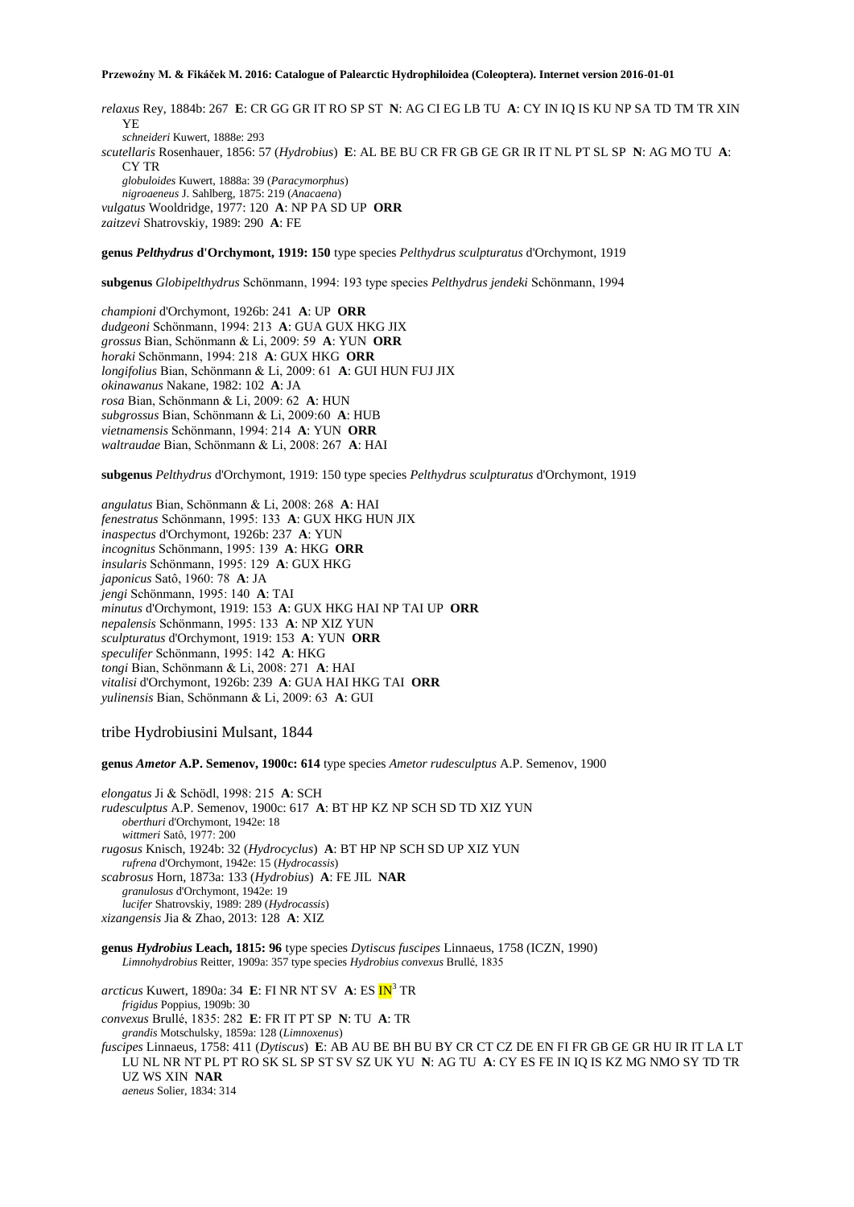*relaxus* Rey, 1884b: 267 **E**: CR GG GR IT RO SP ST **N**: AG CI EG LB TU **A**: CY IN IQ IS KU NP SA TD TM TR XIN YE
*schneideri* Kuwert, 1888e: 293
*scutellaris* Rosenhauer, 1856: 57 (*Hydrobius*) **E**: AL BE BU CR FR GB GE GR IR IT NL PT SL SP **N**: AG MO TU **A**: CY TR
*globuloides* Kuwert, 1888a: 39 (*Paracymorphus*)
*nigroaeneus* J. Sahlberg, 1875: 219 (*Anacaena*)
*vulgatus* Wooldridge, 1977: 120 **A**: NP PA SD UP **ORR**
*zaitzevi* Shatrovskiy, 1989: 290 **A**: FE

**genus *Pelthydrus* d'Orchymont, 1919: 150** type species *Pelthydrus sculpturatus* d'Orchymont, 1919

**subgenus** *Globipelthydrus* Schönmann, 1994: 193 type species *Pelthydrus jendeki* Schönmann, 1994

*championi* d'Orchymont, 1926b: 241 **A**: UP **ORR**
*dudgeoni* Schönmann, 1994: 213 **A**: GUA GUX HKG JIX
*grossus* Bian, Schönmann & Li, 2009: 59 **A**: YUN **ORR**
*horaki* Schönmann, 1994: 218 **A**: GUX HKG **ORR**
*longifolius* Bian, Schönmann & Li, 2009: 61 **A**: GUI HUN FUJ JIX
*okinawanus* Nakane, 1982: 102 **A**: JA
*rosa* Bian, Schönmann & Li, 2009: 62 **A**: HUN
*subgrossus* Bian, Schönmann & Li, 2009:60 **A**: HUB
*vietnamensis* Schönmann, 1994: 214 **A**: YUN **ORR**
*waltraudae* Bian, Schönmann & Li, 2008: 267 **A**: HAI

**subgenus** *Pelthydrus* d'Orchymont, 1919: 150 type species *Pelthydrus sculpturatus* d'Orchymont, 1919

*angulatus* Bian, Schönmann & Li, 2008: 268 **A**: HAI
*fenestratus* Schönmann, 1995: 133 **A**: GUX HKG HUN JIX
*inaspectus* d'Orchymont, 1926b: 237 **A**: YUN
*incognitus* Schönmann, 1995: 139 **A**: HKG **ORR**
*insularis* Schönmann, 1995: 129 **A**: GUX HKG
*japonicus* Satô, 1960: 78 **A**: JA
*jengi* Schönmann, 1995: 140 **A**: TAI
*minutus* d'Orchymont, 1919: 153 **A**: GUX HKG HAI NP TAI UP **ORR**
*nepalensis* Schönmann, 1995: 133 **A**: NP XIZ YUN
*sculpturatus* d'Orchymont, 1919: 153 **A**: YUN **ORR**
*speculifer* Schönmann, 1995: 142 **A**: HKG
*tongi* Bian, Schönmann & Li, 2008: 271 **A**: HAI
*vitalisi* d'Orchymont, 1926b: 239 **A**: GUA HAI HKG TAI **ORR**
*yulinensis* Bian, Schönmann & Li, 2009: 63 **A**: GUI

## tribe Hydrobiusini Mulsant, 1844

**genus *Ametor* A.P. Semenov, 1900c: 614** type species *Ametor rudesculptus* A.P. Semenov, 1900

*elongatus* Ji & Schödl, 1998: 215 **A**: SCH
*rudesculptus* A.P. Semenov, 1900c: 617 **A**: BT HP KZ NP SCH SD TD XIZ YUN
*oberthuri* d'Orchymont, 1942e: 18
*wittmeri* Satô, 1977: 200
*rugosus* Knisch, 1924b: 32 (*Hydrocyclus*) **A**: BT HP NP SCH SD UP XIZ YUN
*rufrena* d'Orchymont, 1942e: 15 (*Hydrocassis*)
*scabrosus* Horn, 1873a: 133 (*Hydrobius*) **A**: FE JIL **NAR**
*granulosus* d'Orchymont, 1942e: 19
*lucifer* Shatrovskiy, 1989: 289 (*Hydrocassis*)
*xizangensis* Jia & Zhao, 2013: 128 **A**: XIZ

**genus *Hydrobius* Leach, 1815: 96** type species *Dytiscus fuscipes* Linnaeus, 1758 (ICZN, 1990)
*Limnohydrobius* Reitter, 1909a: 357 type species *Hydrobius convexus* Brullé, 1835

*arcticus* Kuwert, 1890a: 34 **E**: FI NR NT SV **A**: ES IN[3] TR
*frigidus* Poppius, 1909b: 30
*convexus* Brullé, 1835: 282 **E**: FR IT PT SP **N**: TU **A**: TR
*grandis* Motschulsky, 1859a: 128 (*Limnoxenus*)
*fuscipes* Linnaeus, 1758: 411 (*Dytiscus*) **E**: AB AU BE BH BU BY CR CT CZ DE EN FI FR GB GE GR HU IR IT LA LT LU NL NR NT PL PT RO SK SL SP ST SV SZ UK YU **N**: AG TU **A**: CY ES FE IN IQ IS KZ MG NMO SY TD TR UZ WS XIN **NAR**
*aeneus* Solier, 1834: 314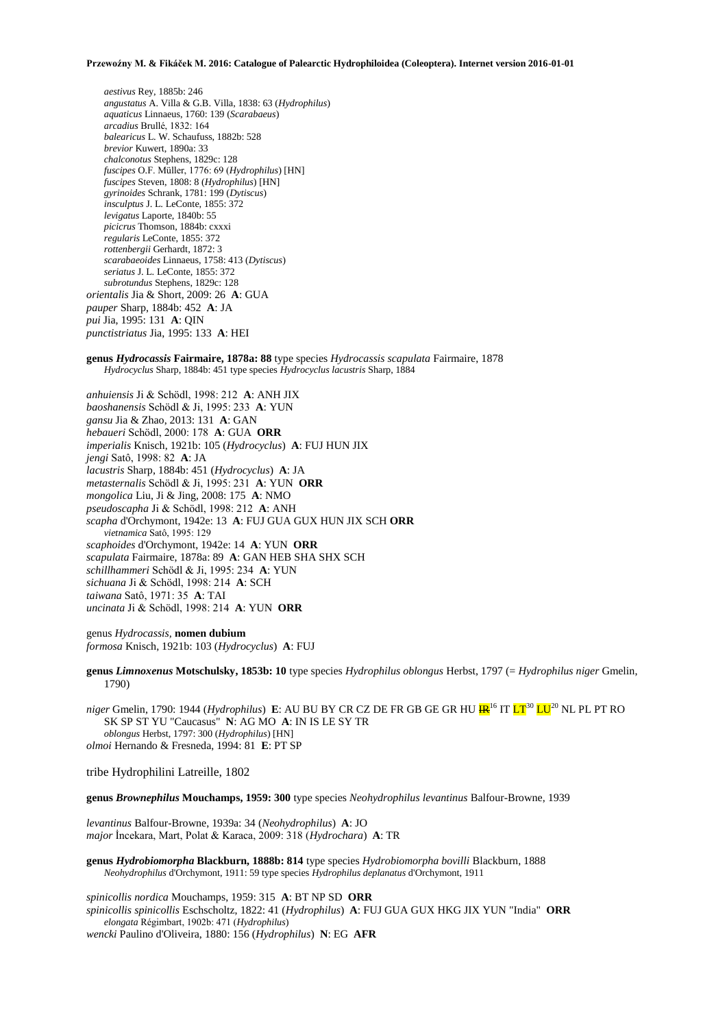*aestivus* Rey, 1885b: 246
*angustatus* A. Villa & G.B. Villa, 1838: 63 (*Hydrophilus*)
*aquaticus* Linnaeus, 1760: 139 (*Scarabaeus*)
*arcadius* Brullé, 1832: 164
*balearicus* L. W. Schaufuss, 1882b: 528
*brevior* Kuwert, 1890a: 33
*chalconotus* Stephens, 1829c: 128
*fuscipes* O.F. Müller, 1776: 69 (*Hydrophilus*) [HN]
*fuscipes* Steven, 1808: 8 (*Hydrophilus*) [HN]
*gyrinoides* Schrank, 1781: 199 (*Dytiscus*)
*insculptus* J. L. LeConte, 1855: 372
*levigatus* Laporte, 1840b: 55
*picicrus* Thomson, 1884b: cxxxi
*regularis* LeConte, 1855: 372
*rottenbergii* Gerhardt, 1872: 3
*scarabaeoides* Linnaeus, 1758: 413 (*Dytiscus*)
*seriatus* J. L. LeConte, 1855: 372
*subrotundus* Stephens, 1829c: 128

*orientalis* Jia & Short, 2009: 26 **A**: GUA
*pauper* Sharp, 1884b: 452 **A**: JA
*pui* Jia, 1995: 131 **A**: QIN
*punctistriatus* Jia, 1995: 133 **A**: HEI

**genus *Hydrocassis* Fairmaire, 1878a: 88** type species *Hydrocassis scapulata* Fairmaire, 1878
*Hydrocyclus* Sharp, 1884b: 451 type species *Hydrocyclus lacustris* Sharp, 1884

*anhuiensis* Ji & Schödl, 1998: 212 **A**: ANH JIX
*baoshanensis* Schödl & Ji, 1995: 233 **A**: YUN
*gansu* Jia & Zhao, 2013: 131 **A**: GAN
*hebaueri* Schödl, 2000: 178 **A**: GUA **ORR**
*imperialis* Knisch, 1921b: 105 (*Hydrocyclus*) **A**: FUJ HUN JIX
*jengi* Satô, 1998: 82 **A**: JA
*lacustris* Sharp, 1884b: 451 (*Hydrocyclus*) **A**: JA
*metasternalis* Schödl & Ji, 1995: 231 **A**: YUN **ORR**
*mongolica* Liu, Ji & Jing, 2008: 175 **A**: NMO
*pseudoscapha* Ji & Schödl, 1998: 212 **A**: ANH
*scapha* d'Orchymont, 1942e: 13 **A**: FUJ GUA GUX HUN JIX SCH **ORR**
*vietnamica* Satô, 1995: 129
*scaphoides* d'Orchymont, 1942e: 14 **A**: YUN **ORR**
*scapulata* Fairmaire, 1878a: 89 **A**: GAN HEB SHA SHX SCH
*schillhammeri* Schödl & Ji, 1995: 234 **A**: YUN
*sichuana* Ji & Schödl, 1998: 214 **A**: SCH
*taiwana* Satô, 1971: 35 **A**: TAI
*uncinata* Ji & Schödl, 1998: 214 **A**: YUN **ORR**

genus *Hydrocassis*, **nomen dubium**
*formosa* Knisch, 1921b: 103 (*Hydrocyclus*) **A**: FUJ

**genus *Limnoxenus* Motschulsky, 1853b: 10** type species *Hydrophilus oblongus* Herbst, 1797 (= *Hydrophilus niger* Gmelin, 1790)

*niger* Gmelin, 1790: 1944 (*Hydrophilus*) **E**: AU BU BY CR CZ DE FR GB GE GR HU ~~IR~~[16] IT LT[30] LU[20] NL PL PT RO SK SP ST YU "Caucasus" **N**: AG MO **A**: IN IS LE SY TR
*oblongus* Herbst, 1797: 300 (*Hydrophilus*) [HN]
*olmoi* Hernando & Fresneda, 1994: 81 **E**: PT SP

tribe Hydrophilini Latreille, 1802

**genus *Brownephilus* Mouchamps, 1959: 300** type species *Neohydrophilus levantinus* Balfour-Browne, 1939

*levantinus* Balfour-Browne, 1939a: 34 (*Neohydrophilus*) **A**: JO
*major* İncekara, Mart, Polat & Karaca, 2009: 318 (*Hydrochara*) **A**: TR

**genus *Hydrobiomorpha* Blackburn, 1888b: 814** type species *Hydrobiomorpha bovilli* Blackburn, 1888
*Neohydrophilus* d'Orchymont, 1911: 59 type species *Hydrophilus deplanatus* d'Orchymont, 1911

*spinicollis nordica* Mouchamps, 1959: 315 **A**: BT NP SD **ORR**
*spinicollis spinicollis* Eschscholtz, 1822: 41 (*Hydrophilus*) **A**: FUJ GUA GUX HKG JIX YUN "India" **ORR**
*elongata* Régimbart, 1902b: 471 (*Hydrophilus*)
*wencki* Paulino d'Oliveira, 1880: 156 (*Hydrophilus*) **N**: EG **AFR**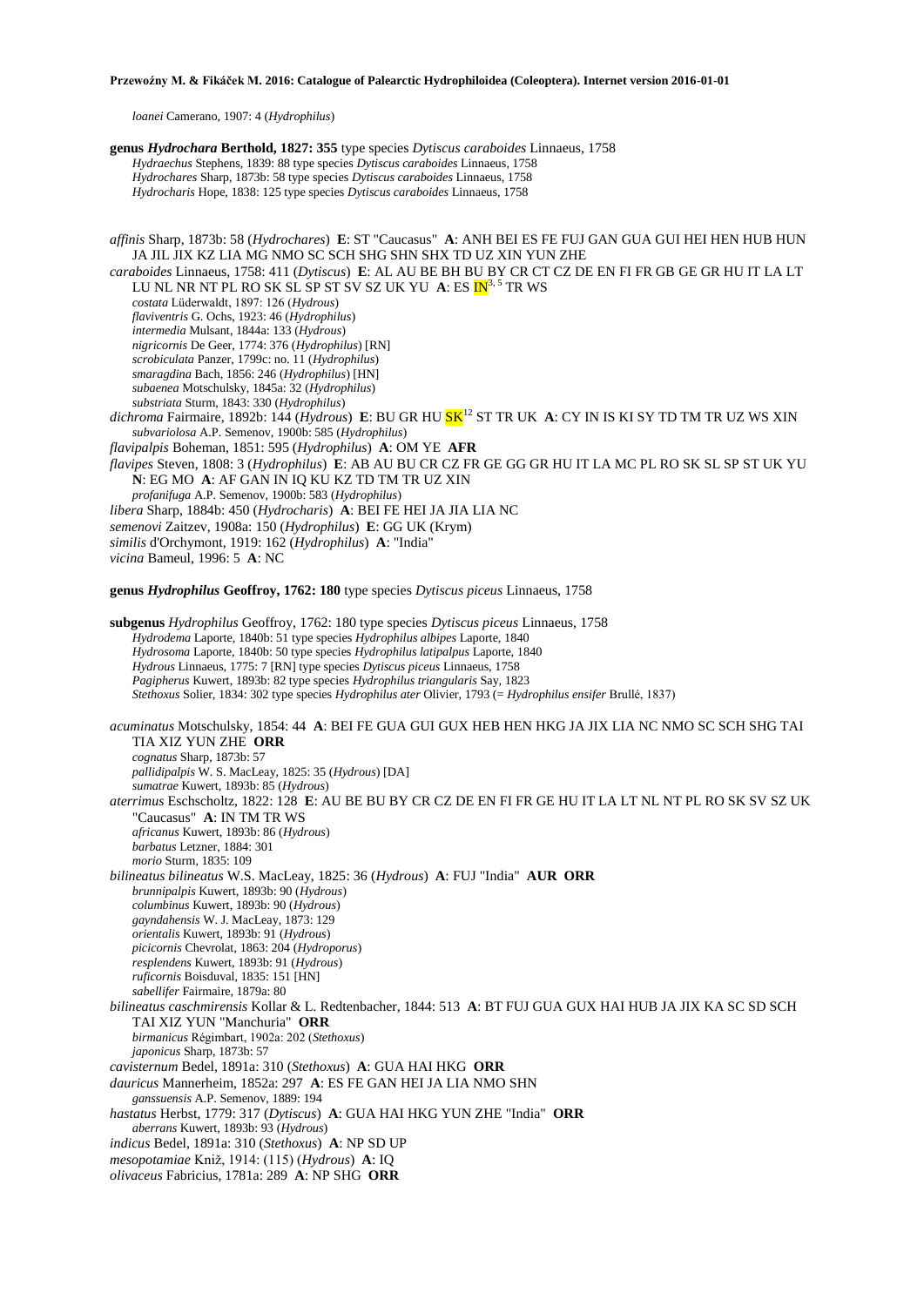*loanei* Camerano, 1907: 4 (*Hydrophilus*)

**genus *Hydrochara* Berthold, 1827: 355** type species *Dytiscus caraboides* Linnaeus, 1758
*Hydraechus* Stephens, 1839: 88 type species *Dytiscus caraboides* Linnaeus, 1758
*Hydrochares* Sharp, 1873b: 58 type species *Dytiscus caraboides* Linnaeus, 1758
*Hydrocharis* Hope, 1838: 125 type species *Dytiscus caraboides* Linnaeus, 1758

*affinis* Sharp, 1873b: 58 (*Hydrochares*) **E**: ST "Caucasus" **A**: ANH BEI ES FE FUJ GAN GUA GUI HEI HEN HUB HUN JA JIL JIX KZ LIA MG NMO SC SCH SHG SHN SHX TD UZ XIN YUN ZHE
*caraboides* Linnaeus, 1758: 411 (*Dytiscus*) **E**: AL AU BE BH BU BY CR CT CZ DE EN FI FR GB GE GR HU IT LA LT LU NL NR NT PL RO SK SL SP ST SV SZ UK YU **A**: ES IN[3, 5] TR WS
*costata* Lüderwaldt, 1897: 126 (*Hydrous*)
*flaviventris* G. Ochs, 1923: 46 (*Hydrophilus*)
*intermedia* Mulsant, 1844a: 133 (*Hydrous*)
*nigricornis* De Geer, 1774: 376 (*Hydrophilus*) [RN]
*scrobiculata* Panzer, 1799c: no. 11 (*Hydrophilus*)
*smaragdina* Bach, 1856: 246 (*Hydrophilus*) [HN]
*subaenea* Motschulsky, 1845a: 32 (*Hydrophilus*)
*substriata* Sturm, 1843: 330 (*Hydrophilus*)
*dichroma* Fairmaire, 1892b: 144 (*Hydrous*) **E**: BU GR HU SK[12] ST TR UK **A**: CY IN IS KI SY TD TM TR UZ WS XIN
*subvariolosa* A.P. Semenov, 1900b: 585 (*Hydrophilus*)
*flavipalpis* Boheman, 1851: 595 (*Hydrophilus*) **A**: OM YE **AFR**
*flavipes* Steven, 1808: 3 (*Hydrophilus*) **E**: AB AU BU CR CZ FR GE GG GR HU IT LA MC PL RO SK SL SP ST UK YU **N**: EG MO **A**: AF GAN IN IQ KU KZ TD TM TR UZ XIN
*profanifuga* A.P. Semenov, 1900b: 583 (*Hydrophilus*)
*libera* Sharp, 1884b: 450 (*Hydrocharis*) **A**: BEI FE HEI JA JIA LIA NC
*semenovi* Zaitzev, 1908a: 150 (*Hydrophilus*) **E**: GG UK (Krym)
*similis* d'Orchymont, 1919: 162 (*Hydrophilus*) **A**: "India"
*vicina* Bameul, 1996: 5 **A**: NC

**genus *Hydrophilus* Geoffroy, 1762: 180** type species *Dytiscus piceus* Linnaeus, 1758

**subgenus *Hydrophilus* Geoffroy, 1762: 180** type species *Dytiscus piceus* Linnaeus, 1758
*Hydrodema* Laporte, 1840b: 51 type species *Hydrophilus albipes* Laporte, 1840
*Hydrosoma* Laporte, 1840b: 50 type species *Hydrophilus latipalpus* Laporte, 1840
*Hydrous* Linnaeus, 1775: 7 [RN] type species *Dytiscus piceus* Linnaeus, 1758
*Pagipherus* Kuwert, 1893b: 82 type species *Hydrophilus triangularis* Say, 1823
*Stethoxus* Solier, 1834: 302 type species *Hydrophilus ater* Olivier, 1793 (= *Hydrophilus ensifer* Brullé, 1837)

*acuminatus* Motschulsky, 1854: 44 **A**: BEI FE GUA GUI GUX HEB HEN HKG JA JIX LIA NC NMO SC SCH SHG TAI TIA XIZ YUN ZHE **ORR**
*cognatus* Sharp, 1873b: 57
*pallidipalpis* W. S. MacLeay, 1825: 35 (*Hydrous*) [DA]
*sumatrae* Kuwert, 1893b: 85 (*Hydrous*)
*aterrimus* Eschscholtz, 1822: 128 **E**: AU BE BU BY CR CZ DE EN FI FR GE HU IT LA LT NL NT PL RO SK SV SZ UK "Caucasus" **A**: IN TM TR WS
*africanus* Kuwert, 1893b: 86 (*Hydrous*)
*barbatus* Letzner, 1884: 301
*morio* Sturm, 1835: 109
*bilineatus bilineatus* W.S. MacLeay, 1825: 36 (*Hydrous*) **A**: FUJ "India" **AUR ORR**
*brunnipalpis* Kuwert, 1893b: 90 (*Hydrous*)
*columbinus* Kuwert, 1893b: 90 (*Hydrous*)
*gayndahensis* W. J. MacLeay, 1873: 129
*orientalis* Kuwert, 1893b: 91 (*Hydrous*)
*picicornis* Chevrolat, 1863: 204 (*Hydroporus*)
*resplendens* Kuwert, 1893b: 91 (*Hydrous*)
*ruficornis* Boisduval, 1835: 151 [HN]
*sabellifer* Fairmaire, 1879a: 80
*bilineatus caschmirensis* Kollar & L. Redtenbacher, 1844: 513 **A**: BT FUJ GUA GUX HAI HUB JA JIX KA SC SD SCH TAI XIZ YUN "Manchuria" **ORR**
*birmanicus* Régimbart, 1902a: 202 (*Stethoxus*)
*japonicus* Sharp, 1873b: 57
*cavisternum* Bedel, 1891a: 310 (*Stethoxus*) **A**: GUA HAI HKG **ORR**
*dauricus* Mannerheim, 1852a: 297 **A**: ES FE GAN HEI JA LIA NMO SHN
*ganssuensis* A.P. Semenov, 1889: 194
*hastatus* Herbst, 1779: 317 (*Dytiscus*) **A**: GUA HAI HKG YUN ZHE "India" **ORR**
*aberrans* Kuwert, 1893b: 93 (*Hydrous*)
*indicus* Bedel, 1891a: 310 (*Stethoxus*) **A**: NP SD UP
*mesopotamiae* Kniž, 1914: (115) (*Hydrous*) **A**: IQ
*olivaceus* Fabricius, 1781a: 289 **A**: NP SHG **ORR**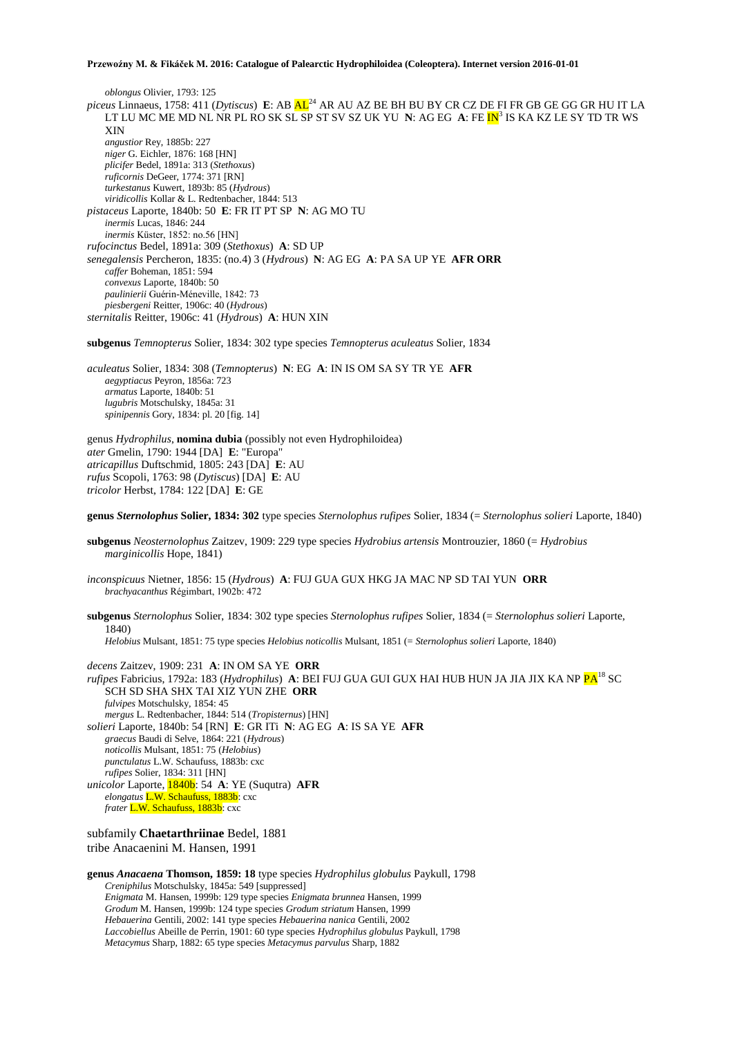*oblongus* Olivier, 1793: 125

*piceus* Linnaeus, 1758: 411 (*Dytiscus*) **E**: AB AL[24] AR AU AZ BE BH BU BY CR CZ DE FI FR GB GE GG GR HU IT LA LT LU MC ME MD NL NR PL RO SK SL SP ST SV SZ UK YU **N**: AG EG **A**: FE IN[3] IS KA KZ LE SY TD TR WS XIN

*angustior* Rey, 1885b: 227
*niger* G. Eichler, 1876: 168 [HN]
*plicifer* Bedel, 1891a: 313 (*Stethoxus*)
*ruficornis* DeGeer, 1774: 371 [RN]
*turkestanus* Kuwert, 1893b: 85 (*Hydrous*)
*viridicollis* Kollar & L. Redtenbacher, 1844: 513

*pistaceus* Laporte, 1840b: 50 **E**: FR IT PT SP **N**: AG MO TU

*inermis* Lucas, 1846: 244
*inermis* Küster, 1852: no.56 [HN]

*rufocinctus* Bedel, 1891a: 309 (*Stethoxus*) **A**: SD UP

*senegalensis* Percheron, 1835: (no.4) 3 (*Hydrous*) **N**: AG EG **A**: PA SA UP YE **AFR ORR**

*caffer* Boheman, 1851: 594
*convexus* Laporte, 1840b: 50
*paulinierii* Guérin-Méneville, 1842: 73
*piesbergeni* Reitter, 1906c: 40 (*Hydrous*)

*sternitalis* Reitter, 1906c: 41 (*Hydrous*) **A**: HUN XIN

**subgenus** *Temnopterus* Solier, 1834: 302 type species *Temnopterus aculeatus* Solier, 1834

*aculeatus* Solier, 1834: 308 (*Temnopterus*) **N**: EG **A**: IN IS OM SA SY TR YE **AFR**

*aegyptiacus* Peyron, 1856a: 723
*armatus* Laporte, 1840b: 51
*lugubris* Motschulsky, 1845a: 31
*spinipennis* Gory, 1834: pl. 20 [fig. 14]

genus *Hydrophilus*, **nomina dubia** (possibly not even Hydrophiloidea)

*ater* Gmelin, 1790: 1944 [DA] **E**: "Europa"
*atricapillus* Duftschmid, 1805: 243 [DA] **E**: AU
*rufus* Scopoli, 1763: 98 (*Dytiscus*) [DA] **E**: AU
*tricolor* Herbst, 1784: 122 [DA] **E**: GE

**genus *Sternolophus* Solier, 1834: 302** type species *Sternolophus rufipes* Solier, 1834 (= *Sternolophus solieri* Laporte, 1840)

**subgenus** *Neosternolophus* Zaitzev, 1909: 229 type species *Hydrobius artensis* Montrouzier, 1860 (= *Hydrobius marginicollis* Hope, 1841)

*inconspicuus* Nietner, 1856: 15 (*Hydrous*) **A**: FUJ GUA GUX HKG JA MAC NP SD TAI YUN **ORR**

*brachyacanthus* Régimbart, 1902b: 472

**subgenus** *Sternolophus* Solier, 1834: 302 type species *Sternolophus rufipes* Solier, 1834 (= *Sternolophus solieri* Laporte, 1840)

*Helobius* Mulsant, 1851: 75 type species *Helobius noticollis* Mulsant, 1851 (= *Sternolophus solieri* Laporte, 1840)

*decens* Zaitzev, 1909: 231 **A**: IN OM SA YE **ORR**

*rufipes* Fabricius, 1792a: 183 (*Hydrophilus*) **A**: BEI FUJ GUA GUI GUX HAI HUB HUN JA JIA JIX KA NP PA[18] SC SCH SD SHA SHX TAI XIZ YUN ZHE **ORR**

*fulvipes* Motschulsky, 1854: 45
*mergus* L. Redtenbacher, 1844: 514 (*Tropisternus*) [HN]

*solieri* Laporte, 1840b: 54 [RN] **E**: GR ITi **N**: AG EG **A**: IS SA YE **AFR**

*graecus* Baudi di Selve, 1864: 221 (*Hydrous*)
*noticollis* Mulsant, 1851: 75 (*Helobius*)
*punctulatus* L.W. Schaufuss, 1883b: cxc
*rufipes* Solier, 1834: 311 [HN]

*unicolor* Laporte, 1840b: 54 **A**: YE (Suqutra) **AFR**

*elongatus* L.W. Schaufuss, 1883b: cxc
*frater* L.W. Schaufuss, 1883b: cxc

subfamily **Chaetarthriinae** Bedel, 1881
tribe Anacaenini M. Hansen, 1991

**genus *Anacaena* Thomson, 1859: 18** type species *Hydrophilus globulus* Paykull, 1798

*Creniphilus* Motschulsky, 1845a: 549 [suppressed]
*Enigmata* M. Hansen, 1999b: 129 type species *Enigmata brunnea* Hansen, 1999
*Grodum* M. Hansen, 1999b: 124 type species *Grodum striatum* Hansen, 1999
*Hebauerina* Gentili, 2002: 141 type species *Hebauerina nanica* Gentili, 2002
*Laccobiellus* Abeille de Perrin, 1901: 60 type species *Hydrophilus globulus* Paykull, 1798
*Metacymus* Sharp, 1882: 65 type species *Metacymus parvulus* Sharp, 1882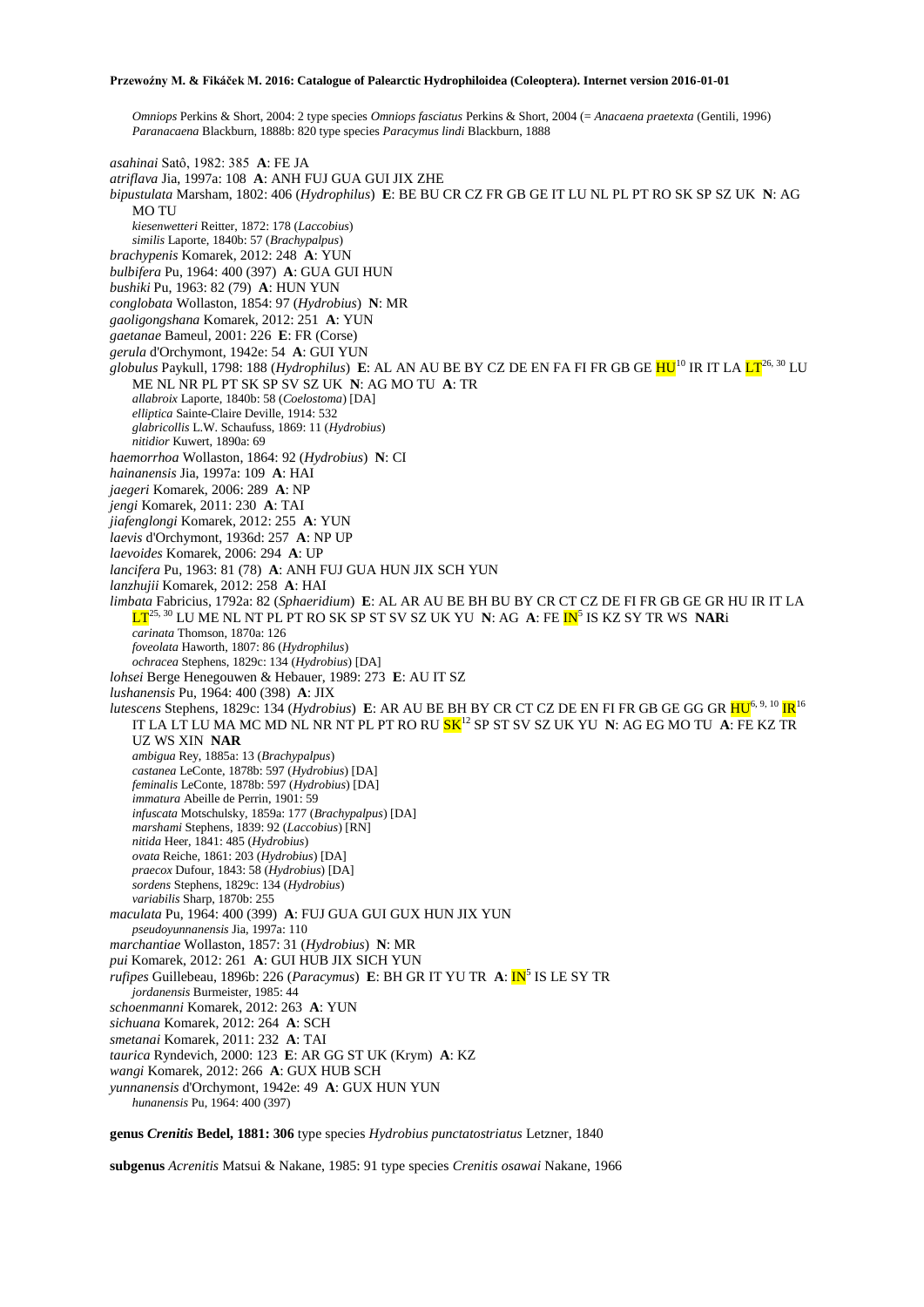*Omniops* Perkins & Short, 2004: 2 type species *Omniops fasciatus* Perkins & Short, 2004 (= *Anacaena praetexta* (Gentili, 1996)
*Paranacaena* Blackburn, 1888b: 820 type species *Paracymus lindi* Blackburn, 1888

*asahinai* Satô, 1982: 385 **A**: FE JA
*atriflava* Jia, 1997a: 108 **A**: ANH FUJ GUA GUI JIX ZHE
*bipustulata* Marsham, 1802: 406 (*Hydrophilus*) **E**: BE BU CR CZ FR GB GE IT LU NL PL PT RO SK SP SZ UK **N**: AG MO TU
*kiesenwetteri* Reitter, 1872: 178 (*Laccobius*)
*similis* Laporte, 1840b: 57 (*Brachypalpus*)
*brachypenis* Komarek, 2012: 248 **A**: YUN
*bulbifera* Pu, 1964: 400 (397) **A**: GUA GUI HUN
*bushiki* Pu, 1963: 82 (79) **A**: HUN YUN
*conglobata* Wollaston, 1854: 97 (*Hydrobius*) **N**: MR
*gaoligongshana* Komarek, 2012: 251 **A**: YUN
*gaetanae* Bameul, 2001: 226 **E**: FR (Corse)
*gerula* d'Orchymont, 1942e: 54 **A**: GUI YUN
*globulus* Paykull, 1798: 188 (*Hydrophilus*) **E**: AL AN AU BE BY CZ DE EN FA FI FR GB GE HU[10] IR IT LA LT[26, 30] LU ME NL NR PL PT SK SP SV SZ UK **N**: AG MO TU **A**: TR
*allabroix* Laporte, 1840b: 58 (*Coelostoma*) [DA]
*elliptica* Sainte-Claire Deville, 1914: 532
*glabricollis* L.W. Schaufuss, 1869: 11 (*Hydrobius*)
*nitidior* Kuwert, 1890a: 69
*haemorrhoa* Wollaston, 1864: 92 (*Hydrobius*) **N**: CI
*hainanensis* Jia, 1997a: 109 **A**: HAI
*jaegeri* Komarek, 2006: 289 **A**: NP
*jengi* Komarek, 2011: 230 **A**: TAI
*jiafenglongi* Komarek, 2012: 255 **A**: YUN
*laevis* d'Orchymont, 1936d: 257 **A**: NP UP
*laevoides* Komarek, 2006: 294 **A**: UP
*lancifera* Pu, 1963: 81 (78) **A**: ANH FUJ GUA HUN JIX SCH YUN
*lanzhujii* Komarek, 2012: 258 **A**: HAI
*limbata* Fabricius, 1792a: 82 (*Sphaeridium*) **E**: AL AR AU BE BH BU BY CR CT CZ DE FI FR GB GE GR HU IR IT LA LT[25, 30] LU ME NL NT PL PT RO SK SP ST SV SZ UK YU **N**: AG **A**: FE IN[5] IS KZ SY TR WS **NAR**i
*carinata* Thomson, 1870a: 126
*foveolata* Haworth, 1807: 86 (*Hydrophilus*)
*ochracea* Stephens, 1829c: 134 (*Hydrobius*) [DA]
*lohsei* Berge Henegouwen & Hebauer, 1989: 273 **E**: AU IT SZ
*lushanensis* Pu, 1964: 400 (398) **A**: JIX
*lutescens* Stephens, 1829c: 134 (*Hydrobius*) **E**: AR AU BE BH BY CR CT CZ DE EN FI FR GB GE GG GR HU[6, 9, 10] IR[16] IT LA LT LU MA MC MD NL NR NT PL PT RO RU SK[12] SP ST SV SZ UK YU **N**: AG EG MO TU **A**: FE KZ TR UZ WS XIN **NAR**
*ambigua* Rey, 1885a: 13 (*Brachypalpus*)
*castanea* LeConte, 1878b: 597 (*Hydrobius*) [DA]
*feminalis* LeConte, 1878b: 597 (*Hydrobius*) [DA]
*immatura* Abeille de Perrin, 1901: 59
*infuscata* Motschulsky, 1859a: 177 (*Brachypalpus*) [DA]
*marshami* Stephens, 1839: 92 (*Laccobius*) [RN]
*nitida* Heer, 1841: 485 (*Hydrobius*)
*ovata* Reiche, 1861: 203 (*Hydrobius*) [DA]
*praecox* Dufour, 1843: 58 (*Hydrobius*) [DA]
*sordens* Stephens, 1829c: 134 (*Hydrobius*)
*variabilis* Sharp, 1870b: 255
*maculata* Pu, 1964: 400 (399) **A**: FUJ GUA GUI GUX HUN JIX YUN
*pseudoyunnanensis* Jia, 1997a: 110
*marchantiae* Wollaston, 1857: 31 (*Hydrobius*) **N**: MR
*pui* Komarek, 2012: 261 **A**: GUI HUB JIX SICH YUN
*rufipes* Guillebeau, 1896b: 226 (*Paracymus*) **E**: BH GR IT YU TR **A**: IN[5] IS LE SY TR
*jordanensis* Burmeister, 1985: 44
*schoenmanni* Komarek, 2012: 263 **A**: YUN
*sichuana* Komarek, 2012: 264 **A**: SCH
*smetanai* Komarek, 2011: 232 **A**: TAI
*taurica* Ryndevich, 2000: 123 **E**: AR GG ST UK (Krym) **A**: KZ
*wangi* Komarek, 2012: 266 **A**: GUX HUB SCH
*yunnanensis* d'Orchymont, 1942e: 49 **A**: GUX HUN YUN
*hunanensis* Pu, 1964: 400 (397)

**genus *Crenitis* Bedel, 1881: 306** type species *Hydrobius punctatostriatus* Letzner, 1840

**subgenus *Acrenitis* Matsui & Nakane, 1985: 91** type species *Crenitis osawai* Nakane, 1966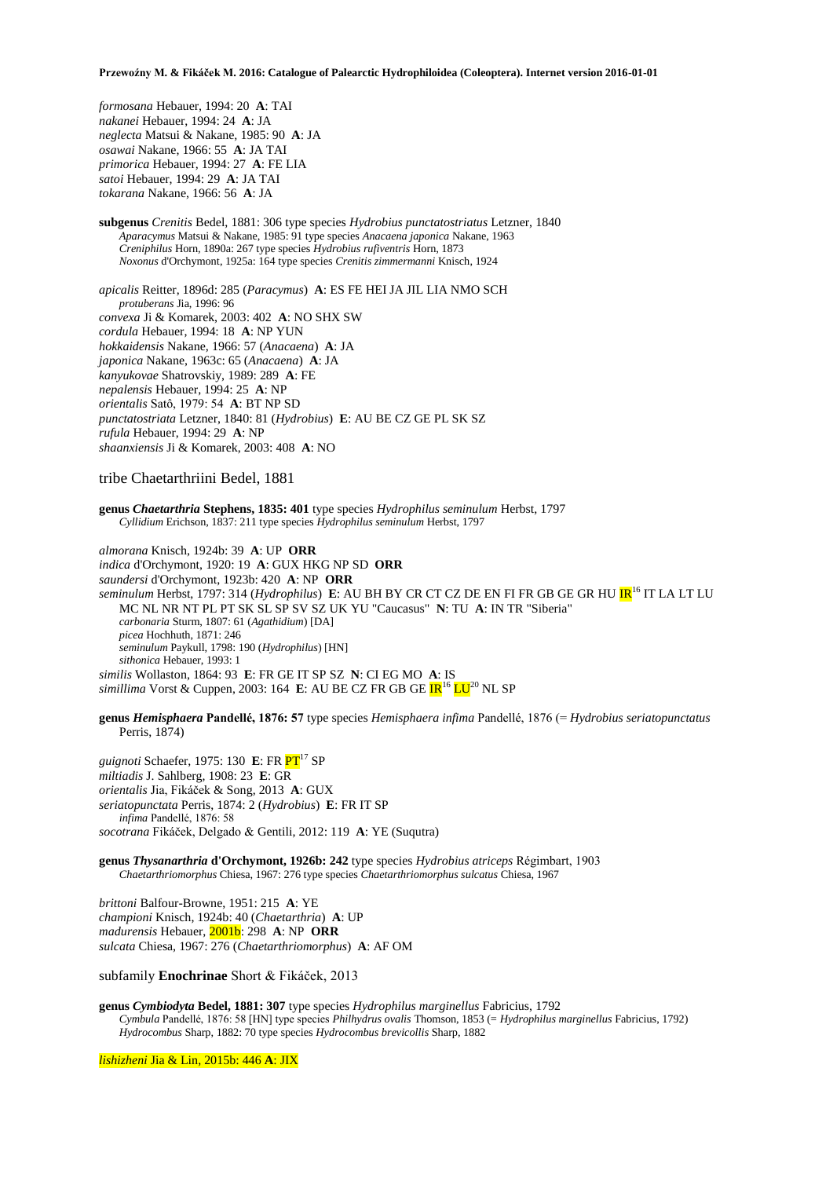*formosana* Hebauer, 1994: 20 **A**: TAI
*nakanei* Hebauer, 1994: 24 **A**: JA
*neglecta* Matsui & Nakane, 1985: 90 **A**: JA
*osawai* Nakane, 1966: 55 **A**: JA TAI
*primorica* Hebauer, 1994: 27 **A**: FE LIA
*satoi* Hebauer, 1994: 29 **A**: JA TAI
*tokarana* Nakane, 1966: 56 **A**: JA

**subgenus** *Crenitis* Bedel, 1881: 306 type species *Hydrobius punctatostriatus* Letzner, 1840
*Aparacymus* Matsui & Nakane, 1985: 91 type species *Anacaena japonica* Nakane, 1963
*Creniphilus* Horn, 1890a: 267 type species *Hydrobius rufiventris* Horn, 1873
*Noxonus* d'Orchymont, 1925a: 164 type species *Crenitis zimmermanni* Knisch, 1924

*apicalis* Reitter, 1896d: 285 (*Paracymus*) **A**: ES FE HEI JA JIL LIA NMO SCH
*protuberans* Jia, 1996: 96
*convexa* Ji & Komarek, 2003: 402 **A**: NO SHX SW
*cordula* Hebauer, 1994: 18 **A**: NP YUN
*hokkaidensis* Nakane, 1966: 57 (*Anacaena*) **A**: JA
*japonica* Nakane, 1963c: 65 (*Anacaena*) **A**: JA
*kanyukovae* Shatrovskiy, 1989: 289 **A**: FE
*nepalensis* Hebauer, 1994: 25 **A**: NP
*orientalis* Satô, 1979: 54 **A**: BT NP SD
*punctatostriata* Letzner, 1840: 81 (*Hydrobius*) **E**: AU BE CZ GE PL SK SZ
*rufula* Hebauer, 1994: 29 **A**: NP
*shaanxiensis* Ji & Komarek, 2003: 408 **A**: NO

## tribe Chaetarthriini Bedel, 1881

**genus *Chaetarthria* Stephens, 1835: 401** type species *Hydrophilus seminulum* Herbst, 1797
*Cyllidium* Erichson, 1837: 211 type species *Hydrophilus seminulum* Herbst, 1797

*almorana* Knisch, 1924b: 39 **A**: UP **ORR**
*indica* d'Orchymont, 1920: 19 **A**: GUX HKG NP SD **ORR**
*saundersi* d'Orchymont, 1923b: 420 **A**: NP **ORR**
*seminulum* Herbst, 1797: 314 (*Hydrophilus*) **E**: AU BH BY CR CT CZ DE EN FI FR GB GE GR HU IR[16] IT LA LT LU MC NL NR NT PL PT SK SL SP SV SZ UK YU "Caucasus" **N**: TU **A**: IN TR "Siberia"
*carbonaria* Sturm, 1807: 61 (*Agathidium*) [DA]
*picea* Hochhuth, 1871: 246
*seminulum* Paykull, 1798: 190 (*Hydrophilus*) [HN]
*sithonica* Hebauer, 1993: 1
*similis* Wollaston, 1864: 93 **E**: FR GE IT SP SZ **N**: CI EG MO **A**: IS
*simillima* Vorst & Cuppen, 2003: 164 **E**: AU BE CZ FR GB GE IR[16] LU[20] NL SP

**genus *Hemisphaera* Pandellé, 1876: 57** type species *Hemisphaera infima* Pandellé, 1876 (= *Hydrobius seriatopunctatus* Perris, 1874)

*guignoti* Schaefer, 1975: 130 **E**: FR PT[17] SP
*miltiadis* J. Sahlberg, 1908: 23 **E**: GR
*orientalis* Jia, Fikáček & Song, 2013 **A**: GUX
*seriatopunctata* Perris, 1874: 2 (*Hydrobius*) **E**: FR IT SP
*infima* Pandellé, 1876: 58
*socotrana* Fikáček, Delgado & Gentili, 2012: 119 **A**: YE (Suqutra)

**genus *Thysanarthria* d'Orchymont, 1926b: 242** type species *Hydrobius atriceps* Régimbart, 1903
*Chaetarthriomorphus* Chiesa, 1967: 276 type species *Chaetarthriomorphus sulcatus* Chiesa, 1967

*brittoni* Balfour-Browne, 1951: 215 **A**: YE
*championi* Knisch, 1924b: 40 (*Chaetarthria*) **A**: UP
*madurensis* Hebauer, 2001b: 298 **A**: NP **ORR**
*sulcata* Chiesa, 1967: 276 (*Chaetarthriomorphus*) **A**: AF OM

## subfamily **Enochrinae** Short & Fikáček, 2013

**genus *Cymbiodyta* Bedel, 1881: 307** type species *Hydrophilus marginellus* Fabricius, 1792
*Cymbula* Pandellé, 1876: 58 [HN] type species *Philhydrus ovalis* Thomson, 1853 (= *Hydrophilus marginellus* Fabricius, 1792)
*Hydrocombus* Sharp, 1882: 70 type species *Hydrocombus brevicollis* Sharp, 1882

*lishizheni* Jia & Lin, 2015b: 446 **A**: JIX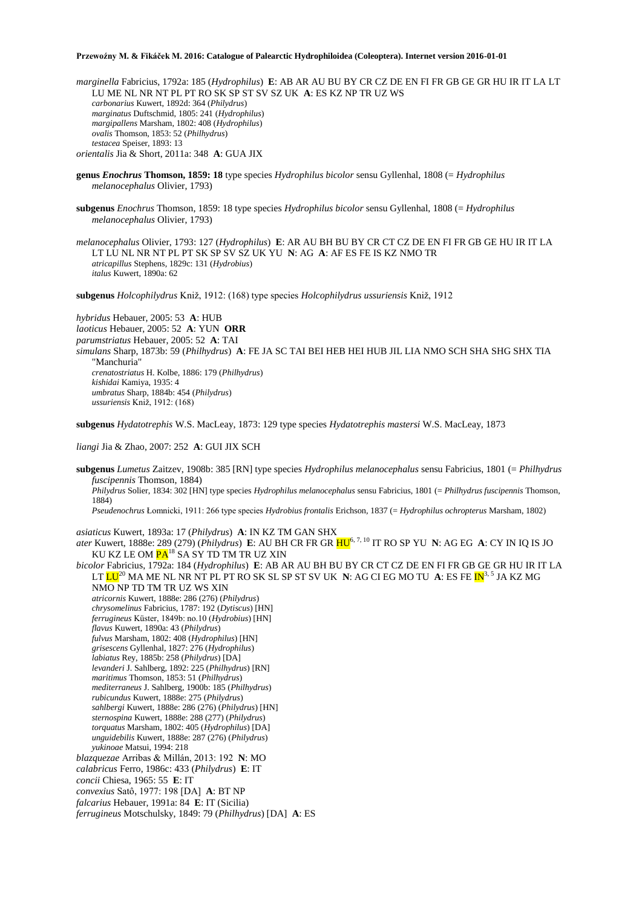*marginella* Fabricius, 1792a: 185 (*Hydrophilus*) **E**: AB AR AU BU BY CR CZ DE EN FI FR GB GE GR HU IR IT LA LT LU ME NL NR NT PL PT RO SK SP ST SV SZ UK **A**: ES KZ NP TR UZ WS
*carbonarius* Kuwert, 1892d: 364 (*Philydrus*)
*marginatus* Duftschmid, 1805: 241 (*Hydrophilus*)
*margipallens* Marsham, 1802: 408 (*Hydrophilus*)
*ovalis* Thomson, 1853: 52 (*Philhydrus*)
*testacea* Speiser, 1893: 13

*orientalis* Jia & Short, 2011a: 348 **A**: GUA JIX

**genus *Enochrus* Thomson, 1859: 18** type species *Hydrophilus bicolor* sensu Gyllenhal, 1808 (= *Hydrophilus melanocephalus* Olivier, 1793)

**subgenus** *Enochrus* Thomson, 1859: 18 type species *Hydrophilus bicolor* sensu Gyllenhal, 1808 (= *Hydrophilus melanocephalus* Olivier, 1793)

*melanocephalus* Olivier, 1793: 127 (*Hydrophilus*) **E**: AR AU BH BU BY CR CT CZ DE EN FI FR GB GE HU IR IT LA LT LU NL NR NT PL PT SK SP SV SZ UK YU **N**: AG **A**: AF ES FE IS KZ NMO TR
*atricapillus* Stephens, 1829c: 131 (*Hydrobius*)
*italus* Kuwert, 1890a: 62

**subgenus** *Holcophilydrus* Kniž, 1912: (168) type species *Holcophilydrus ussuriensis* Kniž, 1912

*hybridus* Hebauer, 2005: 53 **A**: HUB
*laoticus* Hebauer, 2005: 52 **A**: YUN **ORR**
*parumstriatus* Hebauer, 2005: 52 **A**: TAI
*simulans* Sharp, 1873b: 59 (*Philhydrus*) **A**: FE JA SC TAI BEI HEB HEI HUB JIL LIA NMO SCH SHA SHG SHX TIA "Manchuria"
*crenatostriatus* H. Kolbe, 1886: 179 (*Philhydrus*)
*kishidai* Kamiya, 1935: 4
*umbratus* Sharp, 1884b: 454 (*Philydrus*)
*ussuriensis* Kniž, 1912: (168)

**subgenus** *Hydatotrephis* W.S. MacLeay, 1873: 129 type species *Hydatotrephis mastersi* W.S. MacLeay, 1873

*liangi* Jia & Zhao, 2007: 252 **A**: GUI JIX SCH

**subgenus** *Lumetus* Zaitzev, 1908b: 385 [RN] type species *Hydrophilus melanocephalus* sensu Fabricius, 1801 (= *Philhydrus fuscipennis* Thomson, 1884)
*Philydrus* Solier, 1834: 302 [HN] type species *Hydrophilus melanocephalus* sensu Fabricius, 1801 (= *Philhydrus fuscipennis* Thomson, 1884)
*Pseudenochrus* Łomnicki, 1911: 266 type species *Hydrobius frontalis* Erichson, 1837 (= *Hydrophilus ochropterus* Marsham, 1802)

*asiaticus* Kuwert, 1893a: 17 (*Philydrus*) **A**: IN KZ TM GAN SHX
*ater* Kuwert, 1888e: 289 (279) (*Philydrus*) **E**: AU BH CR FR GR HU[6, 7, 10] IT RO SP YU **N**: AG EG **A**: CY IN IQ IS JO KU KZ LE OM PA[18] SA SY TD TM TR UZ XIN
*bicolor* Fabricius, 1792a: 184 (*Hydrophilus*) **E**: AB AR AU BH BU BY CR CT CZ DE EN FI FR GB GE GR HU IR IT LA LT LU[20] MA ME NL NR NT PL PT RO SK SL SP ST SV SZ UK **N**: AG CI EG MO TU **A**: ES FE IN[3, 5] JA KZ MG NMO NP TD TM TR UZ WS XIN
*atricornis* Kuwert, 1888e: 286 (276) (*Philydrus*)
*chrysomelinus* Fabricius, 1787: 192 (*Dytiscus*) [HN]
*ferrugineus* Küster, 1849b: no.10 (*Hydrobius*) [HN]
*flavus* Kuwert, 1890a: 43 (*Philydrus*)
*fulvus* Marsham, 1802: 408 (*Hydrophilus*) [HN]
*grisescens* Gyllenhal, 1827: 276 (*Hydrophilus*)
*labiatus* Rey, 1885b: 258 (*Philydrus*) [DA]
*levanderi* J. Sahlberg, 1892: 225 (*Philhydrus*) [RN]
*maritimus* Thomson, 1853: 51 (*Philhydrus*)
*mediterraneus* J. Sahlberg, 1900b: 185 (*Philhydrus*)
*rubicundus* Kuwert, 1888e: 275 (*Philydrus*)
*sahlbergi* Kuwert, 1888e: 286 (276) (*Philydrus*) [HN]
*sternospina* Kuwert, 1888e: 288 (277) (*Philydrus*)
*torquatus* Marsham, 1802: 405 (*Hydrophilus*) [DA]
*unguidebilis* Kuwert, 1888e: 287 (276) (*Philydrus*)
*yukinoae* Matsui, 1994: 218

*blazquezae* Arribas & Millán, 2013: 192 **N**: MO
*calabricus* Ferro, 1986c: 433 (*Philydrus*) **E**: IT
*concii* Chiesa, 1965: 55 **E**: IT
*convexius* Satô, 1977: 198 [DA] **A**: BT NP
*falcarius* Hebauer, 1991a: 84 **E**: IT (Sicilia)
*ferrugineus* Motschulsky, 1849: 79 (*Philhydrus*) [DA] **A**: ES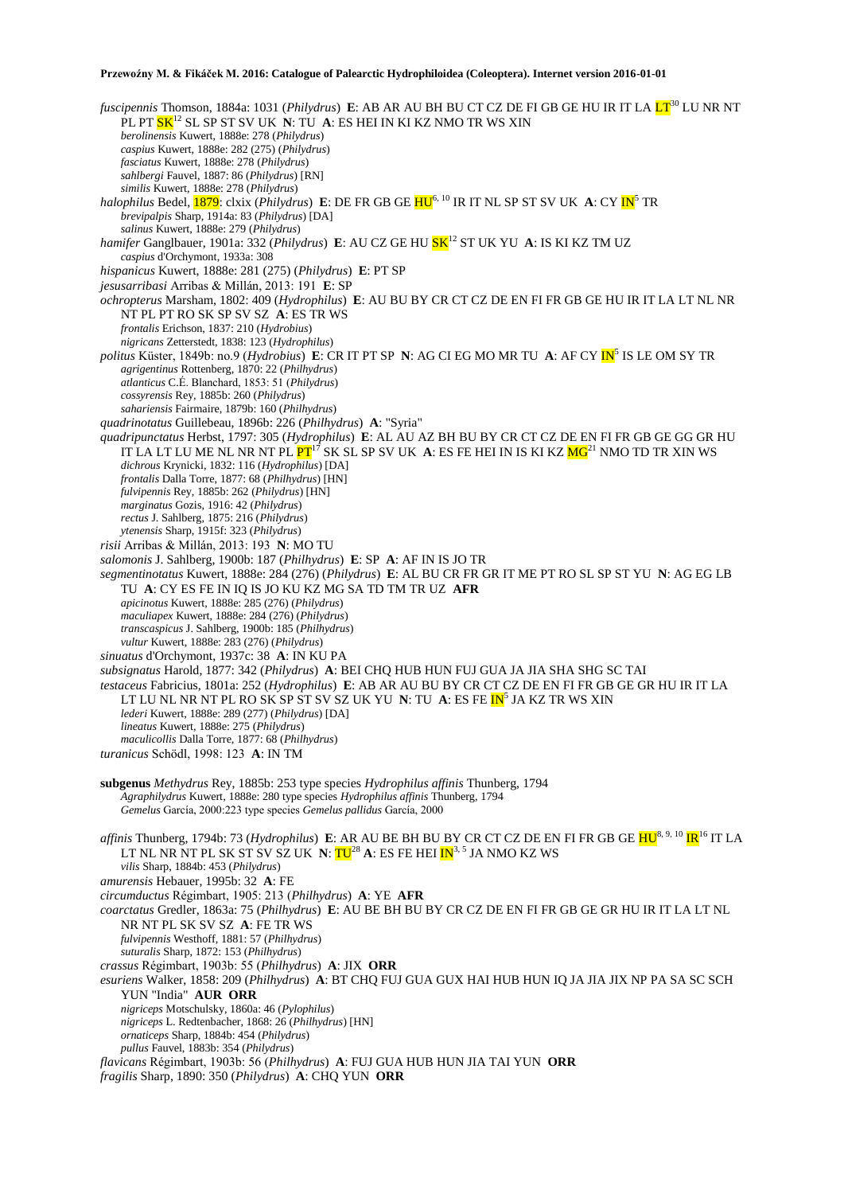*fuscipennis* Thomson, 1884a: 1031 (*Philydrus*) **E**: AB AR AU BH BU CT CZ DE FI GB GE HU IR IT LA LT[30] LU NR NT PL PT SK[12] SL SP ST SV UK **N**: TU **A**: ES HEI IN KI KZ NMO TR WS XIN
*berolinensis* Kuwert, 1888e: 278 (*Philydrus*)
*caspius* Kuwert, 1888e: 282 (275) (*Philydrus*)
*fasciatus* Kuwert, 1888e: 278 (*Philydrus*)
*sahlbergi* Fauvel, 1887: 86 (*Philydrus*) [RN]
*similis* Kuwert, 1888e: 278 (*Philydrus*)

*halophilus* Bedel, 1879: clxix (*Philydrus*) **E**: DE FR GB GE HU[6, 10] IR IT NL SP ST SV UK **A**: CY IN[5] TR
*brevipalpis* Sharp, 1914a: 83 (*Philydrus*) [DA]
*salinus* Kuwert, 1888e: 279 (*Philydrus*)

*hamifer* Ganglbauer, 1901a: 332 (*Philydrus*) **E**: AU CZ GE HU SK[12] ST UK YU **A**: IS KI KZ TM UZ
*caspius* d'Orchymont, 1933a: 308

*hispanicus* Kuwert, 1888e: 281 (275) (*Philydrus*) **E**: PT SP

*jesusarribasi* Arribas & Millán, 2013: 191 **E**: SP

*ochropterus* Marsham, 1802: 409 (*Hydrophilus*) **E**: AU BU BY CR CT CZ DE EN FI FR GB GE HU IR IT LA LT NL NR NT PL PT RO SK SP SV SZ **A**: ES TR WS
*frontalis* Erichson, 1837: 210 (*Hydrobius*)
*nigricans* Zetterstedt, 1838: 123 (*Hydrophilus*)

*politus* Küster, 1849b: no.9 (*Hydrobius*) **E**: CR IT PT SP **N**: AG CI EG MO MR TU **A**: AF CY IN[5] IS LE OM SY TR
*agrigentinus* Rottenberg, 1870: 22 (*Philhydrus*)
*atlanticus* C.É. Blanchard, 1853: 51 (*Philydrus*)
*cossyrensis* Rey, 1885b: 260 (*Philydrus*)
*sahariensis* Fairmaire, 1879b: 160 (*Philhydrus*)

*quadrinotatus* Guillebeau, 1896b: 226 (*Philhydrus*) **A**: "Syria"

*quadripunctatus* Herbst, 1797: 305 (*Hydrophilus*) **E**: AL AU AZ BH BU BY CR CT CZ DE EN FI FR GB GE GG GR HU IT LA LT LU ME NL NR NT PL PT[17] SK SL SP SV UK **A**: ES FE HEI IN IS KI KZ MG[21] NMO TD TR XIN WS
*dichrous* Krynicki, 1832: 116 (*Hydrophilus*) [DA]
*frontalis* Dalla Torre, 1877: 68 (*Philhydrus*) [HN]
*fulvipennis* Rey, 1885b: 262 (*Philydrus*) [HN]
*marginatus* Gozis, 1916: 42 (*Philydrus*)
*rectus* J. Sahlberg, 1875: 216 (*Philydrus*)
*ytenensis* Sharp, 1915f: 323 (*Philydrus*)

*risii* Arribas & Millán, 2013: 193 **N**: MO TU

*salomonis* J. Sahlberg, 1900b: 187 (*Philhydrus*) **E**: SP **A**: AF IN IS JO TR

*segmentinotatus* Kuwert, 1888e: 284 (276) (*Philydrus*) **E**: AL BU CR FR GR IT ME PT RO SL SP ST YU **N**: AG EG LB TU **A**: CY ES FE IN IQ IS JO KU KZ MG SA TD TM TR UZ **AFR**
*apicinotus* Kuwert, 1888e: 285 (276) (*Philydrus*)
*maculiapex* Kuwert, 1888e: 284 (276) (*Philydrus*)
*transcaspicus* J. Sahlberg, 1900b: 185 (*Philhydrus*)
*vultur* Kuwert, 1888e: 283 (276) (*Philydrus*)

*sinuatus* d'Orchymont, 1937c: 38 **A**: IN KU PA

*subsignatus* Harold, 1877: 342 (*Philydrus*) **A**: BEI CHQ HUB HUN FUJ GUA JA JIA SHA SHG SC TAI

*testaceus* Fabricius, 1801a: 252 (*Hydrophilus*) **E**: AB AR AU BU BY CR CT CZ DE EN FI FR GB GE GR HU IR IT LA LT LU NL NR NT PL RO SK SP ST SV SZ UK YU **N**: TU **A**: ES FE IN[5] JA KZ TR WS XIN
*lederi* Kuwert, 1888e: 289 (277) (*Philydrus*) [DA]
*lineatus* Kuwert, 1888e: 275 (*Philydrus*)
*maculicollis* Dalla Torre, 1877: 68 (*Philhydrus*)

*turanicus* Schödl, 1998: 123 **A**: IN TM

**subgenus** *Methydrus* Rey, 1885b: 253 type species *Hydrophilus affinis* Thunberg, 1794
*Agraphilydrus* Kuwert, 1888e: 280 type species *Hydrophilus affinis* Thunberg, 1794
*Gemelus* García, 2000:223 type species *Gemelus pallidus* García, 2000

*affinis* Thunberg, 1794b: 73 (*Hydrophilus*) **E**: AR AU BE BH BU BY CR CT CZ DE EN FI FR GB GE HU[8, 9, 10] IR[16] IT LA LT NL NR NT PL SK ST SV SZ UK **N**: TU[28] **A**: ES FE HEI IN[3, 5] JA NMO KZ WS
*vilis* Sharp, 1884b: 453 (*Philydrus*)

*amurensis* Hebauer, 1995b: 32 **A**: FE

*circumductus* Régimbart, 1905: 213 (*Philhydrus*) **A**: YE **AFR**

*coarctatus* Gredler, 1863a: 75 (*Philhydrus*) **E**: AU BE BH BU BY CR CZ DE EN FI FR GB GE GR HU IR IT LA LT NL NR NT PL SK SV SZ **A**: FE TR WS
*fulvipennis* Westhoff, 1881: 57 (*Philhydrus*)
*suturalis* Sharp, 1872: 153 (*Philhydrus*)

*crassus* Régimbart, 1903b: 55 (*Philhydrus*) **A**: JIX **ORR**

*esuriens* Walker, 1858: 209 (*Philhydrus*) **A**: BT CHQ FUJ GUA GUX HAI HUB HUN IQ JA JIA JIX NP PA SA SC SCH YUN "India" **AUR ORR**
*nigriceps* Motschulsky, 1860a: 46 (*Pylophilus*)
*nigriceps* L. Redtenbacher, 1868: 26 (*Philhydrus*) [HN]
*ornaticeps* Sharp, 1884b: 454 (*Philydrus*)
*pullus* Fauvel, 1883b: 354 (*Philydrus*)

*flavicans* Régimbart, 1903b: 56 (*Philhydrus*) **A**: FUJ GUA HUB HUN JIA TAI YUN **ORR**

*fragilis* Sharp, 1890: 350 (*Philydrus*) **A**: CHQ YUN **ORR**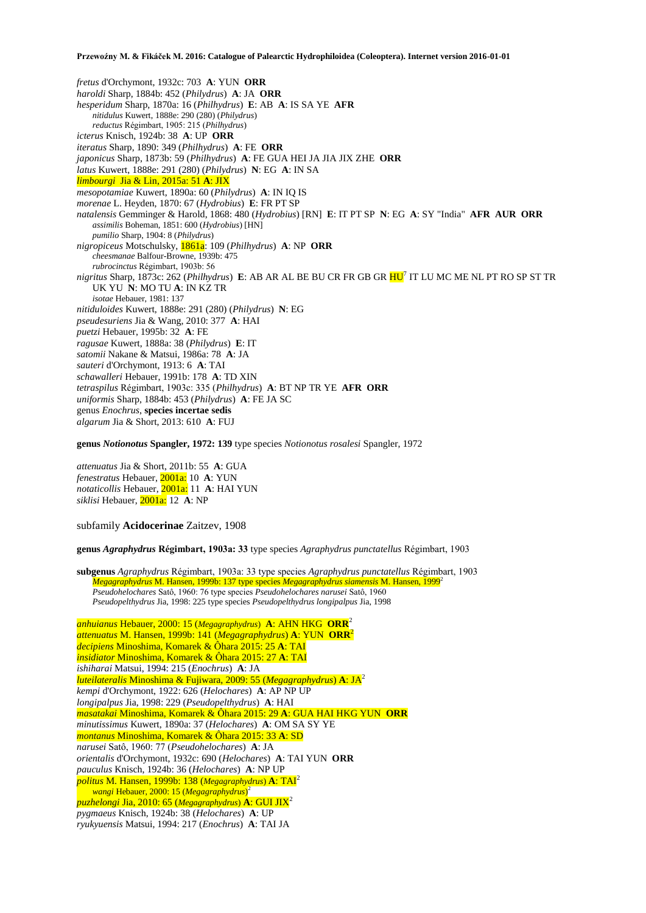*fretus* d'Orchymont, 1932c: 703 **A**: YUN **ORR**
*haroldi* Sharp, 1884b: 452 (*Philydrus*) **A**: JA **ORR**
*hesperidum* Sharp, 1870a: 16 (*Philhydrus*) **E**: AB **A**: IS SA YE **AFR**
*nitidulus* Kuwert, 1888e: 290 (280) (*Philydrus*)
*reductus* Régimbart, 1905: 215 (*Philhydrus*)
*icterus* Knisch, 1924b: 38 **A**: UP **ORR**
*iteratus* Sharp, 1890: 349 (*Philhydrus*) **A**: FE **ORR**
*japonicus* Sharp, 1873b: 59 (*Philhydrus*) **A**: FE GUA HEI JA JIA JIX ZHE **ORR**
*latus* Kuwert, 1888e: 291 (280) (*Philydrus*) **N**: EG **A**: IN SA
*limbourgi* Jia & Lin, 2015a: 51 **A**: JIX
*mesopotamiae* Kuwert, 1890a: 60 (*Philydrus*) **A**: IN IQ IS
*morenae* L. Heyden, 1870: 67 (*Hydrobius*) **E**: FR PT SP
*natalensis* Gemminger & Harold, 1868: 480 (*Hydrobius*) [RN] **E**: IT PT SP **N**: EG **A**: SY "India" **AFR AUR ORR**
*assimilis* Boheman, 1851: 600 (*Hydrobius*) [HN]
*pumilio* Sharp, 1904: 8 (*Philydrus*)
*nigropiceus* Motschulsky, 1861a: 109 (*Philhydrus*) **A**: NP **ORR**
*cheesmanae* Balfour-Browne, 1939b: 475
*rubrocinctus* Régimbart, 1903b: 56
*nigritus* Sharp, 1873c: 262 (*Philhydrus*) **E**: AB AR AL BE BU CR FR GB GR HU[7] IT LU MC ME NL PT RO SP ST TR UK YU **N**: MO TU **A**: IN KZ TR
*isotae* Hebauer, 1981: 137
*nitiduloides* Kuwert, 1888e: 291 (280) (*Philydrus*) **N**: EG
*pseudesuriens* Jia & Wang, 2010: 377 **A**: HAI
*puetzi* Hebauer, 1995b: 32 **A**: FE
*ragusae* Kuwert, 1888a: 38 (*Philydrus*) **E**: IT
*satomii* Nakane & Matsui, 1986a: 78 **A**: JA
*sauteri* d'Orchymont, 1913: 6 **A**: TAI
*schawalleri* Hebauer, 1991b: 178 **A**: TD XIN
*tetraspilus* Régimbart, 1903c: 335 (*Philhydrus*) **A**: BT NP TR YE **AFR ORR**
*uniformis* Sharp, 1884b: 453 (*Philydrus*) **A**: FE JA SC
genus *Enochrus*, **species incertae sedis**
*algarum* Jia & Short, 2013: 610 **A**: FUJ

**genus *Notionotus* Spangler, 1972: 139** type species *Notionotus rosalesi* Spangler, 1972

*attenuatus* Jia & Short, 2011b: 55 **A**: GUA
*fenestratus* Hebauer, 2001a: 10 **A**: YUN
*notaticollis* Hebauer, 2001a: 11 **A**: HAI YUN
*siklisi* Hebauer, 2001a: 12 **A**: NP

subfamily **Acidocerinae** Zaitzev, 1908

**genus *Agraphydrus* Régimbart, 1903a: 33** type species *Agraphydrus punctatellus* Régimbart, 1903

**subgenus** *Agraphydrus* Régimbart, 1903a: 33 type species *Agraphydrus punctatellus* Régimbart, 1903
*Megagraphydrus* M. Hansen, 1999b: 137 type species *Megagraphydrus siamensis* M. Hansen, 1999[2]
*Pseudohelochares* Satô, 1960: 76 type species *Pseudohelochares narusei* Satô, 1960
*Pseudopelthydrus* Jia, 1998: 225 type species *Pseudopelthydrus longipalpus* Jia, 1998

*anhuianus* Hebauer, 2000: 15 (*Megagraphydrus*) **A**: AHN HKG **ORR**[2]
*attenuatus* M. Hansen, 1999b: 141 (*Megagraphydrus*) **A**: YUN **ORR**[2]
*decipiens* Minoshima, Komarek & Ôhara 2015: 25 **A**: TAI
*insidiator* Minoshima, Komarek & Ôhara 2015: 27 **A**: TAI
*ishiharai* Matsui, 1994: 215 (*Enochrus*) **A**: JA
*luteilateralis* Minoshima & Fujiwara, 2009: 55 (*Megagraphydrus*) **A**: JA[2]
*kempi* d'Orchymont, 1922: 626 (*Helochares*) **A**: AP NP UP
*longipalpus* Jia, 1998: 229 (*Pseudopelthydrus*) **A**: HAI
*masatakai* Minoshima, Komarek & Ôhara 2015: 29 **A**: GUA HAI HKG YUN **ORR**
*minutissimus* Kuwert, 1890a: 37 (*Helochares*) **A**: OM SA SY YE
*montanus* Minoshima, Komarek & Ôhara 2015: 33 **A**: SD
*narusei* Satô, 1960: 77 (*Pseudohelochares*) **A**: JA
*orientalis* d'Orchymont, 1932c: 690 (*Helochares*) **A**: TAI YUN **ORR**
*pauculus* Knisch, 1924b: 36 (*Helochares*) **A**: NP UP
*politus* M. Hansen, 1999b: 138 (*Megagraphydrus*) **A**: TAI[2]
*wangi* Hebauer, 2000: 15 (*Megagraphydrus*)[2]
*puzhelongi* Jia, 2010: 65 (*Megagraphydrus*) **A**: GUI JIX[2]
*pygmaeus* Knisch, 1924b: 38 (*Helochares*) **A**: UP
*ryukyuensis* Matsui, 1994: 217 (*Enochrus*) **A**: TAI JA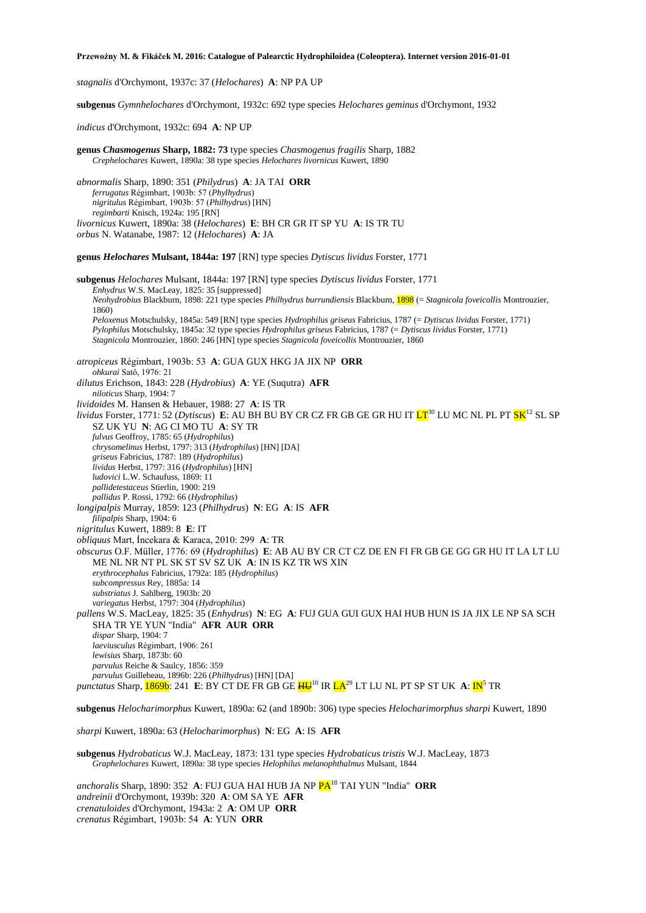*stagnalis* d'Orchymont, 1937c: 37 (*Helochares*) **A**: NP PA UP

**subgenus** *Gymnhelochares* d'Orchymont, 1932c: 692 type species *Helochares geminus* d'Orchymont, 1932

*indicus* d'Orchymont, 1932c: 694 **A**: NP UP

**genus *Chasmogenus* Sharp, 1882: 73** type species *Chasmogenus fragilis* Sharp, 1882
*Crephelochares* Kuwert, 1890a: 38 type species *Helochares livornicus* Kuwert, 1890

*abnormalis* Sharp, 1890: 351 (*Philydrus*) **A**: JA TAI **ORR**
*ferrugatus* Régimbart, 1903b: 57 (*Phylhydrus*)
*nigritulus* Régimbart, 1903b: 57 (*Philhydrus*) [HN]
*regimbarti* Knisch, 1924a: 195 [RN]
*livornicus* Kuwert, 1890a: 38 (*Helochares*) **E**: BH CR GR IT SP YU **A**: IS TR TU
*orbus* N. Watanabe, 1987: 12 (*Helochares*) **A**: JA

**genus *Helochares* Mulsant, 1844a: 197** [RN] type species *Dytiscus lividus* Forster, 1771

**subgenus** *Helochares* Mulsant, 1844a: 197 [RN] type species *Dytiscus lividus* Forster, 1771
*Enhydrus* W.S. MacLeay, 1825: 35 [suppressed]
*Neohydrobius* Blackburn, 1898: 221 type species *Philhydrus burrundiensis* Blackburn, 1898 (= *Stagnicola foveicollis* Montrouzier, 1860)
*Peloxenus* Motschulsky, 1845a: 549 [RN] type species *Hydrophilus griseus* Fabricius, 1787 (= *Dytiscus lividus* Forster, 1771)
*Pylophilus* Motschulsky, 1845a: 32 type species *Hydrophilus griseus* Fabricius, 1787 (= *Dytiscus lividus* Forster, 1771)
*Stagnicola* Montrouzier, 1860: 246 [HN] type species *Stagnicola foveicollis* Montrouzier, 1860

*atropiceus* Régimbart, 1903b: 53 **A**: GUA GUX HKG JA JIX NP **ORR**
*ohkurai* Satô, 1976: 21
*dilutus* Erichson, 1843: 228 (*Hydrobius*) **A**: YE (Suqutra) **AFR**
*niloticus* Sharp, 1904: 7
*lividoides* M. Hansen & Hebauer, 1988: 27 **A**: IS TR
*lividus* Forster, 1771: 52 (*Dytiscus*) **E**: AU BH BU BY CR CZ FR GB GE GR HU IT LT[30] LU MC NL PL PT SK[12] SL SP SZ UK YU **N**: AG CI MO TU **A**: SY TR
*fulvus* Geoffroy, 1785: 65 (*Hydrophilus*)
*chrysomelinus* Herbst, 1797: 313 (*Hydrophilus*) [HN] [DA]
*griseus* Fabricius, 1787: 189 (*Hydrophilus*)
*lividus* Herbst, 1797: 316 (*Hydrophilus*) [HN]
*ludovici* L.W. Schaufuss, 1869: 11
*pallidetestaceus* Stierlin, 1900: 219
*pallidus* P. Rossi, 1792: 66 (*Hydrophilus*)
*longipalpis* Murray, 1859: 123 (*Philhydrus*) **N**: EG **A**: IS **AFR**
*filipalpis* Sharp, 1904: 6
*nigritulus* Kuwert, 1889: 8 **E**: IT
*obliquus* Mart, İncekara & Karaca, 2010: 299 **A**: TR
*obscurus* O.F. Müller, 1776: 69 (*Hydrophilus*) **E**: AB AU BY CR CT CZ DE EN FI FR GB GE GG GR HU IT LA LT LU ME NL NR NT PL SK ST SV SZ UK **A**: IN IS KZ TR WS XIN
*erythrocephalus* Fabricius, 1792a: 185 (*Hydrophilus*)
*subcompressus* Rey, 1885a: 14
*substriatus* J. Sahlberg, 1903b: 20
*variegatus* Herbst, 1797: 304 (*Hydrophilus*)
*pallens* W.S. MacLeay, 1825: 35 (*Enhydrus*) **N**: EG **A**: FUJ GUA GUI GUX HAI HUB HUN IS JA JIX LE NP SA SCH SHA TR YE YUN "India" **AFR AUR ORR**
*dispar* Sharp, 1904: 7
*laeviusculus* Régimbart, 1906: 261
*lewisius* Sharp, 1873b: 60
*parvulus* Reiche & Saulcy, 1856: 359
*parvulus* Guillebeau, 1896b: 226 (*Philhydrus*) [HN] [DA]
*punctatus* Sharp, 1869b: 241 **E**: BY CT DE FR GB GE ~~HU~~[10] IR LA[29] LT LU NL PT SP ST UK **A**: IN[5] TR

**subgenus** *Helocharimorphus* Kuwert, 1890a: 62 (and 1890b: 306) type species *Helocharimorphus sharpi* Kuwert, 1890

*sharpi* Kuwert, 1890a: 63 (*Helocharimorphus*) **N**: EG **A**: IS **AFR**

**subgenus** *Hydrobaticus* W.J. MacLeay, 1873: 131 type species *Hydrobaticus tristis* W.J. MacLeay, 1873
*Graphelochares* Kuwert, 1890a: 38 type species *Helophilus melanophthalmus* Mulsant, 1844

*anchoralis* Sharp, 1890: 352 **A**: FUJ GUA HAI HUB JA NP PA[18] TAI YUN "India" **ORR**
*andreinii* d'Orchymont, 1939b: 320 **A**: OM SA YE **AFR**
*crenatuloides* d'Orchymont, 1943a: 2 **A**: OM UP **ORR**
*crenatus* Régimbart, 1903b: 54 **A**: YUN **ORR**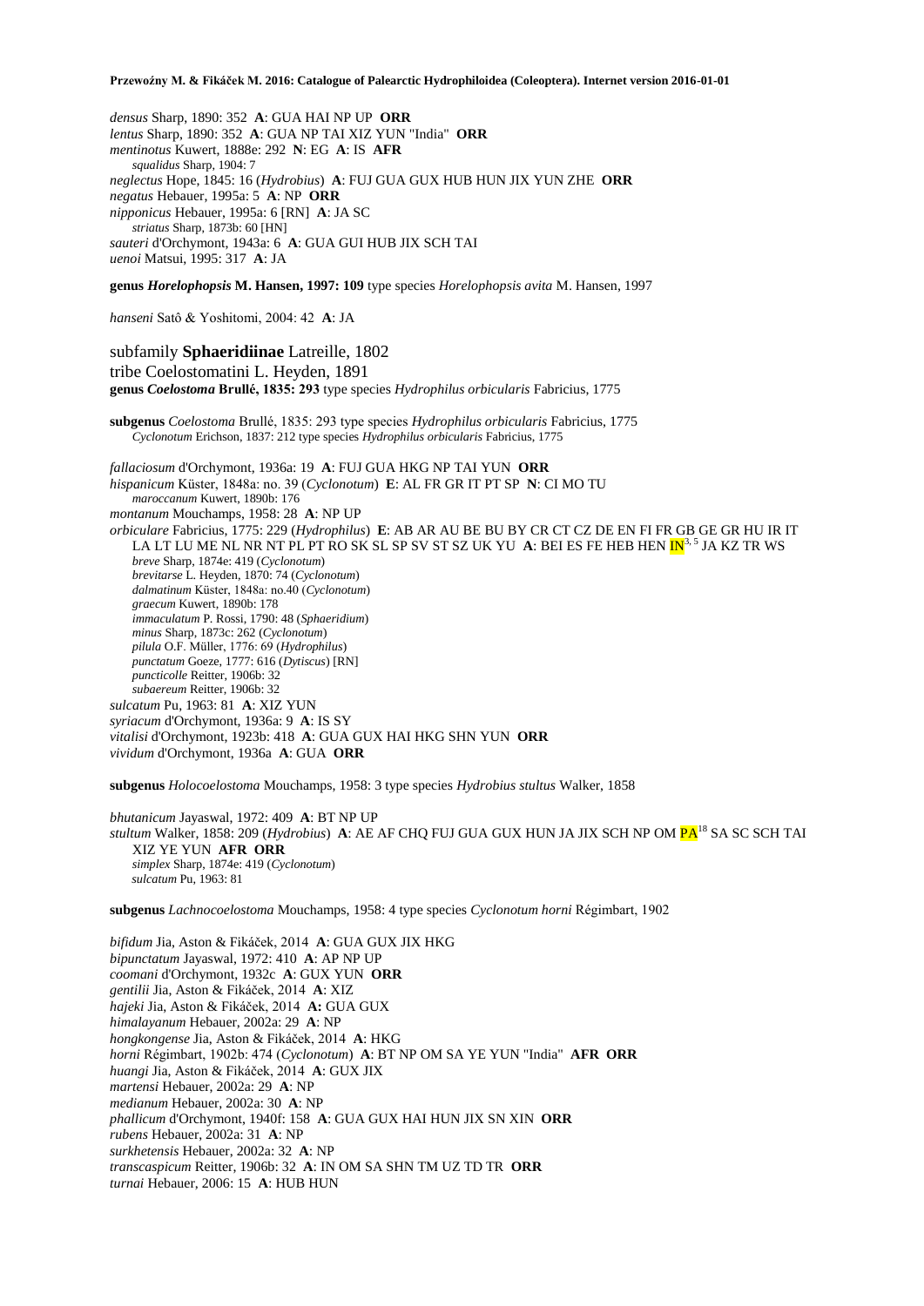*densus* Sharp, 1890: 352 **A**: GUA HAI NP UP **ORR**
*lentus* Sharp, 1890: 352 **A**: GUA NP TAI XIZ YUN "India" **ORR**
*mentinotus* Kuwert, 1888e: 292 **N**: EG **A**: IS **AFR**
*squalidus* Sharp, 1904: 7
*neglectus* Hope, 1845: 16 (*Hydrobius*) **A**: FUJ GUA GUX HUB HUN JIX YUN ZHE **ORR**
*negatus* Hebauer, 1995a: 5 **A**: NP **ORR**
*nipponicus* Hebauer, 1995a: 6 [RN] **A**: JA SC
*striatus* Sharp, 1873b: 60 [HN]
*sauteri* d'Orchymont, 1943a: 6 **A**: GUA GUI HUB JIX SCH TAI
*uenoi* Matsui, 1995: 317 **A**: JA

**genus *Horelophopsis* M. Hansen, 1997: 109** type species *Horelophopsis avita* M. Hansen, 1997

*hanseni* Satô & Yoshitomi, 2004: 42 **A**: JA

subfamily **Sphaeridiinae** Latreille, 1802
tribe Coelostomatini L. Heyden, 1891
**genus *Coelostoma* Brullé, 1835: 293** type species *Hydrophilus orbicularis* Fabricius, 1775

**subgenus** *Coelostoma* Brullé, 1835: 293 type species *Hydrophilus orbicularis* Fabricius, 1775
*Cyclonotum* Erichson, 1837: 212 type species *Hydrophilus orbicularis* Fabricius, 1775

*fallaciosum* d'Orchymont, 1936a: 19 **A**: FUJ GUA HKG NP TAI YUN **ORR**
*hispanicum* Küster, 1848a: no. 39 (*Cyclonotum*) **E**: AL FR GR IT PT SP **N**: CI MO TU
*maroccanum* Kuwert, 1890b: 176
*montanum* Mouchamps, 1958: 28 **A**: NP UP
*orbiculare* Fabricius, 1775: 229 (*Hydrophilus*) **E**: AB AR AU BE BU BY CR CT CZ DE EN FI FR GB GE GR HU IR IT LA LT LU ME NL NR NT PL PT RO SK SL SP SV ST SZ UK YU **A**: BEI ES FE HEB HEN IN[3, 5] JA KZ TR WS
*breve* Sharp, 1874e: 419 (*Cyclonotum*)
*brevitarse* L. Heyden, 1870: 74 (*Cyclonotum*)
*dalmatinum* Küster, 1848a: no.40 (*Cyclonotum*)
*graecum* Kuwert, 1890b: 178
*immaculatum* P. Rossi, 1790: 48 (*Sphaeridium*)
*minus* Sharp, 1873c: 262 (*Cyclonotum*)
*pilula* O.F. Müller, 1776: 69 (*Hydrophilus*)
*punctatum* Goeze, 1777: 616 (*Dytiscus*) [RN]
*puncticolle* Reitter, 1906b: 32
*subaereum* Reitter, 1906b: 32
*sulcatum* Pu, 1963: 81 **A**: XIZ YUN
*syriacum* d'Orchymont, 1936a: 9 **A**: IS SY
*vitalisi* d'Orchymont, 1923b: 418 **A**: GUA GUX HAI HKG SHN YUN **ORR**
*vividum* d'Orchymont, 1936a **A**: GUA **ORR**

**subgenus** *Holocoelostoma* Mouchamps, 1958: 3 type species *Hydrobius stultus* Walker, 1858

*bhutanicum* Jayaswal, 1972: 409 **A**: BT NP UP
*stultum* Walker, 1858: 209 (*Hydrobius*) **A**: AE AF CHQ FUJ GUA GUX HUN JA JIX SCH NP OM PA[18] SA SC SCH TAI XIZ YE YUN **AFR ORR**
*simplex* Sharp, 1874e: 419 (*Cyclonotum*)
*sulcatum* Pu, 1963: 81

**subgenus** *Lachnocoelostoma* Mouchamps, 1958: 4 type species *Cyclonotum horni* Régimbart, 1902

*bifidum* Jia, Aston & Fikáček, 2014 **A**: GUA GUX JIX HKG
*bipunctatum* Jayaswal, 1972: 410 **A**: AP NP UP
*coomani* d'Orchymont, 1932c **A**: GUX YUN **ORR**
*gentilii* Jia, Aston & Fikáček, 2014 **A**: XIZ
*hajeki* Jia, Aston & Fikáček, 2014 **A:** GUA GUX
*himalayanum* Hebauer, 2002a: 29 **A**: NP
*hongkongense* Jia, Aston & Fikáček, 2014 **A**: HKG
*horni* Régimbart, 1902b: 474 (*Cyclonotum*) **A**: BT NP OM SA YE YUN "India" **AFR ORR**
*huangi* Jia, Aston & Fikáček, 2014 **A**: GUX JIX
*martensi* Hebauer, 2002a: 29 **A**: NP
*medianum* Hebauer, 2002a: 30 **A**: NP
*phallicum* d'Orchymont, 1940f: 158 **A**: GUA GUX HAI HUN JIX SN XIN **ORR**
*rubens* Hebauer, 2002a: 31 **A**: NP
*surkhetensis* Hebauer, 2002a: 32 **A**: NP
*transcaspicum* Reitter, 1906b: 32 **A**: IN OM SA SHN TM UZ TD TR **ORR**
*turnai* Hebauer, 2006: 15 **A**: HUB HUN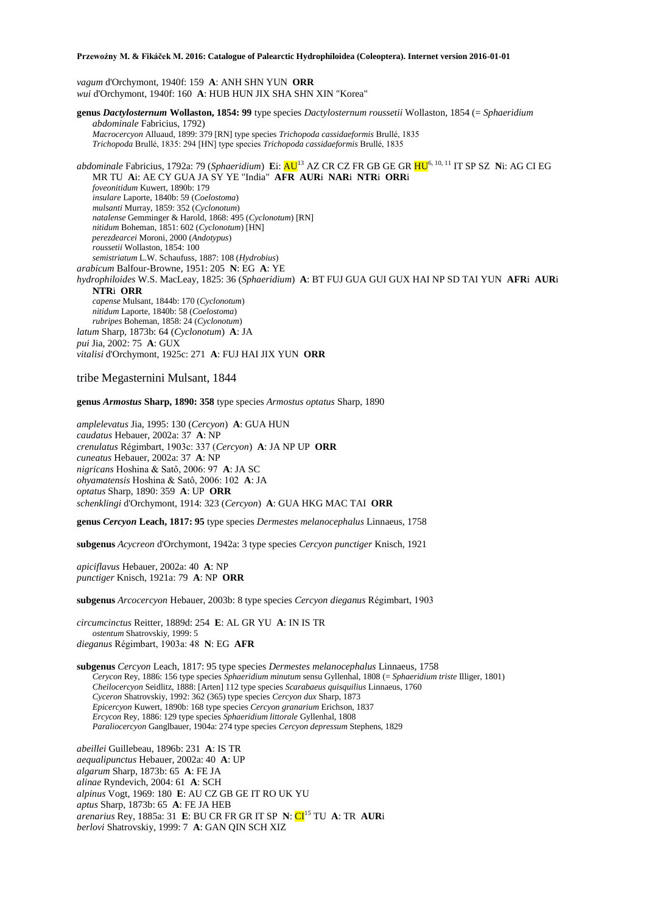*vagum* d'Orchymont, 1940f: 159 **A**: ANH SHN YUN **ORR**
*wui* d'Orchymont, 1940f: 160 **A**: HUB HUN JIX SHA SHN XIN "Korea"

**genus *Dactylosternum* Wollaston, 1854: 99** type species *Dactylosternum roussetii* Wollaston, 1854 (= *Sphaeridium abdominale* Fabricius, 1792)
*Macrocercyon* Alluaud, 1899: 379 [RN] type species *Trichopoda cassidaeformis* Brullé, 1835
*Trichopoda* Brullé, 1835: 294 [HN] type species *Trichopoda cassidaeformis* Brullé, 1835

*abdominale* Fabricius, 1792a: 79 (*Sphaeridium*) **E**i: AU[13] AZ CR CZ FR GB GE GR HU[6, 10, 11] IT SP SZ **N**i: AG CI EG MR TU **A**i: AE CY GUA JA SY YE "India" **AFR AUR**i **NAR**i **NTR**i **ORR**i
*foveonitidum* Kuwert, 1890b: 179
*insulare* Laporte, 1840b: 59 (*Coelostoma*)
*mulsanti* Murray, 1859: 352 (*Cyclonotum*)
*natalense* Gemminger & Harold, 1868: 495 (*Cyclonotum*) [RN]
*nitidum* Boheman, 1851: 602 (*Cyclonotum*) [HN]
*perezdearcei* Moroni, 2000 (*Andotypus*)
*roussetii* Wollaston, 1854: 100
*semistriatum* L.W. Schaufuss, 1887: 108 (*Hydrobius*)
*arabicum* Balfour-Browne, 1951: 205 **N**: EG **A**: YE
*hydrophiloides* W.S. MacLeay, 1825: 36 (*Sphaeridium*) **A**: BT FUJ GUA GUI GUX HAI NP SD TAI YUN **AFR**i **AUR**i **NTR**i **ORR**
*capense* Mulsant, 1844b: 170 (*Cyclonotum*)
*nitidum* Laporte, 1840b: 58 (*Coelostoma*)
*rubripes* Boheman, 1858: 24 (*Cyclonotum*)
*latum* Sharp, 1873b: 64 (*Cyclonotum*) **A**: JA
*pui* Jia, 2002: 75 **A**: GUX
*vitalisi* d'Orchymont, 1925c: 271 **A**: FUJ HAI JIX YUN **ORR**

## tribe Megasternini Mulsant, 1844

**genus *Armostus* Sharp, 1890: 358** type species *Armostus optatus* Sharp, 1890

*amplelevatus* Jia, 1995: 130 (*Cercyon*) **A**: GUA HUN
*caudatus* Hebauer, 2002a: 37 **A**: NP
*crenulatus* Régimbart, 1903c: 337 (*Cercyon*) **A**: JA NP UP **ORR**
*cuneatus* Hebauer, 2002a: 37 **A**: NP
*nigricans* Hoshina & Satô, 2006: 97 **A**: JA SC
*ohyamatensis* Hoshina & Satô, 2006: 102 **A**: JA
*optatus* Sharp, 1890: 359 **A**: UP **ORR**
*schenklingi* d'Orchymont, 1914: 323 (*Cercyon*) **A**: GUA HKG MAC TAI **ORR**

**genus *Cercyon* Leach, 1817: 95** type species *Dermestes melanocephalus* Linnaeus, 1758

**subgenus** *Acycreon* d'Orchymont, 1942a: 3 type species *Cercyon punctiger* Knisch, 1921

*apiciflavus* Hebauer, 2002a: 40 **A**: NP
*punctiger* Knisch, 1921a: 79 **A**: NP **ORR**

**subgenus** *Arcocercyon* Hebauer, 2003b: 8 type species *Cercyon dieganus* Régimbart, 1903

*circumcinctus* Reitter, 1889d: 254 **E**: AL GR YU **A**: IN IS TR
*ostentum* Shatrovskiy, 1999: 5
*dieganus* Régimbart, 1903a: 48 **N**: EG **AFR**

**subgenus** *Cercyon* Leach, 1817: 95 type species *Dermestes melanocephalus* Linnaeus, 1758
*Cerycon* Rey, 1886: 156 type species *Sphaeridium minutum* sensu Gyllenhal, 1808 (= *Sphaeridium triste* Illiger, 1801)
*Cheilocercyon* Seidlitz, 1888: [Arten] 112 type species *Scarabaeus quisquilius* Linnaeus, 1760
*Cyceron* Shatrovskiy, 1992: 362 (365) type species *Cercyon dux* Sharp, 1873
*Epicercyon* Kuwert, 1890b: 168 type species *Cercyon granarium* Erichson, 1837
*Ercycon* Rey, 1886: 129 type species *Sphaeridium littorale* Gyllenhal, 1808
*Paraliocercyon* Ganglbauer, 1904a: 274 type species *Cercyon depressum* Stephens, 1829

*abeillei* Guillebeau, 1896b: 231 **A**: IS TR
*aequalipunctus* Hebauer, 2002a: 40 **A**: UP
*algarum* Sharp, 1873b: 65 **A**: FE JA
*alinae* Ryndevich, 2004: 61 **A**: SCH
*alpinus* Vogt, 1969: 180 **E**: AU CZ GB GE IT RO UK YU
*aptus* Sharp, 1873b: 65 **A**: FE JA HEB
*arenarius* Rey, 1885a: 31 **E**: BU CR FR GR IT SP **N**: CI[15] TU **A**: TR **AUR**i
*berlovi* Shatrovskiy, 1999: 7 **A**: GAN QIN SCH XIZ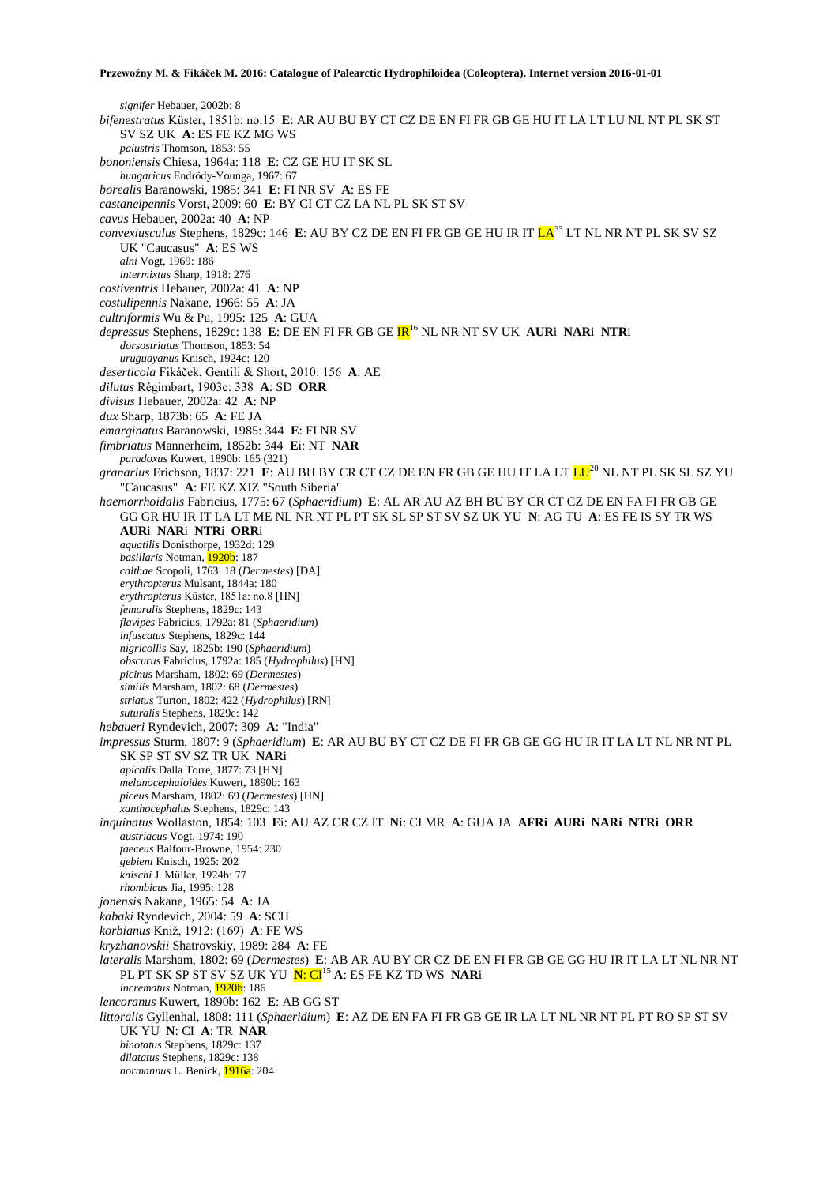*signifer* Hebauer, 2002b: 8

*bifenestratus* Küster, 1851b: no.15 **E**: AR AU BU BY CT CZ DE EN FI FR GB GE HU IT LA LT LU NL NT PL SK ST SV SZ UK **A**: ES FE KZ MG WS

*palustris* Thomson, 1853: 55

*bononiensis* Chiesa, 1964a: 118 **E**: CZ GE HU IT SK SL

*hungaricus* Endrödy-Younga, 1967: 67

*borealis* Baranowski, 1985: 341 **E**: FI NR SV **A**: ES FE

*castaneipennis* Vorst, 2009: 60 **E**: BY CI CT CZ LA NL PL SK ST SV

*cavus* Hebauer, 2002a: 40 **A**: NP

*convexiusculus* Stephens, 1829c: 146 **E**: AU BY CZ DE EN FI FR GB GE HU IR IT LA[33] LT NL NR NT PL SK SV SZ UK "Caucasus" **A**: ES WS

*alni* Vogt, 1969: 186

*intermixtus* Sharp, 1918: 276

*costiventris* Hebauer, 2002a: 41 **A**: NP

*costulipennis* Nakane, 1966: 55 **A**: JA

*cultriformis* Wu & Pu, 1995: 125 **A**: GUA

*depressus* Stephens, 1829c: 138 **E**: DE EN FI FR GB GE IR[16] NL NR NT SV UK **AUR**i **NAR**i **NTR**i

*dorsostriatus* Thomson, 1853: 54

*uruguayanus* Knisch, 1924c: 120

*deserticola* Fikáček, Gentili & Short, 2010: 156 **A**: AE

*dilutus* Régimbart, 1903c: 338 **A**: SD **ORR**

*divisus* Hebauer, 2002a: 42 **A**: NP

*dux* Sharp, 1873b: 65 **A**: FE JA

*emarginatus* Baranowski, 1985: 344 **E**: FI NR SV

*fimbriatus* Mannerheim, 1852b: 344 **E**i: NT **NAR**

*paradoxus* Kuwert, 1890b: 165 (321)

*granarius* Erichson, 1837: 221 **E**: AU BH BY CR CT CZ DE EN FR GB GE HU IT LA LT LU[20] NL NT PL SK SL SZ YU "Caucasus" **A**: FE KZ XIZ "South Siberia"

*haemorrhoidalis* Fabricius, 1775: 67 (*Sphaeridium*) **E**: AL AR AU AZ BH BU BY CR CT CZ DE EN FA FI FR GB GE GG GR HU IR IT LA LT ME NL NR NT PL PT SK SL SP ST SV SZ UK YU **N**: AG TU **A**: ES FE IS SY TR WS **AUR**i **NAR**i **NTR**i **ORR**i

*aquatilis* Donisthorpe, 1932d: 129

*basillaris* Notman, 1920b: 187

*calthae* Scopoli, 1763: 18 (*Dermestes*) [DA]

*erythropterus* Mulsant, 1844a: 180

*erythropterus* Küster, 1851a: no.8 [HN]

*femoralis* Stephens, 1829c: 143

*flavipes* Fabricius, 1792a: 81 (*Sphaeridium*)

*infuscatus* Stephens, 1829c: 144

*nigricollis* Say, 1825b: 190 (*Sphaeridium*)

*obscurus* Fabricius, 1792a: 185 (*Hydrophilus*) [HN]

*picinus* Marsham, 1802: 69 (*Dermestes*)

*similis* Marsham, 1802: 68 (*Dermestes*)

*striatus* Turton, 1802: 422 (*Hydrophilus*) [RN]

*suturalis* Stephens, 1829c: 142

*hebaueri* Ryndevich, 2007: 309 **A**: "India"

*impressus* Sturm, 1807: 9 (*Sphaeridium*) **E**: AR AU BU BY CT CZ DE FI FR GB GE GG HU IR IT LA LT NL NR NT PL SK SP ST SV SZ TR UK **NAR**i

*apicalis* Dalla Torre, 1877: 73 [HN]

*melanocephaloides* Kuwert, 1890b: 163

*piceus* Marsham, 1802: 69 (*Dermestes*) [HN]

*xanthocephalus* Stephens, 1829c: 143

*inquinatus* Wollaston, 1854: 103 **E**i: AU AZ CR CZ IT **N**i: CI MR **A**: GUA JA **AFRi AURi NARi NTRi ORR**

*austriacus* Vogt, 1974: 190

*faeceus* Balfour-Browne, 1954: 230

*gebieni* Knisch, 1925: 202

*knischi* J. Müller, 1924b: 77

*rhombicus* Jia, 1995: 128

*jonensis* Nakane, 1965: 54 **A**: JA

*kabaki* Ryndevich, 2004: 59 **A**: SCH

*korbianus* Kniž, 1912: (169) **A**: FE WS

*kryzhanovskii* Shatrovskiy, 1989: 284 **A**: FE

*lateralis* Marsham, 1802: 69 (*Dermestes*) **E**: AB AR AU BY CR CZ DE EN FI FR GB GE GG HU IR IT LA LT NL NR NT PL PT SK SP ST SV SZ UK YU **N: CI**[15] **A**: ES FE KZ TD WS **NAR**i

*incrematus* Notman, 1920b: 186

*lencoranus* Kuwert, 1890b: 162 **E**: AB GG ST

*littoralis* Gyllenhal, 1808: 111 (*Sphaeridium*) **E**: AZ DE EN FA FI FR GB GE IR LA LT NL NR NT PL PT RO SP ST SV UK YU **N**: CI **A**: TR **NAR**

*binotatus* Stephens, 1829c: 137

*dilatatus* Stephens, 1829c: 138

*normannus* L. Benick, 1916a: 204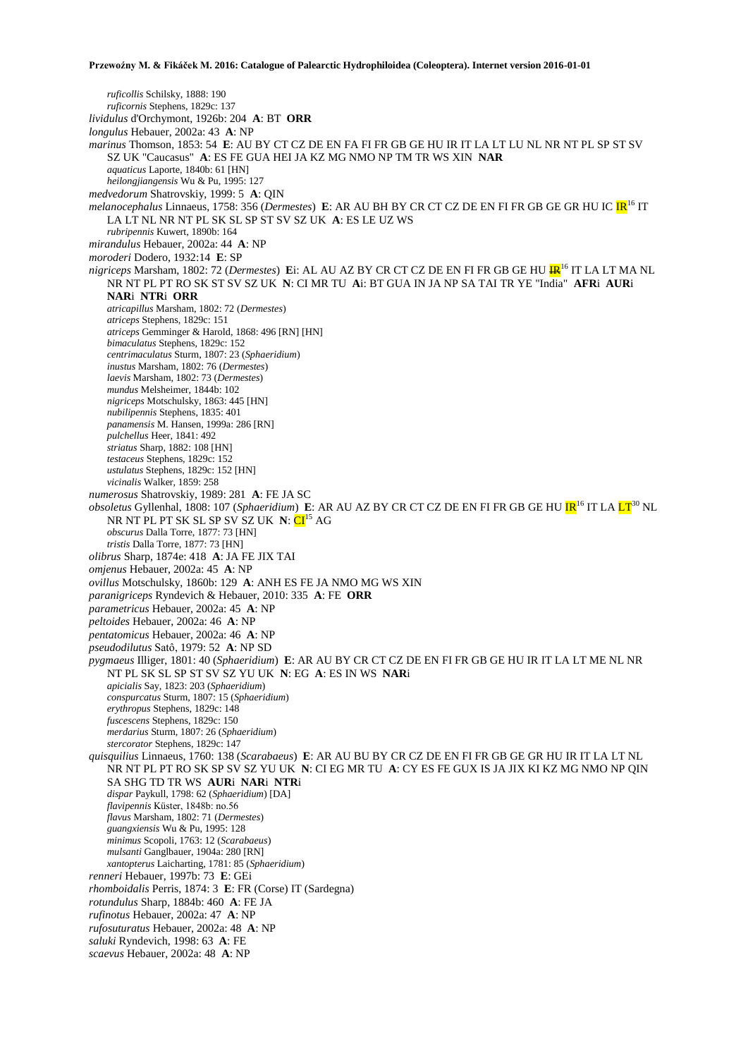*ruficollis* Schilsky, 1888: 190
*ruficornis* Stephens, 1829c: 137
*lividulus* d'Orchymont, 1926b: 204 **A**: BT **ORR**
*longulus* Hebauer, 2002a: 43 **A**: NP
*marinus* Thomson, 1853: 54 **E**: AU BY CT CZ DE EN FA FI FR GB GE HU IR IT LA LT LU NL NR NT PL SP ST SV SZ UK "Caucasus" **A**: ES FE GUA HEI JA KZ MG NMO NP TM TR WS XIN **NAR**
*aquaticus* Laporte, 1840b: 61 [HN]
*heilongjiangensis* Wu & Pu, 1995: 127
*medvedorum* Shatrovskiy, 1999: 5 **A**: QIN
*melanocephalus* Linnaeus, 1758: 356 (*Dermestes*) **E**: AR AU BH BY CR CT CZ DE EN FI FR GB GE GR HU IC IR[16] IT LA LT NL NR NT PL SK SL SP ST SV SZ UK **A**: ES LE UZ WS
*rubripennis* Kuwert, 1890b: 164
*mirandulus* Hebauer, 2002a: 44 **A**: NP
*moroderi* Dodero, 1932:14 **E**: SP
*nigriceps* Marsham, 1802: 72 (*Dermestes*) **E**i: AL AU AZ BY CR CT CZ DE EN FI FR GB GE HU ~~IR~~[16] IT LA LT MA NL NR NT PL PT RO SK ST SV SZ UK **N**: CI MR TU **A**i: BT GUA IN JA NP SA TAI TR YE "India" **AFR**i **AUR**i **NAR**i **NTR**i **ORR**
*atricapillus* Marsham, 1802: 72 (*Dermestes*)
*atriceps* Stephens, 1829c: 151
*atriceps* Gemminger & Harold, 1868: 496 [RN] [HN]
*bimaculatus* Stephens, 1829c: 152
*centrimaculatus* Sturm, 1807: 23 (*Sphaeridium*)
*inustus* Marsham, 1802: 76 (*Dermestes*)
*laevis* Marsham, 1802: 73 (*Dermestes*)
*mundus* Melsheimer, 1844b: 102
*nigriceps* Motschulsky, 1863: 445 [HN]
*nubilipennis* Stephens, 1835: 401
*panamensis* M. Hansen, 1999a: 286 [RN]
*pulchellus* Heer, 1841: 492
*striatus* Sharp, 1882: 108 [HN]
*testaceus* Stephens, 1829c: 152
*ustulatus* Stephens, 1829c: 152 [HN]
*vicinalis* Walker, 1859: 258
*numerosus* Shatrovskiy, 1989: 281 **A**: FE JA SC
*obsoletus* Gyllenhal, 1808: 107 (*Sphaeridium*) **E**: AR AU AZ BY CR CT CZ DE EN FI FR GB GE HU IR[16] IT LA LT[30] NL NR NT PL PT SK SL SP SV SZ UK **N**: CI[15] AG
*obscurus* Dalla Torre, 1877: 73 [HN]
*tristis* Dalla Torre, 1877: 73 [HN]
*olibrus* Sharp, 1874e: 418 **A**: JA FE JIX TAI
*omjenus* Hebauer, 2002a: 45 **A**: NP
*ovillus* Motschulsky, 1860b: 129 **A**: ANH ES FE JA NMO MG WS XIN
*paranigriceps* Ryndevich & Hebauer, 2010: 335 **A**: FE **ORR**
*parametricus* Hebauer, 2002a: 45 **A**: NP
*peltoides* Hebauer, 2002a: 46 **A**: NP
*pentatomicus* Hebauer, 2002a: 46 **A**: NP
*pseudodilutus* Satô, 1979: 52 **A**: NP SD
*pygmaeus* Illiger, 1801: 40 (*Sphaeridium*) **E**: AR AU BY CR CT CZ DE EN FI FR GB GE HU IR IT LA LT ME NL NR NT PL SK SL SP ST SV SZ YU UK **N**: EG **A**: ES IN WS **NAR**i
*apicialis* Say, 1823: 203 (*Sphaeridium*)
*conspurcatus* Sturm, 1807: 15 (*Sphaeridium*)
*erythropus* Stephens, 1829c: 148
*fuscescens* Stephens, 1829c: 150
*merdarius* Sturm, 1807: 26 (*Sphaeridium*)
*stercorator* Stephens, 1829c: 147
*quisquilius* Linnaeus, 1760: 138 (*Scarabaeus*) **E**: AR AU BU BY CR CZ DE EN FI FR GB GE GR HU IR IT LA LT NL NR NT PL PT RO SK SP SV SZ YU UK **N**: CI EG MR TU **A**: CY ES FE GUX IS JA JIX KI KZ MG NMO NP QIN SA SHG TD TR WS **AUR**i **NAR**i **NTR**i
*dispar* Paykull, 1798: 62 (*Sphaeridium*) [DA]
*flavipennis* Küster, 1848b: no.56
*flavus* Marsham, 1802: 71 (*Dermestes*)
*guangxiensis* Wu & Pu, 1995: 128
*minimus* Scopoli, 1763: 12 (*Scarabaeus*)
*mulsanti* Ganglbauer, 1904a: 280 [RN]
*xantopterus* Laicharting, 1781: 85 (*Sphaeridium*)
*renneri* Hebauer, 1997b: 73 **E**: GEi
*rhomboidalis* Perris, 1874: 3 **E**: FR (Corse) IT (Sardegna)
*rotundulus* Sharp, 1884b: 460 **A**: FE JA
*rufinotus* Hebauer, 2002a: 47 **A**: NP
*rufosuturatus* Hebauer, 2002a: 48 **A**: NP
*saluki* Ryndevich, 1998: 63 **A**: FE
*scaevus* Hebauer, 2002a: 48 **A**: NP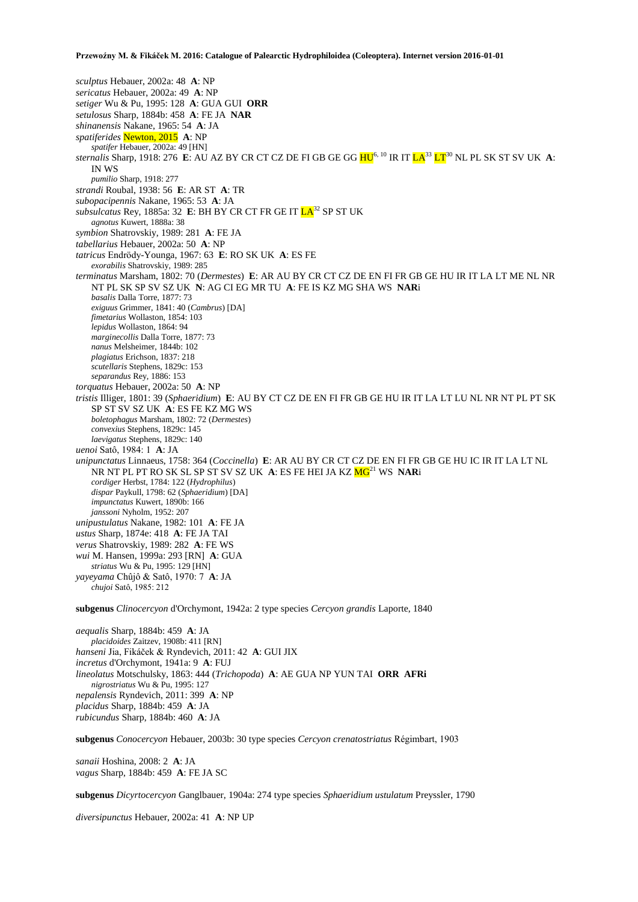*sculptus* Hebauer, 2002a: 48 **A**: NP
*sericatus* Hebauer, 2002a: 49 **A**: NP
*setiger* Wu & Pu, 1995: 128 **A**: GUA GUI **ORR**
*setulosus* Sharp, 1884b: 458 **A**: FE JA **NAR**
*shinanensis* Nakane, 1965: 54 **A**: JA
*spatiferides* Newton, 2015 **A**: NP
*spatifer* Hebauer, 2002a: 49 [HN]
*sternalis* Sharp, 1918: 276 **E**: AU AZ BY CR CT CZ DE FI GB GE GG HU[6, 10] IR IT LA[33] LT[30] NL PL SK ST SV UK **A**: IN WS
*pumilio* Sharp, 1918: 277
*strandi* Roubal, 1938: 56 **E**: AR ST **A**: TR
*subopacipennis* Nakane, 1965: 53 **A**: JA
*subsulcatus* Rey, 1885a: 32 **E**: BH BY CR CT FR GE IT LA[32] SP ST UK
*agnotus* Kuwert, 1888a: 38
*symbion* Shatrovskiy, 1989: 281 **A**: FE JA
*tabellarius* Hebauer, 2002a: 50 **A**: NP
*tatricus* Endrödy-Younga, 1967: 63 **E**: RO SK UK **A**: ES FE
*exorabilis* Shatrovskiy, 1989: 285
*terminatus* Marsham, 1802: 70 (*Dermestes*) **E**: AR AU BY CR CT CZ DE EN FI FR GB GE HU IR IT LA LT ME NL NR NT PL SK SP SV SZ UK **N**: AG CI EG MR TU **A**: FE IS KZ MG SHA WS **NAR**i
*basalis* Dalla Torre, 1877: 73
*exiguus* Grimmer, 1841: 40 (*Cambrus*) [DA]
*fimetarius* Wollaston, 1854: 103
*lepidus* Wollaston, 1864: 94
*marginecollis* Dalla Torre, 1877: 73
*nanus* Melsheimer, 1844b: 102
*plagiatus* Erichson, 1837: 218
*scutellaris* Stephens, 1829c: 153
*separandus* Rey, 1886: 153
*torquatus* Hebauer, 2002a: 50 **A**: NP
*tristis* Illiger, 1801: 39 (*Sphaeridium*) **E**: AU BY CT CZ DE EN FI FR GB GE HU IR IT LA LT LU NL NR NT PL PT SK SP ST SV SZ UK **A**: ES FE KZ MG WS
*boletophagus* Marsham, 1802: 72 (*Dermestes*)
*convexius* Stephens, 1829c: 145
*laevigatus* Stephens, 1829c: 140
*uenoi* Satô, 1984: 1 **A**: JA
*unipunctatus* Linnaeus, 1758: 364 (*Coccinella*) **E**: AR AU BY CR CT CZ DE EN FI FR GB GE HU IC IR IT LA LT NL NR NT PL PT RO SK SL SP ST SV SZ UK **A**: ES FE HEI JA KZ MG[21] WS **NAR**i
*cordiger* Herbst, 1784: 122 (*Hydrophilus*)
*dispar* Paykull, 1798: 62 (*Sphaeridium*) [DA]
*impunctatus* Kuwert, 1890b: 166
*janssoni* Nyholm, 1952: 207
*unipustulatus* Nakane, 1982: 101 **A**: FE JA
*ustus* Sharp, 1874e: 418 **A**: FE JA TAI
*verus* Shatrovskiy, 1989: 282 **A**: FE WS
*wui* M. Hansen, 1999a: 293 [RN] **A**: GUA
*striatus* Wu & Pu, 1995: 129 [HN]
*yayeyama* Chûjô & Satô, 1970: 7 **A**: JA
*chujoi* Satô, 1985: 212

**subgenus** *Clinocercyon* d'Orchymont, 1942a: 2 type species *Cercyon grandis* Laporte, 1840

*aequalis* Sharp, 1884b: 459 **A**: JA
*placidoides* Zaitzev, 1908b: 411 [RN]
*hanseni* Jia, Fikáček & Ryndevich, 2011: 42 **A**: GUI JIX
*incretus* d'Orchymont, 1941a: 9 **A**: FUJ
*lineolatus* Motschulsky, 1863: 444 (*Trichopoda*) **A**: AE GUA NP YUN TAI **ORR AFRi**
*nigrostriatus* Wu & Pu, 1995: 127
*nepalensis* Ryndevich, 2011: 399 **A**: NP
*placidus* Sharp, 1884b: 459 **A**: JA
*rubicundus* Sharp, 1884b: 460 **A**: JA

**subgenus** *Conocercyon* Hebauer, 2003b: 30 type species *Cercyon crenatostriatus* Régimbart, 1903

*sanaii* Hoshina, 2008: 2 **A**: JA
*vagus* Sharp, 1884b: 459 **A**: FE JA SC

**subgenus** *Dicyrtocercyon* Ganglbauer, 1904a: 274 type species *Sphaeridium ustulatum* Preyssler, 1790

*diversipunctus* Hebauer, 2002a: 41 **A**: NP UP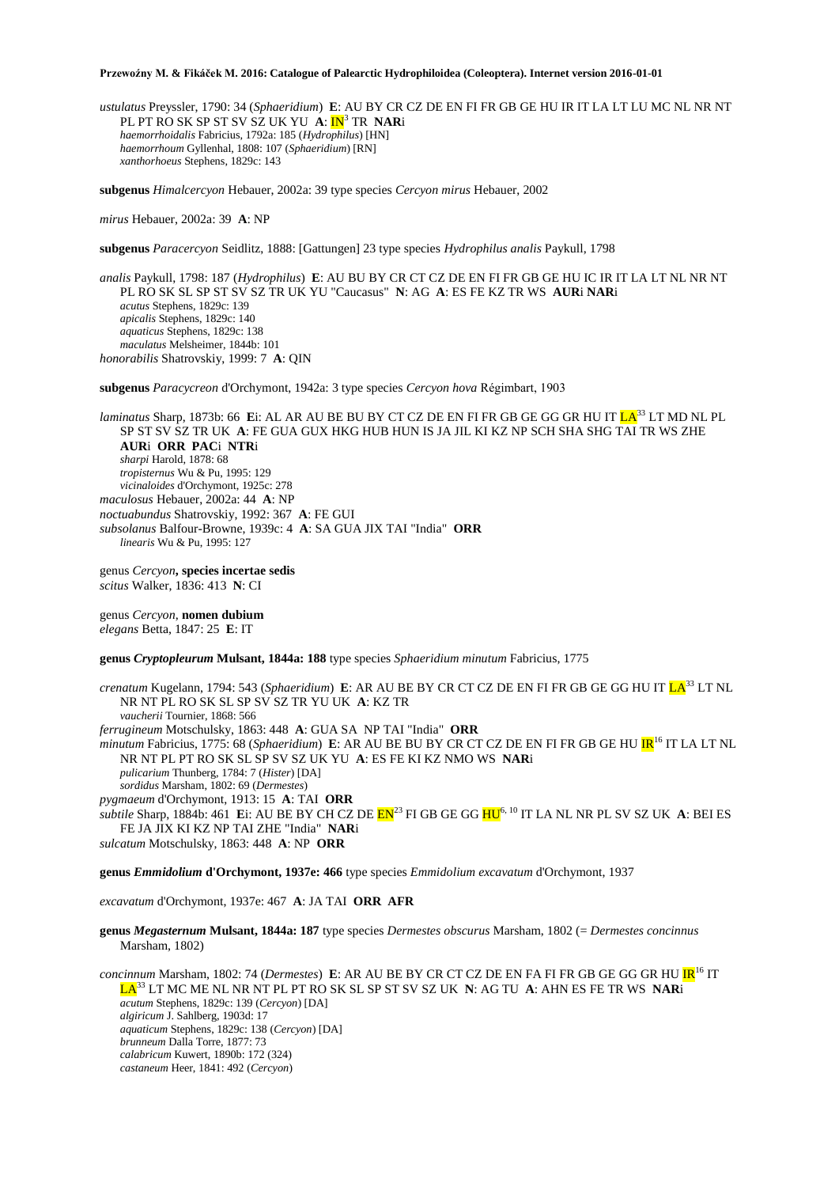*ustulatus* Preyssler, 1790: 34 (*Sphaeridium*) **E**: AU BY CR CZ DE EN FI FR GB GE HU IR IT LA LT LU MC NL NR NT PL PT RO SK SP ST SV SZ UK YU **A**: IN[3] TR **NAR**i
*haemorrhoidalis* Fabricius, 1792a: 185 (*Hydrophilus*) [HN]
*haemorrhoum* Gyllenhal, 1808: 107 (*Sphaeridium*) [RN]
*xanthorhoeus* Stephens, 1829c: 143

**subgenus** *Himalcercyon* Hebauer, 2002a: 39 type species *Cercyon mirus* Hebauer, 2002

*mirus* Hebauer, 2002a: 39 **A**: NP

**subgenus** *Paracercyon* Seidlitz, 1888: [Gattungen] 23 type species *Hydrophilus analis* Paykull, 1798

*analis* Paykull, 1798: 187 (*Hydrophilus*) **E**: AU BU BY CR CT CZ DE EN FI FR GB GE HU IC IR IT LA LT NL NR NT PL RO SK SL SP ST SV SZ TR UK YU "Caucasus" **N**: AG **A**: ES FE KZ TR WS **AUR**i **NAR**i
*acutus* Stephens, 1829c: 139
*apicalis* Stephens, 1829c: 140
*aquaticus* Stephens, 1829c: 138
*maculatus* Melsheimer, 1844b: 101
*honorabilis* Shatrovskiy, 1999: 7 **A**: QIN

**subgenus** *Paracycreon* d'Orchymont, 1942a: 3 type species *Cercyon hova* Régimbart, 1903

*laminatus* Sharp, 1873b: 66 **E**i: AL AR AU BE BU BY CT CZ DE EN FI FR GB GE GG GR HU IT LA[33] LT MD NL PL SP ST SV SZ TR UK **A**: FE GUA GUX HKG HUB HUN IS JA JIL KI KZ NP SCH SHA SHG TAI TR WS ZHE **AUR**i **ORR** **PAC**i **NTR**i
*sharpi* Harold, 1878: 68
*tropisternus* Wu & Pu, 1995: 129
*vicinaloides* d'Orchymont, 1925c: 278
*maculosus* Hebauer, 2002a: 44 **A**: NP
*noctuabundus* Shatrovskiy, 1992: 367 **A**: FE GUI
*subsolanus* Balfour-Browne, 1939c: 4 **A**: SA GUA JIX TAI "India" **ORR**
*linearis* Wu & Pu, 1995: 127

genus *Cercyon*, **species incertae sedis**
*scitus* Walker, 1836: 413 **N**: CI

genus *Cercyon*, **nomen dubium**
*elegans* Betta, 1847: 25 **E**: IT

**genus *Cryptopleurum* Mulsant, 1844a: 188** type species *Sphaeridium minutum* Fabricius, 1775

*crenatum* Kugelann, 1794: 543 (*Sphaeridium*) **E**: AR AU BE BY CR CT CZ DE EN FI FR GB GE GG HU IT LA[33] LT NL NR NT PL RO SK SL SP SV SZ TR YU UK **A**: KZ TR
*vaucherii* Tournier, 1868: 566
*ferrugineum* Motschulsky, 1863: 448 **A**: GUA SA NP TAI "India" **ORR**
*minutum* Fabricius, 1775: 68 (*Sphaeridium*) **E**: AR AU BE BU BY CR CT CZ DE EN FI FR GB GE HU IR[16] IT LA LT NL NR NT PL PT RO SK SL SP SV SZ UK YU **A**: ES FE KI KZ NMO WS **NAR**i
*pulicarium* Thunberg, 1784: 7 (*Hister*) [DA]
*sordidus* Marsham, 1802: 69 (*Dermestes*)
*pygmaeum* d'Orchymont, 1913: 15 **A**: TAI **ORR**
*subtile* Sharp, 1884b: 461 **E**i: AU BE BY CH CZ DE EN[23] FI GB GE GG HU[6, 10] IT LA NL NR PL SV SZ UK **A**: BEI ES FE JA JIX KI KZ NP TAI ZHE "India" **NAR**i
*sulcatum* Motschulsky, 1863: 448 **A**: NP **ORR**

**genus *Emmidolium* d'Orchymont, 1937e: 466** type species *Emmidolium excavatum* d'Orchymont, 1937

*excavatum* d'Orchymont, 1937e: 467 **A**: JA TAI **ORR** **AFR**

**genus *Megasternum* Mulsant, 1844a: 187** type species *Dermestes obscurus* Marsham, 1802 (= *Dermestes concinnus* Marsham, 1802)

*concinnum* Marsham, 1802: 74 (*Dermestes*) **E**: AR AU BE BY CR CT CZ DE EN FA FI FR GB GE GG GR HU IR[16] IT LA[33] LT MC ME NL NR NT PL PT RO SK SL SP ST SV SZ UK **N**: AG TU **A**: AHN ES FE TR WS **NAR**i
*acutum* Stephens, 1829c: 139 (*Cercyon*) [DA]
*algiricum* J. Sahlberg, 1903d: 17
*aquaticum* Stephens, 1829c: 138 (*Cercyon*) [DA]
*brunneum* Dalla Torre, 1877: 73
*calabricum* Kuwert, 1890b: 172 (324)
*castaneum* Heer, 1841: 492 (*Cercyon*)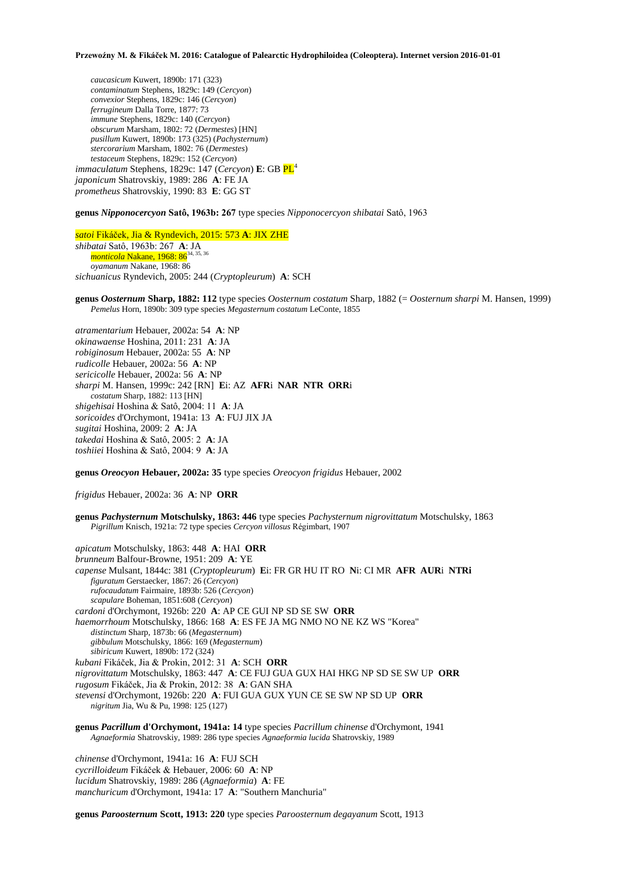*caucasicum* Kuwert, 1890b: 171 (323)
*contaminatum* Stephens, 1829c: 149 (*Cercyon*)
*convexior* Stephens, 1829c: 146 (*Cercyon*)
*ferrugineum* Dalla Torre, 1877: 73
*immune* Stephens, 1829c: 140 (*Cercyon*)
*obscurum* Marsham, 1802: 72 (*Dermestes*) [HN]
*pusillum* Kuwert, 1890b: 173 (325) (*Pachysternum*)
*stercorarium* Marsham, 1802: 76 (*Dermestes*)
*testaceum* Stephens, 1829c: 152 (*Cercyon*)

*immaculatum* Stephens, 1829c: 147 (*Cercyon*) **E**: GB PL[4]
*japonicum* Shatrovskiy, 1989: 286 **A**: FE JA
*prometheus* Shatrovskiy, 1990: 83 **E**: GG ST

**genus *Nipponocercyon* Satô, 1963b: 267** type species *Nipponocercyon shibatai* Satô, 1963

*satoi* Fikáček, Jia & Ryndevich, 2015: 573 **A**: JIX ZHE
*shibatai* Satô, 1963b: 267 **A**: JA
*monticola* Nakane, 1968: 86[34, 35, 36]
*oyamanum* Nakane, 1968: 86
*sichuanicus* Ryndevich, 2005: 244 (*Cryptopleurum*) **A**: SCH

**genus *Oosternum* Sharp, 1882: 112** type species *Oosternum costatum* Sharp, 1882 (= *Oosternum sharpi* M. Hansen, 1999)
*Pemelus* Horn, 1890b: 309 type species *Megasternum costatum* LeConte, 1855

*atramentarium* Hebauer, 2002a: 54 **A**: NP
*okinawaense* Hoshina, 2011: 231 **A**: JA
*robiginosum* Hebauer, 2002a: 55 **A**: NP
*rudicolle* Hebauer, 2002a: 56 **A**: NP
*sericicolle* Hebauer, 2002a: 56 **A**: NP
*sharpi* M. Hansen, 1999c: 242 [RN] **E**i: AZ **AFR**i **NAR NTR ORR**i
*costatum* Sharp, 1882: 113 [HN]
*shigehisai* Hoshina & Satô, 2004: 11 **A**: JA
*soricoides* d'Orchymont, 1941a: 13 **A**: FUJ JIX JA
*sugitai* Hoshina, 2009: 2 **A**: JA
*takedai* Hoshina & Satô, 2005: 2 **A**: JA
*toshiiei* Hoshina & Satô, 2004: 9 **A**: JA

**genus *Oreocyon* Hebauer, 2002a: 35** type species *Oreocyon frigidus* Hebauer, 2002

*frigidus* Hebauer, 2002a: 36 **A**: NP **ORR**

**genus *Pachysternum* Motschulsky, 1863: 446** type species *Pachysternum nigrovittatum* Motschulsky, 1863
*Pigrillum* Knisch, 1921a: 72 type species *Cercyon villosus* Régimbart, 1907

*apicatum* Motschulsky, 1863: 448 **A**: HAI **ORR**
*brunneum* Balfour-Browne, 1951: 209 **A**: YE
*capense* Mulsant, 1844c: 381 (*Cryptopleurum*) **E**i: FR GR HU IT RO **N**i: CI MR **AFR AUR**i **NTR**i
*figuratum* Gerstaecker, 1867: 26 (*Cercyon*)
*rufocaudatum* Fairmaire, 1893b: 526 (*Cercyon*)
*scapulare* Boheman, 1851:608 (*Cercyon*)
*cardoni* d'Orchymont, 1926b: 220 **A**: AP CE GUI NP SD SE SW **ORR**
*haemorrhoum* Motschulsky, 1866: 168 **A**: ES FE JA MG NMO NO NE KZ WS "Korea"
*distinctum* Sharp, 1873b: 66 (*Megasternum*)
*gibbulum* Motschulsky, 1866: 169 (*Megasternum*)
*sibiricum* Kuwert, 1890b: 172 (324)
*kubani* Fikáček, Jia & Prokin, 2012: 31 **A**: SCH **ORR**
*nigrovittatum* Motschulsky, 1863: 447 **A**: CE FUJ GUA GUX HAI HKG NP SD SE SW UP **ORR**
*rugosum* Fikáček, Jia & Prokin, 2012: 38 **A**: GAN SHA
*stevensi* d'Orchymont, 1926b: 220 **A**: FUI GUA GUX YUN CE SE SW NP SD UP **ORR**
*nigritum* Jia, Wu & Pu, 1998: 125 (127)

**genus *Pacrillum* d'Orchymont, 1941a: 14** type species *Pacrillum chinense* d'Orchymont, 1941
*Agnaeformia* Shatrovskiy, 1989: 286 type species *Agnaeformia lucida* Shatrovskiy, 1989

*chinense* d'Orchymont, 1941a: 16 **A**: FUJ SCH
*cycrilloideum* Fikáček & Hebauer, 2006: 60 **A**: NP
*lucidum* Shatrovskiy, 1989: 286 (*Agnaeformia*) **A**: FE
*manchuricum* d'Orchymont, 1941a: 17 **A**: "Southern Manchuria"

**genus *Paroosternum* Scott, 1913: 220** type species *Paroosternum degayanum* Scott, 1913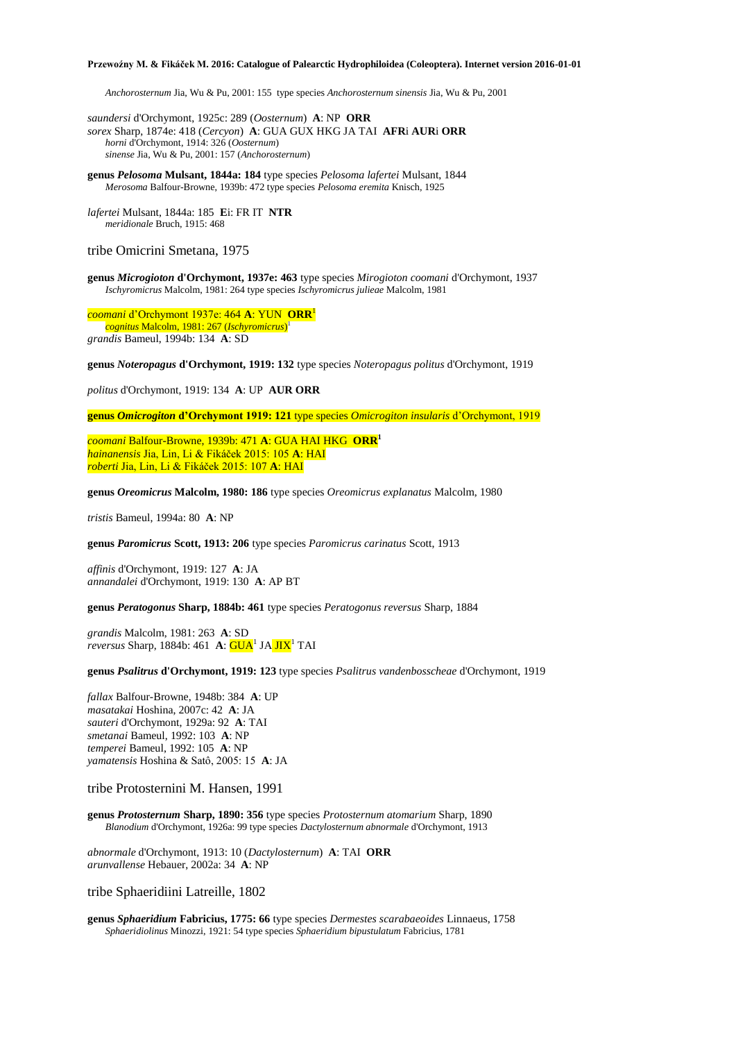*Anchorosternum* Jia, Wu & Pu, 2001: 155 type species *Anchorosternum sinensis* Jia, Wu & Pu, 2001

*saundersi* d'Orchymont, 1925c: 289 (*Oosternum*) **A**: NP **ORR**
*sorex* Sharp, 1874e: 418 (*Cercyon*) **A**: GUA GUX HKG JA TAI **AFR**i **AUR**i **ORR**
*horni* d'Orchymont, 1914: 326 (*Oosternum*)
*sinense* Jia, Wu & Pu, 2001: 157 (*Anchorosternum*)

**genus *Pelosoma* Mulsant, 1844a: 184** type species *Pelosoma lafertei* Mulsant, 1844
*Merosoma* Balfour-Browne, 1939b: 472 type species *Pelosoma eremita* Knisch, 1925

*lafertei* Mulsant, 1844a: 185 **E**i: FR IT **NTR**
*meridionale* Bruch, 1915: 468

## tribe Omicrini Smetana, 1975

**genus *Microgioton* d'Orchymont, 1937e: 463** type species *Mirogioton coomani* d'Orchymont, 1937
*Ischyromicrus* Malcolm, 1981: 264 type species *Ischyromicrus julieae* Malcolm, 1981

*coomani* d'Orchymont 1937e: 464 **A**: YUN **ORR**[1]
*cognitus* Malcolm, 1981: 267 (*Ischyromicrus*)[1]
*grandis* Bameul, 1994b: 134 **A**: SD

**genus *Noteropagus* d'Orchymont, 1919: 132** type species *Noteropagus politus* d'Orchymont, 1919

*politus* d'Orchymont, 1919: 134 **A**: UP **AUR ORR**

**genus *Omicrogiton* d'Orchymont 1919: 121** type species *Omicrogiton insularis* d'Orchymont, 1919

*coomani* Balfour-Browne, 1939b: 471 **A**: GUA HAI HKG **ORR**[1]
*hainanensis* Jia, Lin, Li & Fikáček 2015: 105 **A**: HAI
*roberti* Jia, Lin, Li & Fikáček 2015: 107 **A**: HAI

**genus *Oreomicrus* Malcolm, 1980: 186** type species *Oreomicrus explanatus* Malcolm, 1980

*tristis* Bameul, 1994a: 80 **A**: NP

**genus *Paromicrus* Scott, 1913: 206** type species *Paromicrus carinatus* Scott, 1913

*affinis* d'Orchymont, 1919: 127 **A**: JA
*annandalei* d'Orchymont, 1919: 130 **A**: AP BT

**genus *Peratogonus* Sharp, 1884b: 461** type species *Peratogonus reversus* Sharp, 1884

*grandis* Malcolm, 1981: 263 **A**: SD
*reversus* Sharp, 1884b: 461 **A**: GUA[1] JA JIX[1] TAI

**genus *Psalitrus* d'Orchymont, 1919: 123** type species *Psalitrus vandenbosscheae* d'Orchymont, 1919

*fallax* Balfour-Browne, 1948b: 384 **A**: UP
*masatakai* Hoshina, 2007c: 42 **A**: JA
*sauteri* d'Orchymont, 1929a: 92 **A**: TAI
*smetanai* Bameul, 1992: 103 **A**: NP
*temperei* Bameul, 1992: 105 **A**: NP
*yamatensis* Hoshina & Satô, 2005: 15 **A**: JA

## tribe Protosternini M. Hansen, 1991

**genus *Protosternum* Sharp, 1890: 356** type species *Protosternum atomarium* Sharp, 1890
*Blanodium* d'Orchymont, 1926a: 99 type species *Dactylosternum abnormale* d'Orchymont, 1913

*abnormale* d'Orchymont, 1913: 10 (*Dactylosternum*) **A**: TAI **ORR**
*arunvallense* Hebauer, 2002a: 34 **A**: NP

## tribe Sphaeridiini Latreille, 1802

**genus *Sphaeridium* Fabricius, 1775: 66** type species *Dermestes scarabaeoides* Linnaeus, 1758
*Sphaeridiolinus* Minozzi, 1921: 54 type species *Sphaeridium bipustulatum* Fabricius, 1781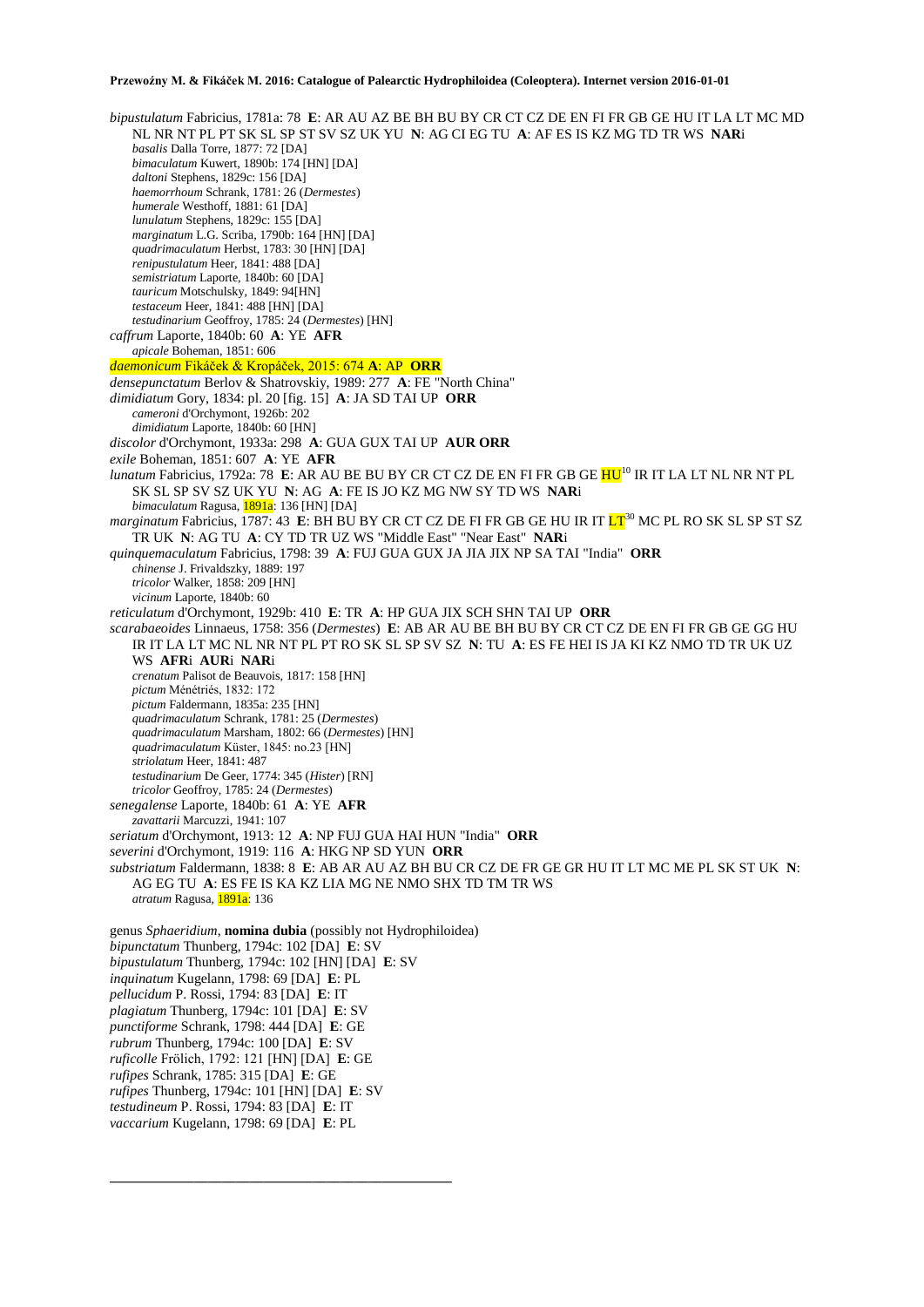*bipustulatum* Fabricius, 1781a: 78 **E**: AR AU AZ BE BH BU BY CR CT CZ DE EN FI FR GB GE HU IT LA LT MC MD NL NR NT PL PT SK SL SP ST SV SZ UK YU **N**: AG CI EG TU **A**: AF ES IS KZ MG TD TR WS **NAR**i

*basalis* Dalla Torre, 1877: 72 [DA]
*bimaculatum* Kuwert, 1890b: 174 [HN] [DA]
*daltoni* Stephens, 1829c: 156 [DA]
*haemorrhoum* Schrank, 1781: 26 (*Dermestes*)
*humerale* Westhoff, 1881: 61 [DA]
*lunulatum* Stephens, 1829c: 155 [DA]
*marginatum* L.G. Scriba, 1790b: 164 [HN] [DA]
*quadrimaculatum* Herbst, 1783: 30 [HN] [DA]
*renipustulatum* Heer, 1841: 488 [DA]
*semistriatum* Laporte, 1840b: 60 [DA]
*tauricum* Motschulsky, 1849: 94[HN]
*testaceum* Heer, 1841: 488 [HN] [DA]
*testudinarium* Geoffroy, 1785: 24 (*Dermestes*) [HN]

*caffrum* Laporte, 1840b: 60 **A**: YE **AFR**

*apicale* Boheman, 1851: 606

*daemonicum* Fikáček & Kropáček, 2015: 674 **A**: AP **ORR**

*densepunctatum* Berlov & Shatrovskiy, 1989: 277 **A**: FE "North China"

*dimidiatum* Gory, 1834: pl. 20 [fig. 15] **A**: JA SD TAI UP **ORR**

*cameroni* d'Orchymont, 1926b: 202
*dimidiatum* Laporte, 1840b: 60 [HN]

*discolor* d'Orchymont, 1933a: 298 **A**: GUA GUX TAI UP **AUR ORR**

*exile* Boheman, 1851: 607 **A**: YE **AFR**

*lunatum* Fabricius, 1792a: 78 **E**: AR AU BE BU BY CR CT CZ DE EN FI FR GB GE HU[10] IR IT LA LT NL NR NT PL SK SL SP SV SZ UK YU **N**: AG **A**: FE IS JO KZ MG NW SY TD WS **NAR**i

*bimaculatum* Ragusa, 1891a: 136 [HN] [DA]

*marginatum* Fabricius, 1787: 43 **E**: BH BU BY CR CT CZ DE FI FR GB GE HU IR IT LT[30] MC PL RO SK SL SP ST SZ TR UK **N**: AG TU **A**: CY TD TR UZ WS "Middle East" "Near East" **NAR**i

*quinquemaculatum* Fabricius, 1798: 39 **A**: FUJ GUA GUX JA JIA JIX NP SA TAI "India" **ORR**

*chinense* J. Frivaldszky, 1889: 197
*tricolor* Walker, 1858: 209 [HN]
*vicinum* Laporte, 1840b: 60

*reticulatum* d'Orchymont, 1929b: 410 **E**: TR **A**: HP GUA JIX SCH SHN TAI UP **ORR**

*scarabaeoides* Linnaeus, 1758: 356 (*Dermestes*) **E**: AB AR AU BE BH BU BY CR CT CZ DE EN FI FR GB GE GG HU IR IT LA LT MC NL NR NT PL PT RO SK SL SP SV SZ **N**: TU **A**: ES FE HEI IS JA KI KZ NMO TD TR UK UZ WS **AFR**i **AUR**i **NAR**i

*crenatum* Palisot de Beauvois, 1817: 158 [HN]
*pictum* Ménétriés, 1832: 172
*pictum* Faldermann, 1835a: 235 [HN]
*quadrimaculatum* Schrank, 1781: 25 (*Dermestes*)
*quadrimaculatum* Marsham, 1802: 66 (*Dermestes*) [HN]
*quadrimaculatum* Küster, 1845: no.23 [HN]
*striolatum* Heer, 1841: 487
*testudinarium* De Geer, 1774: 345 (*Hister*) [RN]
*tricolor* Geoffroy, 1785: 24 (*Dermestes*)

*senegalense* Laporte, 1840b: 61 **A**: YE **AFR**

*zavattarii* Marcuzzi, 1941: 107

*seriatum* d'Orchymont, 1913: 12 **A**: NP FUJ GUA HAI HUN "India" **ORR**

*severini* d'Orchymont, 1919: 116 **A**: HKG NP SD YUN **ORR**

*substriatum* Faldermann, 1838: 8 **E**: AB AR AU AZ BH BU CR CZ DE FR GE GR HU IT LT MC ME PL SK ST UK **N**: AG EG TU **A**: ES FE IS KA KZ LIA MG NE NMO SHX TD TM TR WS

*atratum* Ragusa, 1891a: 136

genus *Sphaeridium*, **nomina dubia** (possibly not Hydrophiloidea)

*bipunctatum* Thunberg, 1794c: 102 [DA] **E**: SV
*bipustulatum* Thunberg, 1794c: 102 [HN] [DA] **E**: SV
*inquinatum* Kugelann, 1798: 69 [DA] **E**: PL
*pellucidum* P. Rossi, 1794: 83 [DA] **E**: IT
*plagiatum* Thunberg, 1794c: 101 [DA] **E**: SV
*punctiforme* Schrank, 1798: 444 [DA] **E**: GE
*rubrum* Thunberg, 1794c: 100 [DA] **E**: SV
*ruficolle* Frölich, 1792: 121 [HN] [DA] **E**: GE
*rufipes* Schrank, 1785: 315 [DA] **E**: GE
*rufipes* Thunberg, 1794c: 101 [HN] [DA] **E**: SV
*testudineum* P. Rossi, 1794: 83 [DA] **E**: IT
*vaccarium* Kugelann, 1798: 69 [DA] **E**: PL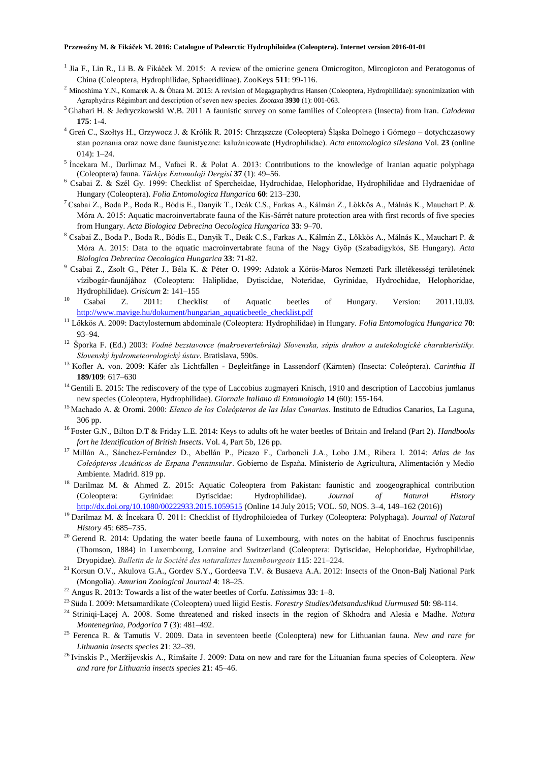[1] Jia F., Lin R., Li B. & Fikáček M. 2015: A review of the omicrine genera Omicrogiton, Mircogioton and Peratogonus of China (Coleoptera, Hydrophilidae, Sphaeridiinae). ZooKeys **511**: 99-116.

[2] Minoshima Y.N., Komarek A. & Ôhara M. 2015: A revision of Megagraphydrus Hansen (Coleoptera, Hydrophilidae): synonimization with Agraphydrus Régimbart and description of seven new species. *Zootaxa* **3930** (1): 001-063.

[3] Ghahari H. & Jedryczkowski W.B. 2011 A faunistic survey on some families of Coleoptera (Insecta) from Iran. *Calodema* **175**: 1-4.

[4] Greń C., Szołtys H., Grzywocz J. & Królik R. 2015: Chrząszcze (Coleoptera) Śląska Dolnego i Górnego – dotychczasowy stan poznania oraz nowe dane faunistyczne: kałużnicowate (Hydrophilidae). *Acta entomologica silesiana* Vol. **23** (online 014): 1–24.

[5] İncekara M., Darlimaz M., Vafaei R. & Polat A. 2013: Contributions to the knowledge of Iranian aquatic polyphaga (Coleoptera) fauna. *Türkiye Entomoloji Dergisi* **37** (1): 49–56.

[6] Csabai Z. & Szél Gy. 1999: Checklist of Spercheidae, Hydrochidae, Helophoridae, Hydrophilidae and Hydraenidae of Hungary (Coleoptera). *Folia Entomologica Hungarica* **60**: 213–230.

[7] Csabai Z., Boda P., Boda R., Bódis E., Danyik T., Deák C.S., Farkas A., Kálmán Z., Lökkös A., Málnás K., Mauchart P. & Móra A. 2015: Aquatic macroinvertabrate fauna of the Kis-Sárrét nature protection area with first records of five species from Hungary. *Acta Biologica Debrecina Oecologica Hungarica* **33**: 9–70.

[8] Csabai Z., Boda P., Boda R., Bódis E., Danyik T., Deák C.S., Farkas A., Kálmán Z., Lőkkös A., Málnás K., Mauchart P. & Móra A. 2015: Data to the aquatic macroinvertabrate fauna of the Nagy Gyöp (Szabadígykós, SE Hungary). *Acta Biologica Debrecina Oecologica Hungarica* **33**: 71-82.

[9] Csabai Z., Zsolt G., Péter J., Béla K. & Péter O. 1999: Adatok a Körös-Maros Nemzeti Park illetékességi területének vízibogár-faunájához (Coleoptera: Haliplidae, Dytiscidae, Noteridae, Gyrinidae, Hydrochidae, Helophoridae, Hydrophilidae). *Crisicum* **2**: 141–155

[10] Csabai Z. 2011: Checklist of Aquatic beetles of Hungary. Version: 2011.10.03. http://www.mavige.hu/dokument/hungarian_aquaticbeetle_checklist.pdf

[11] Lőkkös A. 2009: Dactylosternum abdominale (Coleoptera: Hydrophilidae) in Hungary. *Folia Entomologica Hungarica* **70**: 93–94.

[12] Šporka F. (Ed.) 2003: *Vodné bezstavovce (makroevertebráta) Slovenska, súpis druhov a autekologické charakteristiky. Slovenský hydrometeorologický ústav*. Bratislava, 590s.

[13] Kofler A. von. 2009: Käfer als Lichtfallen - Begleitfänge in Lassendorf (Kärnten) (Insecta: Coleóptera). *Carinthia II* **189/109**: 617–630

[14] Gentili E. 2015: The rediscovery of the type of Laccobius zugmayeri Knisch, 1910 and description of Laccobius jumlanus new species (Coleoptera, Hydrophilidae). *Giornale Italiano di Entomologia* **14** (60): 155-164.

[15] Machado A. & Oromí. 2000: *Elenco de los Coleópteros de las Islas Canarias*. Instituto de Edtudios Canarios, La Laguna, 306 pp.

[16] Foster G.N., Bilton D.T & Friday L.E. 2014: Keys to adults oft he water beetles of Britain and Ireland (Part 2). *Handbooks fort he Identification of British Insects*. Vol. 4, Part 5b, 126 pp.

[17] Millán A., Sánchez-Fernández D., Abellán P., Picazo F., Carboneli J.A., Lobo J.M., Ribera I. 2014: *Atlas de los Coleópteros Acuáticos de Espana Penninsular*. Gobierno de España. Ministerio de Agricultura, Alimentación y Medio Ambiente. Madrid. 819 pp.

[18] Darilmaz M. & Ahmed Z. 2015: Aquatic Coleoptera from Pakistan: faunistic and zoogeographical contribution (Coleoptera: Gyrinidae: Dytiscidae: Hydrophilidae). *Journal of Natural History* http://dx.doi.org/10.1080/00222933.2015.1059515 (Online 14 July 2015; VOL. *50*, NOS. 3–4, 149–162 (2016))

[19] Darilmaz M. & İncekara Ü. 2011: Checklist of Hydrophiloiedea of Turkey (Coleoptera: Polyphaga). *Journal of Natural History* 45: 685–735.

[20] Gerend R. 2014: Updating the water beetle fauna of Luxembourg, with notes on the habitat of Enochrus fuscipennis (Thomson, 1884) in Luxembourg, Lorraine and Switzerland (Coleoptera: Dytiscidae, Helophoridae, Hydrophilidae, Dryopidae). *Bulletin de la Société des naturalistes luxembourgeois* **115**: 221–224.

[21] Korsun O.V., Akulova G.A., Gordev S.Y., Gordeeva T.V. & Busaeva A.A. 2012: Insects of the Onon-Balj National Park (Mongolia). *Amurian Zoological Journal* **4**: 18–25.

[22] Angus R. 2013: Towards a list of the water beetles of Corfu. *Latissimus* **33**: 1–8.

[23] Süda I. 2009: Metsamardikate (Coleoptera) uued liigid Eestis. *Forestry Studies/Metsanduslikud Uurmused* **50**: 98-114.

[24] Striniqi-Laçej A. 2008. Some threatened and risked insects in the region of Skhodra and Alesia e Madhe. *Natura Montenegrina, Podgorica* **7** (3): 481–492.

[25] Ferenca R. & Tamutis V. 2009. Data in seventeen beetle (Coleoptera) new for Lithuanian fauna. *New and rare for Lithuania insects species* **21**: 32–39.

[26] Ivinskis P., Meržijevskis A., Rimšaite J. 2009: Data on new and rare for the Lituanian fauna species of Coleoptera. *New and rare for Lithuania insects species* **21**: 45–46.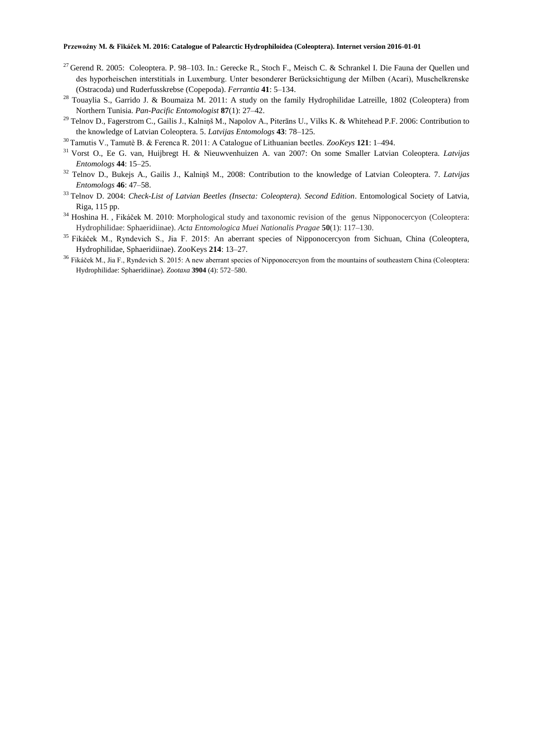[27] Gerend R. 2005: Coleoptera. P. 98–103. In.: Gerecke R., Stoch F., Meisch C. & Schrankel I. Die Fauna der Quellen und des hyporheischen interstitials in Luxemburg. Unter besonderer Berücksichtigung der Milben (Acari), Muschelkrenske (Ostracoda) und Ruderfusskrebse (Copepoda). *Ferrantia* **41**: 5–134.

[28] Touaylia S., Garrido J. & Boumaiza M. 2011: A study on the family Hydrophilidae Latreille, 1802 (Coleoptera) from Northern Tunisia. *Pan-Pacific Entomologist* **87**(1): 27–42.

[29] Telnov D., Fagerstrom C., Gailis J., Kalniņš M., Napolov A., Piterāns U., Vilks K. & Whitehead P.F. 2006: Contribution to the knowledge of Latvian Coleoptera. 5. *Latvijas Entomologs* **43**: 78–125.

[30] Tamutis V., Tamutė B. & Ferenca R. 2011: A Catalogue of Lithuanian beetles. *ZooKeys* **121**: 1–494.

[31] Vorst O., Ee G. van, Huijbregt H. & Nieuwvenhuizen A. van 2007: On some Smaller Latvian Coleoptera. *Latvijas Entomologs* **44**: 15–25.

[32] Telnov D., Bukejs A., Gailis J., Kalniņš M., 2008: Contribution to the knowledge of Latvian Coleoptera. 7. *Latvijas Entomologs* **46**: 47–58.

[33] Telnov D. 2004: *Check-List of Latvian Beetles (Insecta: Coleoptera). Second Edition*. Entomological Society of Latvia, Riga, 115 pp.

[34] Hoshina H. , Fikáček M. 2010: Morphological study and taxonomic revision of the genus Nipponocercyon (Coleoptera: Hydrophilidae: Sphaeridiinae). *Acta Entomologica Muei Nationalis Pragae* **50**(1): 117–130.

[35] Fikáček M., Ryndevich S., Jia F. 2015: An aberrant species of Nipponocercyon from Sichuan, China (Coleoptera, Hydrophilidae, Sphaeridiinae). ZooKeys **214**: 13–27.

[36] Fikáček M., Jia F., Ryndevich S. 2015: A new aberrant species of Nipponocercyon from the mountains of southeastern China (Coleoptera: Hydrophilidae: Sphaeridiinae). *Zootaxa* **3904** (4): 572–580.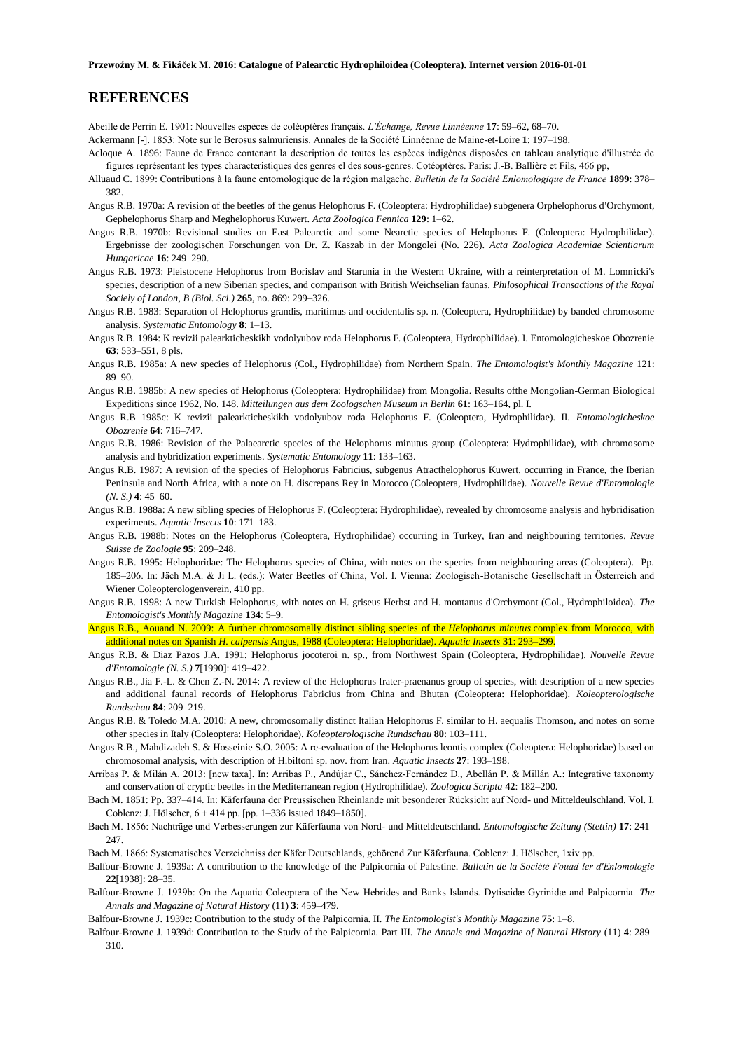## REFERENCES

Abeille de Perrin E. 1901: Nouvelles espèces de coléoptères français. *L'Échange, Revue Linnéenne* **17**: 59–62, 68–70.

Ackermann [-]. 1853: Note sur le Berosus salmuriensis. Annales de la Société Linnéenne de Maine-et-Loire **1**: 197–198.

Acloque A. 1896: Faune de France contenant la description de toutes les espèces indigènes disposées en tableau analytique d'illustrée de figures représentant les types characteristiques des genres el des sous-genres. Cotéoptères. Paris: J.-B. Ballière et Fils, 466 pp,

Alluaud C. 1899: Contributions à la faune entomologique de la région malgache. *Bulletin de la Société Enlomologique de France* **1899**: 378–382.

Angus R.B. 1970a: A revision of the beetles of the genus Helophorus F. (Coleoptera: Hydrophilidae) subgenera Orphelophorus d'Orchymont, Gephelophorus Sharp and Meghelophorus Kuwert. *Acta Zoologica Fennica* **129**: 1–62.

Angus R.B. 1970b: Revisional studies on East Palearctic and some Nearctic species of Helophorus F. (Coleoptera: Hydrophilidae). Ergebnisse der zoologischen Forschungen von Dr. Z. Kaszab in der Mongolei (No. 226). *Acta Zoologica Academiae Scientiarum Hungaricae* **16**: 249–290.

Angus R.B. 1973: Pleistocene Helophorus from Borislav and Starunia in the Western Ukraine, with a reinterpretation of M. Lomnicki's species, description of a new Siberian species, and comparison with British Weichselian faunas. *Philosophical Transactions of the Royal Sociely of London, B (Biol. Sci.)* **265**, no. 869: 299–326.

Angus R.B. 1983: Separation of Helophorus grandis, maritimus and occidentalis sp. n. (Coleoptera, Hydrophilidae) by banded chromosome analysis. *Systematic Entomology* **8**: 1–13.

Angus R.B. 1984: K revizii palearkticheskikh vodolyubov roda Helophorus F. (Coleoptera, Hydrophilidae). I. Entomologicheskoe Obozrenie **63**: 533–551, 8 pls.

Angus R.B. 1985a: A new species of Helophorus (Col., Hydrophilidae) from Northern Spain. *The Entomologist's Monthly Magazine* 121: 89–90.

Angus R.B. 1985b: A new species of Helophorus (Coleoptera: Hydrophilidae) from Mongolia. Results ofthe Mongolian-German Biological Expeditions since 1962, No. 148. *Mitteilungen aus dem Zoologschen Museum in Berlin* **61**: 163–164, pl. I.

Angus R.B 1985c: K revizii palearkticheskikh vodolyubov roda Helophorus F. (Coleoptera, Hydrophilidae). II. *Entomologicheskoe Obozrenie* **64**: 716–747.

Angus R.B. 1986: Revision of the Palaearctic species of the Helophorus minutus group (Coleoptera: Hydrophilidae), with chromosome analysis and hybridization experiments. *Systematic Entomology* **11**: 133–163.

Angus R.B. 1987: A revision of the species of Helophorus Fabricius, subgenus Atracthelophorus Kuwert, occurring in France, the Iberian Peninsula and North Africa, with a note on H. discrepans Rey in Morocco (Coleoptera, Hydrophilidae). *Nouvelle Revue d'Entomologie (N. S.)* **4**: 45–60.

Angus R.B. 1988a: A new sibling species of Helophorus F. (Coleoptera: Hydrophilidae), revealed by chromosome analysis and hybridisation experiments. *Aquatic Insects* **10**: 171–183.

Angus R.B. 1988b: Notes on the Helophorus (Coleoptera, Hydrophilidae) occurring in Turkey, Iran and neighbouring territories. *Revue Suisse de Zoologie* **95**: 209–248.

Angus R.B. 1995: Helophoridae: The Helophorus species of China, with notes on the species from neighbouring areas (Coleoptera). Pp. 185–206. In: Jäch M.A. & Ji L. (eds.): Water Beetles of China, Vol. I. Vienna: Zoologisch-Botanische Gesellschaft in Österreich and Wiener Coleopterologenverein, 410 pp.

Angus R.B. 1998: A new Turkish Helophorus, with notes on H. griseus Herbst and H. montanus d'Orchymont (Col., Hydrophiloidea). *The Entomologist's Monthly Magazine* **134**: 5–9.

Angus R.B., Aouand N. 2009: A further chromosomally distinct sibling species of the *Helophorus minutus* complex from Morocco, with additional notes on Spanish *H. calpensis* Angus, 1988 (Coleoptera: Helophoridae). *Aquatic Insects* **31**: 293–299.

Angus R.B. & Diaz Pazos J.A. 1991: Helophorus jocoteroi n. sp., from Northwest Spain (Coleoptera, Hydrophilidae). *Nouvelle Revue d'Entomologie (N. S.)* **7**[1990]: 419–422.

Angus R.B., Jia F.-L. & Chen Z.-N. 2014: A review of the Helophorus frater-praenanus group of species, with description of a new species and additional faunal records of Helophorus Fabricius from China and Bhutan (Coleoptera: Helophoridae). *Koleopterologische Rundschau* **84**: 209–219.

Angus R.B. & Toledo M.A. 2010: A new, chromosomally distinct Italian Helophorus F. similar to H. aequalis Thomson, and notes on some other species in Italy (Coleoptera: Helophoridae). *Koleopterologische Rundschau* **80**: 103–111.

Angus R.B., Mahdizadeh S. & Hosseinie S.O. 2005: A re-evaluation of the Helophorus leontis complex (Coleoptera: Helophoridae) based on chromosomal analysis, with description of H.biltoni sp. nov. from Iran. *Aquatic Insects* **27**: 193–198.

Arribas P. & Milán A. 2013: [new taxa]. In: Arribas P., Andújar C., Sánchez-Fernández D., Abellán P. & Millán A.: Integrative taxonomy and conservation of cryptic beetles in the Mediterranean region (Hydrophilidae). *Zoologica Scripta* **42**: 182–200.

Bach M. 1851: Pp. 337–414. In: Käferfauna der Preussischen Rheinlande mit besonderer Rücksicht auf Nord- und Mitteldeulschland. Vol. I. Coblenz: J. Hölscher, 6 + 414 pp. [pp. 1–336 issued 1849–1850].

Bach M. 1856: Nachträge und Verbesserungen zur Käferfauna von Nord- und Mitteldeutschland. *Entomologische Zeitung (Stettin)* **17**: 241–247.

Bach M. 1866: Systematisches Verzeichniss der Käfer Deutschlands, gehörend Zur Käferfauna. Coblenz: J. Hölscher, 1xiv pp.

Balfour-Browne J. 1939a: A contribution to the knowledge of the Palpicornia of Palestine. *Bulletin de la Société Fouad ler d'Enlomologie* **22**[1938]: 28–35.

Balfour-Browne J. 1939b: On the Aquatic Coleoptera of the New Hebrides and Banks Islands. Dytiscidæ Gyrinidæ and Palpicornia. *The Annals and Magazine of Natural History* (11) **3**: 459–479.

Balfour-Browne J. 1939c: Contribution to the study of the Palpicornia. II. *The Entomologist's Monthly Magazine* **75**: 1–8.

Balfour-Browne J. 1939d: Contribution to the Study of the Palpicornia. Part III. *The Annals and Magazine of Natural History* (11) **4**: 289–310.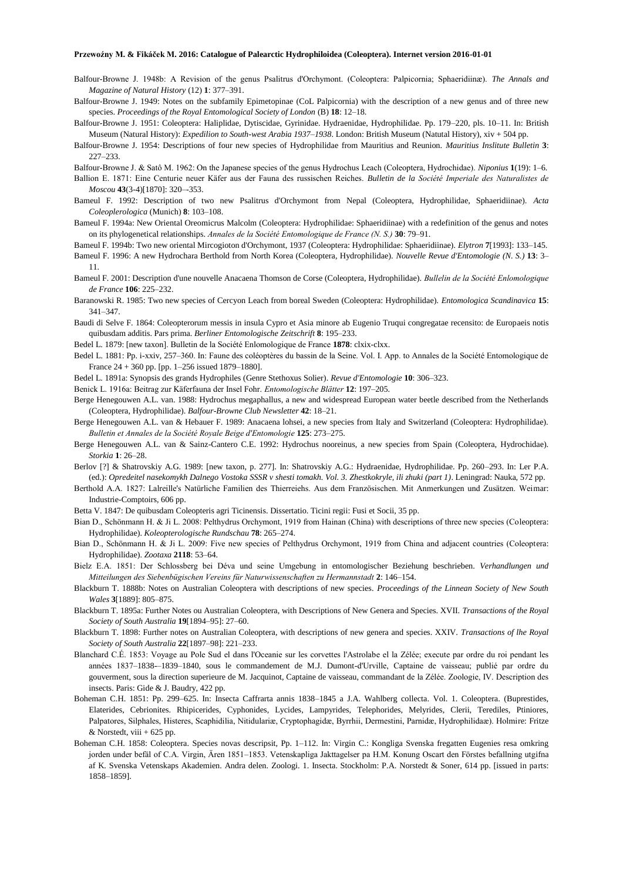Balfour-Browne J. 1948b: A Revision of the genus Psalitrus d'Orchymont. (Coleoptera: Palpicornia; Sphaeridiinæ). *The Annals and Magazine of Natural History* (12) **1**: 377–391.

Balfour-Browne J. 1949: Notes on the subfamily Epimetopinae (CoL Palpicornia) with the description of a new genus and of three new species. *Proceedings of the Royal Entomological Society of London* (B) **18**: 12–18.

Balfour-Browne J. 1951: Coleoptera: Haliplidae, Dytiscidae, Gyrinidae. Hydraenidae, Hydrophilidae. Pp. 179–220, pls. 10–11. In: British Museum (Natural History): *Expedilion to South-west Arabia 1937–1938*. London: British Museum (Natutal History), xiv + 504 pp.

Balfour-Browne J. 1954: Descriptions of four new species of Hydrophilidae from Mauritius and Reunion. *Mauritius Inslitute Bulletin* **3**: 227–233.

Balfour-Browne J. & Satô M. 1962: On the Japanese species of the genus Hydrochus Leach (Coleoptera, Hydrochidae). *Niponius* **1**(19): 1–6.

Ballion E. 1871: Eine Centurie neuer Käfer aus der Fauna des russischen Reiches. *Bulletin de la Société Imperiale des Naturalistes de Moscou* **43**(3-4)[1870]: 320–-353.

Bameul F. 1992: Description of two new Psalitrus d'Orchymont from Nepal (Coleoptera, Hydrophilidae, Sphaeridiinae). *Acta Coleoplerologica* (Munich) **8**: 103–108.

Bameul F. 1994a: New Oriental Oreomicrus Malcolm (Coleoptera: Hydrophilidae: Sphaeridiinae) with a redefinition of the genus and notes on its phylogenetical relationships. *Annales de la Société Entomologique de France (N. S.)* **30**: 79–91.

Bameul F. 1994b: Two new oriental Mircogioton d'Orchymont, 1937 (Coleoptera: Hydrophilidae: Sphaeridiinae). *Elytron* **7**[1993]: 133–145.

Bameul F. 1996: A new Hydrochara Berthold from North Korea (Coleoptera, Hydrophilidae). *Nouvelle Revue d'Entomologie (N. S.)* **13**: 3–11.

Bameul F. 2001: Description d'une nouvelle Anacaena Thomson de Corse (Coleoptera, Hydrophilidae). *Bullelin de la Société Enlomologique de France* **106**: 225–232.

Baranowski R. 1985: Two new species of Cercyon Leach from boreal Sweden (Coleoptera: Hydrophilidae). *Entomologica Scandinavica* **15**: 341–347.

Baudi di Selve F. 1864: Coleopterorum messis in insula Cypro et Asia minore ab Eugenio Truqui congregatae recensito: de Europaeis notis quibusdam additis. Pars prima. *Berliner Entomologische Zeitschrift* **8**: 195–233.

Bedel L. 1879: [new taxon]. Bulletin de la Société Enlomologique de France **1878**: clxix-clxx.

Bedel L. 1881: Pp. i-xxiv, 257–360. In: Faune des coléoptères du bassin de la Seine. Vol. I. App. to Annales de la Société Entomologique de France 24 + 360 pp. [pp. 1–256 issued 1879–1880].

Bedel L. 1891a: Synopsis des grands Hydrophiles (Genre Stethoxus Solier). *Revue d'Entomologie* **10**: 306–323.

Benick L. 1916a: Beitrag zur Käferfauna der Insel Fohr. *Entomologische Blätter* **12**: 197–205.

Berge Henegouwen A.L. van. 1988: Hydrochus megaphallus, a new and widespread European water beetle described from the Netherlands (Coleoptera, Hydrophilidae). *Balfour-Browne Club Newsletter* **42**: 18–21.

Berge Henegouwen A.L. van & Hebauer F. 1989: Anacaena lohsei, a new species from Italy and Switzerland (Coleoptera: Hydrophilidae). *Bulletin et Annales de la Société Royale Beige d'Entomologie* **125**: 273–275.

Berge Henegouwen A.L. van & Sainz-Cantero C.E. 1992: Hydrochus nooreinus, a new species from Spain (Coleoptera, Hydrochidae). *Storkia* **1**: 26–28.

Berlov [?] & Shatrovskiy A.G. 1989: [new taxon, p. 277]. In: Shatrovskiy A.G.: Hydraenidae, Hydrophilidae. Pp. 260–293. In: Ler P.A. (ed.): *Opredeitel nasekomykh Dalnego Vostoka SSSR v shesti tomakh. Vol. 3. Zhestkokryle, ili zhuki (part 1)*. Leningrad: Nauka, 572 pp.

Berthold A.A. 1827: Lalreille's Natürliche Familien des Thierreiehs. Aus dem Französischen. Mit Anmerkungen und Zusätzen. Weimar: Industrie-Comptoirs, 606 pp.

Betta V. 1847: De quibusdam Coleopteris agri Ticinensis. Dissertatio. Ticini regii: Fusi et Socii, 35 pp.

Bian D., Schönmann H. & Ji L. 2008: Pelthydrus Orchymont, 1919 from Hainan (China) with descriptions of three new species (Coleoptera: Hydrophilidae). *Koleopterologische Rundschau* **78**: 265–274.

Bian D., Schönmann H. & Ji L. 2009: Five new species of Pelthydrus Orchymont, 1919 from China and adjacent countries (Coleoptera: Hydrophilidae). *Zootaxa* **2118**: 53–64.

Bielz E.A. 1851: Der Schlossberg bei Déva und seine Umgebung in entomologischer Beziehung beschrieben. *Verhandlungen und Mitteilungen des Siebenbügischen Vereins für Naturwissenschaften zu Hermannstadt* **2**: 146–154.

Blackburn T. 1888b: Notes on Australian Coleoptera with descriptions of new species. *Proceedings of the Linnean Society of New South Wales* **3**[1889]: 805–875.

Blackburn T. 1895a: Further Notes ou Australian Coleoptera, with Descriptions of New Genera and Species. XVII. *Transactions of the Royal Society of South Australia* **19**[1894–95]: 27–60.

Blackburn T. 1898: Further notes on Australian Coleoptera, with descriptions of new genera and species. XXIV. *Transactions of lhe Royal Society of South Australia* **22**[1897–98]: 221–233.

Blanchard C.É. 1853: Voyage au Pole Sud el dans l'Oceanie sur les corvettes l'Astrolabe el la Zélée; execute par ordre du roi pendant les années 1837–1838-–1839–1840, sous le commandement de M.J. Dumont-d'Urville, Captaine de vaisseau; publié par ordre du gouverment, sous la direction superieure de M. Jacquinot, Captaine de vaisseau, commandant de la Zélée. Zoologie, IV. Description des insects. Paris: Gide & J. Baudry, 422 pp.

Boheman C.H. 1851: Pp. 299–625. In: Insecta Caffrarta annis 1838–1845 a J.A. Wahlberg collecta. Vol. 1. Coleoptera. (Buprestides, Elaterides, Cebrionites. Rhipicerides, Cyphonides, Lycides, Lampyrides, Telephorides, Melyrides, Clerii, Terediles, Ptiniores, Palpatores, Silphales, Histeres, Scaphidilia, Nitidulariæ, Cryptophagidæ, Byrrhii, Dermestini, Parnidæ, Hydrophilidaæ). Holmire: Fritze & Norstedt, viii + 625 pp.

Boheman C.H. 1858: Coleoptera. Species novas descripsit, Pp. 1–112. In: Virgin C.: Kongliga Svenska fregatten Eugenies resa omkring jorden under befäl of C.A. Virgin, Ären 1851–1853. Vetenskapliga Jakttagelser pa H.M. Konung Oscart den Förstes befallning utgifna af K. Svenska Vetenskaps Akademien. Andra delen. Zoologi. 1. Insecta. Stockholm: P.A. Norstedt & Soner, 614 pp. [issued in parts: 1858–1859].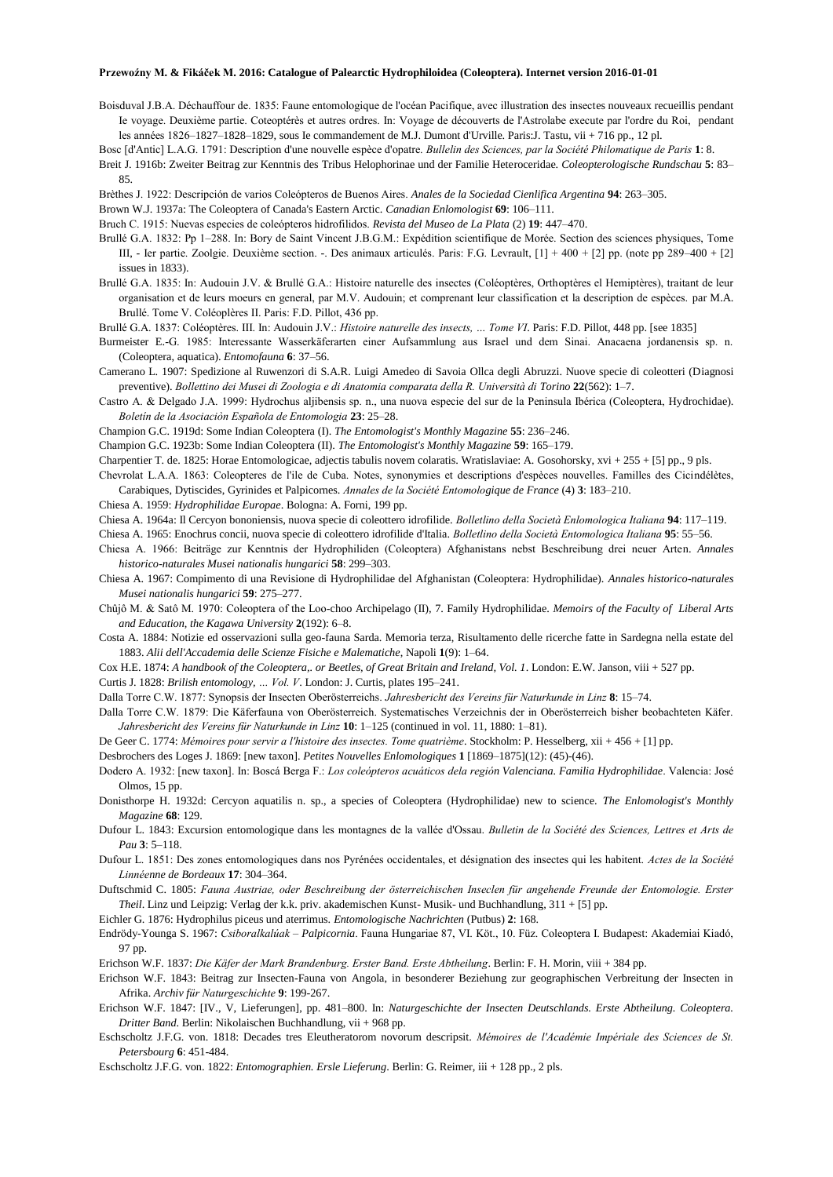Boisduval J.B.A. Déchauffour de. 1835: Faune entomologique de l'océan Pacifique, avec illustration des insectes nouveaux recueillis pendant Ie voyage. Deuxième partie. Coteoptérès et autres ordres. In: Voyage de découverts de l'Astrolabe execute par l'ordre du Roi, pendant les années 1826–1827–1828–1829, sous Ie commandement de M.J. Dumont d'Urville. Paris:J. Tastu, vii + 716 pp., 12 pl.

Bosc [d'Antic] L.A.G. 1791: Description d'une nouvelle espèce d'opatre. *Bullelin des Sciences, par la Société Philomatique de Paris* **1**: 8.

Breit J. 1916b: Zweiter Beitrag zur Kenntnis des Tribus Helophorinae und der Familie Heteroceridae. *Coleopterologische Rundschau* **5**: 83–85.

Brèthes J. 1922: Descripción de varios Coleópteros de Buenos Aires. *Anales de la Sociedad Cienlifica Argentina* **94**: 263–305.

Brown W.J. 1937a: The Coleoptera of Canada's Eastern Arctic. *Canadian Enlomologist* **69**: 106–111.

Bruch C. 1915: Nuevas especies de coleópteros hidrofilidos. *Revista del Museo de La Plata* (2) **19**: 447–470.

Brullé G.A. 1832: Pp 1–288. In: Bory de Saint Vincent J.B.G.M.: Expédition scientifique de Morée. Section des sciences physiques, Tome III, - Ier partie. Zoolgie. Deuxième section. -. Des animaux articulés. Paris: F.G. Levrault, [1] + 400 + [2] pp. (note pp 289–400 + [2] issues in 1833).

Brullé G.A. 1835: In: Audouin J.V. & Brullé G.A.: Histoire naturelle des insectes (Coléoptères, Orthoptères el Hemiptères), traitant de leur organisation et de leurs moeurs en general, par M.V. Audouin; et comprenant leur classification et la description de espècès. par M.A. Brullé. Tome V. Coléoplères II. Paris: F.D. Pillot, 436 pp.

Brullé G.A. 1837: Coléoptères. III. In: Audouin J.V.: *Histoire naturelle des insects, … Tome VI*. Paris: F.D. Pillot, 448 pp. [see 1835]

Burmeister E.-G. 1985: Interessante Wasserkäferarten einer Aufsammlung aus Israel und dem Sinai. Anacaena jordanensis sp. n. (Coleoptera, aquatica). *Entomofauna* **6**: 37–56.

Camerano L. 1907: Spedizione al Ruwenzori di S.A.R. Luigi Amedeo di Savoia Ollca degli Abruzzi. Nuove specie di coleotteri (Diagnosi preventive). *Bollettino dei Musei di Zoologia e di Anatomia comparata della R. Università di Torino* **22**(562): 1–7.

Castro A. & Delgado J.A. 1999: Hydrochus aljibensis sp. n., una nuova especie del sur de la Peninsula Ibérica (Coleoptera, Hydrochidae). *Boletín de la Asociaciòn Española de Entomologia* **23**: 25–28.

Champion G.C. 1919d: Some Indian Coleoptera (I). *The Entomologist's Monthly Magazine* **55**: 236–246.

Champion G.C. 1923b: Some Indian Coleoptera (II). *The Entomologist's Monthly Magazine* **59**: 165–179.

Charpentier T. de. 1825: Horae Entomologicae, adjectis tabulis novem colaratis. Wratislaviae: A. Gosohorsky, xvi + 255 + [5] pp., 9 pls.

Chevrolat L.A.A. 1863: Coleopteres de l'ile de Cuba. Notes, synonymies et descriptions d'espèces nouvelles. Familles des Cicindélètes, Carabiques, Dytiscides, Gyrinides et Palpicornes. *Annales de la Société Entomologique de France* (4) **3**: 183–210.

Chiesa A. 1959: *Hydrophilidae Europae*. Bologna: A. Forni, 199 pp.

Chiesa A. 1964a: Il Cercyon bononiensis, nuova specie di coleottero idrofilide. *Bolletlino della Società Enlomologica Italiana* **94**: 117–119.

Chiesa A. 1965: Enochrus concii, nuova specie di coleottero idrofilide d'Italia. *Bolletlino della Società Entomologica Italiana* **95**: 55–56.

Chiesa A. 1966: Beiträge zur Kenntnis der Hydrophiliden (Coleoptera) Afghanistans nebst Beschreibung drei neuer Arten. *Annales historico-naturales Musei nationalis hungarici* **58**: 299–303.

Chiesa A. 1967: Compimento di una Revisione di Hydrophilidae del Afghanistan (Coleoptera: Hydrophilidae). *Annales historico-naturales Musei nationalis hungarici* **59**: 275–277.

Chûjô M. & Satô M. 1970: Coleoptera of the Loo-choo Archipelago (II), 7. Family Hydrophilidae. *Memoirs of the Faculty of Liberal Arts and Education, the Kagawa University* **2**(192): 6–8.

Costa A. 1884: Notizie ed osservazioni sulla geo-fauna Sarda. Memoria terza, Risultamento delle ricerche fatte in Sardegna nella estate del 1883. *Alii dell'Accademia delle Scienze Fisiche e Malematiche*, Napoli **1**(9): 1–64.

Cox H.E. 1874: *A handbook of the Coleoptera,. or Beetles, of Great Britain and Ireland, Vol. 1*. London: E.W. Janson, viii + 527 pp.

Curtis J. 1828: *Brilish entomology, … Vol. V*. London: J. Curtis, plates 195–241.

Dalla Torre C.W. 1877: Synopsis der Insecten Oberösterreichs. *Jahresbericht des Vereins für Naturkunde in Linz* **8**: 15–74.

Dalla Torre C.W. 1879: Die Käferfauna von Oberösterreich. Systematisches Verzeichnis der in Oberösterreich bisher beobachteten Käfer. *Jahresbericht des Vereins für Naturkunde in Linz* **10**: 1–125 (continued in vol. 11, 1880: 1–81).

De Geer C. 1774: *Mémoires pour servir a l'histoire des insectes. Tome quatrième*. Stockholm: P. Hesselberg, xii + 456 + [1] pp.

Desbrochers des Loges J. 1869: [new taxon]. *Petites Nouvelles Enlomologiques* **1** [1869–1875](12): (45)-(46).

Dodero A. 1932: [new taxon]. In: Boscá Berga F.: *Los coleópteros acuáticos dela región Valenciana. Familia Hydrophilidae*. Valencia: José Olmos, 15 pp.

Donisthorpe H. 1932d: Cercyon aquatilis n. sp., a species of Coleoptera (Hydrophilidae) new to science. *The Enlomologist's Monthly Magazine* **68**: 129.

Dufour L. 1843: Excursion entomologique dans les montagnes de la vallée d'Ossau. *Bulletin de la Société des Sciences, Lettres et Arts de Pau* **3**: 5–118.

Dufour L. 1851: Des zones entomologiques dans nos Pyrénées occidentales, et désignation des insectes qui les habitent. *Actes de la Société Linnéenne de Bordeaux* **17**: 304–364.

Duftschmid C. 1805: *Fauna Austriae, oder Beschreibung der österreichischen Inseclen für angehende Freunde der Entomologie. Erster Theil*. Linz und Leipzig: Verlag der k.k. priv. akademischen Kunst- Musik- und Buchhandlung, 311 + [5] pp.

Eichler G. 1876: Hydrophilus piceus und aterrimus. *Entomologische Nachrichten* (Putbus) **2**: 168.

Endrödy-Younga S. 1967: *Csiboralkalúak – Palpicornia*. Fauna Hungariae 87, VI. Köt., 10. Füz. Coleoptera I. Budapest: Akademiai Kiadó, 97 pp.

Erichson W.F. 1837: *Die Käfer der Mark Brandenburg. Erster Band. Erste Abtheilung*. Berlin: F. H. Morin, viii + 384 pp.

Erichson W.F. 1843: Beitrag zur Insecten-Fauna von Angola, in besonderer Beziehung zur geographischen Verbreitung der Insecten in Afrika. *Archiv für Naturgeschichte* **9**: 199-267.

Erichson W.F. 1847: [IV., V, Lieferungen], pp. 481–800. In: *Naturgeschichte der Insecten Deutschlands. Erste Abtheilung. Coleoptera. Dritter Band*. Berlin: Nikolaischen Buchhandlung, vii + 968 pp.

Eschscholtz J.F.G. von. 1818: Decades tres Eleutheratorom novorum descripsit. *Mémoires de l'Académie Impériale des Sciences de St. Petersbourg* **6**: 451-484.

Eschscholtz J.F.G. von. 1822: *Entomographien. Ersle Lieferung*. Berlin: G. Reimer, iii + 128 pp., 2 pls.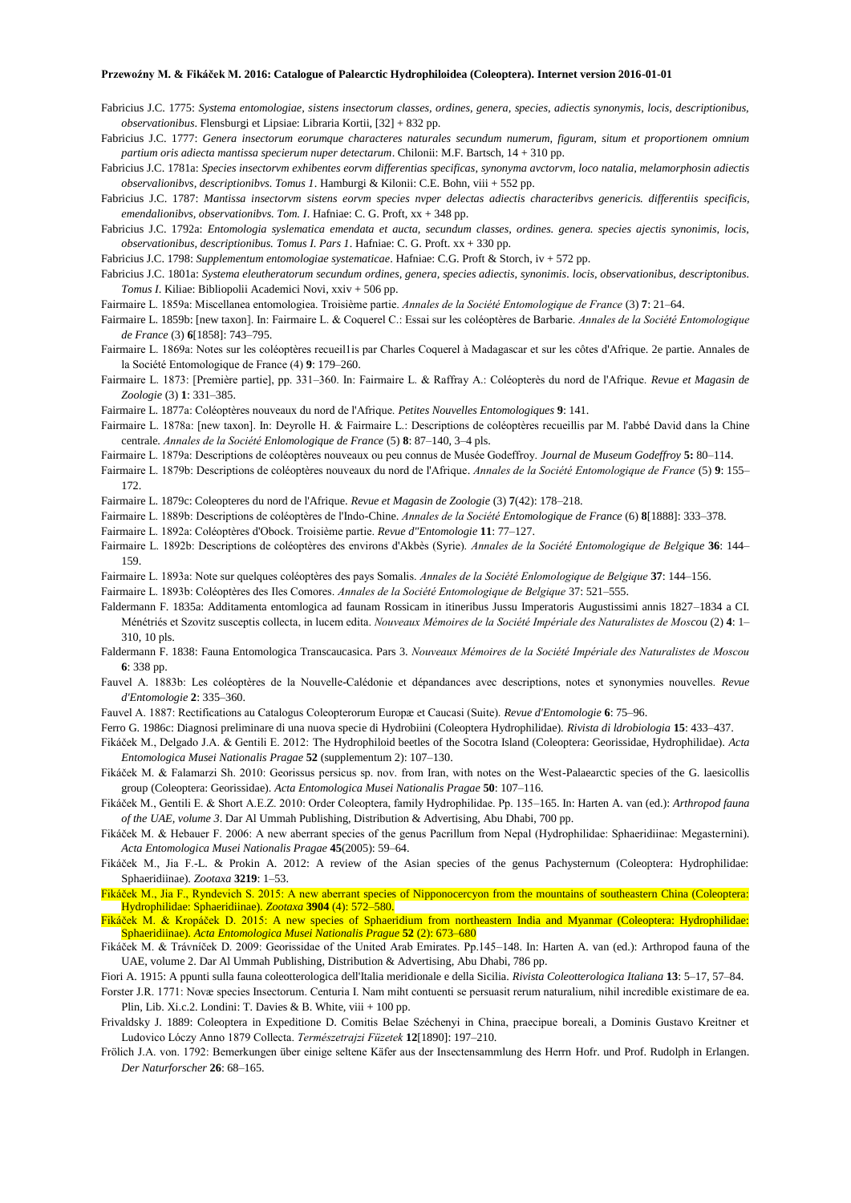Fabricius J.C. 1775: *Systema entomologiae, sistens insectorum classes, ordines, genera, species, adiectis synonymis, locis, descriptionibus, observationibus*. Flensburgi et Lipsiae: Libraria Kortii, [32] + 832 pp.

Fabricius J.C. 1777: *Genera insectorum eorumque characteres naturales secundum numerum, figuram, situm et proportionem omnium partium oris adiecta mantissa specierum nuper detectarum*. Chilonii: M.F. Bartsch, 14 + 310 pp.

Fabricius J.C. 1781a: *Species insectorvm exhibentes eorvm differentias specificas, synonyma avctorvm, loco natalia, melamorphosin adiectis observalionibvs, descriptionibvs. Tomus 1*. Hamburgi & Kilonii: C.E. Bohn, viii + 552 pp.

Fabricius J.C. 1787: *Mantissa insectorvm sistens eorvm species nvper delectas adiectis characteribvs genericis. differentiis specificis, emendalionibvs, observationibvs. Tom. I*. Hafniae: C. G. Proft, xx + 348 pp.

Fabricius J.C. 1792a: *Entomologia syslematica emendata et aucta, secundum classes, ordines. genera. species ajectis synonimis, locis, observationibus, descriptionibus. Tomus I. Pars 1*. Hafniae: C. G. Proft. xx + 330 pp.

Fabricius J.C. 1798: *Supplementum entomologiae systematicae*. Hafniae: C.G. Proft & Storch, iv + 572 pp.

Fabricius J.C. 1801a: *Systema eleutheratorum secundum ordines, genera, species adiectis, synonimis. locis, observationibus, descriptonibus. Tomus I*. Kiliae: Bibliopolii Academici Novi, xxiv + 506 pp.

Fairmaire L. 1859a: Miscellanea entomologiea. Troisième partie. *Annales de la Société Entomologique de France* (3) **7**: 21–64.

Fairmaire L. 1859b: [new taxon]. In: Fairmaire L. & Coquerel C.: Essai sur les coléoptères de Barbarie. *Annales de la Société Entomologique de France* (3) **6**[1858]: 743–795.

Fairmaire L. 1869a: Notes sur les coléoptères recueil1is par Charles Coquerel à Madagascar et sur les côtes d'Afrique. 2e partie. Annales de la Société Entomologique de France (4) **9**: 179–260.

Fairmaire L. 1873: [Première partie], pp. 331–360. In: Fairmaire L. & Raffray A.: Coléopterès du nord de l'Afrique. *Revue et Magasin de Zoologie* (3) **1**: 331–385.

Fairmaire L. 1877a: Coléoptères nouveaux du nord de l'Afrique. *Petites Nouvelles Entomologiques* **9**: 141.

Fairmaire L. 1878a: [new taxon]. In: Deyrolle H. & Fairmaire L.: Descriptions de coléoptères recueillis par M. l'abbé David dans la Chine centrale. *Annales de la Société Enlomologique de France* (5) **8**: 87–140, 3–4 pls.

Fairmaire L. 1879a: Descriptions de coléoptères nouveaux ou peu connus du Musée Godeffroy. *Journal de Museum Godeffroy* **5:** 80–114.

Fairmaire L. 1879b: Descriptions de coléoptères nouveaux du nord de l'Afrique. *Annales de la Société Entomologique de France* (5) **9**: 155–172.

Fairmaire L. 1879c: Coleopteres du nord de l'Afrique. *Revue et Magasin de Zoologie* (3) **7**(42): 178–218.

Fairmaire L. 1889b: Descriptions de coléoptères de l'Indo-Chine. *Annales de la Société Entomologique de France* (6) **8**[1888]: 333–378.

Fairmaire L. 1892a: Coléoptères d'Obock. Troisième partie. *Revue d"Entomologie* **11**: 77–127.

Fairmaire L. 1892b: Descriptions de coléoptères des environs d'Akbès (Syrie). *Annales de la Société Entomologique de Belgique* **36**: 144–159.

Fairmaire L. 1893a: Note sur quelques coléoptères des pays Somalis. *Annales de la Société Enlomologique de Belgique* **37**: 144–156.

Fairmaire L. 1893b: Coléoptères des Iles Comores. *Annales de la Société Entomologique de Belgique* 37: 521–555.

Faldermann F. 1835a: Additamenta entomlogica ad faunam Rossicam in itineribus Jussu Imperatoris Augustissimi annis 1827–1834 a CI. Ménétriés et Szovitz susceptis collecta, in lucem edita. *Nouveaux Mémoires de la Société Impériale des Naturalistes de Moscou* (2) **4**: 1–310, 10 pls.

Faldermann F. 1838: Fauna Entomologica Transcaucasica. Pars 3. *Nouveaux Mémoires de la Société Impériale des Naturalistes de Moscou* **6**: 338 pp.

Fauvel A. 1883b: Les coléoptères de la Nouvelle-Calédonie et dépandances avec descriptions, notes et synonymies nouvelles. *Revue d'Entomologie* **2**: 335–360.

Fauvel A. 1887: Rectifications au Catalogus Coleopterorum Europæ et Caucasi (Suite). *Revue d'Entomologie* **6**: 75–96.

Ferro G. 1986c: Diagnosi preliminare di una nuova specie di Hydrobiini (Coleoptera Hydrophilidae). *Rivista di ldrobiologia* **15**: 433–437.

Fikáček M., Delgado J.A. & Gentili E. 2012: The Hydrophiloid beetles of the Socotra Island (Coleoptera: Georissidae, Hydrophilidae). *Acta Entomologica Musei Nationalis Pragae* **52** (supplementum 2): 107–130.

Fikáček M. & Falamarzi Sh. 2010: Georissus persicus sp. nov. from Iran, with notes on the West-Palaearctic species of the G. laesicollis group (Coleoptera: Georissidae). *Acta Entomologica Musei Nationalis Pragae* **50**: 107–116.

Fikáček M., Gentili E. & Short A.E.Z. 2010: Order Coleoptera, family Hydrophilidae. Pp. 135–165. In: Harten A. van (ed.): *Arthropod fauna of the UAE, volume 3*. Dar Al Ummah Publishing, Distribution & Advertising, Abu Dhabi, 700 pp.

Fikáček M. & Hebauer F. 2006: A new aberrant species of the genus Pacrillum from Nepal (Hydrophilidae: Sphaeridiinae: Megasternini). *Acta Entomologica Musei Nationalis Pragae* **45**(2005): 59–64.

Fikáček M., Jia F.-L. & Prokin A. 2012: A review of the Asian species of the genus Pachysternum (Coleoptera: Hydrophilidae: Sphaeridiinae). *Zootaxa* **3219**: 1–53.

Fikáček M., Jia F., Ryndevich S. 2015: A new aberrant species of Nipponocercyon from the mountains of southeastern China (Coleoptera: Hydrophilidae: Sphaeridiinae). *Zootaxa* **3904** (4): 572–580.

Fikáček M. & Kropáček D. 2015: A new species of Sphaeridium from northeastern India and Myanmar (Coleoptera: Hydrophilidae: Sphaeridiinae). *Acta Entomologica Musei Nationalis Prague* **52** (2): 673–680

Fikáček M. & Trávníček D. 2009: Georissidae of the United Arab Emirates. Pp.145–148. In: Harten A. van (ed.): Arthropod fauna of the UAE, volume 2. Dar Al Ummah Publishing, Distribution & Advertising, Abu Dhabi, 786 pp.

Fiori A. 1915: A ppunti sulla fauna coleotterologica dell'Italia meridionale e della Sicilia. *Rivista Coleotterologica Italiana* **13**: 5–17, 57–84.

Forster J.R. 1771: Novæ species Insectorum. Centuria I. Nam miht contuenti se persuasit rerum naturalium, nihil incredible existimare de ea. Plin, Lib. Xi.c.2. Londini: T. Davies & B. White, viii + 100 pp.

Frivaldsky J. 1889: Coleoptera in Expeditione D. Comitis Belae Széchenyi in China, praecipue boreali, a Dominis Gustavo Kreitner et Ludovico Lóczy Anno 1879 Collecta. *Természetrajzi Füzetek* **12**[1890]: 197–210.

Frölich J.A. von. 1792: Bemerkungen über einige seltene Käfer aus der Insectensammlung des Herrn Hofr. und Prof. Rudolph in Erlangen. *Der Naturforscher* **26**: 68–165.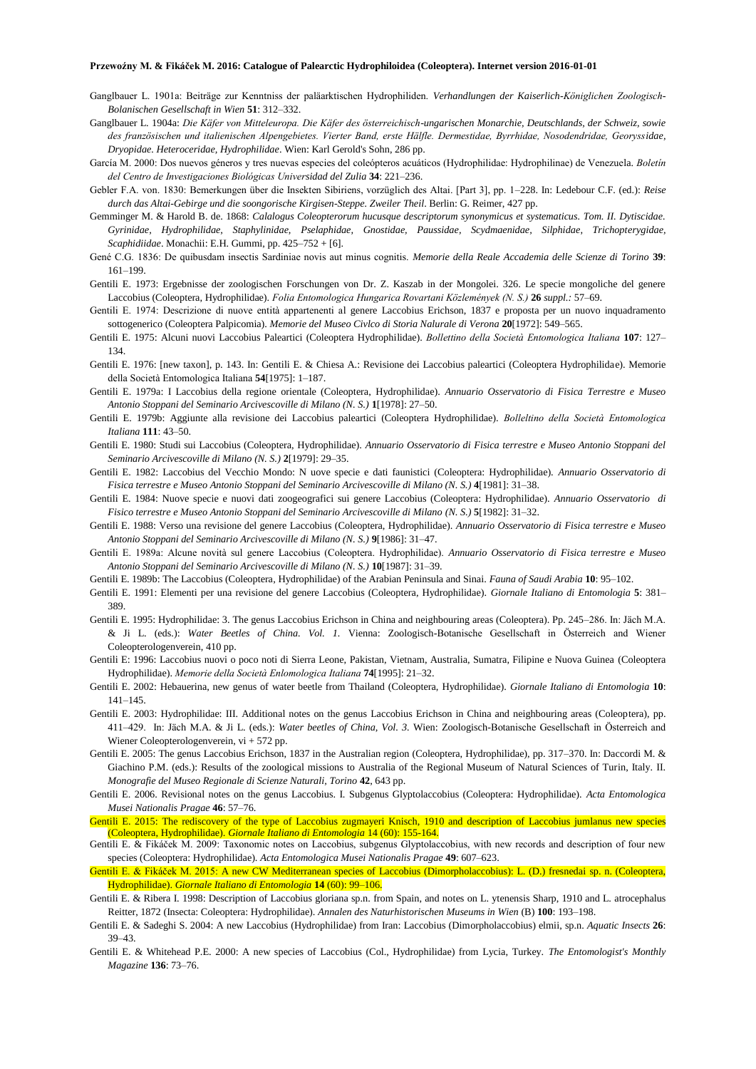Ganglbauer L. 1901a: Beiträge zur Kenntniss der paläarktischen Hydrophiliden. *Verhandlungen der Kaiserlich-Königlichen Zoologisch-Bolanischen Gesellschaft in Wien* **51**: 312–332.

Ganglbauer L. 1904a: *Die Käfer von Mitteleuropa. Die Käfer des österreichisch-ungarischen Monarchie, Deutschlands, der Schweiz, sowie des französischen und italienischen Alpengebietes. Vierter Band, erste Hälfle. Dermestidae, Byrrhidae, Nosodendridae, Georyssidae, Dryopidae. Heteroceridae, Hydrophilidae*. Wien: Karl Gerold's Sohn, 286 pp.

García M. 2000: Dos nuevos géneros y tres nuevas especies del coleópteros acuáticos (Hydrophilidae: Hydrophilinae) de Venezuela. *Boletín del Centro de Investigaciones Biológicas Universidad del Zulia* **34**: 221–236.

Gebler F.A. von. 1830: Bemerkungen über die Insekten Sibiriens, vorzüglich des Altai. [Part 3], pp. 1–228. In: Ledebour C.F. (ed.): *Reise durch das Altai-Gebirge und die soongorische Kirgisen-Steppe. Zweiler Theil*. Berlin: G. Reimer, 427 pp.

Gemminger M. & Harold B. de. 1868: *Calalogus Coleopterorum hucusque descriptorum synonymicus et systematicus. Tom. II. Dytiscidae. Gyrinidae, Hydrophilidae, Staphylinidae, Pselaphidae, Gnostidae, Paussidae, Scydmaenidae, Silphidae, Trichopterygidae, Scaphidiidae*. Monachii: E.H. Gummi, pp. 425–752 + [6].

Gené C.G. 1836: De quibusdam insectis Sardiniae novis aut minus cognitis. *Memorie della Reale Accademia delle Scienze di Torino* **39**: 161–199.

Gentili E. 1973: Ergebnisse der zoologischen Forschungen von Dr. Z. Kaszab in der Mongolei. 326. Le specie mongoliche del genere Laccobius (Coleoptera, Hydrophilidae). *Folia Entomologica Hungarica Rovartani Közlemények (N. S.)* **26** *suppl.:* 57–69.

Gentili E. 1974: Descrizione di nuove entità appartenenti al genere Laccobius Erichson, 1837 e proposta per un nuovo inquadramento sottogenerico (Coleoptera Palpicomia). *Memorie del Museo Civlco di Storia Nalurale di Verona* **20**[1972]: 549–565.

Gentili E. 1975: Alcuni nuovi Laccobius Paleartici (Coleoptera Hydrophilidae). *Bollettino della Società Entomologica Italiana* **107**: 127–134.

Gentili E. 1976: [new taxon], p. 143. In: Gentili E. & Chiesa A.: Revisione dei Laccobius paleartici (Coleoptera Hydrophilidae). Memorie della Società Entomologica Italiana **54**[1975]: 1–187.

Gentili E. 1979a: I Laccobius della regione orientale (Coleoptera, Hydrophilidae). *Annuario Osservatorio di Fisica Terrestre e Museo Antonio Stoppani del Seminario Arcivescoville di Milano (N. S.)* **1**[1978]: 27–50.

Gentili E. 1979b: Aggiunte alla revisione dei Laccobius paleartici (Coleoptera Hydrophilidae). *Bolleltino della Società Entomologica Italiana* **111**: 43–50.

Gentili E. 1980: Studi sui Laccobius (Coleoptera, Hydrophilidae). *Annuario Osservatorio di Fisica terrestre e Museo Antonio Stoppani del Seminario Arcivescoville di Milano (N. S.)* **2**[1979]: 29–35.

Gentili E. 1982: Laccobius del Vecchio Mondo: N uove specie e dati faunistici (Coleoptera: Hydrophilidae). *Annuario Osservatorio di Fisica terrestre e Museo Antonio Stoppani del Seminario Arcivescoville di Milano (N. S.)* **4**[1981]: 31–38.

Gentili E. 1984: Nuove specie e nuovi dati zoogeografici sui genere Laccobius (Coleoptera: Hydrophilidae). *Annuario Osservatorio di Fisico terrestre e Museo Antonio Stoppani del Seminario Arcivescoville di Milano (N. S.)* **5**[1982]: 31–32.

Gentili E. 1988: Verso una revisione del genere Laccobius (Coleoptera, Hydrophilidae). *Annuario Osservatorio di Fisica terrestre e Museo Antonio Stoppani del Seminario Arcivescoville di Milano (N. S.)* **9**[1986]: 31–47.

Gentili E. 1989a: Alcune novità sul genere Laccobius (Coleoptera. Hydrophilidae). *Annuario Osservatorio di Fisica terrestre e Museo Antonio Stoppani del Seminario Arcivescoville di Milano (N. S.)* **10**[1987]: 31–39.

Gentili E. 1989b: The Laccobius (Coleoptera, Hydrophilidae) of the Arabian Peninsula and Sinai. *Fauna of Saudi Arabia* **10**: 95–102.

Gentili E. 1991: Elementi per una revisione del genere Laccobius (Coleoptera, Hydrophilidae). *Giornale Italiano di Entomologia* **5**: 381–389.

Gentili E. 1995: Hydrophilidae: 3. The genus Laccobius Erichson in China and neighbouring areas (Coleoptera). Pp. 245–286. In: Jäch M.A. & Ji L. (eds.): *Water Beetles of China. Vol. 1.* Vienna: Zoologisch-Botanische Gesellschaft in Österreich and Wiener Coleopterologenverein, 410 pp.

Gentili E: 1996: Laccobius nuovi o poco noti di Sierra Leone, Pakistan, Vietnam, Australia, Sumatra, Filipine e Nuova Guinea (Coleoptera Hydrophilidae). *Memorie della Società Enlomologica Italiana* **74**[1995]: 21–32.

Gentili E. 2002: Hebauerina, new genus of water beetle from Thailand (Coleoptera, Hydrophilidae). *Giornale Italiano di Entomologia* **10**: 141–145.

Gentili E. 2003: Hydrophilidae: III. Additional notes on the genus Laccobius Erichson in China and neighbouring areas (Coleoptera), pp. 411–429. In: Jäch M.A. & Ji L. (eds.): *Water beetles of China, Vol. 3*. Wien: Zoologisch-Botanische Gesellschaft in Österreich and Wiener Coleopterologenverein, vi + 572 pp.

Gentili E. 2005: The genus Laccobius Erichson, 1837 in the Australian region (Coleoptera, Hydrophilidae), pp. 317–370. In: Daccordi M. & Giachino P.M. (eds.): Results of the zoological missions to Australia of the Regional Museum of Natural Sciences of Turin, Italy. II. *Monografie del Museo Regionale di Scienze Naturali, Torino* **42**, 643 pp.

Gentili E. 2006. Revisional notes on the genus Laccobius. I. Subgenus Glyptolaccobius (Coleoptera: Hydrophilidae). *Acta Entomologica Musei Nationalis Pragae* **46**: 57–76.

Gentili E. 2015: The rediscovery of the type of Laccobius zugmayeri Knisch, 1910 and description of Laccobius jumlanus new species (Coleoptera, Hydrophilidae). *Giornale Italiano di Entomologia* 14 (60): 155-164.

Gentili E. & Fikáček M. 2009: Taxonomic notes on Laccobius, subgenus Glyptolaccobius, with new records and description of four new species (Coleoptera: Hydrophilidae). *Acta Entomologica Musei Nationalis Pragae* **49**: 607–623.

Gentili E. & Fikáček M. 2015: A new CW Mediterranean species of Laccobius (Dimorpholaccobius): L. (D.) fresnedai sp. n. (Coleoptera, Hydrophilidae). *Giornale Italiano di Entomologia* **14** (60): 99–106.

Gentili E. & Ribera I. 1998: Description of Laccobius gloriana sp.n. from Spain, and notes on L. ytenensis Sharp, 1910 and L. atrocephalus Reitter, 1872 (Insecta: Coleoptera: Hydrophilidae). *Annalen des Naturhistorischen Museums in Wien* (B) **100**: 193–198.

Gentili E. & Sadeghi S. 2004: A new Laccobius (Hydrophilidae) from Iran: Laccobius (Dimorpholaccobius) elmii, sp.n. *Aquatic Insects* **26**: 39–43.

Gentili E. & Whitehead P.E. 2000: A new species of Laccobius (Col., Hydrophilidae) from Lycia, Turkey. *The Entomologist's Monthly Magazine* **136**: 73–76.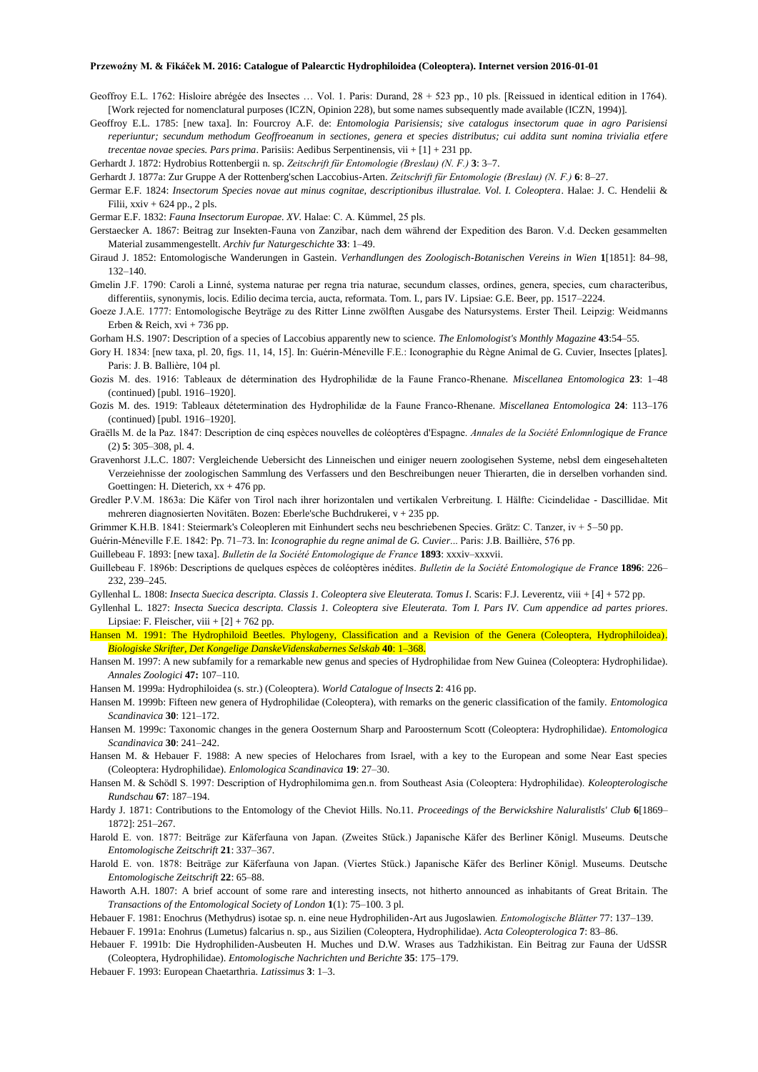Geoffroy E.L. 1762: Hisloire abrégée des Insectes … Vol. 1. Paris: Durand, 28 + 523 pp., 10 pls. [Reissued in identical edition in 1764). [Work rejected for nomenclatural purposes (ICZN, Opinion 228), but some names subsequently made available (ICZN, 1994)].

Geoffroy E.L. 1785: [new taxa]. In: Fourcroy A.F. de: *Entomologia Parisiensis; sive catalogus insectorum quae in agro Parisiensi reperiuntur; secundum methodum Geoffroeanum in sectiones, genera et species distributus; cui addita sunt nomina trivialia etfere trecentae novae species. Pars prima*. Parisiis: Aedibus Serpentinensis, vii + [1] + 231 pp.

Gerhardt J. 1872: Hydrobius Rottenbergii n. sp. *Zeitschrift für Entomologie (Breslau) (N. F.)* **3**: 3–7.

Gerhardt J. 1877a: Zur Gruppe A der Rottenberg'schen Laccobius-Arten. *Zeitschrift für Entomologie (Breslau) (N. F.)* **6**: 8–27.

Germar E.F. 1824: *Insectorum Species novae aut minus cognitae, descriptionibus illustralae. Vol. I. Coleoptera*. Halae: J. C. Hendelii & Filii, xxiv + 624 pp., 2 pls.

Germar E.F. 1832: *Fauna Insectorum Europae. XV*. Halae: C. A. Kümmel, 25 pls.

Gerstaecker A. 1867: Beitrag zur Insekten-Fauna von Zanzibar, nach dem während der Expedition des Baron. V.d. Decken gesammelten Material zusammengestellt. *Archiv fur Naturgeschichte* **33**: 1–49.

Giraud J. 1852: Entomologische Wanderungen in Gastein. *Verhandlungen des Zoologisch-Botanischen Vereins in Wien* **1**[1851]: 84–98, 132–140.

Gmelin J.F. 1790: Caroli a Linné, systema naturae per regna tria naturae, secundum classes, ordines, genera, species, cum characteribus, differentiis, synonymis, locis. Edilio decima tercia, aucta, reformata. Tom. I., pars IV. Lipsiae: G.E. Beer, pp. 1517–2224.

Goeze J.A.E. 1777: Entomologische Beyträge zu des Ritter Linne zwölften Ausgabe des Natursystems. Erster Theil. Leipzig: Weidmanns Erben & Reich, xvi + 736 pp.

Gorham H.S. 1907: Description of a species of Laccobius apparently new to science. *The Enlomologist's Monthly Magazine* **43**:54–55.

Gory H. 1834: [new taxa, pl. 20, figs. 11, 14, 15]. In: Guérin-Méneville F.E.: Iconographie du Règne Animal de G. Cuvier, Insectes [plates]. Paris: J. B. Ballière, 104 pl.

Gozis M. des. 1916: Tableaux de détermination des Hydrophilidæ de la Faune Franco-Rhenane. *Miscellanea Entomologica* **23**: 1–48 (continued) [publ. 1916–1920].

Gozis M. des. 1919: Tableaux détetermination des Hydrophilidæ de la Faune Franco-Rhenane. *Miscellanea Entomologica* **24**: 113–176 (continued) [publ. 1916–1920].

Graëlls M. de la Paz. 1847: Description de cinq espèces nouvelles de coléoptères d'Espagne. *Annales de la Société Enlomnlogique de France* (2) **5**: 305–308, pl. 4.

Gravenhorst J.L.C. 1807: Vergleichende Uebersicht des Linneischen und einiger neuern zoologisehen Systeme, nebsl dem eingesehalteten Verzeiehnisse der zoologischen Sammlung des Verfassers und den Beschreibungen neuer Thierarten, die in derselben vorhanden sind. Goettingen: H. Dieterich, xx + 476 pp.

Gredler P.V.M. 1863a: Die Käfer von Tirol nach ihrer horizontalen und vertikalen Verbreitung. I. Hälfte: Cicindelidae - Dascillidae. Mit mehreren diagnosierten Novitäten. Bozen: Eberle'sche Buchdrukerei, v + 235 pp.

Grimmer K.H.B. 1841: Steiermark's Coleopteren mit Einhundert sechs neu beschriebenen Species. Grätz: C. Tanzer, iv + 5–50 pp.

Guérin-Méneville F.E. 1842: Pp. 71–73. In: *Iconographie du regne animal de G. Cuvier*... Paris: J.B. Baillière, 576 pp.

Guillebeau F. 1893: [new taxa]. *Bulletin de la Société Entomologique de France* **1893**: xxxiv–xxxvii.

Guillebeau F. 1896b: Descriptions de quelques espèces de coléoptères inédites. *Bulletin de la Société Entomologique de France* **1896**: 226–232, 239–245.

Gyllenhal L. 1808: *Insecta Suecica descripta. Classis 1. Coleoptera sive Eleuterata. Tomus I*. Scaris: F.J. Leverentz, viii + [4] + 572 pp.

Gyllenhal L. 1827: *Insecta Suecica descripta. Classis 1. Coleoptera sive Eleuterata. Tom I. Pars IV. Cum appendice ad partes priores*. Lipsiae: F. Fleischer, viii + [2] + 762 pp.

Hansen M. 1991: The Hydrophiloid Beetles. Phylogeny, Classification and a Revision of the Genera (Coleoptera, Hydrophiloidea). *Biologiske Skrifter, Det Kongelige DanskeVidenskabernes Selskab* **40**: 1–368.

Hansen M. 1997: A new subfamily for a remarkable new genus and species of Hydrophilidae from New Guinea (Coleoptera: Hydrophilidae). *Annales Zoologici* **47:** 107–110.

Hansen M. 1999a: Hydrophiloidea (s. str.) (Coleoptera). *World Catalogue of lnsects* **2**: 416 pp.

Hansen M. 1999b: Fifteen new genera of Hydrophilidae (Coleoptera), with remarks on the generic classification of the family. *Entomologica Scandinavica* **30**: 121–172.

Hansen M. 1999c: Taxonomic changes in the genera Oosternum Sharp and Paroosternum Scott (Coleoptera: Hydrophilidae). *Entomologica Scandinavica* **30**: 241–242.

Hansen M. & Hebauer F. 1988: A new species of Helochares from Israel, with a key to the European and some Near East species (Coleoptera: Hydrophilidae). *Enlomologica Scandinavica* **19**: 27–30.

Hansen M. & Schödl S. 1997: Description of Hydrophilomima gen.n. from Southeast Asia (Coleoptera: Hydrophilidae). *Koleopterologische Rundschau* **67**: 187–194.

Hardy J. 1871: Contributions to the Entomology of the Cheviot Hills. No.11. *Proceedings of the Berwickshire Naluralistls' Club* **6**[1869–1872]: 251–267.

Harold E. von. 1877: Beiträge zur Käferfauna von Japan. (Zweites Stück.) Japanische Käfer des Berliner Königl. Museums. Deutsche *Entomologische Zeitschrift* **21**: 337–367.

Harold E. von. 1878: Beiträge zur Käferfauna von Japan. (Viertes Stück.) Japanische Käfer des Berliner Königl. Museums. Deutsche *Entomologische Zeitschrift* **22**: 65–88.

Haworth A.H. 1807: A brief account of some rare and interesting insects, not hitherto announced as inhabitants of Great Britain. The *Transactions of the Entomological Society of London* **1**(1): 75–100. 3 pl.

Hebauer F. 1981: Enochrus (Methydrus) isotae sp. n. eine neue Hydrophiliden-Art aus Jugoslawien*. Entomologische Blätter* 77: 137–139.

Hebauer F. 1991a: Enohrus (Lumetus) falcarius n. sp., aus Sizilien (Coleoptera, Hydrophilidae). *Acta Coleopterologica* **7**: 83–86.

Hebauer F. 1991b: Die Hydrophiliden-Ausbeuten H. Muches und D.W. Wrases aus Tadzhikistan. Ein Beitrag zur Fauna der UdSSR (Coleoptera, Hydrophilidae). *Entomologische Nachrichten und Berichte* **35**: 175–179.

Hebauer F. 1993: European Chaetarthria. *Latissimus* **3**: 1–3.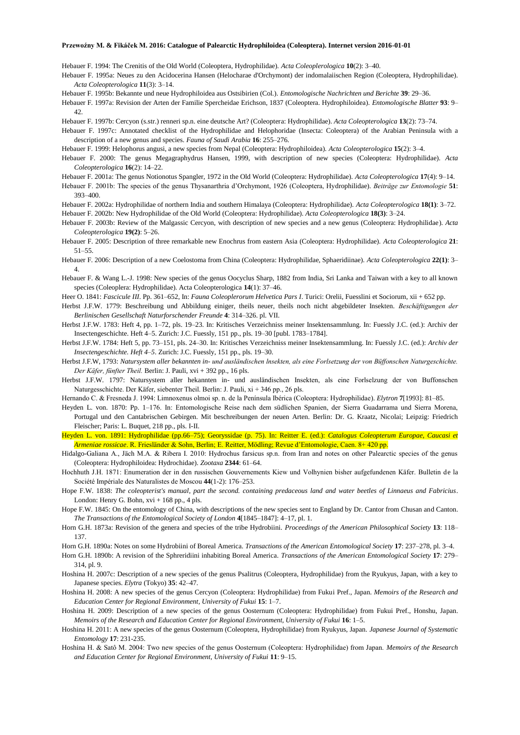Hebauer F. 1994: The Crenitis of the Old World (Coleoptera, Hydrophilidae). *Acta Coleoplerologica* **10**(2): 3–40.

Hebauer F. 1995a: Neues zu den Acidocerina Hansen (Helocharae d'Orchymont) der indomalaiischen Region (Coleoptera, Hydrophilidae). *Acta Coleopterologica* **11**(3): 3–14.

Hebauer F. 1995b: Bekannte und neue Hydrophiloidea aus Ostsibirien (Col.). *Entomologische Nachrichten und Berichte* **39**: 29–36.

Hebauer F. 1997a: Revision der Arten der Familie Spercheidae Erichson, 1837 (Coleoptera. Hydrophiloidea). *Entomologische Blatter* **93**: 9–42.

Hebauer F. 1997b: Cercyon (s.str.) renneri sp.n. eine deutsche Art? (Coleoptera: Hydrophilidae). *Acta Coleopterologica* **13**(2): 73–74.

Hebauer F. 1997c: Annotated checklist of the Hydrophilidae and Helophoridae (Insecta: Coleoptera) of the Arabian Peninsula with a description of a new genus and species. *Fauna of Saudi Arabia* **16**: 255–276.

Hebauer F. 1999: Helophorus angusi, a new species from Nepal (Coleoptera: Hydrophiloidea). *Acta Coleopterologica* **15**(2): 3–4.

Hebauer F. 2000: The genus Megagraphydrus Hansen, 1999, with description of new species (Coleoptera: Hydrophilidae). *Acta Coleopterologica* **16**(2): 14–22.

Hebauer F. 2001a: The genus Notionotus Spangler, 1972 in the Old World (Coleoptera: Hydrophilidae). *Acta Coleopterologica* **17**(4): 9–14.

Hebauer F. 2001b: The species of the genus Thysanarthria d'Orchymont, 1926 (Coleoptera, Hydrophilidae). *Beiträge zur Entomologie* **51**: 393–400.

Hebauer F. 2002a: Hydrophilidae of northern India and southern Himalaya (Coleoptera: Hydrophilidae). *Acta Coleopterologica* **18(1)**: 3–72.

Hebauer F. 2002b: New Hydrophilidae of the Old World (Coleoptera: Hydrophilidae). *Acta Coleopterologica* **18(3)**: 3–24.

Hebauer F. 2003b: Review of the Malgassic Cercyon, with description of new species and a new genus (Coleoptera: Hydrophilidae). *Acta Coleopterologica* **19(2)**: 5–26.

Hebauer F. 2005: Description of three remarkable new Enochrus from eastern Asia (Coleoptera: Hydrophilidae). *Acta Coleopterologica* **21**: 51–55.

Hebauer F. 2006: Description of a new Coelostoma from China (Coleoptera: Hydrophilidae, Sphaeridiinae). *Acta Coleopterologica* **22(1)**: 3–4.

Hebauer F. & Wang L.-J. 1998: New species of the genus Oocyclus Sharp, 1882 from India, Sri Lanka and Taiwan with a key to all known species (Coleoplera: Hydrophilidae). Acta Coleopterologica **14**(1): 37–46.

Heer O. 1841: *Fascicule III*. Pp. 361–652, In: *Fauna Coleoplerorum Helvetica Pars I*. Turici: Orelii, Fuesslini et Sociorum, xii + 652 pp.

Herbst J.F.W. 1779: Beschreibung und Abbildung einiger, theils neuer, theils noch nicht abgebildeter Insekten. *Beschäftigungen der Berlinischen Gesellschaft Naturforschender Freunde* **4**: 314–326. pl. VII.

Herbst J.F.W. 1783: Heft 4, pp. 1–72, pls. 19–23. In: Kritisches Verzeichniss meiner Insektensammlung. In: Fuessly J.C. (ed.): Archiv der Insectengeschichte. Heft 4–5. Zurich: J.C. Fuessly, 151 pp., pls. 19–30 [publ. 1783–1784].

Herbst J.F.W. 1784: Heft 5, pp. 73–151, pls. 24–30. In: Kritisches Verzeichniss meiner Insektensammlung. In: Fuessly J.C. (ed.): *Archiv der Insectengeschichte. Heft 4–5*. Zurich: J.C. Fuessly, 151 pp., pls. 19–30.

Herbst J.F.W, 1793: *Natursystem aller bekannten in- und ausländischen lnsekten, als eine Forlsetzung der von Büffonschen Naturgeschichte. Der Käfer, fünfter Theil.* Berlin: J. Pauli, xvi + 392 pp., 16 pls.

Herbst J.F.W. 1797: Natursystem aller hekannten in- und ausländischen Insekten, als eine Forlselzung der von Buffonschen Naturgesschichte. Der Käfer, siebenter Theil. Berlin: J. Pauli, xi + 346 pp., 26 pls.

Hernando C. & Fresneda J. 1994: Limnoxenus olmoi sp. n. de la Península Ibérica (Coleoptera: Hydrophilidae). *Elytron* **7**[1993]: 81–85.

Heyden L. von. 1870: Pp. 1–176. In: Entomologische Reise nach dem südlichen Spanien, der Sierra Guadarrama und Sierra Morena, Portugal und den Cantabrischen Gebirgen. Mit beschreibungen der neuen Arten. Berlin: Dr. G. Kraatz, Nicolai; Leipzig: Friedrich Fleischer; Paris: L. Buquet, 218 pp., pls. I-II.

Heyden L. von. 1891: Hydrophilidae (pp.66–75); Georyssidae (p. 75). In: Reitter E. (ed.): *Catalogus Coleopterum Europae, Caucasi et Armeniae rossicae*. R. Friesländer & Sohn, Berlin; E. Reitter, Mödling; Revue d'Entomologie, Caen. 8+ 420 pp.

Hidalgo-Galiana A., Jäch M.A. & Ribera I. 2010: Hydrochus farsicus sp.n. from Iran and notes on other Palearctic species of the genus (Coleoptera: Hydrophiloidea: Hydrochidae). *Zootaxa* **2344**: 61–64.

Hochhuth J.H. 1871: Enumeration der in den russischen Gouvernements Kiew und Volhynien bisher aufgefundenen Käfer. Bulletin de la Société Impériale des Naturalistes de Moscou **44**(1-2): 176–253.

Hope F.W. 1838: *The coleopterist's manual, part the second. containing predaceous land and water beetles of Linnaeus and Fabricius*. London: Henry G. Bohn, xvi + 168 pp., 4 pls.

Hope F.W. 1845: On the entomology of China, with descriptions of the new species sent to England by Dr. Cantor from Chusan and Canton. *The Transactions of the Entomological Society of London* **4**[1845–1847]: 4–17, pl. 1.

Horn G.H. 1873a: Revision of the genera and species of the tribe Hydrobiini. *Proceedings of the American Philosophical Society* **13**: 118–137.

Horn G.H. 1890a: Notes on some Hydrobiini of Boreal America. *Transactions of the American Entomological Society* **17**: 237–278, pl. 3–4.

Horn G.H. 1890b: A revision of the Sphreridiini inhabiting Boreal America. *Transactions of the American Entomological Society* **17**: 279–314, pl. 9.

Hoshina H. 2007c: Description of a new species of the genus Psalitrus (Coleoptera, Hydrophilidae) from the Ryukyus, Japan, with a key to Japanese species. *Elytra* (Tokyo) **35**: 42–47.

Hoshina H. 2008: A new species of the genus Cercyon (Coleoptera: Hydrophilidae) from Fukui Pref., Japan. *Memoirs of the Research and Education Center for Regional Environment, University of Fukui* **15**: 1–7.

Hoshina H. 2009: Description of a new species of the genus Oosternum (Coleoptera: Hydrophilidae) from Fukui Pref., Honshu, Japan. *Memoirs of the Research and Education Center for Regional Environment, University of Fukui* **16**: 1–5.

Hoshina H. 2011: A new species of the genus Oosternum (Coleoptera, Hydrophilidae) from Ryukyus, Japan. *Japanese Journal of Systematic Entomology* **17**: 231-235.

Hoshina H. & Satô M. 2004: Two new species of the genus Oosternum (Coleoptera: Hydrophilidae) from Japan. *Memoirs of the Research and Education Center for Regional Environment, University of Fukui* **11**: 9–15.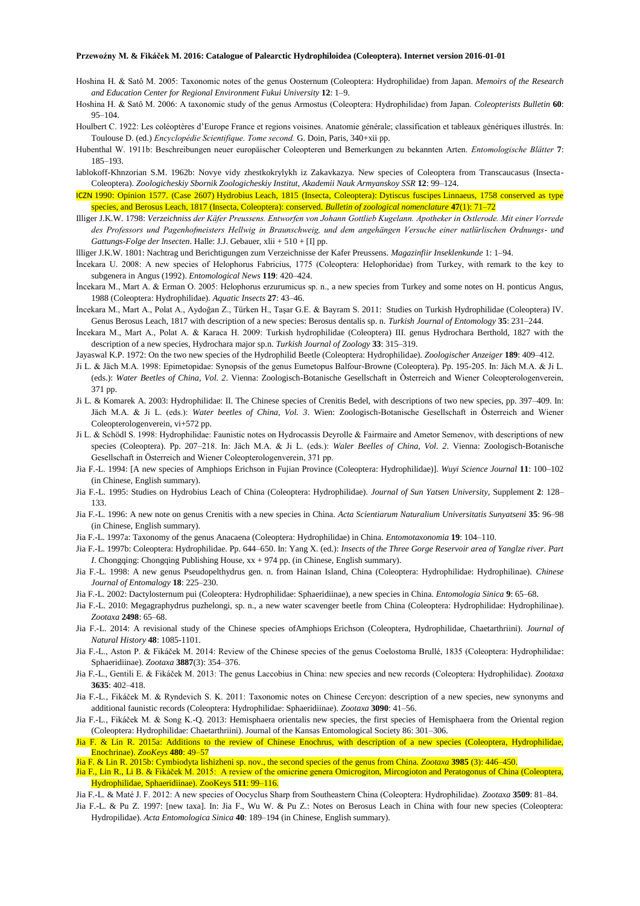Hoshina H. & Satô M. 2005: Taxonomic notes of the genus Oosternum (Coleoptera: Hydrophilidae) from Japan. *Memoirs of the Research and Education Center for Regional Environment Fukui University* **12**: 1–9.

Hoshina H. & Satô M. 2006: A taxonomic study of the genus Armostus (Coleoptera: Hydrophilidae) from Japan. *Coleopterists Bulletin* **60**: 95–104.

Houlbert C. 1922: Les coléoptères d'Europe France et regions voisines. Anatomie générale; classification et tableaux génériques illustrés. In: Toulouse D. (ed.) *Encyclopédie Scientifique. Tome second.* G. Doin, Paris, 340+xii pp.

Hubenthal W. 1911b: Beschreibungen neuer europäischer Coleopteren und Bemerkungen zu bekannten Arten. *Entomologische Blätter* **7**: 185–193.

lablokoff-Khnzorian S.M. 1962b: Novye vidy zhestkokrylykh iz Zakavkazya. New species of Coleoptera from Transcaucasus (Insecta-Coleoptera). *Zoologicheskiy Sbornik Zoologicheskiy Institut, Akademii Nauk Armyanskoy SSR* **12**: 99–124.

ICZN 1990: Opinion 1577. (Case 2607) Hydrobius Leach, 1815 (Insecta, Coleoptera): Dytiscus fuscipes Linnaeus, 1758 conserved as type species, and Berosus Leach, 1817 (Insecta, Coleoptera): conserved. *Bulletin of zoological nomenclature* **47**(1): 71–72

Illiger J.K.W. 1798: *Verzeichniss der Käfer Preussens. Entworfen von Johann Gottlieb Kugelann. Apotheker in Ostlerode. Mit einer Vorrede des Professors und Pagenhofmeisters Hellwig in Braunschweig, und dem angehängen Versuche einer natlürlischen Ordnungs- und Gattungs-Folge der lnsecten*. Halle: J.J. Gebauer, xlii + 510 + [I] pp.

llliger J.K.W. 1801: Nachtrag und Berichtigungen zum Verzeichnisse der Kafer Preussens. *Magazinfiir Inseklenkunde* 1: 1–94.

İncekara U. 2008: A new species of Helophorus Fabricius, 1775 (Coleoptera: Helophoridae) from Turkey, with remark to the key to subgenera in Angus (1992). *Entomological News* **119**: 420–424.

İncekara M., Mart A. & Erman O. 2005: Helophorus erzurumicus sp. n., a new species from Turkey and some notes on H. ponticus Angus, 1988 (Coleoptera: Hydrophilidae). *Aquatic Insects* **27**: 43–46.

İncekara M., Mart A., Polat A., Aydoğan Z., Türken H., Taşar G.E. & Bayram S. 2011: Studies on Turkish Hydrophilidae (Coleoptera) IV. Genus Berosus Leach, 1817 with description of a new species: Berosus dentalis sp. n. *Turkish Journal of Entomology* **35**: 231–244.

İncekara M., Mart A., Polat A. & Karaca H. 2009: Turkish hydrophilidae (Coleoptera) III. genus Hydrochara Berthold, 1827 with the description of a new species, Hydrochara major sp.n. *Turkish Journal of Zoology* **33**: 315–319.

Jayaswal K.P. 1972: On the two new species of the Hydrophilid Beetle (Coleoptera: Hydrophilidae). *Zoologischer Anzeiger* **189**: 409–412.

Ji L. & Jäch M.A. 1998: Epimetopidae: Synopsis of the genus Eumetopus Balfour-Browne (Coleoptera). Pp. 195-205. In: Jäch M.A. & Ji L. (eds.): *Water Beetles of China, Vol. 2*. Vienna: Zoologisch-Botanische Gesellschaft in Österreich and Wiener Coleopterologenverein, 371 pp.

Ji L. & Komarek A. 2003: Hydrophilidae: II. The Chinese species of Crenitis Bedel, with descriptions of two new species, pp. 397–409. In: Jäch M.A. & Ji L. (eds.): *Water beetles of China, Vol. 3*. Wien: Zoologisch-Botanische Gesellschaft in Österreich and Wiener Coleopterologenverein, vi+572 pp.

Ji L. & Schödl S. 1998: Hydrophilidae: Faunistic notes on Hydrocassis Deyrolle & Fairmaire and Ametor Semenov, with descriptions of new species (Coleoptera). Pp. 207–218. In: Jäch M.A. & Ji L. (eds.): *Waler Beelles of China, Vol. 2*. Vienna: Zoologisch-Botanische Gesellschaft in Österreich and Wiener Coleopterologenverein, 371 pp.

Jia F.-L. 1994: [A new species of Amphiops Erichson in Fujian Province (Coleoptera: Hydrophilidae)]. *Wuyi Science Journal* **11**: 100–102 (in Chinese, English summary).

Jia F.-L. 1995: Studies on Hydrobius Leach of China (Coleoptera: Hydrophilidae). *Journal of Sun Yatsen University*, Supplement **2**: 128–133.

Jia F.-L. 1996: A new note on genus Crenitis with a new species in China. *Acta Scientiarum Naturalium Universitatis Sunyatseni* **35**: 96–98 (in Chinese, English summary).

Jia F.-L. 1997a: Taxonomy of the genus Anacaena (Coleoptera: Hydrophilidae) in China. *Entomotaxonomia* **19**: 104–110.

Jia F.-L. 1997b: Coleoptera: Hydrophilidae. Pp. 644–650. In: Yang X. (ed.): *Insects of the Three Gorge Reservoir area of Yanglze river. Part I*. Chongqing: Chongqing Publishing House, xx + 974 pp. (in Chinese, English summary).

Jia F.-L. 1998: A new genus Pseudopelthydrus gen. n. from Hainan Island, China (Coleoptera: Hydrophilidae: Hydrophilinae). *Chinese Journal of Entomology* **18**: 225–230.

Jia F.-L. 2002: Dactylosternum pui (Coleoptera: Hydrophilidae: Sphaeridiinae), a new species in China. *Entomologia Sinica* **9**: 65–68.

Jia F.-L. 2010: Megagraphydrus puzhelongi, sp. n., a new water scavenger beetle from China (Coleoptera: Hydrophilidae: Hydrophilinae). *Zootaxa* **2498**: 65–68.

Jia F.-L. 2014: A revisional study of the Chinese species ofAmphiops Erichson (Coleoptera, Hydrophilidae, Chaetarthriini). *Journal of Natural History* **48**: 1085-1101.

Jia F.-L., Aston P. & Fikáček M. 2014: Review of the Chinese species of the genus Coelostoma Brullé, 1835 (Coleoptera: Hydrophilidae: Sphaeridiinae). *Zootaxa* **3887**(3): 354–376.

Jia F.-L., Gentili E. & Fikáček M. 2013: The genus Laccobius in China: new species and new records (Coleoptera: Hydrophilidae). *Zootaxa* **3635**: 402–418.

Jia F.-L., Fikáček M. & Ryndevich S. K. 2011: Taxonomic notes on Chinese Cercyon: description of a new species, new synonyms and additional faunistic records (Coleoptera: Hydrophilidae: Sphaeridiinae). *Zootaxa* **3090**: 41–56.

Jia F.-L., Fikáček M. & Song K.-Q. 2013: Hemisphaera orientalis new species, the first species of Hemisphaera from the Oriental region (Coleoptera: Hydrophilidae: Chaetarthriini). Journal of the Kansas Entomological Society 86: 301–306.

Jia F. & Lin R. 2015a: Additions to the review of Chinese Enochrus, with description of a new species (Coleoptera, Hydrophilidae, Enochrinae). *ZooKeys* **480**: 49–57

Jia F. & Lin R. 2015b: Cymbiodyta lishizheni sp. nov., the second species of the genus from China. *Zootaxa* **3985** (3): 446–450.

Jia F., Lin R., Li B. & Fikáček M. 2015: A review of the omicrine genera Omicrogiton, Mircogioton and Peratogonus of China (Coleoptera, Hydrophilidae, Sphaeridiinae). ZooKeys **511**: 99–116.

Jia F.-L. & Maté J. F. 2012: A new species of Oocyclus Sharp from Southeastern China (Coleoptera: Hydrophilidae). *Zootaxa* **3509**: 81–84.

Jia F.-L. & Pu Z. 1997: [new taxa]. In: Jia F., Wu W. & Pu Z.: Notes on Berosus Leach in China with four new species (Coleoptera: Hydropilidae). *Acta Entomologica Sinica* **40**: 189–194 (in Chinese, English summary).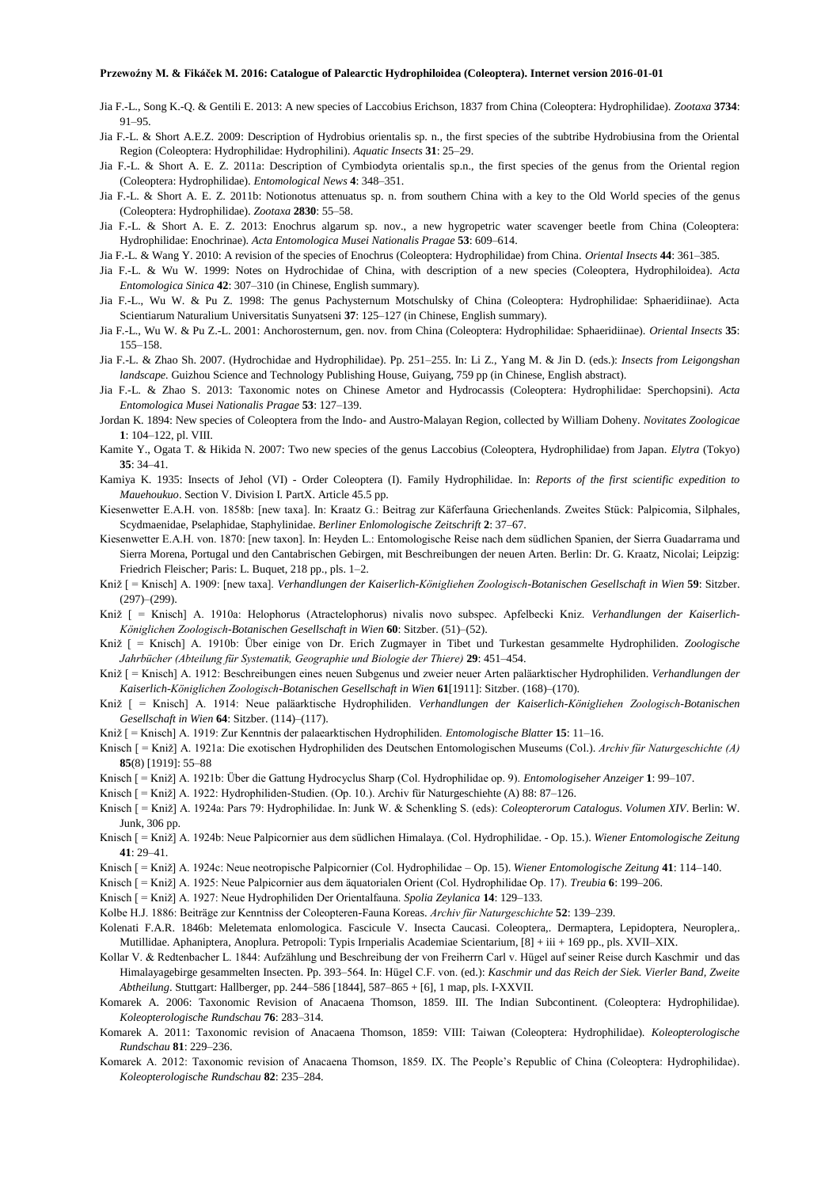Jia F.-L., Song K.-Q. & Gentili E. 2013: A new species of Laccobius Erichson, 1837 from China (Coleoptera: Hydrophilidae). *Zootaxa* **3734**: 91–95.

Jia F.-L. & Short A.E.Z. 2009: Description of Hydrobius orientalis sp. n., the first species of the subtribe Hydrobiusina from the Oriental Region (Coleoptera: Hydrophilidae: Hydrophilini). *Aquatic Insects* **31**: 25–29.

Jia F.-L. & Short A. E. Z. 2011a: Description of Cymbiodyta orientalis sp.n., the first species of the genus from the Oriental region (Coleoptera: Hydrophilidae). *Entomological News* **4**: 348–351.

Jia F.-L. & Short A. E. Z. 2011b: Notionotus attenuatus sp. n. from southern China with a key to the Old World species of the genus (Coleoptera: Hydrophilidae). *Zootaxa* **2830**: 55–58.

Jia F.-L. & Short A. E. Z. 2013: Enochrus algarum sp. nov., a new hygropetric water scavenger beetle from China (Coleoptera: Hydrophilidae: Enochrinae). *Acta Entomologica Musei Nationalis Pragae* **53**: 609–614.

Jia F.-L. & Wang Y. 2010: A revision of the species of Enochrus (Coleoptera: Hydrophilidae) from China. *Oriental Insects* **44**: 361–385.

Jia F.-L. & Wu W. 1999: Notes on Hydrochidae of China, with description of a new species (Coleoptera, Hydrophiloidea). *Acta Entomologica Sinica* **42**: 307–310 (in Chinese, English summary).

Jia F.-L., Wu W. & Pu Z. 1998: The genus Pachysternum Motschulsky of China (Coleoptera: Hydrophilidae: Sphaeridiinae). Acta Scientiarum Naturalium Universitatis Sunyatseni **37**: 125–127 (in Chinese, English summary).

Jia F.-L., Wu W. & Pu Z.-L. 2001: Anchorosternum, gen. nov. from China (Coleoptera: Hydrophilidae: Sphaeridiinae). *Oriental Insects* **35**: 155–158.

Jia F.-L. & Zhao Sh. 2007. (Hydrochidae and Hydrophilidae). Pp. 251–255. In: Li Z., Yang M. & Jin D. (eds.): *Insects from Leigongshan landscape*. Guizhou Science and Technology Publishing House, Guiyang, 759 pp (in Chinese, English abstract).

Jia F.-L. & Zhao S. 2013: Taxonomic notes on Chinese Ametor and Hydrocassis (Coleoptera: Hydrophilidae: Sperchopsini). *Acta Entomologica Musei Nationalis Pragae* **53**: 127–139.

Jordan K. 1894: New species of Coleoptera from the Indo- and Austro-Malayan Region, collected by William Doheny. *Novitates Zoologicae* **1**: 104–122, pl. VIII.

Kamite Y., Ogata T. & Hikida N. 2007: Two new species of the genus Laccobius (Coleoptera, Hydrophilidae) from Japan. *Elytra* (Tokyo) **35**: 34–41.

Kamiya K. 1935: Insects of Jehol (VI) - Order Coleoptera (I). Family Hydrophilidae. In: *Reports of the first scientific expedition to Mauehoukuo*. Section V. Division I. PartX. Article 45.5 pp.

Kiesenwetter E.A.H. von. 1858b: [new taxa]. In: Kraatz G.: Beitrag zur Käferfauna Griechenlands. Zweites Stück: Palpicomia, Silphales, Scydmaenidae, Pselaphidae, Staphylinidae. *Berliner Enlomologische Zeitschrift* **2**: 37–67.

Kiesenwetter E.A.H. von. 1870: [new taxon]. In: Heyden L.: Entomologische Reise nach dem südlichen Spanien, der Sierra Guadarrama und Sierra Morena, Portugal und den Cantabrischen Gebirgen, mit Beschreibungen der neuen Arten. Berlin: Dr. G. Kraatz, Nicolai; Leipzig: Friedrich Fleischer; Paris: L. Buquet, 218 pp., pls. 1–2.

Kniž [ = Knisch] A. 1909: [new taxa]. *Verhandlungen der Kaiserlich-Königliehen Zoologisch-Botanischen Gesellschaft in Wien* **59**: Sitzber. (297)–(299).

Kniž [ = Knisch] A. 1910a: Helophorus (Atractelophorus) nivalis novo subspec. Apfelbecki Kniz. *Verhandlungen der Kaiserlich-Königlichen Zoologischen-Botanischen Gesellschaft in Wien* **60**: Sitzber. (51)–(52).

Kniž [ = Knisch] A. 1910b: Über einige von Dr. Erich Zugmayer in Tibet und Turkestan gesammelte Hydrophiliden. *Zoologische Jahrbücher (Abteilung für Systematik, Geographie und Biologie der Thiere)* **29**: 451–454.

Kniž [ = Knisch] A. 1912: Beschreibungen eines neuen Subgenus und zweier neuer Arten paläarktischer Hydrophiliden. *Verhandlungen der Kaiserlich-Königlichen Zoologisch-Botanischen Gesellschaft in Wien* **61**[1911]: Sitzber. (168)–(170).

Kniž [ = Knisch] A. 1914: Neue paläarktische Hydrophiliden. *Verhandlungen der Kaiserlich-Königliehen Zoologisch-Botanischen Gesellschaft in Wien* **64**: Sitzber. (114)–(117).

Kniž [ = Knisch] A. 1919: Zur Kenntnis der palaearktischen Hydrophiliden. *Entomologische Blatter* **15**: 11–16.

Knisch [ = Kniž] A. 1921a: Die exotischen Hydrophiliden des Deutschen Entomologischen Museums (Col.). *Archiv für Naturgeschichte (A)* **85**(8) [1919]: 55–88

Knisch [ = Kniž] A. 1921b: Über die Gattung Hydrocyclus Sharp (Col. Hydrophilidae op. 9). *Entomologiseher Anzeiger* **1**: 99–107.

Knisch [ = Kniž] A. 1922: Hydrophiliden-Studien. (Op. 10.). Archiv für Naturgeschiehte (A) 88: 87–126.

Knisch [ = Kniž] A. 1924a: Pars 79: Hydrophilidae. In: Junk W. & Schenkling S. (eds): *Coleopterorum Catalogus. Volumen XIV*. Berlin: W. Junk, 306 pp.

Knisch [ = Kniž] A. 1924b: Neue Palpicornier aus dem südlichen Himalaya. (Col. Hydrophilidae. - Op. 15.). *Wiener Entomologische Zeitung* **41**: 29–41.

Knisch [ = Kniž] A. 1924c: Neue neotropische Palpicornier (Col. Hydrophilidae – Op. 15). *Wiener Entomologische Zeitung* **41**: 114–140.

Knisch [ = Kniž] A. 1925: Neue Palpicornier aus dem äquatorialen Orient (Col. Hydrophilidae Op. 17). *Treubia* **6**: 199–206.

Knisch [ = Kniž] A. 1927: Neue Hydrophiliden Der Orientalfauna. *Spolia Zeylanica* **14**: 129–133.

Kolbe H.J. 1886: Beiträge zur Kenntniss der Coleopteren-Fauna Koreas. *Archiv für Naturgeschichte* **52**: 139–239.

Kolenati F.A.R. 1846b: Meletemata enlomologica. Fascicule V. Insecta Caucasi. Coleoptera,. Dermaptera, Lepidoptera, Neuroplera,. Mutillidae. Aphaniptera, Anoplura. Petropoli: Typis Irnperialis Academiae Scientarium, [8] + iii + 169 pp., pls. XVII–XIX.

Kollar V. & Redtenbacher L. 1844: Aufzählung und Beschreibung der von Freiherrn Carl v. Hügel auf seiner Reise durch Kaschmir und das Himalayagebirge gesammelten Insecten. Pp. 393–564. In: Hügel C.F. von. (ed.): *Kaschmir und das Reich der Siek. Vierler Band, Zweite Abtheilung*. Stuttgart: Hallberger, pp. 244–586 [1844], 587–865 + [6], 1 map, pls. I-XXVII.

Komarek A. 2006: Taxonomic Revision of Anacaena Thomson, 1859. III. The Indian Subcontinent. (Coleoptera: Hydrophilidae). *Koleopterologische Rundschau* **76**: 283–314.

Komarek A. 2011: Taxonomic revision of Anacaena Thomson, 1859: VIII: Taiwan (Coleoptera: Hydrophilidae). *Koleopterologische Rundschau* **81**: 229–236.

Komarek A. 2012: Taxonomic revision of Anacaena Thomson, 1859. IX. The People's Republic of China (Coleoptera: Hydrophilidae). *Koleopterologische Rundschau* **82**: 235–284.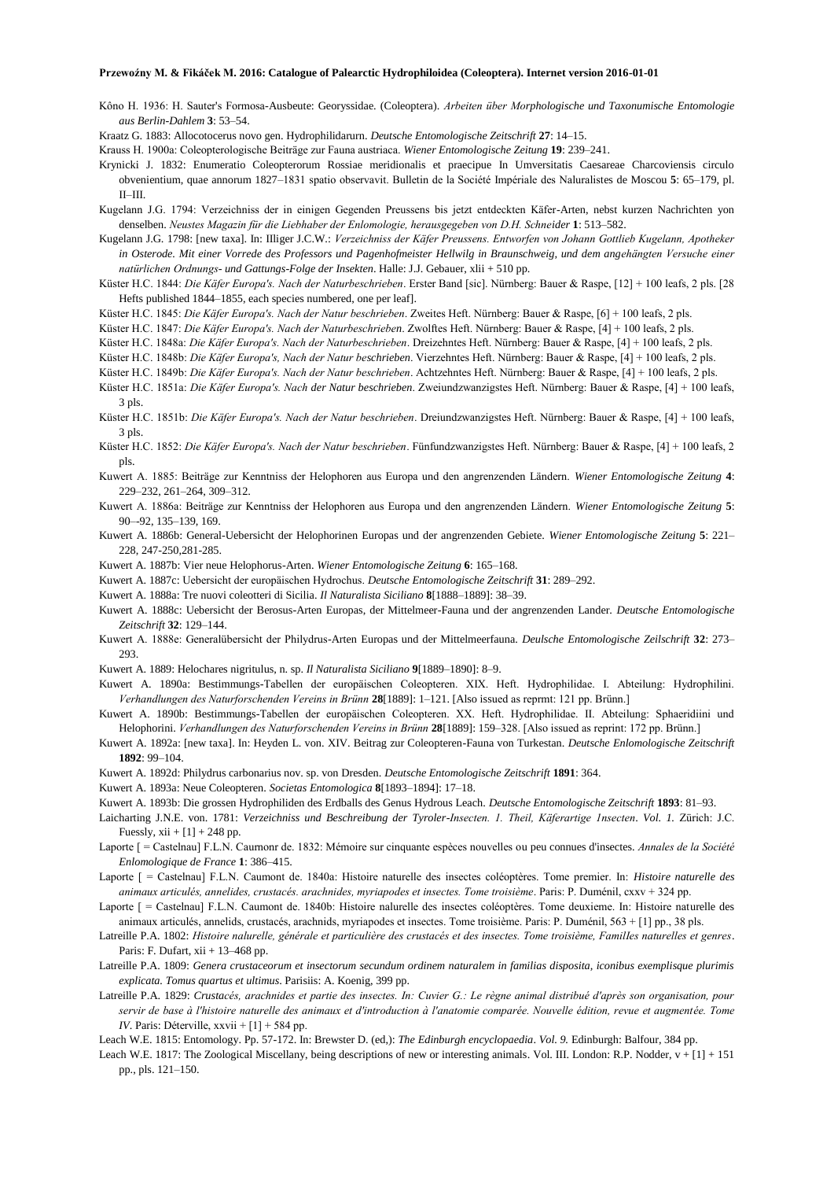Kôno H. 1936: H. Sauter's Formosa-Ausbeute: Georyssidae. (Coleoptera). *Arbeiten über Morphologische und Taxonumische Entomologie aus Berlin-Dahlem* **3**: 53–54.

Kraatz G. 1883: Allocotocerus novo gen. Hydrophilidarurn. *Deutsche Entomologische Zeitschrift* **27**: 14–15.

Krauss H. 1900a: Coleopterologische Beiträge zur Fauna austriaca. *Wiener Entomologische Zeitung* **19**: 239–241.

Krynicki J. 1832: Enumeratio Coleopterorum Rossiae meridionalis et praecipue In Umversitatis Caesareae Charcoviensis circulo obvenientium, quae annorum 1827–1831 spatio observavit. Bulletin de la Société Impériale des Naturalistes de Moscou **5**: 65–179, pl. II–III.

Kugelann J.G. 1794: Verzeichniss der in einigen Gegenden Preussens bis jetzt entdeckten Käfer-Arten, nebst kurzen Nachrichten von denselben. *Neustes Magazin für die Liebhaber der Enlomologie, herausgegeben von D.H. Schneider* **1**: 513–582.

Kugelann J.G. 1798: [new taxa]. In: Illiger J.C.W.: *Verzeichniss der Käfer Preussens. Entworfen von Johann Gottlieb Kugelann, Apotheker in Osterode. Mit einer Vorrede des Professors und Pagenhofmeister Hellwilg in Braunschweig, und dem angehängten Versuche einer natürlichen Ordnungs- und Gattungs-Folge der Insekten*. Halle: J.J. Gebauer, xlii + 510 pp.

Küster H.C. 1844: *Die Käfer Europa's. Nach der Naturbeschrieben*. Erster Band [sic]. Nürnberg: Bauer & Raspe, [12] + 100 leafs, 2 pls. [28 Hefts published 1844–1855, each species numbered, one per leaf].

Küster H.C. 1845: *Die Käfer Europa's. Nach der Natur beschrieben*. Zweites Heft. Nürnberg: Bauer & Raspe, [6] + 100 leafs, 2 pls.

Küster H.C. 1847: *Die Käfer Europa's. Nach der Naturbeschrieben*. Zwolftes Heft. Nürnberg: Bauer & Raspe, [4] + 100 leafs, 2 pls.

Küster H.C. 1848a: *Die Käfer Europa's. Nach der Naturbeschrieben*. Dreizehntes Heft. Nürnberg: Bauer & Raspe, [4] + 100 leafs, 2 pls.

Küster H.C. 1848b: *Die Käfer Europa's, Nach der Natur beschrieben*. Vierzehntes Heft. Nürnberg: Bauer & Raspe, [4] + 100 leafs, 2 pls.

Küster H.C. 1849b: *Die Käfer Europa's. Nach der Natur beschrieben*. Achtzehntes Heft. Nürnberg: Bauer & Raspe, [4] + 100 leafs, 2 pls.

Küster H.C. 1851a: *Die Käfer Europa's. Nach der Natur beschrieben*. Zweiundzwanzigstes Heft. Nürnberg: Bauer & Raspe, [4] + 100 leafs, 3 pls.

Küster H.C. 1851b: *Die Käfer Europa's. Nach der Natur beschrieben*. Dreiundzwanzigstes Heft. Nürnberg: Bauer & Raspe, [4] + 100 leafs, 3 pls.

Küster H.C. 1852: *Die Käfer Europa's. Nach der Natur beschrieben*. Fünfundzwanzigstes Heft. Nürnberg: Bauer & Raspe, [4] + 100 leafs, 2 pls.

Kuwert A. 1885: Beiträge zur Kenntniss der Helophoren aus Europa und den angrenzenden Ländern. *Wiener Entomologische Zeitung* **4**: 229–232, 261–264, 309–312.

Kuwert A. 1886a: Beiträge zur Kenntniss der Helophoren aus Europa und den angrenzenden Ländern. *Wiener Entomologische Zeitung* **5**: 90–-92, 135–139, 169.

Kuwert A. 1886b: General-Uebersicht der Helophorinen Europas und der angrenzenden Gebiete. *Wiener Entomologische Zeitung* **5**: 221–228, 247-250,281-285.

Kuwert A. 1887b: Vier neue Helophorus-Arten. *Wiener Entomologische Zeitung* **6**: 165–168.

Kuwert A. 1887c: Uebersicht der europäischen Hydrochus. *Deutsche Entomologische Zeitschrift* **31**: 289–292.

Kuwert A. 1888a: Tre nuovi coleotteri di Sicilia. *Il Naturalista Siciliano* **8**[1888–1889]: 38–39.

Kuwert A. 1888c: Uebersicht der Berosus-Arten Europas, der Mittelmeer-Fauna und der angrenzenden Lander. *Deutsche Entomologische Zeitschrift* **32**: 129–144.

Kuwert A. 1888e: Generalübersicht der Philydrus-Arten Europas und der Mittelmeerfauna. *Deulsche Entomologische Zeilschrift* **32**: 273–293.

Kuwert A. 1889: Helochares nigritulus, n. sp. *Il Naturalista Siciliano* **9**[1889–1890]: 8–9.

Kuwert A. 1890a: Bestimmungs-Tabellen der europäischen Coleopteren. XIX. Heft. Hydrophilidae. I. Abteilung: Hydrophilini. *Verhandlungen des Naturforschenden Vereins in Brünn* **28**[1889]: 1–121. [Also issued as reprmt: 121 pp. Brünn.]

Kuwert A. 1890b: Bestimmungs-Tabellen der europäischen Coleopteren. XX. Heft. Hydrophilidae. II. Abteilung: Sphaeridiini und Helophorini. *Verhandlungen des Naturforschenden Vereins in Brünn* **28**[1889]: 159–328. [Also issued as reprint: 172 pp. Brünn.]

Kuwert A. 1892a: [new taxa]. In: Heyden L. von. XIV. Beitrag zur Coleopteren-Fauna von Turkestan. *Deutsche Enlomologische Zeitschrift* **1892**: 99–104.

Kuwert A. 1892d: Philydrus carbonarius nov. sp. von Dresden. *Deutsche Entomologische Zeitschrift* **1891**: 364.

Kuwert A. 1893a: Neue Coleopteren. *Societas Entomologica* **8**[1893–1894]: 17–18.

Kuwert A. 1893b: Die grossen Hydrophiliden des Erdballs des Genus Hydrous Leach. *Deutsche Entomologische Zeitschrift* **1893**: 81–93.

Laicharting J.N.E. von. 1781: *Verzeichniss und Beschreibung der Tyroler-Insecten. 1. Theil, Käferartige 1nsecten*. *Vol. 1.* Zürich: J.C. Fuessly, xii + [1] + 248 pp.

Laporte [ = Castelnau] F.L.N. Caurnonr de. 1832: Mémoire sur cinquante espèces nouvelles ou peu connues d'insectes. *Annales de la Société Enlomologique de France* **1**: 386–415.

Laporte [ = Castelnau] F.L.N. Caumont de. 1840a: Histoire naturelle des insectes coléoptères. Tome premier. In: *Histoire naturelle des animaux articulés, annelides, crustacés. arachnides, myriapodes et insectes. Tome troisième*. Paris: P. Duménil, cxxv + 324 pp.

Laporte [ = Castelnau] F.L.N. Caumont de. 1840b: Histoire nalurelle des insectes coléoptères. Tome deuxieme. In: Histoire naturelle des animaux articulés, annelids, crustacés, arachnids, myriapodes et insectes. Tome troisième. Paris: P. Duménil, 563 + [1] pp., 38 pls.

Latreille P.A. 1802: *Histoire nalurelle, générale et particulière des crustacés et des insectes. Tome troisième, Familles naturelles et genres*. Paris: F. Dufart, xii + 13–468 pp.

Latreille P.A. 1809: *Genera crustaceorum et insectorum secundum ordinem naturalem in familias disposita, iconibus exemplisque plurimis explicata. Tomus quartus et ultimus*. Parisiis: A. Koenig, 399 pp.

Latreille P.A. 1829: *Crustacés, arachnides et partie des insectes. In: Cuvier G.: Le règne animal distribué d'après son organisation, pour servir de base à l'histoire naturelle des animaux et d'introduction à l'anatomie comparée. Nouvelle édition, revue et augmentée. Tome IV*. Paris: Déterville, xxvii + [1] + 584 pp.

Leach W.E. 1815: Entomology. Pp. 57-172. In: Brewster D. (ed,): *The Edinburgh encyclopaedia*. *Vol. 9.* Edinburgh: Balfour, 384 pp.

Leach W.E. 1817: The Zoological Miscellany, being descriptions of new or interesting animals. Vol. III. London: R.P. Nodder, v + [1] + 151 pp., pls. 121–150.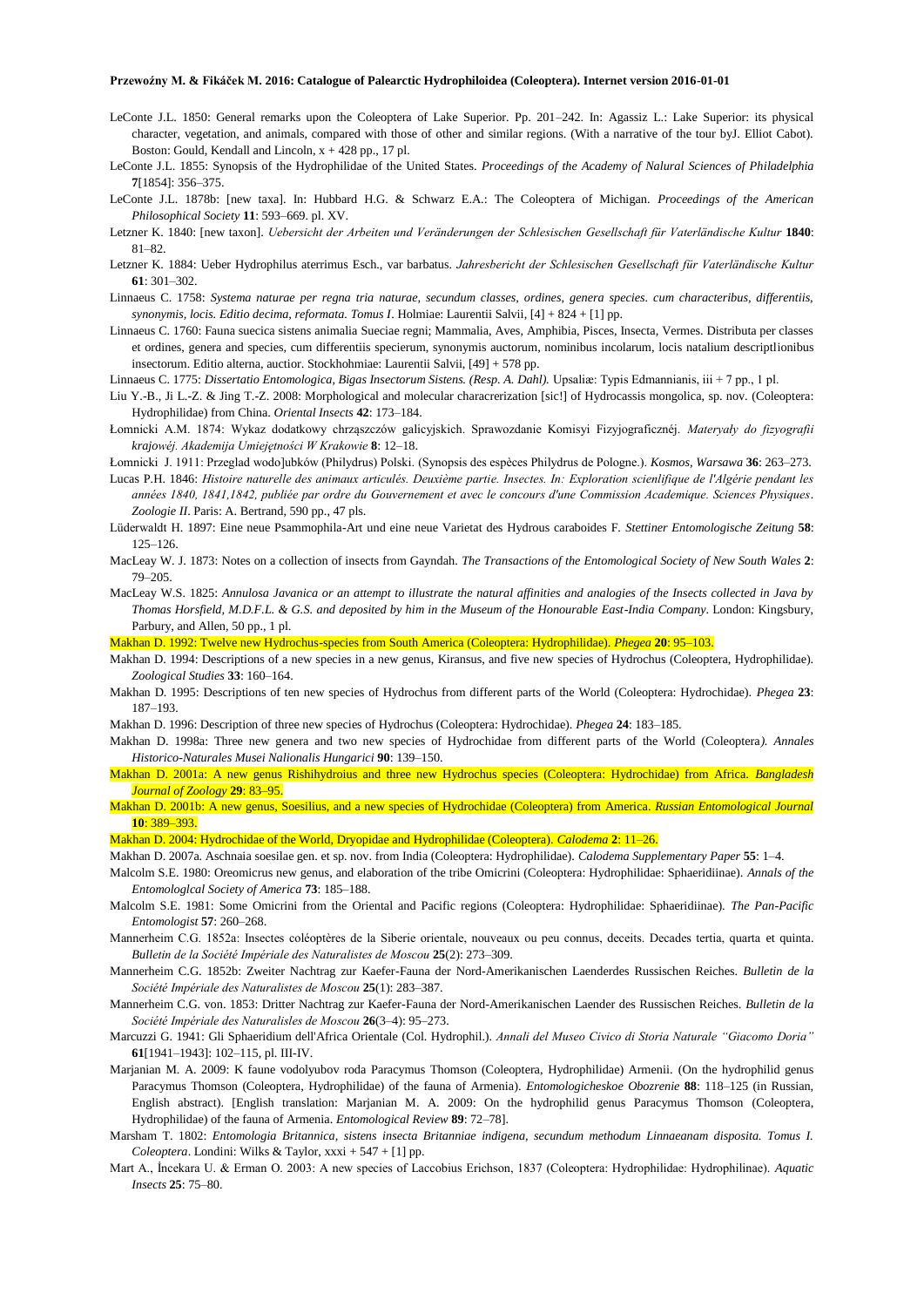LeConte J.L. 1850: General remarks upon the Coleoptera of Lake Superior. Pp. 201–242. In: Agassiz L.: Lake Superior: its physical character, vegetation, and animals, compared with those of other and similar regions. (With a narrative of the tour byJ. Elliot Cabot). Boston: Gould, Kendall and Lincoln, x + 428 pp., 17 pl.

LeConte J.L. 1855: Synopsis of the Hydrophilidae of the United States. *Proceedings of the Academy of Nalural Sciences of Philadelphia* **7**[1854]: 356–375.

LeConte J.L. 1878b: [new taxa]. In: Hubbard H.G. & Schwarz E.A.: The Coleoptera of Michigan. *Proceedings of the American Philosophical Society* **11**: 593–669. pl. XV.

Letzner K. 1840: [new taxon]. *Uebersicht der Arbeiten und Veränderungen der Schlesischen Gesellschaft für Vaterländische Kultur* **1840**: 81–82.

Letzner K. 1884: Ueber Hydrophilus aterrimus Esch., var barbatus. *Jahresbericht der Schlesischen Gesellschaft für Vaterländische Kultur* **61**: 301–302.

Linnaeus C. 1758: *Systema naturae per regna tria naturae, secundum classes, ordines, genera species. cum characteribus, differentiis, synonymis, locis. Editio decima, reformata. Tomus I*. Holmiae: Laurentii Salvii, [4] + 824 + [1] pp.

Linnaeus C. 1760: Fauna suecica sistens animalia Sueciae regni; Mammalia, Aves, Amphibia, Pisces, Insecta, Vermes. Distributa per classes et ordines, genera and species, cum differentiis specierum, synonymis auctorum, nominibus incolarum, locis natalium descriptlionibus insectorum. Editio alterna, auctior. Stockhohmiae: Laurentii Salvii, [49] + 578 pp.

Linnaeus C. 1775: *Dissertatio Entomologica, Bigas Insectorum Sistens. (Resp. A. Dahl).* Upsaliæ: Typis Edmannianis, iii + 7 pp., 1 pl.

Liu Y.-B., Ji L.-Z. & Jing T.-Z. 2008: Morphological and molecular characrerization [sic!] of Hydrocassis mongolica, sp. nov. (Coleoptera: Hydrophilidae) from China. *Oriental Insects* **42**: 173–184.

Łomnicki A.M. 1874: Wykaz dodatkowy chrząszczów galicyjskich. Sprawozdanie Komisyi Fizyjograficznéj. *Materyały do fizyografii krajowéj. Akademija Umiejętności W Krakowie* **8**: 12–18.

Łomnicki J. 1911: Przeglad wodo]ubków (Philydrus) Polski. (Synopsis des espèces Philydrus de Pologne.). *Kosmos, Warsawa* **36**: 263–273.

Lucas P.H. 1846: *Histoire naturelle des animaux articulés. Deuxième partie. Insectes. In: Exploration scienlifique de l'Algérie pendant les années 1840, 1841,1842, publiée par ordre du Gouvernement et avec le concours d'une Commission Academique. Sciences Physiques*. *Zoologie II*. Paris: A. Bertrand, 590 pp., 47 pls.

Lüderwaldt H. 1897: Eine neue Psammophila-Art und eine neue Varietat des Hydrous caraboides F. *Stettiner Entomologische Zeitung* **58**: 125–126.

MacLeay W. J. 1873: Notes on a collection of insects from Gayndah. *The Transactions of the Entomological Society of New South Wales* **2**: 79–205.

MacLeay W.S. 1825: *Annulosa Javanica or an attempt to illustrate the natural affinities and analogies of the Insects collected in Java by Thomas Horsfield, M.D.F.L. & G.S. and deposited by him in the Museum of the Honourable East-India Company*. London: Kingsbury, Parbury, and Allen, 50 pp., 1 pl.

Makhan D. 1992: Twelve new Hydrochus-species from South America (Coleoptera: Hydrophilidae). *Phegea* **20**: 95–103.

Makhan D. 1994: Descriptions of a new species in a new genus, Kiransus, and five new species of Hydrochus (Coleoptera, Hydrophilidae). *Zoological Studies* **33**: 160–164.

Makhan D. 1995: Descriptions of ten new species of Hydrochus from different parts of the World (Coleoptera: Hydrochidae). *Phegea* **23**: 187–193.

Makhan D. 1996: Description of three new species of Hydrochus (Coleoptera: Hydrochidae). *Phegea* **24**: 183–185.

Makhan D. 1998a: Three new genera and two new species of Hydrochidae from different parts of the World (Coleoptera*). Annales Historico-Naturales Musei Nationalis Hungarici* **90**: 139–150.

Makhan D. 2001a: A new genus Rishihydroius and three new Hydrochus species (Coleoptera: Hydrochidae) from Africa. *Bangladesh Journal of Zoology* **29**: 83–95.

Makhan D. 2001b: A new genus, Soesilius, and a new species of Hydrochidae (Coleoptera) from America. *Russian Entomological Journal* **10**: 389–393.

Makhan D. 2004: Hydrochidae of the World, Dryopidae and Hydrophilidae (Coleoptera). *Calodema* **2**: 11–26.

Makhan D. 2007a. Aschnaia soesilae gen. et sp. nov. from India (Coleoptera: Hydrophilidae). *Calodema Supplementary Paper* **55**: 1–4.

Malcolm S.E. 1980: Oreomicrus new genus, and elaboration of the tribe Omicrini (Coleoptera: Hydrophilidae: Sphaeridiinae). *Annals of the Entomologlcal Society of America* **73**: 185–188.

Malcolm S.E. 1981: Some Omicrini from the Oriental and Pacific regions (Coleoptera: Hydrophilidae: Sphaeridiinae). *The Pan-Pacific Entomologist* **57**: 260–268.

Mannerheim C.G. 1852a: Insectes coléoptères de la Siberie orientale, nouveaux ou peu connus, deceits. Decades tertia, quarta et quinta. *Bulletin de la Société Impériale des Naturalistes de Moscou* **25**(2): 273–309.

Mannerheim C.G. 1852b: Zweiter Nachtrag zur Kaefer-Fauna der Nord-Amerikanischen Laenderdes Russischen Reiches. *Bulletin de la Société Impériale des Naturalistes de Moscou* **25**(1): 283–387.

Mannerheim C.G. von. 1853: Dritter Nachtrag zur Kaefer-Fauna der Nord-Amerikanischen Laender des Russischen Reiches. *Bulletin de la Société Impériale des Naturalisles de Moscou* **26**(3–4): 95–273.

Marcuzzi G. 1941: Gli Sphaeridium dell'Africa Orientale (Col. Hydrophil.). *Annali del Museo Civico di Storia Naturale "Giacomo Doria"* **61**[1941–1943]: 102–115, pl. III-IV.

Marjanian M. A. 2009: K faune vodolyubov roda Paracymus Thomson (Coleoptera, Hydrophilidae) Armenii. (On the hydrophilid genus Paracymus Thomson (Coleoptera, Hydrophilidae) of the fauna of Armenia). *Entomologicheskoe Obozrenie* **88**: 118–125 (in Russian, English abstract). [English translation: Marjanian M. A. 2009: On the hydrophilid genus Paracymus Thomson (Coleoptera, Hydrophilidae) of the fauna of Armenia. *Entomological Review* **89**: 72–78].

Marsham T. 1802: *Entomologia Britannica, sistens insecta Britanniae indigena, secundum methodum Linnaeanam disposita. Tomus I. Coleoptera*. Londini: Wilks & Taylor, xxxi + 547 + [1] pp.

Mart A., İncekara U. & Erman O. 2003: A new species of Laccobius Erichson, 1837 (Coleoptera: Hydrophilidae: Hydrophilinae). *Aquatic Insects* **25**: 75–80.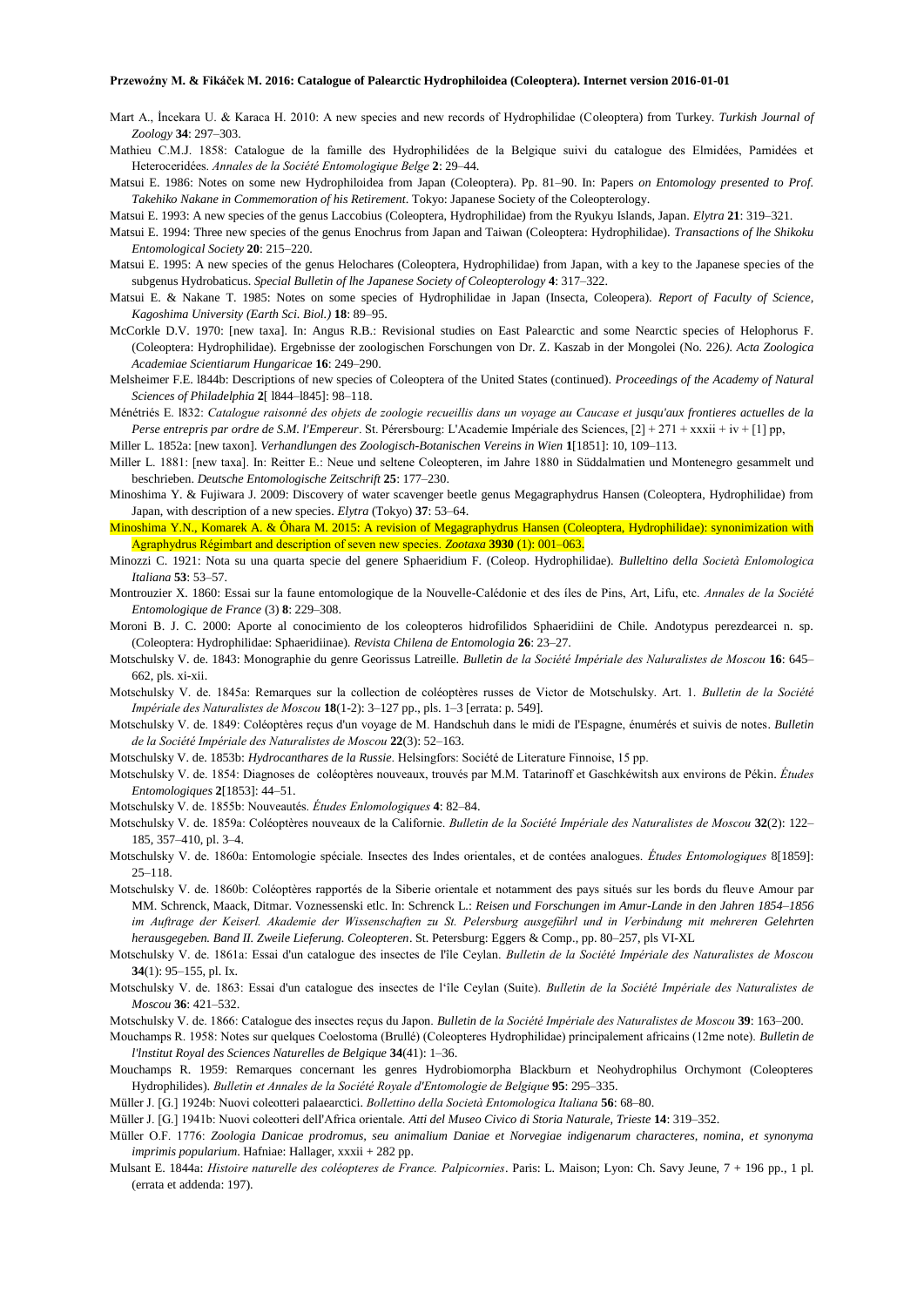Mart A., İncekara U. & Karaca H. 2010: A new species and new records of Hydrophilidae (Coleoptera) from Turkey. *Turkish Journal of Zoology* **34**: 297–303.

Mathieu C.M.J. 1858: Catalogue de la famille des Hydrophilidées de la Belgique suivi du catalogue des Elmidées, Parnidées et Heteroceridées. *Annales de la Société Entomologique Belge* **2**: 29–44.

Matsui E. 1986: Notes on some new Hydrophiloidea from Japan (Coleoptera). Pp. 81–90. In: Papers *on Entomology presented to Prof. Takehiko Nakane in Commemoration of his Retirement*. Tokyo: Japanese Society of the Coleopterology.

Matsui E. 1993: A new species of the genus Laccobius (Coleoptera, Hydrophilidae) from the Ryukyu Islands, Japan. *Elytra* **21**: 319–321.

Matsui E. 1994: Three new species of the genus Enochrus from Japan and Taiwan (Coleoptera: Hydrophilidae). *Transactions of lhe Shikoku Entomological Society* **20**: 215–220.

Matsui E. 1995: A new species of the genus Helochares (Coleoptera, Hydrophilidae) from Japan, with a key to the Japanese species of the subgenus Hydrobaticus. *Special Bulletin of lhe Japanese Society of Coleopterology* **4**: 317–322.

Matsui E. & Nakane T. 1985: Notes on some species of Hydrophilidae in Japan (Insecta, Coleopera). *Report of Faculty of Science, Kagoshima University (Earth Sci. Biol.)* **18**: 89–95.

McCorkle D.V. 1970: [new taxa]. In: Angus R.B.: Revisional studies on East Palearctic and some Nearctic species of Helophorus F. (Coleoptera: Hydrophilidae). Ergebnisse der zoologischen Forschungen von Dr. Z. Kaszab in der Mongolei (No. 226*). Acta Zoologica Academiae Scientiarum Hungaricae* **16**: 249–290.

Melsheimer F.E. l844b: Descriptions of new species of Coleoptera of the United States (continued). *Proceedings of the Academy of Natural Sciences of Philadelphia* **2**[ l844–l845]: 98–118.

Ménétriés E. l832: *Catalogue raisonné des objets de zoologie recueillis dans un voyage au Caucase et jusqu'aux frontieres actuelles de la Perse entrepris par ordre de S.M. l'Empereur*. St. Pérersbourg: L'Academie Impériale des Sciences, [2] + 271 + xxxii + iv + [1] pp,

Miller L. 1852a: [new taxon]. *Verhandlungen des Zoologisch-Botanischen Vereins in Wien* **1**[1851]: 10, 109–113.

Miller L. 1881: [new taxa]. In: Reitter E.: Neue und seltene Coleopteren, im Jahre 1880 in Süddalmatien und Montenegro gesammelt und beschrieben. *Deutsche Entomologische Zeitschrift* **25**: 177–230.

Minoshima Y. & Fujiwara J. 2009: Discovery of water scavenger beetle genus Megagraphydrus Hansen (Coleoptera, Hydrophilidae) from Japan, with description of a new species. *Elytra* (Tokyo) **37**: 53–64.

Minoshima Y.N., Komarek A. & Ôhara M. 2015: A revision of Megagraphydrus Hansen (Coleoptera, Hydrophilidae): synonimization with Agraphydrus Régimbart and description of seven new species. *Zootaxa* **3930** (1): 001–063.

Minozzi C. 1921: Nota su una quarta specie del genere Sphaeridium F. (Coleop. Hydrophilidae). *Bulleltino della Società Enlomologica Italiana* **53**: 53–57.

Montrouzier X. 1860: Essai sur la faune entomologique de la Nouvelle-Calédonie et des íles de Pins, Art, Lifu, etc. *Annales de la Société Entomologique de France* (3) **8**: 229–308.

Moroni B. J. C. 2000: Aporte al conocimiento de los coleopteros hidrofilidos Sphaeridiini de Chile. Andotypus perezdearcei n. sp. (Coleoptera: Hydrophilidae: Sphaeridiinae). *Revista Chilena de Entomologia* **26**: 23–27.

Motschulsky V. de. 1843: Monographie du genre Georissus Latreille. *Bulletin de la Société Impériale des Naluralistes de Moscou* **16**: 645–662, pls. xi-xii.

Motschulsky V. de. 1845a: Remarques sur la collection de coléoptères russes de Victor de Motschulsky. Art. 1. *Bulletin de la Société Impériale des Naturalistes de Moscou* **18**(1-2): 3–127 pp., pls. 1–3 [errata: p. 549].

Motschulsky V. de. 1849: Coléoptères reçus d'un voyage de M. Handschuh dans le midi de l'Espagne, énumérés et suivis de notes. *Bulletin de la Société Impériale des Naturalistes de Moscou* **22**(3): 52–163.

Motschulsky V. de. 1853b: *Hydrocanthares de la Russie*. Helsingfors: Société de Literature Finnoise, 15 pp.

Motschulsky V. de. 1854: Diagnoses de coléoptères nouveaux, trouvés par M.M. Tatarinoff et Gaschkéwitsh aux environs de Pékin. *Études Entomologiques* **2**[1853]: 44–51.

Motschulsky V. de. 1855b: Nouveautés. *Études Enlomologiques* **4**: 82–84.

Motschulsky V. de. 1859a: Coléoptères nouveaux de la Californie. *Bulletin de la Société Impériale des Naturalistes de Moscou* **32**(2): 122–185, 357–410, pl. 3–4.

Motschulsky V. de. 1860a: Entomologie spéciale. Insectes des Indes orientales, et de contées analogues. *Études Entomologiques* 8[1859]: 25–118.

Motschulsky V. de. 1860b: Coléoptères rapportés de la Siberie orientale et notamment des pays situés sur les bords du fleuve Amour par MM. Schrenck, Maack, Ditmar. Voznessenski etlc. In: Schrenck L.: *Reisen und Forschungen im Amur-Lande in den Jahren 1854–1856 im Auftrage der Keiserl. Akademie der Wissenschaften zu St. Pelersburg ausgeführl und in Verbindung mit mehreren Gelehrten herausgegeben. Band II. Zweile Lieferung. Coleopteren*. St. Petersburg: Eggers & Comp., pp. 80–257, pls VI-XL

Motschulsky V. de. 1861a: Essai d'un catalogue des insectes de I'île Ceylan. *Bulletin de la Société Impériale des Naturalistes de Moscou* **34**(1): 95–155, pl. Ix.

Motschulsky V. de. 1863: Essai d'un catalogue des insectes de l'île Ceylan (Suite). *Bulletin de la Société Impériale des Naturalistes de Moscou* **36**: 421–532.

Motschulsky V. de. 1866: Catalogue des insectes reçus du Japon. *Bulletin de la Société Impériale des Naturalistes de Moscou* **39**: 163–200.

Mouchamps R. 1958: Notes sur quelques Coelostoma (Brullé) (Coleopteres Hydrophilidae) principalement africains (12me note). *Bulletin de l'Institut Royal des Sciences Naturelles de Belgique* **34**(41): 1–36.

Mouchamps R. 1959: Remarques concernant les genres Hydrobiomorpha Blackburn et Neohydrophilus Orchymont (Coleopteres Hydrophilides). *Bulletin et Annales de la Société Royale d'Entomologie de Belgique* **95**: 295–335.

Müller J. [G.] 1924b: Nuovi coleotteri palaearctici. *Bollettino della Società Entomologica Italiana* **56**: 68–80.

Müller J. [G.] 1941b: Nuovi coleotteri dell'Africa orientale. *Atti del Museo Civico di Storia Naturale, Trieste* **14**: 319–352.

Müller O.F. 1776: *Zoologia Danicae prodromus, seu animalium Daniae et Norvegiae indigenarum characteres, nomina, et synonyma imprimis popularium*. Hafniae: Hallager, xxxii + 282 pp.

Mulsant E. 1844a: *Histoire naturelle des coléopteres de France. Palpicornies*. Paris: L. Maison; Lyon: Ch. Savy Jeune, 7 + 196 pp., 1 pl. (errata et addenda: 197).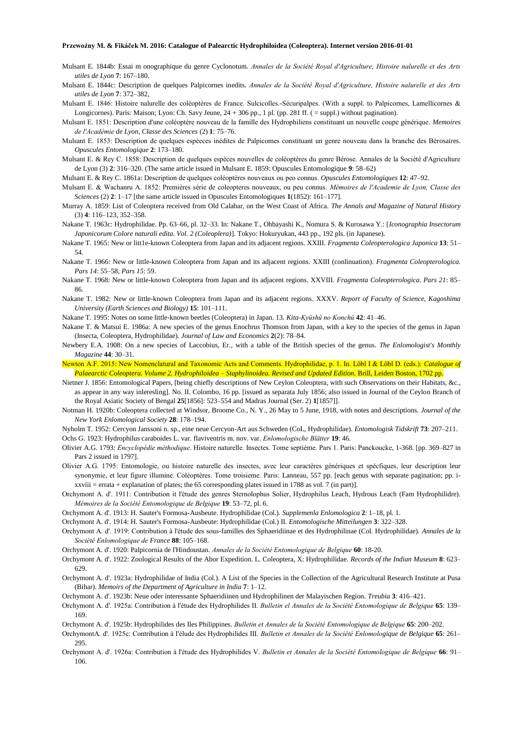Mulsant E. 1844b: Essai m onographique du genre Cyclonotum. *Annales de la Société Royal d'Agriculture, Histoire nalurelle et des Arts utiles de Lyon* **7**: 167–180.

Mulsant E. 1844c: Description de quelques Palpicornes inedits. *Annales de la Société Royal d'Agriculture, Histoire nalurelle et des Arts utiles de Lyon* **7**: 372–382,

Mulsant E. 1846: Histoire nalurelle des coléoptères de France. Sulcicolles.-Sécuripalpes. (With a suppl. to Palpicornes, Lamellicornes & Longicornes). Paris: Maison; Lyon: Ch. Savy Jeune, 24 + 306 pp., 1 pl. (pp. 281 ff. ( = suppl.) without pagination).

Mulsant E. 1851: Description d'une coléoptère nouveau de la famille des Hydrophiliens constituant un nouvelle coupe générique. *Memoires de l'Académie de Lyon, Classe des Sciences* (2) **1**: 75–76.

Mulsant E. 1853: Description de quelques espèeces inédites de Palpicomes constituant un genre nouveau dans la branche des Bérosaires. *Opuscules Entomologique* **2**: 173–180.

Mulsant E. & Rey C. 1858: Description de quelques espèces nouvelles de coléoptères du genre Bérose. Annales de la Société d'Agriculture de Lyon (3) **2**: 316–320. (The same article issued in Mulsant E. 1859: Opuscules Entomologique **9**: 58–62)

Mulsant E. & Rey C. 1861a: Description de quelques coléoptères nouveaux ou peo connus. *Opuscules Entomologiques* **12**: 47–92.

Mulsant E. & Wachanru A. 1852: Premières série de coleopteres nouveaux, ou peu connus. *Mémoires de l'Academie de Lyon, Classe des Sciences* (2) **2**: 1–17 [the same article issued in Opuscules Entomologiques **1**(1852): 161–177].

Murray A. 1859: List of Coleoptera received from Old Calabar, on the West Coast of Africa. *The Annals and Magazine of Natural History* (3) **4**: 116–123, 352–358.

Nakane T. 1963c: Hydrophilidae. Pp. 63–66, pl. 32–33. In: Nakane T., Ohbayashi K., Nomura S. & Kurosawa Y.: [*Iconographia Insectorum Japonicorum Colore naturali edita. Vol. 2 (Coleoptera)*]. Tokyo: Hokuryukan, 443 pp., 192 pls. (in Japanese).

Nakane T. 1965: New or litt1e-known Coleoptera from Japan and its adjacent regions. XXIII. *Fragmenta Coleopterologica Japonica* **13**: 51–54.

Nakane T. 1966: New or little-known Coleoptera from Japan and its adjacent regions. XXIII (conlinuation). *Fragmenta Coleopterologica. Pars 14*: 55–58, *Pars 15*: 59.

Nakane T. 1968: New or little-known Coleoptera from Japan and its adjacent regions. XXVIII. *Fragmenta Coleopterologica. Pars 21*: 85–86.

Nakane T. 1982: New or little-known Coleoptera from Japan and its adjacent regions. XXXV. *Report of Faculty of Science, Kagoshima University (Earth Sciences and Biology)* **15**: 101–111.

Nakane T. 1995: Notes on some little-known beetles (Coleoptera) in Japan. 13. *Kita-Kyûshû no Konchû* **42**: 41–46.

Nakane T. & Matsui E. 1986a: A new species of the genus Enochrus Thomson from Japan, with a key to the species of the genus in Japan (Insecta, Coleoptera, Hydrophilidae). *Journal of Law and Economics* **2**(2): 78–84.

Newbery E.A. 1908: On a new species of Laccobius, Er., with a table of the British species of the genus. *The Enlomologist's Monthly Magazine* **44**: 30–31.

Newton A.F. 2015: New Nomenclatural and Taxonomic Acts and Comments. Hydrophilidae, p. 1. In. Löbl I & Löbl D. (eds.): *Catalogue of Palaearctic Coleoptera. Volume 2. Hydrophiloidea – Staphylinoidea. Revised and Updated Edition.* Brill, Leiden Boston, 1702 pp.

Nietner J. 1856: Entomological Papers, [being chiefly descriptions of New Ceylon Coleoptera, with such Observations on their Habitats, &c., as appear in any way inleresling]. No. II. Colombo, 16 pp. [issued as separata July 1856; also issued in Journal of the Ceylon Branch of the Royal Asiatic Society of Bengal **25**[1856]: 523–554 and Madras Journal (Ser. 2) **1**[1857]].

Notman H. 1920b: Coleoptera collected at Windsor, Broome Co., N. Y., 26 May to 5 June, 1918, with notes and descriptions. *Journal of the New York Enlomological Society* **28**: 178–194.

Nyholm T. 1952: Cercyon Janssoni n. sp., eine neue Cercyon-Art aus Schweden (CoL, Hydrophilidae). *Entomologisk Tidskrift* **73**: 207–211.

Ochs G. 1923: Hydrophilus caraboides L. var. flaviventris m. nov. var. *Enlomologische Blätter* **19**: 46.

Olivier A.G. 1793: *Encyclopédie méthodique*. Histoire naturelle. Insectes. Tome septième. Pars 1. Paris: Panckoucke, 1-368. [pp. 369–827 in Pars 2 issued in 1797].

Olivier A.G. 1795: Entomologie, ou histoire naturelle des insectes, avec leur caractères génériques et spécfiques, leur description leur synonymie, et leur figure illumine. Coléoptères. Tome troisieme. Paris: Lanneau, 557 pp. [each genus with separate pagination; pp. i-xxviii = errata + explanation of plates; the 65 corresponding plates issued in 1788 as vol. 7 (in part)].

Orchymont A. d'. 1911: Contribution it l'étude des genres Sternolophus Solier, Hydrophilus Leach, Hydrous Leach (Fam Hydrophilidre). *Mémoires de la Société Entomologique de Belgique* **19**: 53–72, pl. 6.

Orchymont A. d'. 1913: H. Sauter's Formosa-Ausbeute. Hydrophilidae (Col.). *Supplemenla Enlomologica* **2**: 1–18, pl. 1.

Orchymont A. d'. 1914: H. Sauter's Formosa-Ausbeute: Hydrophilidae (Col.) II. *Entomologische Mitteilungen* **3**: 322–328.

Orchymont A. d'. 1919: Contribution à l'étude des sous-familles des Sphaeridiinae et des Hydrophilinae (Col. Hydrophilidae). *Annales de la Société Enlomologique de France* **88**: 105–168.

Orchymont A. d'. 1920: Palpicornia de l'Hindoustan. *Annales de la Société Entomologique de Belgique* **60**: 18-20.

Orchymont A. d'. 1922: Zoological Results of the Abor Expedition. L. Coleoptera, X: Hydrophilidae. *Records of the Indian Museum* **8**: 623–629.

Orchymont A. d'. 1923a: Hydrophilidae of India (Col.). A List of the Species in the Collection of the Agricultural Research Institute at Pusa (Bihar). *Memoirs of the Department of Agriculture in India* **7**: 1–12.

Orchymont A. d'. 1923b: Neue oder interessante Sphaeridiinen und Hydrophilinen der Malayischen Region. *Treubia* **3**: 416–421.

Orchymont A. d'. 1925a: Contribution à l'étude des Hydrophilides II. *Bulletin el Annales de la Société Entomologique de Belgique* **65**: 139–169.

Orchymont A. d'. 1925b: Hydrophilides des Iles Philippines. *Bulletin et Annales de la Société Entomologique de Belgique* **65**: 200–202.

OrchymontA. d'. 1925c: Contribution à l'élude des Hydrophilides III. *Bulletin et Annales de la Société Enlomologique de Belgique* **65**: 261–295.

Orchymont A. d'. 1926a: Contribution à l'étude des Hydrophilides V. *Bulletin et Annales de la Société Entomologique de Belgique* **66**: 91–106.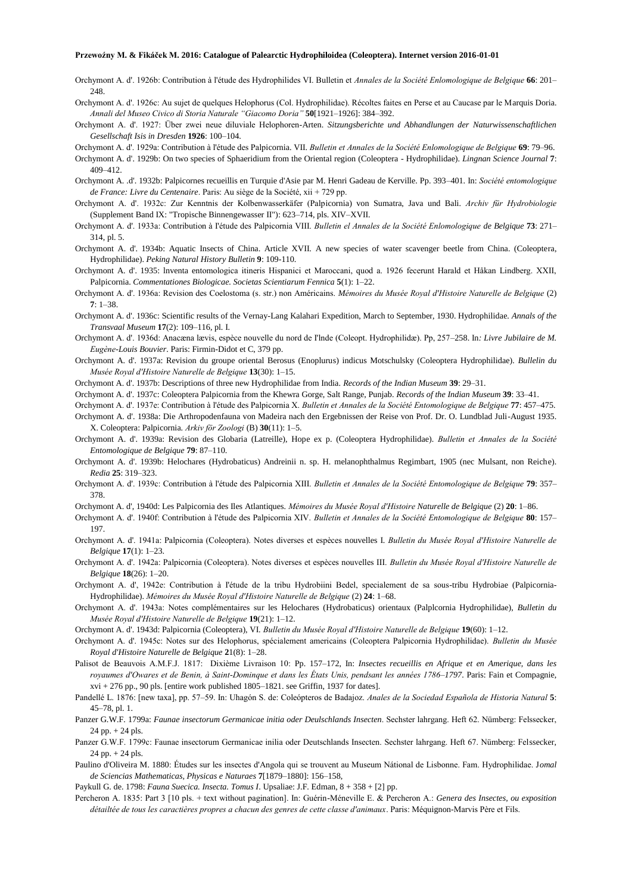Orchymont A. d'. 1926b: Contribution à l'étude des Hydrophilides VI. Bulletin et *Annales de la Société Enlomologique de Belgique* **66**: 201–248.

Orchymont A. d'. 1926c: Au sujet de quelques Helophorus (Col. Hydrophilidae). Récoltes faites en Perse et au Caucase par le Marquis Doria. *Annali del Museo Civico di Storia Naturale "Giacomo Doria"* **50**[1921–1926]: 384–392.

Orchymont A. d'. 1927: Über zwei neue diluviale Helophoren-Arten. *Sitzungsberichte und Abhandlungen der Naturwissenschaftlichen Gesellschaft Isis in Dresden* **1926**: 100–104.

Orchymont A. d'. 1929a: Contribution à l'étude des Palpicornia. VII. *Bulletin et Annales de la Société Enlomologique de Belgique* **69**: 79–96.

Orchymont A. d'. 1929b: On two species of Sphaeridium from the Oriental region (Coleoptera - Hydrophilidae). *Lingnan Science Journal* **7**: 409–412.

Orchymont A. .d'. 1932b: Palpicornes recueillis en Turquie d'Asie par M. Henri Gadeau de Kerville. Pp. 393–401. In: *Société entomologique de France: Livre du Centenaire*. Paris: Au siège de la Société, xii + 729 pp.

Orchymont A. d'. 1932c: Zur Kenntnis der Kolbenwasserkäfer (Palpicornia) von Sumatra, Java und Bali. *Archiv für Hydrobiologie* (Supplement Band IX: "Tropische Binnengewasser II"): 623–714, pls. XIV–XVII.

Orchymont A. d'. 1933a: Contribution à l'étude des Palpicornia VIII. *Bulletin el Annales de la Société Enlomologique de Belgique* **73**: 271–314, pl. 5.

Orchymont A. d'. 1934b: Aquatic Insects of China. Article XVII. A new species of water scavenger beetle from China. (Coleoptera, Hydrophilidae). *Peking Natural History Bulletin* **9**: 109-110.

Orchymont A. d'. 1935: Inventa entomologica itineris Hispanici et Maroccani, quod a. 1926 fecerunt Harald et Håkan Lindberg. XXII, Palpicornia. *Commentationes Biologicae. Societas Scientiarum Fennica* **5**(1): 1–22.

Orchymont A. d'. 1936a: Revision des Coelostoma (s. str.) non Américains. *Mémoires du Musée Royal d'Histoire Naturelle de Belgique* (2) **7**: 1–38.

Orchymont A. d'. 1936c: Scientific results of the Vernay-Lang Kalahari Expedition, March to September, 1930. Hydrophilidae. *Annals of the Transvaal Museum* **17**(2): 109–116, pl. I.

Orchymont A. d'. 1936d: Anacæna lævis, espèce nouvelle du nord de I'lnde (Coleopt. Hydrophilidæ). Pp, 257–258. In*: Livre Jubilaire de M. Eugène-Louis Bouvier*. Paris: Firmin-Didot et C, 379 pp.

Orchymont A. d'. 1937a: Revision du groupe oriental Berosus (Enoplurus) indicus Motschulsky (Coleoptera Hydrophilidae). *Bullelin du Musée Royal d'Histoire Naturelle de Belgique* **13**(30): 1–15.

Orchymont A. d'. 1937b: Descriptions of three new Hydrophilidae from India. *Records of the Indian Museum* **39**: 29–31.

Orchymont A. d'. 1937c: Coleoptera Palpicornia from the Khewra Gorge, Salt Range, Punjab. *Records of the Indian Museum* **39**: 33–41.

Orchymont A. d'. 1937e: Contribution à l'étude des Palpicornia X. *Bulletin et Annales de la Société Entomologique de Belgique* **77**: 457–475.

Orchymont A. d'. 1938a: Die Arthropodenfauna von Madeira nach den Ergebnissen der Reise von Prof. Dr. O. Lundblad Juli-August 1935. X. Coleoptera: Palpicornia. *Arkiv för Zoologi* (B) **30**(11): 1–5.

Orchymont A. d'. 1939a: Revision des Globaria (Latreille), Hope ex p. (Coleoptera Hydrophilidae). *Bulletin et Annales de la Société Entomologique de Belgique* **79**: 87–110.

Orchymont A. d'. 1939b: Helochares (Hydrobaticus) Andreinii n. sp. H. melanophthalmus Regimbart, 1905 (nec Mulsant, non Reiche). *Redia* **25**: 319–323.

Orchymont A. d'. 1939c: Contribution à l'étude des Palpicornia XIII. *Bulletin et Annales de la Société Entomologique de Belgique* **79**: 357–378.

Orchymont A. d', 1940d: Les Palpicornia des Iles Atlantiques. *Mémoires du Musée Royal d'Histoire Naturelle de Belgique* (2) **20**: 1–86.

Orchymont A. d'. 1940f: Contribution à l'étude des Palpicornia XIV. *Bulletin et Annales de la Société Entomologique de Belgique* **80**: 157–197.

Orchymont A. d'. 1941a: Palpicornia (Coleoptera). Notes diverses et espèces nouvelles I. *Bulletin du Musée Royal d'Histoire Naturelle de Belgique* **17**(1): 1–23.

Orchymont A. d'. 1942a: Palpicornia (Coleoptera). Notes diverses et espèces nouvelles III. *Bulletin du Musée Royal d'Histoire Naturelle de Belgique* **18**(26): 1–20.

Orchymont A. d', 1942e: Contribution à l'étude de la tribu Hydrobiini Bedel, specialement de sa sous-tribu Hydrobiae (Palpicornia-Hydrophilidae). *Mémoires du Musée Royal d'Histoire Naturelle de Belgique* (2) **24**: 1–68.

Orchymont A. d'. 1943a: Notes complémentaires sur les Helochares (Hydrobaticus) orientaux (Palplcornia Hydrophilidae), *Bulletin du Musée Royal d'Histoire Naturelle de Belgique* **19**(21): 1–12.

Orchymont A. d'. 1943d: Palpicornia (Coleoptera), VI. *Bulletin du Musée Royal d'Histoire Naturelle de Belgique* **19**(60): 1–12.

Orchymont A. d'. 1945c: Notes sur des Helophorus, spécialement americains (Coleoptera Palpicornia Hydrophilidae). *Bulletin du Musée Royal d'Histoire Naturelle de Belgique* **2**1(8): 1–28.

Palisot de Beauvois A.M.F.J. 1817: Dixième Livraison 10: Pp. 157–172, In: *Insectes recueillis en Afrique et en Amerique, dans les royaumes d'Owares et de Benin, à Saint-Dominque et dans les États Unis, pendsant les années 1786–1797*. Paris: Fain et Compagnie, xvi + 276 pp., 90 pls. [entire work published 1805–1821. see Griffin, 1937 for dates].

Pandellé L. 1876: [new taxa], pp. 57–59. In: Uhagón S. de: Coleópteros de Badajoz. *Anales de la Sociedad Española de Historia Natural* **5**: 45–78, pl. 1.

Panzer G.W.F. 1799a: *Faunae insectorum Germanicae initia oder Deulschlands Insecten*. Sechster lahrgang. Heft 62. Nümberg: Felssecker, 24 pp. + 24 pls.

Panzer G.W.F. 1799c: Faunae insectorum Germanicae inilia oder Deutschlands Insecten. Sechster lahrgang. Heft 67. Nümberg: Felssecker, 24 pp. + 24 pls.

Paulino d'Oliveira M. 1880: Études sur les insectes d'Angola qui se trouvent au Museum Nátional de Lisbonne. Fam. Hydrophilidae. J*omal de Sciencias Mathematicas, Physicas e Naturaes* **7**[1879–1880]: 156–158,

Paykull G. de. 1798: *Fauna Suecica. Insecta. Tomus I*. Upsaliae: J.F. Edman, 8 + 358 + [2] pp.

Percheron A. 1835: Part 3 [10 pls. + text without pagination]. In: Guérin-Méneville E. & Percheron A.: *Genera des Insectes, ou exposition détailtée de tous les caractières propres a chacun des genres de cette classe d'animaux*. Paris: Méquignon-Marvis Père et Fils.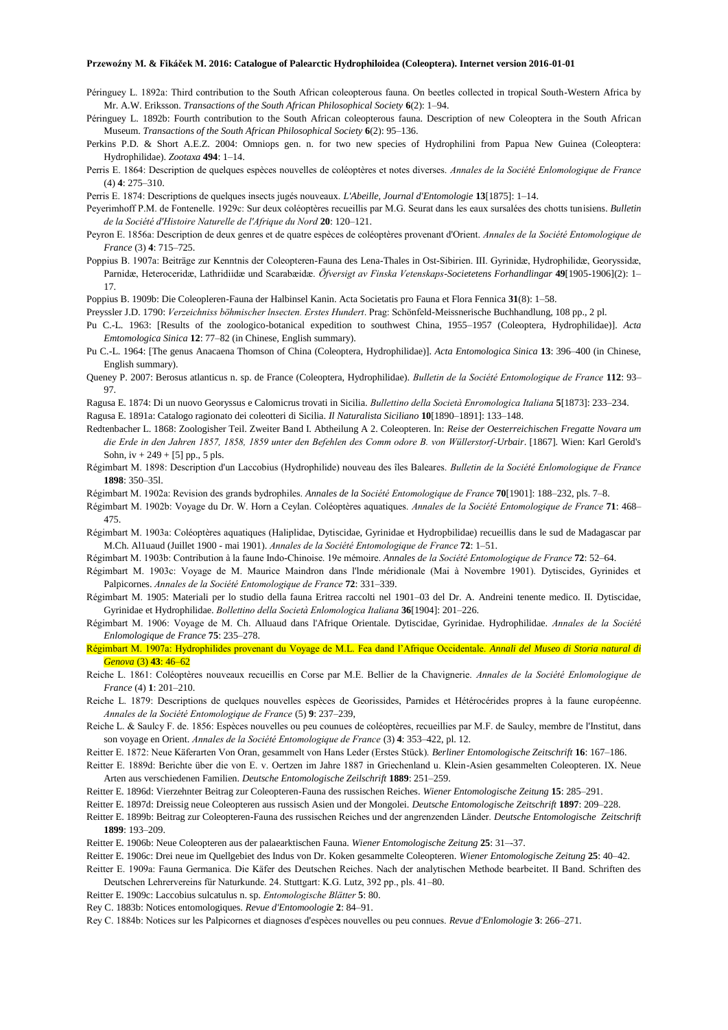Péringuey L. 1892a: Third contribution to the South African coleopterous fauna. On beetles collected in tropical South-Western Africa by Mr. A.W. Eriksson. *Transactions of the South African Philosophical Society* **6**(2): 1–94.

Péringuey L. 1892b: Fourth contribution to the South African coleopterous fauna. Description of new Coleoptera in the South African Museum. *Transactions of the South African Philosophical Society* **6**(2): 95–136.

Perkins P.D. & Short A.E.Z. 2004: Omniops gen. n. for two new species of Hydrophilini from Papua New Guinea (Coleoptera: Hydrophilidae). *Zootaxa* **494**: 1–14.

Perris E. 1864: Description de quelques espèces nouvelles de coléoptères et notes diverses. *Annales de la Société Enlomologique de France* (4) **4**: 275–310.

Perris E. 1874: Descriptions de quelques insects jugés nouveaux. *L'Abeille, Journal d'Entomologie* **13**[1875]: 1–14.

Peyerimhoff P.M. de Fontenelle. 1929c: Sur deux coléoptères recueillis par M.G. Seurat dans les eaux sursalées des chotts tunisiens. *Bulletin de la Société d'Histoire Naturelle de l'Afrique du Nord* **20**: 120–121.

Peyron E. 1856a: Description de deux genres et de quatre espèces de coléoptères provenant d'Orient. *Annales de la Société Entomologique de France* (3) **4**: 715–725.

Poppius B. 1907a: Beiträge zur Kenntnis der Coleopteren-Fauna des Lena-Thales in Ost-Sibirien. III. Gyrinidæ, Hydrophilidæ, Georyssidæ, Parnidæ, Heteroceridæ, Lathridiidæ und Scarabæidæ. *Öfversigt av Finska Vetenskaps-Societetens Forhandlingar* **49**[1905-1906](2): 1–17.

Poppius B. 1909b: Die Coleopleren-Fauna der Halbinsel Kanin. Acta Societatis pro Fauna et Flora Fennica **31**(8): 1–58.

Preyssler J.D. 1790: *Verzeichniss böhmischer Insecten. Erstes Hundert*. Prag: Schönfeld-Meissnerische Buchhandlung, 108 pp., 2 pl.

Pu C.-L. 1963: [Results of the zoologico-botanical expedition to southwest China, 1955–1957 (Coleoptera, Hydrophilidae)]. *Acta Emtomologica Sinica* **12**: 77–82 (in Chinese, English summary).

Pu C.-L. 1964: [The genus Anacaena Thomson of China (Coleoptera, Hydrophilidae)]. *Acta Entomologica Sinica* **13**: 396–400 (in Chinese, English summary).

Queney P. 2007: Berosus atlanticus n. sp. de France (Coleoptera, Hydrophilidae). *Bulletin de la Société Entomologique de France* **112**: 93–97.

Ragusa E. 1874: Di un nuovo Georyssus e Calomicrus trovati in Sicilia. *Bullettino della Società Enromologica Italiana* **5**[1873]: 233–234.

Ragusa E. 1891a: Catalogo ragionato dei coleotteri di Sicilia. *Il Naturalista Siciliano* **10**[1890–1891]: 133–148.

Redtenbacher L. 1868: Zoologischer Teil. Zweiter Band I. Abtheilung A 2. Coleopteren. In: *Reise der Oesterreichischen Fregatte Novara um die Erde in den Jahren 1857, 1858, 1859 unter den Befehlen des Comm odore B. von Wüllerstorf-Urbair*. [1867]. Wien: Karl Gerold's Sohn, iv + 249 + [5] pp., 5 pls.

Régimbart M. 1898: Description d'un Laccobius (Hydrophilide) nouveau des îles Baleares. *Bulletin de la Société Enlomologique de France* **1898**: 350–35l.

Régimbart M. 1902a: Revision des grands bydrophiles. *Annales de la Société Entomologique de France* **70**[1901]: 188–232, pls. 7–8.

Régimbart M. 1902b: Voyage du Dr. W. Horn a Ceylan. Coléoptères aquatiques. *Annales de la Société Entomologique de France* **71**: 468–475.

Régimbart M. 1903a: Coléoptères aquatiques (Haliplidae, Dytiscidae, Gyrinidae et Hydropbilidae) recueillis dans le sud de Madagascar par M.Ch. Al1uaud (Juillet 1900 - mai 1901). *Annales de la Société Entomologique de France* **72**: 1–51.

Régimbart M. 1903b: Contribution à la faune Indo-Chinoise. 19e mémoire. *Annales de la Société Entomologique de France* **72**: 52–64.

Régimbart M. 1903c: Voyage de M. Maurice Maindron dans l'lnde méridionale (Mai à Novembre 1901). Dytiscides, Gyrinides et Palpicornes. *Annales de la Société Entomologique de France* **72**: 331–339.

Régimbart M. 1905: Materiali per lo studio della fauna Eritrea raccolti nel 1901–03 del Dr. A. Andreini tenente medico. II. Dytiscidae, Gyrinidae et Hydrophilidae. *Bollettino della Società Enlomologica Italiana* **36**[1904]: 201–226.

Régimbart M. 1906: Voyage de M. Ch. Alluaud dans l'Afrique Orientale. Dytiscidae, Gyrinidae. Hydrophilidae. *Annales de la Société Enlomologique de France* **75**: 235–278.

Régimbart M. 1907a: Hydrophilides provenant du Voyage de M.L. Fea dand l'Afrique Occidentale. *Annali del Museo di Storia natural di Genova* (3) **43**: 46–62

Reiche L. 1861: Coléoptères nouveaux recueillis en Corse par M.E. Bellier de la Chavignerie. *Annales de la Société Enlomologique de France* (4) **1**: 201–210.

Reiche L. 1879: Descriptions de quelques nouvelles espèces de Georissides, Parnides et Hétérocérides propres à la faune européenne. *Annales de la Société Entomologique de France* (5) **9**: 237–239,

Reiche L. & Saulcy F. de. 1856: Espèces nouvelles ou peu counues de coléoptères, recueillies par M.F. de Saulcy, membre de l'Institut, dans son voyage en Orient. *Annales de la Société Entomologique de France* (3) **4**: 353–422, pl. 12.

Reitter E. 1872: Neue Käferarten Von Oran, gesammelt von Hans Leder (Erstes Stück). *Berliner Entomologische Zeitschrift* **16**: 167–186.

Reitter E. 1889d: Berichte über die von E. v. Oertzen im Jahre 1887 in Griechenland u. Klein-Asien gesammelten Coleopteren. IX. Neue Arten aus verschiedenen Familien. *Deutsche Entomologische Zeilschrift* **1889**: 251–259.

Reitter E. 1896d: Vierzehnter Beitrag zur Coleopteren-Fauna des russischen Reiches. *Wiener Entomologische Zeitung* **15**: 285–291.

Reitter E. 1897d: Dreissig neue Coleopteren aus russisch Asien und der Mongolei. *Deutsche Entomologische Zeitschrift* **1897**: 209–228.

Reitter E. 1899b: Beitrag zur Coleopteren-Fauna des russischen Reiches und der angrenzenden Länder. *Deutsche Entomologische Zeitschrift* **1899**: 193–209.

Reitter E. 1906b: Neue Coleopteren aus der palaearktischen Fauna. *Wiener Entomologische Zeitung* **25**: 31–-37.

Reitter E. 1906c: Drei neue im Quellgebiet des Indus von Dr. Koken gesammelte Coleopteren. *Wiener Entomologische Zeitung* **25**: 40–42.

Reitter E. 1909a: Fauna Germanica. Die Käfer des Deutschen Reiches. Nach der analytischen Methode bearbeitet. II Band. Schriften des Deutschen Lehrervereins für Naturkunde. 24. Stuttgart: K.G. Lutz, 392 pp., pls. 41–80.

Reitter E. 1909c: Laccobius sulcatulus n. sp. *Entomologische Blätter* **5**: 80.

Rey C. 1883b: Notices entomologiques. *Revue d'Entomoologie* **2**: 84–91.

Rey C. 1884b: Notices sur les Palpicornes et diagnoses d'espèces nouvelles ou peu connues. *Revue d'Enlomologie* **3**: 266–271.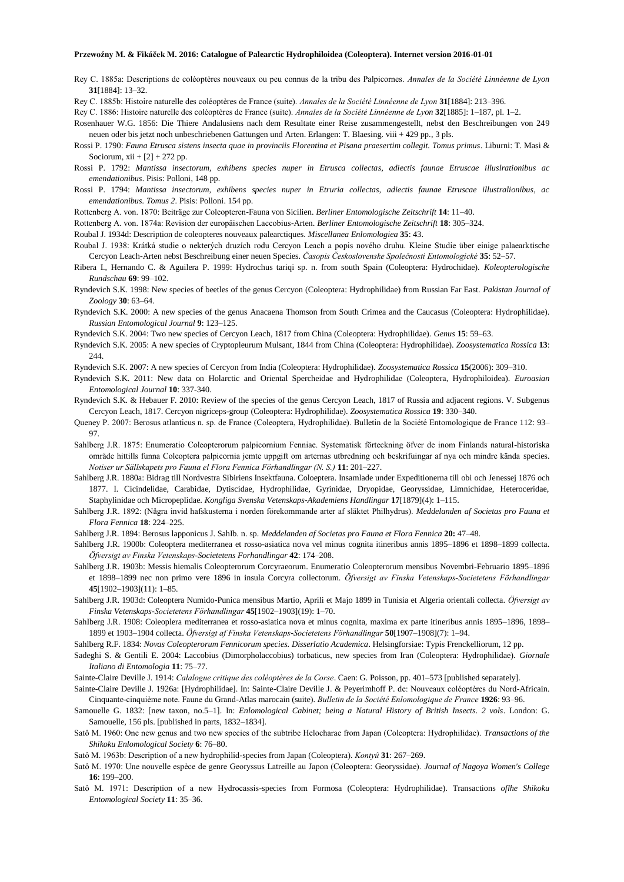Rey C. 1885a: Descriptions de coléoptères nouveaux ou peu connus de la tribu des Palpicornes. *Annales de la Société Linnéenne de Lyon* **31**[1884]: 13–32.

Rey C. 1885b: Histoire naturelle des coléoptères de France (suite). *Annales de la Société Linnéenne de Lyon* **31**[1884]: 213–396.

Rey C. 1886: Histoire naturelle des coléoptères de France (suite). *Annales de la Société Linnéenne de Lyon* **32**[1885]: 1–187, pl. 1–2.

Rosenhauer W.G. 1856: Die Thiere Andalusiens nach dem Resultate einer Reise zusammengestellt, nebst den Beschreibungen von 249 neuen oder bis jetzt noch unbeschriebenen Gattungen und Arten. Erlangen: T. Blaesing. viii + 429 pp., 3 pls.

Rossi P. 1790: *Fauna Etrusca sistens insecta quae in provinciis Florentina et Pisana praesertim collegit. Tomus primus*. Liburni: T. Masi & Sociorum, xii + [2] + 272 pp.

Rossi P. 1792: *Mantissa insectorum, exhibens species nuper in Etrusca collectas, adiectis faunae Etruscae illuslrationibus ac emendationibus*. Pisis: Polloni, 148 pp.

Rossi P. 1794: *Mantissa insectorum, exhibens species nuper in Etruria collectas, adiectis faunae Etruscae illustralionibus, ac emendationibus. Tomus 2*. Pisis: Polloni. 154 pp.

Rottenberg A. von. 1870: Beiträge zur Coleopteren-Fauna von Sicilien. *Berliner Entomologische Zeitschrift* **14**: 11–40.

Rottenberg A. von. 1874a: Revision der europäischen Laccobius-Arten. *Berliner Entomologische Zeitschrift* **18**: 305–324.

Roubal J. 1934d: Description de coleopteres nouveaux palearctiques. *Miscellanea Enlomologiea* **35**: 43.

Roubal J. 1938: Krátká studie o nekterých druzích rodu Cercyon Leach a popis nového druhu. Kleine Studie über einige palaearktische Cercyon Leach-Arten nebst Beschreibung einer neuen Species. *Časopis Československe Společnosti Entomologické* **35**: 52–57.

Ribera I., Hernando C. & Aguilera P. 1999: Hydrochus tariqi sp. n. from south Spain (Coleoptera: Hydrochidae). *Koleopterologische Rundschau* **69**: 99–102.

Ryndevich S.K. 1998: New species of beetles of the genus Cercyon (Coleoptera: Hydrophilidae) from Russian Far East. *Pakistan Journal of Zoology* **30**: 63–64.

Ryndevich S.K. 2000: A new species of the genus Anacaena Thomson from South Crimea and the Caucasus (Coleoptera: Hydrophilidae). *Russian Entomological Journal* **9**: 123–125.

Ryndevich S.K. 2004: Two new species of Cercyon Leach, 1817 from China (Coleoptera: Hydrophilidae). *Genus* **15**: 59–63.

Ryndevich S.K. 2005: A new species of Cryptopleurum Mulsant, 1844 from China (Coleoptera: Hydrophilidae). *Zoosystematica Rossica* **13**: 244.

Ryndevich S.K. 2007: A new species of Cercyon from India (Coleoptera: Hydrophilidae). *Zoosystematica Rossica* **15**(2006): 309–310.

Ryndevich S.K. 2011: New data on Holarctic and Oriental Spercheidae and Hydrophilidae (Coleoptera, Hydrophiloidea). *Euroasian Entomological Journal* **10**: 337-340.

Ryndevich S.K. & Hebauer F. 2010: Review of the species of the genus Cercyon Leach, 1817 of Russia and adjacent regions. V. Subgenus Cercyon Leach, 1817. Cercyon nigriceps-group (Coleoptera: Hydrophilidae). *Zoosystematica Rossica* **19**: 330–340.

Queney P. 2007: Berosus atlanticus n. sp. de France (Coleoptera, Hydrophilidae). Bulletin de la Société Entomologique de France 112: 93–97.

Sahlberg J.R. 1875: Enumeratio Coleopterorum palpicornium Fenniae. Systematisk förteckning öfver de inom Finlands natural-historiska område hittills funna Coleoptera palpicornia jemte uppgift om arternas utbredning och beskrifuingar af nya och mindre kända species. *Notiser ur Sällskapets pro Fauna el Flora Fennica Förhandlingar (N. S.)* **11**: 201–227.

Sahlberg J.R. 1880a: Bidrag till Nordvestra Sibiriens Insektfauna. Coloeptera. Insamlade under Expeditionerna till obi och Jenessej 1876 och 1877. I. Cicindelidae, Carabidae, Dytiscidae, Hydrophilidae, Gyrinidae, Dryopidae, Georyssidae, Limnichidae, Heteroceridae, Staphylinidae och Micropeplidae. *Kongliga Svenska Vetenskaps-Akademiens Handlingar* **17**[1879](4): 1–115.

Sahlberg J.R. 1892: (Några invid hafskusterna i norden förekommande arter af släktet Philhydrus). *Meddelanden af Societas pro Fauna et Flora Fennica* **18**: 224–225.

Sahlberg J.R. 1894: Berosus lapponicus J. Sahlb. n. sp. *Meddelanden af Societas pro Fauna et Flora Fennica* **20:** 47–48.

Sahlberg J.R. 1900b: Coleoptera mediterranea et rosso-asiatica nova vel minus cognita itineribus annis 1895–1896 et 1898–1899 collecta. *Öfversigt av Finska Vetenskaps-Societetens Forhandlingar* **42**: 174–208.

Sahlberg J.R. 1903b: Messis hiemalis Coleopterorum Corcyraeorum. Enumeratio Coleopterorum mensibus Novembri-Februario 1895–1896 et 1898–1899 nec non primo vere 1896 in insula Corcyra collectorum. *Öfversigt av Finska Vetenskaps-Societetens Förhandlingar* **45**[1902–1903](11): 1–85.

Sahlberg J.R. 1903d: Coleoptera Numido-Punica mensibus Martio, Aprili et Majo 1899 in Tunisia et Algeria orientali collecta. *Öfversigt av Finska Vetenskaps-Societetens Förhandlingar* **45**[1902–1903](19): 1–70.

Sahlberg J.R. 1908: Coleoplera mediterranea et rosso-asiatica nova et minus cognita, maxima ex parte itineribus annis 1895–1896, 1898–1899 et 1903–1904 collecta. *Öfversigt af Finska Vetenskaps-Societetens Förhandlingar* **50**[1907–1908](7): 1–94.

Sahlberg R.F. 1834: *Novas Coleopterorum Fennicorum species. Disserlatio Academica*. Helsingforsiae: Typis Frenckelliorum, 12 pp.

Sadeghi S. & Gentili E. 2004: Laccobius (Dimorpholaccobius) torbaticus, new species from Iran (Coleoptera: Hydrophilidae). *Giornale Italiano di Entomologia* **11**: 75–77.

Sainte-Claire Deville J. 1914: *Calalogue critique des coléoptères de la Corse*. Caen: G. Poisson, pp. 401–573 [published separately].

Sainte-Claire Deville J. 1926a: [Hydrophilidae]. In: Sainte-Claire Deville J. & Peyerimhoff P. de: Nouveaux coléoptères du Nord-Africain. Cinquante-cinquième note. Faune du Grand-Atlas marocain (suite). *Bulletin de la Société Enlomologique de France* **1926**: 93–96.

Samouelle G. 1832: [new taxon, no.5–1]. In: *Enlomological Cabinet; being a Natural History of British Insects. 2 vols*. London: G. Samouelle, 156 pls. [published in parts, 1832–1834].

Satô M. 1960: One new genus and two new species of the subtribe Helocharae from Japan (Coleoptera: Hydrophilidae). *Transactions of the Shikoku Enlomological Society* **6**: 76–80.

Satô M. 1963b: Description of a new hydrophilid-species from Japan (Coleoptera). *Kontyû* **31**: 267–269.

Satô M. 1970: Une nouvelle espèce de genre Georyssus Latreille au Japon (Coleoptera: Georyssidae). *Journal of Nagoya Women's College* **16**: 199–200.

Satô M. 1971: Description of a new Hydrocassis-species from Formosa (Coleoptera: Hydrophilidae). Transactions *oflhe Shikoku Entomological Society* **11**: 35–36.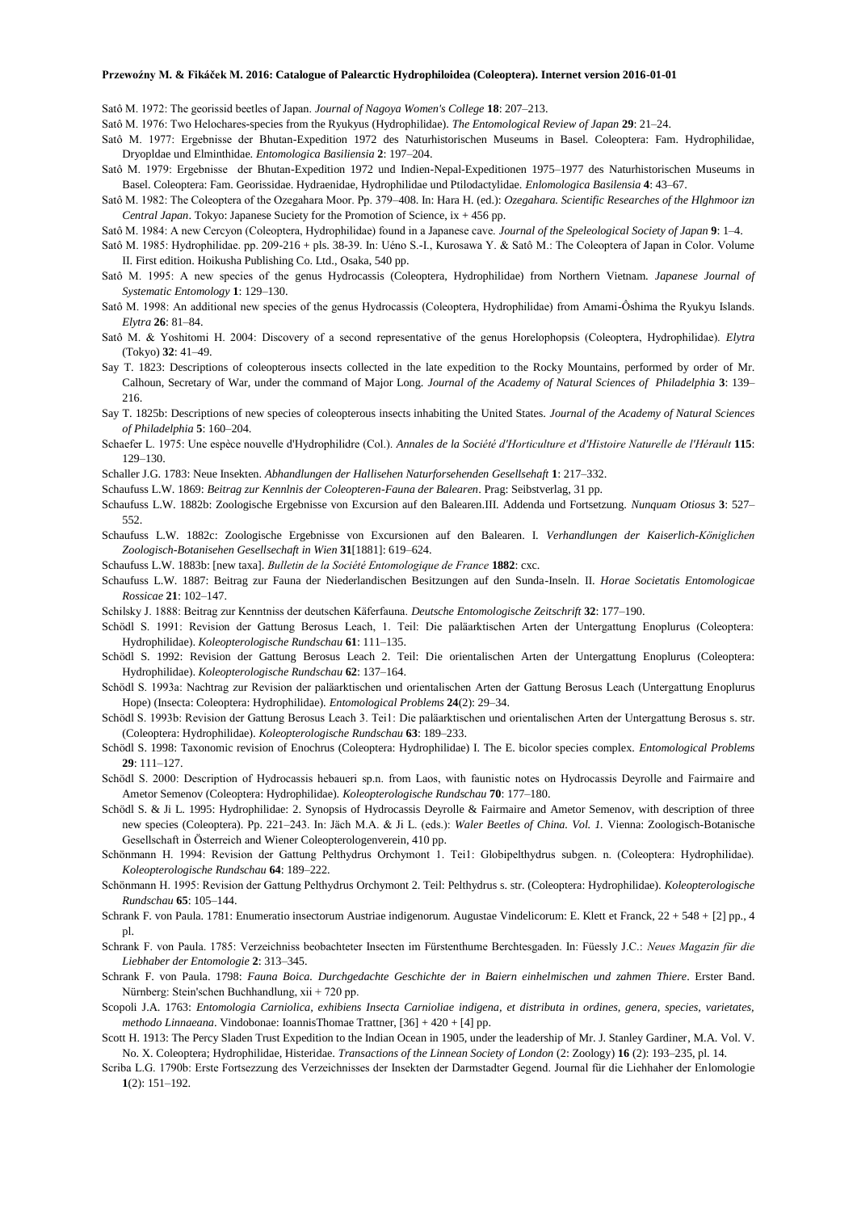Satô M. 1972: The georissid beetles of Japan. *Journal of Nagoya Women's College* **18**: 207–213.

Satô M. 1976: Two Helochares-species from the Ryukyus (Hydrophilidae). *The Entomological Review of Japan* **29**: 21–24.

Satô M. 1977: Ergebnisse der Bhutan-Expedition 1972 des Naturhistorischen Museums in Basel. Coleoptera: Fam. Hydrophilidae, Dryopldae und Elminthidae. *Entomologica Basiliensia* **2**: 197–204.

Satô M. 1979: Ergebnisse der Bhutan-Expedition 1972 und Indien-Nepal-Expeditionen 1975–1977 des Naturhistorischen Museums in Basel. Coleoptera: Fam. Georissidae. Hydraenidae, Hydrophilidae und Ptilodactylidae. *Enlomologica Basilensia* **4**: 43–67.

Satô M. 1982: The Coleoptera of the Ozegahara Moor. Pp. 379–408. In: Hara H. (ed.): *Ozegahara. Scientific Researches of the Hlghmoor izn Central Japan*. Tokyo: Japanese Suciety for the Promotion of Science, ix + 456 pp.

Satô M. 1984: A new Cercyon (Coleoptera, Hydrophilidae) found in a Japanese cave. *Journal of the Speleological Society of Japan* **9**: 1–4.

Satô M. 1985: Hydrophilidae. pp. 209-216 + pls. 38-39. In: Uéno S.-I., Kurosawa Y. & Satô M.: The Coleoptera of Japan in Color. Volume II. First edition. Hoikusha Publishing Co. Ltd., Osaka, 540 pp.

Satô M. 1995: A new species of the genus Hydrocassis (Coleoptera, Hydrophilidae) from Northern Vietnam. *Japanese Journal of Systematic Entomology* **1**: 129–130.

Satô M. 1998: An additional new species of the genus Hydrocassis (Coleoptera, Hydrophilidae) from Amami-Ôshima the Ryukyu Islands. *Elytra* **26**: 81–84.

Satô M. & Yoshitomi H. 2004: Discovery of a second representative of the genus Horelophopsis (Coleoptera, Hydrophilidae). *Elytra* (Tokyo) **32**: 41–49.

Say T. 1823: Descriptions of coleopterous insects collected in the late expedition to the Rocky Mountains, performed by order of Mr. Calhoun, Secretary of War, under the command of Major Long. *Journal of the Academy of Natural Sciences of Philadelphia* **3**: 139–216.

Say T. 1825b: Descriptions of new species of coleopterous insects inhabiting the United States. *Journal of the Academy of Natural Sciences of Philadelphia* **5**: 160–204.

Schaefer L. 1975: Une espèce nouvelle d'Hydrophilidre (Col.). *Annales de la Société d'Horticulture et d'Histoire Naturelle de l'Hérault* **115**: 129–130.

Schaller J.G. 1783: Neue Insekten. *Abhandlungen der Hallisehen Naturforsehenden Gesellsehaft* **1**: 217–332.

Schaufuss L.W. 1869: *Beitrag zur Kennlnis der Coleopteren-Fauna der Balearen*. Prag: Seibstverlag, 31 pp.

Schaufuss L.W. 1882b: Zoologische Ergebnisse von Excursion auf den Balearen.III. Addenda und Fortsetzung. *Nunquam Otiosus* **3**: 527–552.

Schaufuss L.W. 1882c: Zoologische Ergebnisse von Excursionen auf den Balearen. I. *Verhandlungen der Kaiserlich-Königlichen Zoologisch-Botanisehen Gesellsechaft in Wien* **31**[1881]: 619–624.

Schaufuss L.W. 1883b: [new taxa]. *Bulletin de la Société Entomologique de France* **1882**: cxc.

Schaufuss L.W. 1887: Beitrag zur Fauna der Niederlandischen Besitzungen auf den Sunda-Inseln. II. *Horae Societatis Entomologicae Rossicae* **21**: 102–147.

Schilsky J. 1888: Beitrag zur Kenntniss der deutschen Käferfauna. *Deutsche Entomologische Zeitschrift* **32**: 177–190.

Schödl S. 1991: Revision der Gattung Berosus Leach, 1. Teil: Die paläarktischen Arten der Untergattung Enoplurus (Coleoptera: Hydrophilidae). *Koleopterologische Rundschau* **61**: 111–135.

Schödl S. 1992: Revision der Gattung Berosus Leach 2. Teil: Die orientalischen Arten der Untergattung Enoplurus (Coleoptera: Hydrophilidae). *Koleopterologische Rundschau* **62**: 137–164.

Schödl S. 1993a: Nachtrag zur Revision der paläarktischen und orientalischen Arten der Gattung Berosus Leach (Untergattung Enoplurus Hope) (Insecta: Coleoptera: Hydrophilidae). *Entomological Problems* **24**(2): 29–34.

Schödl S. 1993b: Revision der Gattung Berosus Leach 3. Tei1: Die paläarktischen und orientalischen Arten der Untergattung Berosus s. str. (Coleoptera: Hydrophilidae). *Koleopterologische Rundschau* **63**: 189–233.

Schödl S. 1998: Taxonomic revision of Enochrus (Coleoptera: Hydrophilidae) I. The E. bicolor species complex. *Entomological Problems* **29**: 111–127.

Schödl S. 2000: Description of Hydrocassis hebaueri sp.n. from Laos, with faunistic notes on Hydrocassis Deyrolle and Fairmaire and Ametor Semenov (Coleoptera: Hydrophilidae). *Koleopterologische Rundschau* **70**: 177–180.

Schödl S. & Ji L. 1995: Hydrophilidae: 2. Synopsis of Hydrocassis Deyrolle & Fairmaire and Ametor Semenov, with description of three new species (Coleoptera). Pp. 221–243. In: Jäch M.A. & Ji L. (eds.): *Waler Beetles of China. Vol. 1.* Vienna: Zoologisch-Botanische Gesellschaft in Österreich und Wiener Coleopterologenverein, 410 pp.

Schönmann H. 1994: Revision der Gattung Pelthydrus Orchymont 1. Tei1: Globipelthydrus subgen. n. (Coleoptera: Hydrophilidae). *Koleopterologische Rundschau* **64**: 189–222.

Schönmann H. 1995: Revision der Gattung Pelthydrus Orchymont 2. Teil: Pelthydrus s. str. (Coleoptera: Hydrophilidae). *Koleopterologische Rundschau* **65**: 105–144.

Schrank F. von Paula. 1781: Enumeratio insectorum Austriae indigenorum. Augustae Vindelicorum: E. Klett et Franck, 22 + 548 + [2] pp., 4 pl.

Schrank F. von Paula. 1785: Verzeichniss beobachteter Insecten im Fürstenthume Berchtesgaden. In: Füessly J.C.: *Neues Magazin für die Liebhaber der Entomologie* **2**: 313–345.

Schrank F. von Paula. 1798: *Fauna Boica. Durchgedachte Geschichte der in Baiern einhelmischen und zahmen Thiere*. Erster Band. Nürnberg: Stein'schen Buchhandlung, xii + 720 pp.

Scopoli J.A. 1763: *Entomologia Carniolica, exhibiens Insecta Carnioliae indigena, et distributa in ordines, genera, species, varietates, methodo Linnaeana*. Vindobonae: IoannisThomae Trattner, [36] + 420 + [4] pp.

Scott H. 1913: The Percy Sladen Trust Expedition to the Indian Ocean in 1905, under the leadership of Mr. J. Stanley Gardiner, M.A. Vol. V. No. X. Coleoptera; Hydrophilidae, Histeridae. *Transactions of the Linnean Society of London* (2: Zoology) **16** (2): 193–235, pl. 14.

Scriba L.G. 1790b: Erste Fortsezzung des Verzeichnisses der Insekten der Darmstadter Gegend. Journal für die Liehhaher der Enlomologie **1**(2): 151–192.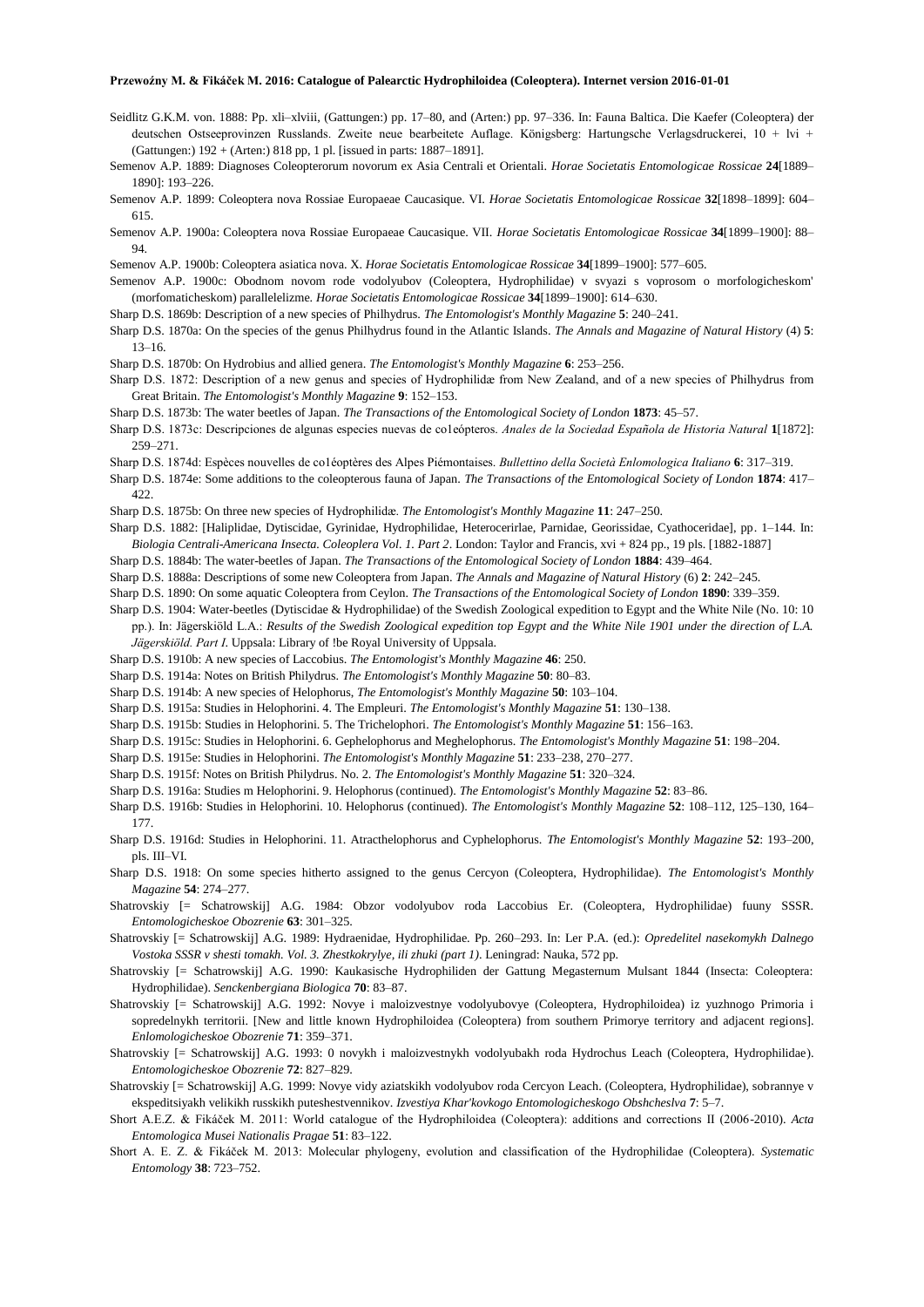Seidlitz G.K.M. von. 1888: Pp. xli–xlviii, (Gattungen:) pp. 17–80, and (Arten:) pp. 97–336. In: Fauna Baltica. Die Kaefer (Coleoptera) der deutschen Ostseeprovinzen Russlands. Zweite neue bearbeitete Auflage. Königsberg: Hartungsche Verlagsdruckerei, 10 + lvi + (Gattungen:) 192 + (Arten:) 818 pp, 1 pl. [issued in parts: 1887–1891].

Semenov A.P. 1889: Diagnoses Coleopterorum novorum ex Asia Centrali et Orientali. *Horae Societatis Entomologicae Rossicae* **24**[1889–1890]: 193–226.

Semenov A.P. 1899: Coleoptera nova Rossiae Europaeae Caucasique. VI. *Horae Societatis Entomologicae Rossicae* **32**[1898–1899]: 604–615.

Semenov A.P. 1900a: Coleoptera nova Rossiae Europaeae Caucasique. VII. *Horae Societatis Entomologicae Rossicae* **34**[1899–1900]: 88–94.

Semenov A.P. 1900b: Coleoptera asiatica nova. X. *Horae Societatis Entomologicae Rossicae* **34**[1899–1900]: 577–605.

Semenov A.P. 1900c: Obodnom novom rode vodolyubov (Coleoptera, Hydrophilidae) v svyazi s voprosom o morfologicheskom' (morfomaticheskom) parallelelizme. *Horae Societatis Entomologicae Rossicae* **34**[1899–1900]: 614–630.

Sharp D.S. 1869b: Description of a new species of Philhydrus. *The Entomologist's Monthly Magazine* **5**: 240–241.

Sharp D.S. 1870a: On the species of the genus Philhydrus found in the Atlantic Islands. *The Annals and Magazine of Natural History* (4) **5**: 13–16.

Sharp D.S. 1870b: On Hydrobius and allied genera. *The Entomologist's Monthly Magazine* **6**: 253–256.

Sharp D.S. 1872: Description of a new genus and species of Hydrophilidæ from New Zealand, and of a new species of Philhydrus from Great Britain. *The Entomologist's Monthly Magazine* **9**: 152–153.

Sharp D.S. 1873b: The water beetles of Japan. *The Transactions of the Entomological Society of London* **1873**: 45–57.

Sharp D.S. 1873c: Descripciones de algunas especies nuevas de co1eópteros. *Anales de la Sociedad Española de Historia Natural* **1**[1872]: 259–271.

Sharp D.S. 1874d: Espèces nouvelles de co1éoptères des Alpes Piémontaises. *Bullettino della Società Enlomologica Italiano* **6**: 317–319.

Sharp D.S. 1874e: Some additions to the coleopterous fauna of Japan. *The Transactions of the Entomological Society of London* **1874**: 417–422.

Sharp D.S. 1875b: On three new species of Hydrophilidæ. *The Entomologist's Monthly Magazine* **11**: 247–250.

Sharp D.S. 1882: [Haliplidae, Dytiscidae, Gyrinidae, Hydrophilidae, Heterocerirlae, Parnidae, Georissidae, Cyathoceridae], pp. 1–144. In: *Biologia Centrali-Americana Insecta. Coleoplera Vol. 1. Part 2*. London: Taylor and Francis, xvi + 824 pp., 19 pls. [1882-1887]

Sharp D.S. 1884b: The water-beetles of Japan. *The Transactions of the Entomological Society of London* **1884**: 439–464.

Sharp D.S. 1888a: Descriptions of some new Coleoptera from Japan. *The Annals and Magazine of Natural History* (6) **2**: 242–245.

Sharp D.S. 1890: On some aquatic Coleoptera from Ceylon. *The Transactions of the Entomological Society of London* **1890**: 339–359.

Sharp D.S. 1904: Water-beetles (Dytiscidae & Hydrophilidae) of the Swedish Zoological expedition to Egypt and the White Nile (No. 10: 10 pp.). In: Jägerskiöld L.A.: *Results of the Swedish Zoological expedition top Egypt and the White Nile 1901 under the direction of L.A. Jägerskiöld. Part I*. Uppsala: Library of !be Royal University of Uppsala.

Sharp D.S. 1910b: A new species of Laccobius. *The Entomologist's Monthly Magazine* **46**: 250.

Sharp D.S. 1914a: Notes on British Philydrus. *The Entomologist's Monthly Magazine* **50**: 80–83.

Sharp D.S. 1914b: A new species of Helophorus, *The Entomologist's Monthly Magazine* **50**: 103–104.

Sharp D.S. 1915a: Studies in Helophorini. 4. The Empleuri. *The Entomologist's Monthly Magazine* **51**: 130–138.

Sharp D.S. 1915b: Studies in Helophorini. 5. The Trichelophori. *The Entomologist's Monthly Magazine* **51**: 156–163.

Sharp D.S. 1915c: Studies in Helophorini. 6. Gephelophorus and Meghelophorus. *The Entomologist's Monthly Magazine* **51**: 198–204.

Sharp D.S. 1915e: Studies in Helophorini. *The Entomologist's Monthly Magazine* **51**: 233–238, 270–277.

Sharp D.S. 1915f: Notes on British Philydrus. No. 2. *The Entomologist's Monthly Magazine* **51**: 320–324.

Sharp D.S. 1916a: Studies m Helophorini. 9. Helophorus (continued). *The Entomologist's Monthly Magazine* **52**: 83–86.

Sharp D.S. 1916b: Studies in Helophorini. 10. Helophorus (continued). *The Entomologist's Monthly Magazine* **52**: 108–112, 125–130, 164–177.

Sharp D.S. 1916d: Studies in Helophorini. 11. Atracthelophorus and Cyphelophorus. *The Entomologist's Monthly Magazine* **52**: 193–200, pls. III–VI.

Sharp D.S. 1918: On some species hitherto assigned to the genus Cercyon (Coleoptera, Hydrophilidae). *The Entomologist's Monthly Magazine* **54**: 274–277.

Shatrovskiy [= Schatrowskij] A.G. 1984: Obzor vodolyubov roda Laccobius Er. (Coleoptera, Hydrophilidae) fuuny SSSR. *Entomologicheskoe Obozrenie* **63**: 301–325.

Shatrovskiy [= Schatrowskij] A.G. 1989: Hydraenidae, Hydrophilidae. Pp. 260–293. In: Ler P.A. (ed.): *Opredelitel nasekomykh Dalnego Vostoka SSSR v shesti tomakh. Vol. 3. Zhestkokrylye, ili zhuki (part 1)*. Leningrad: Nauka, 572 pp.

Shatrovskiy [= Schatrowskij] A.G. 1990: Kaukasische Hydrophiliden der Gattung Megasternum Mulsant 1844 (Insecta: Coleoptera: Hydrophilidae). *Senckenbergiana Biologica* **70**: 83–87.

Shatrovskiy [= Schatrowskij] A.G. 1992: Novye i maloizvestnye vodolyubovye (Coleoptera, Hydrophiloidea) iz yuzhnogo Primoria i sopredelnykh territorii. [New and little known Hydrophiloidea (Coleoptera) from southern Primorye territory and adjacent regions]. *Enlomologicheskoe Obozrenie* **71**: 359–371.

Shatrovskiy [= Schatrowskij] A.G. 1993: 0 novykh i maloizvestnykh vodolyubakh roda Hydrochus Leach (Coleoptera, Hydrophilidae). *Entomologicheskoe Obozrenie* **72**: 827–829.

Shatrovskiy [= Schatrowskij] A.G. 1999: Novye vidy aziatskikh vodolyubov roda Cercyon Leach. (Coleoptera, Hydrophilidae), sobrannye v ekspeditsiyakh velikikh russkikh puteshestvennikov. *Izvestiya Khar'kovkogo Entomologicheskogo Obshcheslva* **7**: 5–7.

Short A.E.Z. & Fikáček M. 2011: World catalogue of the Hydrophiloidea (Coleoptera): additions and corrections II (2006-2010). *Acta Entomologica Musei Nationalis Pragae* **51**: 83–122.

Short A. E. Z. & Fikáček M. 2013: Molecular phylogeny, evolution and classification of the Hydrophilidae (Coleoptera). *Systematic Entomology* **38**: 723–752.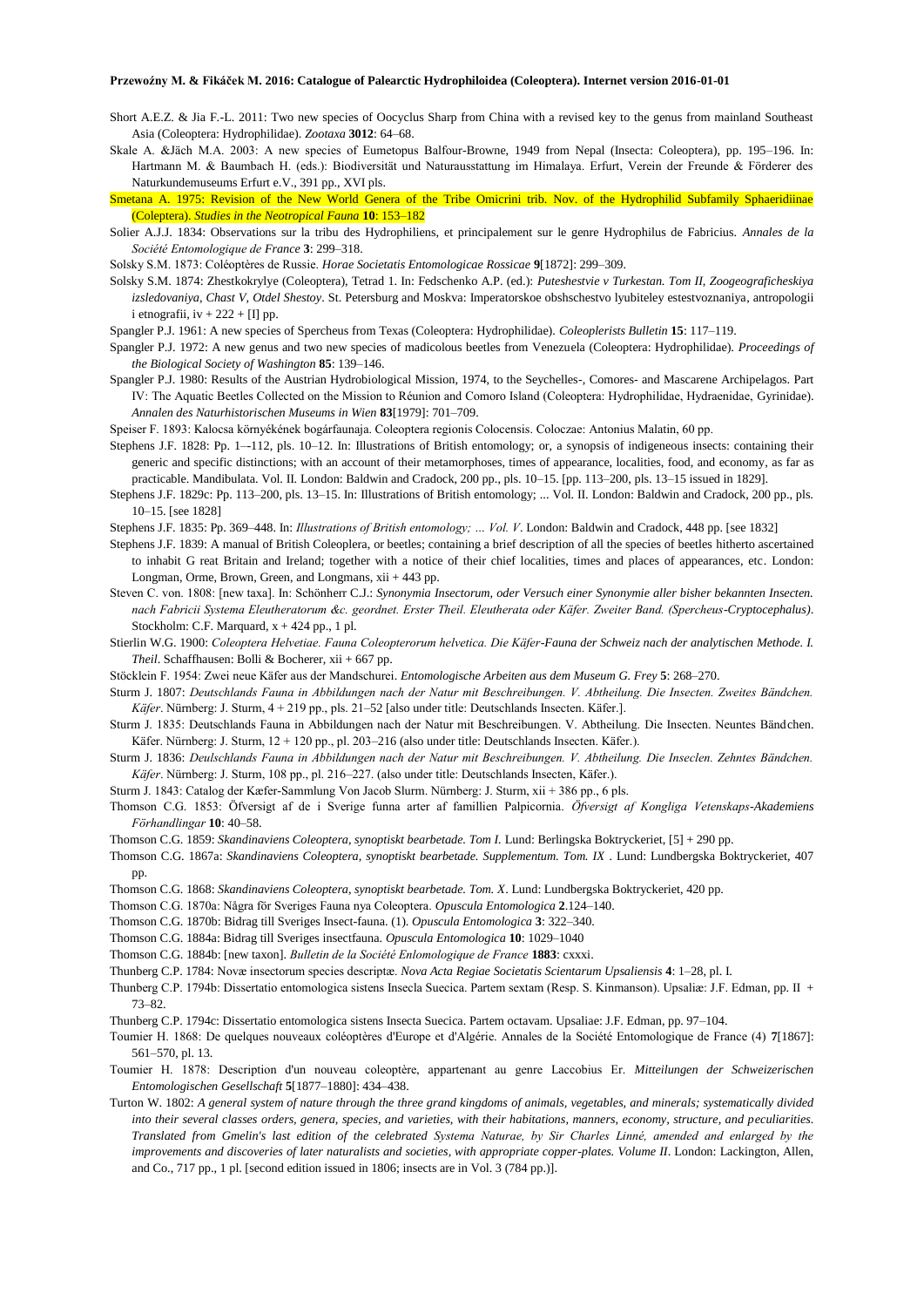Short A.E.Z. & Jia F.-L. 2011: Two new species of Oocyclus Sharp from China with a revised key to the genus from mainland Southeast Asia (Coleoptera: Hydrophilidae). *Zootaxa* **3012**: 64–68.

Skale A. &Jäch M.A. 2003: A new species of Eumetopus Balfour-Browne, 1949 from Nepal (Insecta: Coleoptera), pp. 195–196. In: Hartmann M. & Baumbach H. (eds.): Biodiversität und Naturausstattung im Himalaya. Erfurt, Verein der Freunde & Förderer des Naturkundemuseums Erfurt e.V., 391 pp., XVI pls.

Smetana A. 1975: Revision of the New World Genera of the Tribe Omicrini trib. Nov. of the Hydrophilid Subfamily Sphaeridiinae (Coleptera). *Studies in the Neotropical Fauna* **10**: 153–182

Solier A.J.J. 1834: Observations sur la tribu des Hydrophiliens, et principalement sur le genre Hydrophilus de Fabricius. *Annales de la Société Entomologique de France* **3**: 299–318.

Solsky S.M. 1873: Coléoptères de Russie. *Horae Societatis Entomologicae Rossicae* **9**[1872]: 299–309.

Solsky S.M. 1874: Zhestkokrylye (Coleoptera), Tetrad 1. In: Fedschenko A.P. (ed.): *Puteshestvie v Turkestan. Tom II, Zoogeograficheskiya izsledovaniya, Chast V, Otdel Shestoy*. St. Petersburg and Moskva: Imperatorskoe obshschestvo lyubiteley estestvoznaniya, antropologii i etnografii, iv + 222 + [I] pp.

Spangler P.J. 1961: A new species of Spercheus from Texas (Coleoptera: Hydrophilidae). *Coleoplerists Bulletin* **15**: 117–119.

Spangler P.J. 1972: A new genus and two new species of madicolous beetles from Venezuela (Coleoptera: Hydrophilidae). *Proceedings of the Biological Society of Washington* **85**: 139–146.

Spangler P.J. 1980: Results of the Austrian Hydrobiological Mission, 1974, to the Seychelles-, Comores- and Mascarene Archipelagos. Part IV: The Aquatic Beetles Collected on the Mission to Réunion and Comoro Island (Coleoptera: Hydrophilidae, Hydraenidae, Gyrinidae). *Annalen des Naturhistorischen Museums in Wien* **83**[1979]: 701–709.

Speiser F. 1893: Kalocsa környékének bogárfaunaja. Coleoptera regionis Colocensis. Coloczae: Antonius Malatin, 60 pp.

Stephens J.F. 1828: Pp. 1–-112, pls. 10–12. In: Illustrations of British entomology; or, a synopsis of indigeneous insects: containing their generic and specific distinctions; with an account of their metamorphoses, times of appearance, localities, food, and economy, as far as practicable. Mandibulata. Vol. II. London: Baldwin and Cradock, 200 pp., pls. 10–15. [pp. 113–200, pls. 13–15 issued in 1829].

Stephens J.F. 1829c: Pp. 113–200, pls. 13–15. In: Illustrations of British entomology; ... Vol. II. London: Baldwin and Cradock, 200 pp., pls. 10–15. [see 1828]

Stephens J.F. 1835: Pp. 369–448. In: *Illustrations of British entomology; … Vol. V*. London: Baldwin and Cradock, 448 pp. [see 1832]

Stephens J.F. 1839: A manual of British Coleoptera, or beetles; containing a brief description of all the species of beetles hitherto ascertained to inhabit G reat Britain and Ireland; together with a notice of their chief localities, times and places of appearances, etc. London: Longman, Orme, Brown, Green, and Longmans, xii + 443 pp.

Steven C. von. 1808: [new taxa]. In: Schönherr C.J.: *Synonymia Insectorum, oder Versuch einer Synonymie aller bisher bekannten Insecten. nach Fabricii Systema Eleutheratorum &c. geordnet. Erster Theil. Eleutherata oder Käfer. Zweiter Band. (Spercheus-Cryptocephalus)*. Stockholm: C.F. Marquard, x + 424 pp., 1 pl.

Stierlin W.G. 1900: *Coleoptera Helvetiae. Fauna Coleopterorum helvetica. Die Käfer-Fauna der Schweiz nach der analytischen Methode. I. Theil*. Schaffhausen: Bolli & Bocherer, xii + 667 pp.

Stöcklein F. 1954: Zwei neue Käfer aus der Mandschurei. *Entomologische Arbeiten aus dem Museum G. Frey* **5**: 268–270.

Sturm J. 1807: *Deutschlands Fauna in Abbildungen nach der Natur mit Beschreibungen. V. Abtheilung. Die Insecten. Zweites Bändchen. Käfer*. Nürnberg: J. Sturm, 4 + 219 pp., pls. 21–52 [also under title: Deutschlands Insecten. Käfer.].

Sturm J. 1835: Deutschlands Fauna in Abbildungen nach der Natur mit Beschreibungen. V. Abtheilung. Die Insecten. Neuntes Bändchen. Käfer. Nürnberg: J. Sturm, 12 + 120 pp., pl. 203–216 (also under title: Deutschlands Insecten. Käfer.).

Sturm J. 1836: *Deulschlands Fauna in Abbildungen nach der Natur mit Beschreibungen. V. Abtheilung. Die Inseclen. Zehntes Bändchen. Käfer*. Nürnberg: J. Sturm, 108 pp., pl. 216–227. (also under title: Deutschlands Insecten, Käfer.).

Sturm J. 1843: Catalog der Kæfer-Sammlung Von Jacob Slurm. Nürnberg: J. Sturm, xii + 386 pp., 6 pls.

Thomson C.G. 1853: Öfversigt af de i Sverige funna arter af familien Palpicornia. *Öfversigt af Kongliga Vetenskaps-Akademiens Förhandlingar* **10**: 40–58.

Thomson C.G. 1859: *Skandinaviens Coleoptera, synoptiskt bearbetade. Tom I.* Lund: Berlingska Boktryckeriet, [5] + 290 pp.

Thomson C.G. 1867a: *Skandinaviens Coleoptera, synoptiskt bearbetade. Supplementum. Tom. IX* . Lund: Lundbergska Boktryckeriet, 407 pp.

Thomson C.G. 1868: *Skandinaviens Coleoptera, synoptiskt bearbetade. Tom. X*. Lund: Lundbergska Boktryckeriet, 420 pp.

Thomson C.G. 1870a: Några för Sveriges Fauna nya Coleoptera. *Opuscula Entomologica* **2**.124–140.

Thomson C.G. 1870b: Bidrag till Sveriges Insect-fauna. (1). *Opuscula Entomologica* **3**: 322–340.

Thomson C.G. 1884a: Bidrag till Sveriges insectfauna. *Opuscula Entomologica* **10**: 1029–1040

Thomson C.G. 1884b: [new taxon]. *Bulletin de la Société Enlomologique de France* **1883**: cxxxi.

Thunberg C.P. 1784: Novæ insectorum species descriptæ. *Nova Acta Regiae Societatis Scientarum Upsaliensis* **4**: 1–28, pl. I.

Thunberg C.P. 1794b: Dissertatio entomologica sistens Insecla Suecica. Partem sextam (Resp. S. Kinmanson). Upsaliæ: J.F. Edman, pp. II + 73–82.

Thunberg C.P. 1794c: Dissertatio entomologica sistens Insecta Suecica. Partem octavam. Upsaliae: J.F. Edman, pp. 97–104.

Toumier H. 1868: De quelques nouveaux coléoptères d'Europe et d'Algérie. Annales de la Société Entomologique de France (4) **7**[1867]: 561–570, pl. 13.

Toumier H. 1878: Description d'un nouveau coleoptère, appartenant au genre Laccobius Er. *Mitteilungen der Schweizerischen Entomologischen Gesellschaft* **5**[1877–1880]: 434–438.

Turton W. 1802: *A general system of nature through the three grand kingdoms of animals, vegetables, and minerals; systematically divided into their several classes orders, genera, species, and varieties, with their habitations, manners, economy, structure, and peculiarities. Translated from Gmelin's last edition of the celebrated Systema Naturae, by Sir Charles Linné, amended and enlarged by the improvements and discoveries of later naturalists and societies, with appropriate copper-plates. Volume II*. London: Lackington, Allen, and Co., 717 pp., 1 pl. [second edition issued in 1806; insects are in Vol. 3 (784 pp.)].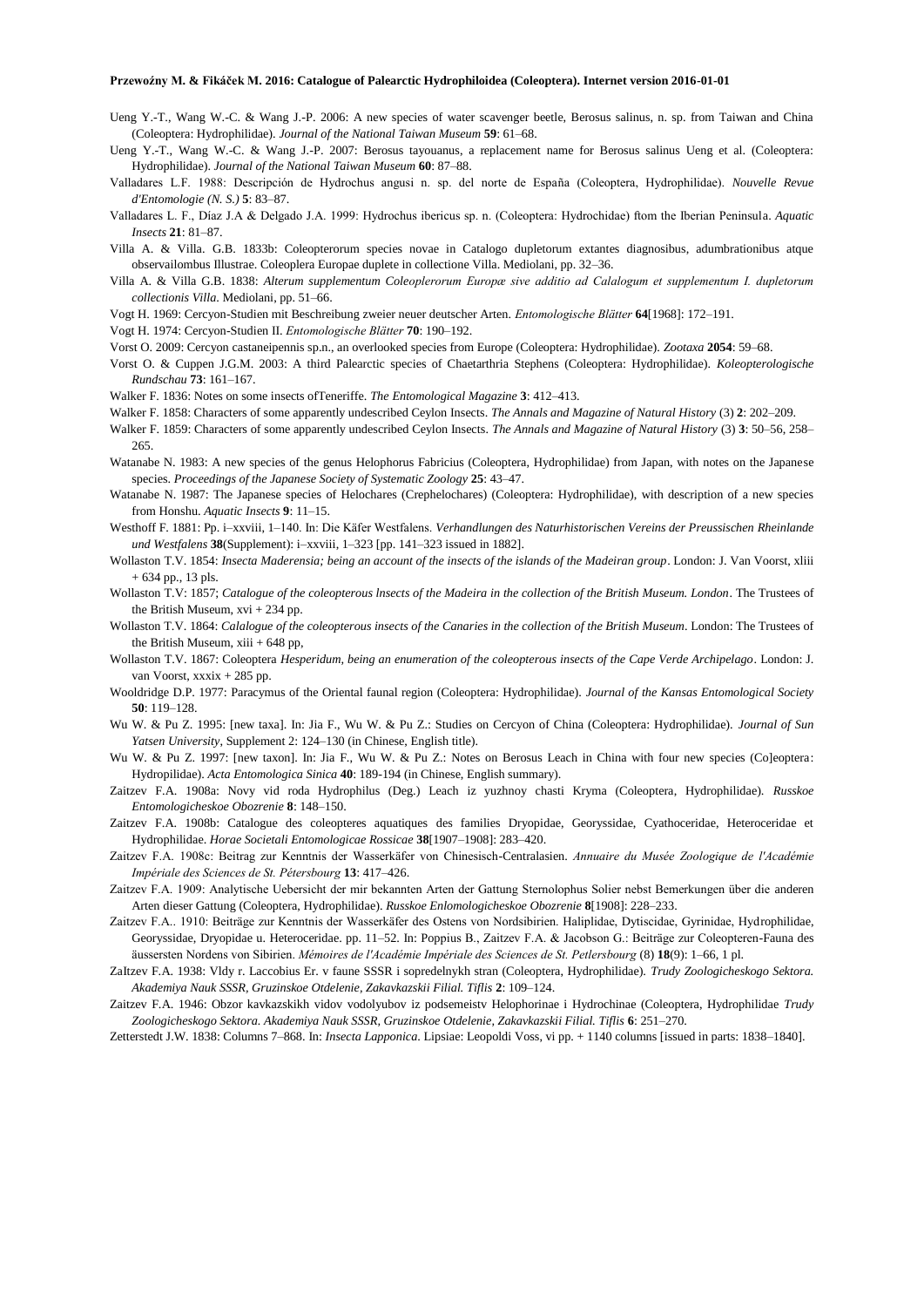Ueng Y.-T., Wang W.-C. & Wang J.-P. 2006: A new species of water scavenger beetle, Berosus salinus, n. sp. from Taiwan and China (Coleoptera: Hydrophilidae). *Journal of the National Taiwan Museum* **59**: 61–68.

Ueng Y.-T., Wang W.-C. & Wang J.-P. 2007: Berosus tayouanus, a replacement name for Berosus salinus Ueng et al. (Coleoptera: Hydrophilidae). *Journal of the National Taiwan Museum* **60**: 87–88.

Valladares L.F. 1988: Descripción de Hydrochus angusi n. sp. del norte de España (Coleoptera, Hydrophilidae). *Nouvelle Revue d'Entomologie (N. S.)* **5**: 83–87.

Valladares L. F., Díaz J.A & Delgado J.A. 1999: Hydrochus ibericus sp. n. (Coleoptera: Hydrochidae) ftom the Iberian Peninsula. *Aquatic Insects* **21**: 81–87.

Villa A. & Villa. G.B. 1833b: Coleopterorum species novae in Catalogo dupletorum extantes diagnosibus, adumbrationibus atque observailombus Illustrae. Coleoplera Europae duplete in collectione Villa. Mediolani, pp. 32–36.

Villa A. & Villa G.B. 1838: *Alterum supplementum Coleoplerorum Europæ sive additio ad Calalogum et supplementum I. dupletorum collectionis Villa*. Mediolani, pp. 51–66.

Vogt H. 1969: Cercyon-Studien mit Beschreibung zweier neuer deutscher Arten. *Entomologische Blätter* **64**[1968]: 172–191.

Vogt H. 1974: Cercyon-Studien II. *Entomologische Blätter* **70**: 190–192.

Vorst O. 2009: Cercyon castaneipennis sp.n., an overlooked species from Europe (Coleoptera: Hydrophilidae). *Zootaxa* **2054**: 59–68.

Vorst O. & Cuppen J.G.M. 2003: A third Palearctic species of Chaetarthria Stephens (Coleoptera: Hydrophilidae). *Koleopterologische Rundschau* **73**: 161–167.

Walker F. 1836: Notes on some insects ofTeneriffe. *The Entomological Magazine* **3**: 412–413.

Walker F. 1858: Characters of some apparently undescribed Ceylon Insects. *The Annals and Magazine of Natural History* (3) **2**: 202–209.

Walker F. 1859: Characters of some apparently undescribed Ceylon Insects. *The Annals and Magazine of Natural History* (3) **3**: 50–56, 258–265.

Watanabe N. 1983: A new species of the genus Helophorus Fabricius (Coleoptera, Hydrophilidae) from Japan, with notes on the Japanese species. *Proceedings of the Japanese Society of Systematic Zoology* **25**: 43–47.

Watanabe N. 1987: The Japanese species of Helochares (Crephelochares) (Coleoptera: Hydrophilidae), with description of a new species from Honshu. *Aquatic Insects* **9**: 11–15.

Westhoff F. 1881: Pp. i–xxviii, 1–140. In: Die Käfer Westfalens. *Verhandlungen des Naturhistorischen Vereins der Preussischen Rheinlande und Westfalens* **38**(Supplement): i–xxviii, 1–323 [pp. 141–323 issued in 1882].

Wollaston T.V. 1854: *Insecta Maderensia; being an account of the insects of the islands of the Madeiran group*. London: J. Van Voorst, xliii + 634 pp., 13 pls.

Wollaston T.V: 1857; *Catalogue of the coleopterous lnsects of the Madeira in the collection of the British Museum. London*. The Trustees of the British Museum, xvi + 234 pp.

Wollaston T.V. 1864: *Calalogue of the coleopterous insects of the Canaries in the collection of the British Museum*. London: The Trustees of the British Museum, xiii + 648 pp,

Wollaston T.V. 1867: Coleoptera *Hesperidum, being an enumeration of the coleopterous insects of the Cape Verde Archipelago*. London: J. van Voorst, xxxix + 285 pp.

Wooldridge D.P. 1977: Paracymus of the Oriental faunal region (Coleoptera: Hydrophilidae). *Journal of the Kansas Entomological Society* **50**: 119–128.

Wu W. & Pu Z. 1995: [new taxa]. In: Jia F., Wu W. & Pu Z.: Studies on Cercyon of China (Coleoptera: Hydrophilidae). *Journal of Sun Yatsen University*, Supplement 2: 124–130 (in Chinese, English title).

Wu W. & Pu Z. 1997: [new taxon]. In: Jia F., Wu W. & Pu Z.: Notes on Berosus Leach in China with four new species (Co]eoptera: Hydropilidae). *Acta Entomologica Sinica* **40**: 189-194 (in Chinese, English summary).

Zaitzev F.A. 1908a: Novy vid roda Hydrophilus (Deg.) Leach iz yuzhnoy chasti Kryma (Coleoptera, Hydrophilidae). *Russkoe Entomologicheskoe Obozrenie* **8**: 148–150.

Zaitzev F.A. 1908b: Catalogue des coleopteres aquatiques des families Dryopidae, Georyssidae, Cyathoceridae, Heteroceridae et Hydrophilidae. *Horae Societali Entomologicae Rossicae* **38**[1907–1908]: 283–420.

Zaitzev F.A. 1908c: Beitrag zur Kenntnis der Wasserkäfer von Chinesisch-Centralasien. *Annuaire du Musée Zoologique de l'Académie Impériale des Sciences de St. Pétersbourg* **13**: 417–426.

Zaitzev F.A. 1909: Analytische Uebersicht der mir bekannten Arten der Gattung Sternolophus Solier nebst Bemerkungen über die anderen Arten dieser Gattung (Coleoptera, Hydrophilidae). *Russkoe Enlomologicheskoe Obozrenie* **8**[1908]: 228–233.

Zaitzev F.A.. 1910: Beiträge zur Kenntnis der Wasserkäfer des Ostens von Nordsibirien. Haliplidae, Dytiscidae, Gyrinidae, Hydrophilidae, Georyssidae, Dryopidae u. Heteroceridae. pp. 11–52. In: Poppius B., Zaitzev F.A. & Jacobson G.: Beiträge zur Coleopteren-Fauna des äussersten Nordens von Sibirien. *Mémoires de l'Académie Impériale des Sciences de St. Petlersbourg* (8) **18**(9): 1–66, 1 pl.

ZaItzev F.A. 1938: Vldy r. Laccobius Er. v faune SSSR i sopredelnykh stran (Coleoptera, Hydrophilidae). *Trudy Zoologicheskogo Sektora. Akademiya Nauk SSSR, Gruzinskoe Otdelenie, Zakavkazskii Filial. Tiflis* **2**: 109–124.

Zaitzev F.A. 1946: Obzor kavkazskikh vidov vodolyubov iz podsemeistv Helophorinae i Hydrochinae (Coleoptera, Hydrophilidae *Trudy Zoologicheskogo Sektora. Akademiya Nauk SSSR, Gruzinskoe Otdelenie, Zakavkazskii Filial. Tiflis* **6**: 251–270.

Zetterstedt J.W. 1838: Columns 7–868. In: *Insecta Lapponica*. Lipsiae: Leopoldi Voss, vi pp. + 1140 columns [issued in parts: 1838–1840].